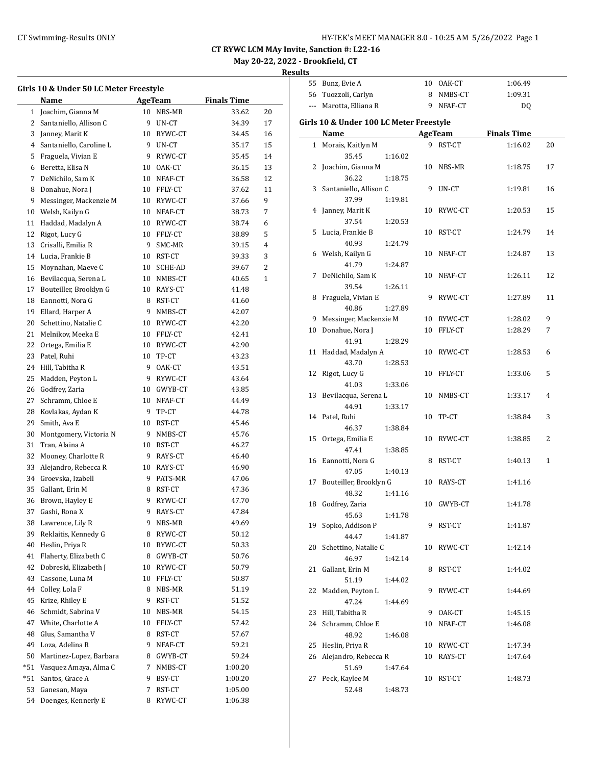**CT RYWC LCM MAy Invite, Sanction #: L22-16**

**May 20-22, 2022 - Brookfield, CT**

**Results**

### Girls 10 & Under 50 LC Meter Freestyle

| | Name | Age | Team | Finals Time | |
|---|---|---|---|---|---|
| 1 | Joachim, Gianna M | 10 | NBS-MR | 33.62 | 20 |
| 2 | Santaniello, Allison C | 9 | UN-CT | 34.39 | 17 |
| 3 | Janney, Marit K | 10 | RYWC-CT | 34.45 | 16 |
| 4 | Santaniello, Caroline L | 9 | UN-CT | 35.17 | 15 |
| 5 | Fraguela, Vivian E | 9 | RYWC-CT | 35.45 | 14 |
| 6 | Beretta, Elisa N | 10 | OAK-CT | 36.15 | 13 |
| 7 | DeNichilo, Sam K | 10 | NFAF-CT | 36.58 | 12 |
| 8 | Donahue, Nora J | 10 | FFLY-CT | 37.62 | 11 |
| 9 | Messinger, Mackenzie M | 10 | RYWC-CT | 37.66 | 9 |
| 10 | Welsh, Kailyn G | 10 | NFAF-CT | 38.73 | 7 |
| 11 | Haddad, Madalyn A | 10 | RYWC-CT | 38.74 | 6 |
| 12 | Rigot, Lucy G | 10 | FFLY-CT | 38.89 | 5 |
| 13 | Crisalli, Emilia R | 9 | SMC-MR | 39.15 | 4 |
| 14 | Lucia, Frankie B | 10 | RST-CT | 39.33 | 3 |
| 15 | Moynahan, Maeve C | 10 | SCHE-AD | 39.67 | 2 |
| 16 | Bevilacqua, Serena L | 10 | NMBS-CT | 40.65 | 1 |
| 17 | Bouteiller, Brooklyn G | 10 | RAYS-CT | 41.48 | |
| 18 | Eannotti, Nora G | 8 | RST-CT | 41.60 | |
| 19 | Ellard, Harper A | 9 | NMBS-CT | 42.07 | |
| 20 | Schettino, Natalie C | 10 | RYWC-CT | 42.20 | |
| 21 | Melnikov, Meeka E | 10 | FFLY-CT | 42.41 | |
| 22 | Ortega, Emilia E | 10 | RYWC-CT | 42.90 | |
| 23 | Patel, Ruhi | 10 | TP-CT | 43.23 | |
| 24 | Hill, Tabitha R | 9 | OAK-CT | 43.51 | |
| 25 | Madden, Peyton L | 9 | RYWC-CT | 43.64 | |
| 26 | Godfrey, Zaria | 10 | GWYB-CT | 43.85 | |
| 27 | Schramm, Chloe E | 10 | NFAF-CT | 44.49 | |
| 28 | Kovlakas, Aydan K | 9 | TP-CT | 44.78 | |
| 29 | Smith, Ava E | 10 | RST-CT | 45.46 | |
| 30 | Montgomery, Victoria N | 9 | NMBS-CT | 45.76 | |
| 31 | Tran, Alaina A | 10 | RST-CT | 46.27 | |
| 32 | Mooney, Charlotte R | 9 | RAYS-CT | 46.40 | |
| 33 | Alejandro, Rebecca R | 10 | RAYS-CT | 46.90 | |
| 34 | Groevska, Izabell | 9 | PATS-MR | 47.06 | |
| 35 | Gallant, Erin M | 8 | RST-CT | 47.36 | |
| 36 | Brown, Hayley E | 9 | RYWC-CT | 47.70 | |
| 37 | Gashi, Rona X | 9 | RAYS-CT | 47.84 | |
| 38 | Lawrence, Lily R | 9 | NBS-MR | 49.69 | |
| 39 | Reklaitis, Kennedy G | 8 | RYWC-CT | 50.12 | |
| 40 | Heslin, Priya R | 10 | RYWC-CT | 50.33 | |
| 41 | Flaherty, Elizabeth C | 8 | GWYB-CT | 50.76 | |
| 42 | Dobreski, Elizabeth J | 10 | RYWC-CT | 50.79 | |
| 43 | Cassone, Luna M | 10 | FFLY-CT | 50.87 | |
| 44 | Colley, Lola F | 8 | NBS-MR | 51.19 | |
| 45 | Krize, Rhiley E | 9 | RST-CT | 51.52 | |
| 46 | Schmidt, Sabrina V | 10 | NBS-MR | 54.15 | |
| 47 | White, Charlotte A | 10 | FFLY-CT | 57.42 | |
| 48 | Glus, Samantha V | 8 | RST-CT | 57.67 | |
| 49 | Loza, Adelina R | 9 | NFAF-CT | 59.21 | |
| 50 | Martinez-Lopez, Barbara | 8 | GWYB-CT | 59.24 | |
| *51 | Vasquez Amaya, Alma C | 7 | NMBS-CT | 1:00.20 | |
| *51 | Santos, Grace A | 9 | BSY-CT | 1:00.20 | |
| 53 | Ganesan, Maya | 7 | RST-CT | 1:05.00 | |
| 54 | Doenges, Kennerly E | 8 | RYWC-CT | 1:06.38 | |
| 55 | Bunz, Evie A | 10 | OAK-CT | 1:06.49 | |
| 56 | Tuozzoli, Carlyn | 8 | NMBS-CT | 1:09.31 | |
| --- | Marotta, Elliana R | 9 | NFAF-CT | DQ | |

### Girls 10 & Under 100 LC Meter Freestyle

| | Name | Age | Team | Finals Time | |
|---|---|---|---|---|---|
| 1 | Morais, Kaitlyn M | 9 | RST-CT | 1:16.02 | 20 |
| | 35.45 &nbsp; 1:16.02 | | | | |
| 2 | Joachim, Gianna M | 10 | NBS-MR | 1:18.75 | 17 |
| | 36.22 &nbsp; 1:18.75 | | | | |
| 3 | Santaniello, Allison C | 9 | UN-CT | 1:19.81 | 16 |
| | 37.99 &nbsp; 1:19.81 | | | | |
| 4 | Janney, Marit K | 10 | RYWC-CT | 1:20.53 | 15 |
| | 37.54 &nbsp; 1:20.53 | | | | |
| 5 | Lucia, Frankie B | 10 | RST-CT | 1:24.79 | 14 |
| | 40.93 &nbsp; 1:24.79 | | | | |
| 6 | Welsh, Kailyn G | 10 | NFAF-CT | 1:24.87 | 13 |
| | 41.79 &nbsp; 1:24.87 | | | | |
| 7 | DeNichilo, Sam K | 10 | NFAF-CT | 1:26.11 | 12 |
| | 39.54 &nbsp; 1:26.11 | | | | |
| 8 | Fraguela, Vivian E | 9 | RYWC-CT | 1:27.89 | 11 |
| | 40.86 &nbsp; 1:27.89 | | | | |
| 9 | Messinger, Mackenzie M | 10 | RYWC-CT | 1:28.02 | 9 |
| 10 | Donahue, Nora J | 10 | FFLY-CT | 1:28.29 | 7 |
| | 41.91 &nbsp; 1:28.29 | | | | |
| 11 | Haddad, Madalyn A | 10 | RYWC-CT | 1:28.53 | 6 |
| | 43.70 &nbsp; 1:28.53 | | | | |
| 12 | Rigot, Lucy G | 10 | FFLY-CT | 1:33.06 | 5 |
| | 41.03 &nbsp; 1:33.06 | | | | |
| 13 | Bevilacqua, Serena L | 10 | NMBS-CT | 1:33.17 | 4 |
| | 44.91 &nbsp; 1:33.17 | | | | |
| 14 | Patel, Ruhi | 10 | TP-CT | 1:38.84 | 3 |
| | 46.37 &nbsp; 1:38.84 | | | | |
| 15 | Ortega, Emilia E | 10 | RYWC-CT | 1:38.85 | 2 |
| | 47.41 &nbsp; 1:38.85 | | | | |
| 16 | Eannotti, Nora G | 8 | RST-CT | 1:40.13 | 1 |
| | 47.05 &nbsp; 1:40.13 | | | | |
| 17 | Bouteiller, Brooklyn G | 10 | RAYS-CT | 1:41.16 | |
| | 48.32 &nbsp; 1:41.16 | | | | |
| 18 | Godfrey, Zaria | 10 | GWYB-CT | 1:41.78 | |
| | 45.63 &nbsp; 1:41.78 | | | | |
| 19 | Sopko, Addison P | 9 | RST-CT | 1:41.87 | |
| | 44.47 &nbsp; 1:41.87 | | | | |
| 20 | Schettino, Natalie C | 10 | RYWC-CT | 1:42.14 | |
| | 46.97 &nbsp; 1:42.14 | | | | |
| 21 | Gallant, Erin M | 8 | RST-CT | 1:44.02 | |
| | 51.19 &nbsp; 1:44.02 | | | | |
| 22 | Madden, Peyton L | 9 | RYWC-CT | 1:44.69 | |
| | 47.24 &nbsp; 1:44.69 | | | | |
| 23 | Hill, Tabitha R | 9 | OAK-CT | 1:45.15 | |
| 24 | Schramm, Chloe E | 10 | NFAF-CT | 1:46.08 | |
| | 48.92 &nbsp; 1:46.08 | | | | |
| 25 | Heslin, Priya R | 10 | RYWC-CT | 1:47.34 | |
| 26 | Alejandro, Rebecca R | 10 | RAYS-CT | 1:47.64 | |
| | 51.69 &nbsp; 1:47.64 | | | | |
| 27 | Peck, Kaylee M | 10 | RST-CT | 1:48.73 | |
| | 52.48 &nbsp; 1:48.73 | | | | |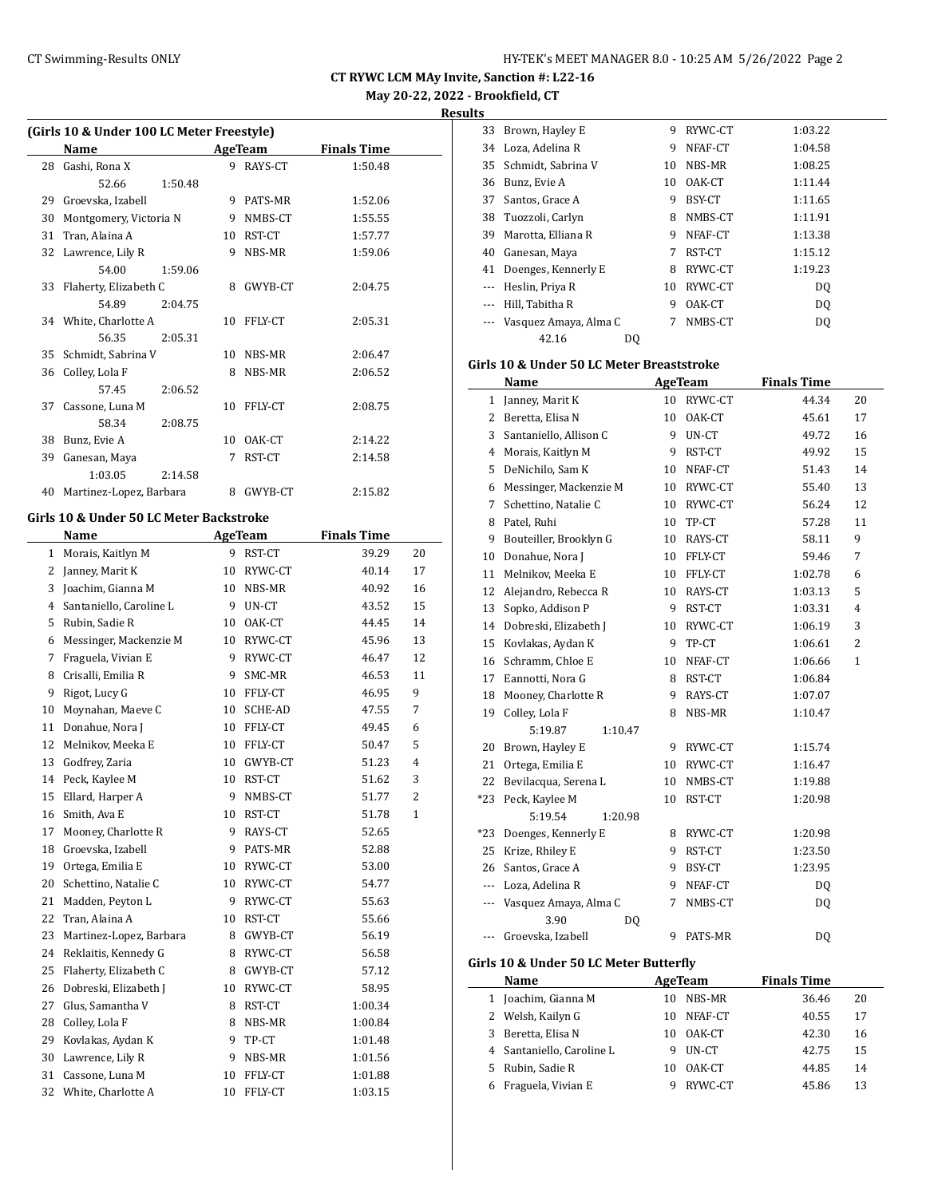# CT RYWC LCM MAy Invite, Sanction #: L22-16

## May 20-22, 2022 - Brookfield, CT

### Results

**(Girls 10 & Under 100 LC Meter Freestyle)**

| | Name | Age | Team | Finals Time | |
|---|---|---|---|---|---|
| 28 | Gashi, Rona X | 9 | RAYS-CT | 1:50.48 | |
| | 52.66 1:50.48 | | | | |
| 29 | Groevska, Izabell | 9 | PATS-MR | 1:52.06 | |
| 30 | Montgomery, Victoria N | 9 | NMBS-CT | 1:55.55 | |
| 31 | Tran, Alaina A | 10 | RST-CT | 1:57.77 | |
| 32 | Lawrence, Lily R | 9 | NBS-MR | 1:59.06 | |
| | 54.00 1:59.06 | | | | |
| 33 | Flaherty, Elizabeth C | 8 | GWYB-CT | 2:04.75 | |
| | 54.89 2:04.75 | | | | |
| 34 | White, Charlotte A | 10 | FFLY-CT | 2:05.31 | |
| | 56.35 2:05.31 | | | | |
| 35 | Schmidt, Sabrina V | 10 | NBS-MR | 2:06.47 | |
| 36 | Colley, Lola F | 8 | NBS-MR | 2:06.52 | |
| | 57.45 2:06.52 | | | | |
| 37 | Cassone, Luna M | 10 | FFLY-CT | 2:08.75 | |
| | 58.34 2:08.75 | | | | |
| 38 | Bunz, Evie A | 10 | OAK-CT | 2:14.22 | |
| 39 | Ganesan, Maya | 7 | RST-CT | 2:14.58 | |
| | 1:03.05 2:14.58 | | | | |
| 40 | Martinez-Lopez, Barbara | 8 | GWYB-CT | 2:15.82 | |

**Girls 10 & Under 50 LC Meter Backstroke**

| | Name | Age | Team | Finals Time | |
|---|---|---|---|---|---|
| 1 | Morais, Kaitlyn M | 9 | RST-CT | 39.29 | 20 |
| 2 | Janney, Marit K | 10 | RYWC-CT | 40.14 | 17 |
| 3 | Joachim, Gianna M | 10 | NBS-MR | 40.92 | 16 |
| 4 | Santaniello, Caroline L | 9 | UN-CT | 43.52 | 15 |
| 5 | Rubin, Sadie R | 10 | OAK-CT | 44.45 | 14 |
| 6 | Messinger, Mackenzie M | 10 | RYWC-CT | 45.96 | 13 |
| 7 | Fraguela, Vivian E | 9 | RYWC-CT | 46.47 | 12 |
| 8 | Crisalli, Emilia R | 9 | SMC-MR | 46.53 | 11 |
| 9 | Rigot, Lucy G | 10 | FFLY-CT | 46.95 | 9 |
| 10 | Moynahan, Maeve C | 10 | SCHE-AD | 47.55 | 7 |
| 11 | Donahue, Nora J | 10 | FFLY-CT | 49.45 | 6 |
| 12 | Melnikov, Meeka E | 10 | FFLY-CT | 50.47 | 5 |
| 13 | Godfrey, Zaria | 10 | GWYB-CT | 51.23 | 4 |
| 14 | Peck, Kaylee M | 10 | RST-CT | 51.62 | 3 |
| 15 | Ellard, Harper A | 9 | NMBS-CT | 51.77 | 2 |
| 16 | Smith, Ava E | 10 | RST-CT | 51.78 | 1 |
| 17 | Mooney, Charlotte R | 9 | RAYS-CT | 52.65 | |
| 18 | Groevska, Izabell | 9 | PATS-MR | 52.88 | |
| 19 | Ortega, Emilia E | 10 | RYWC-CT | 53.00 | |
| 20 | Schettino, Natalie C | 10 | RYWC-CT | 54.77 | |
| 21 | Madden, Peyton L | 9 | RYWC-CT | 55.63 | |
| 22 | Tran, Alaina A | 10 | RST-CT | 55.66 | |
| 23 | Martinez-Lopez, Barbara | 8 | GWYB-CT | 56.19 | |
| 24 | Reklaitis, Kennedy G | 8 | RYWC-CT | 56.58 | |
| 25 | Flaherty, Elizabeth C | 8 | GWYB-CT | 57.12 | |
| 26 | Dobreski, Elizabeth J | 10 | RYWC-CT | 58.95 | |
| 27 | Glus, Samantha V | 8 | RST-CT | 1:00.34 | |
| 28 | Colley, Lola F | 8 | NBS-MR | 1:00.84 | |
| 29 | Kovlakas, Aydan K | 9 | TP-CT | 1:01.48 | |
| 30 | Lawrence, Lily R | 9 | NBS-MR | 1:01.56 | |
| 31 | Cassone, Luna M | 10 | FFLY-CT | 1:01.88 | |
| 32 | White, Charlotte A | 10 | FFLY-CT | 1:03.15 | |
| 33 | Brown, Hayley E | 9 | RYWC-CT | 1:03.22 | |
| 34 | Loza, Adelina R | 9 | NFAF-CT | 1:04.58 | |
| 35 | Schmidt, Sabrina V | 10 | NBS-MR | 1:08.25 | |
| 36 | Bunz, Evie A | 10 | OAK-CT | 1:11.44 | |
| 37 | Santos, Grace A | 9 | BSY-CT | 1:11.65 | |
| 38 | Tuozzoli, Carlyn | 8 | NMBS-CT | 1:11.91 | |
| 39 | Marotta, Elliana R | 9 | NFAF-CT | 1:13.38 | |
| 40 | Ganesan, Maya | 7 | RST-CT | 1:15.12 | |
| 41 | Doenges, Kennerly E | 8 | RYWC-CT | 1:19.23 | |
| --- | Heslin, Priya R | 10 | RYWC-CT | DQ | |
| --- | Hill, Tabitha R | 9 | OAK-CT | DQ | |
| --- | Vasquez Amaya, Alma C | 7 | NMBS-CT | DQ | |
| | 42.16 DQ | | | | |

**Girls 10 & Under 50 LC Meter Breaststroke**

| | Name | Age | Team | Finals Time | |
|---|---|---|---|---|---|
| 1 | Janney, Marit K | 10 | RYWC-CT | 44.34 | 20 |
| 2 | Beretta, Elisa N | 10 | OAK-CT | 45.61 | 17 |
| 3 | Santaniello, Allison C | 9 | UN-CT | 49.72 | 16 |
| 4 | Morais, Kaitlyn M | 9 | RST-CT | 49.92 | 15 |
| 5 | DeNichilo, Sam K | 10 | NFAF-CT | 51.43 | 14 |
| 6 | Messinger, Mackenzie M | 10 | RYWC-CT | 55.40 | 13 |
| 7 | Schettino, Natalie C | 10 | RYWC-CT | 56.24 | 12 |
| 8 | Patel, Ruhi | 10 | TP-CT | 57.28 | 11 |
| 9 | Bouteiller, Brooklyn G | 10 | RAYS-CT | 58.11 | 9 |
| 10 | Donahue, Nora J | 10 | FFLY-CT | 59.46 | 7 |
| 11 | Melnikov, Meeka E | 10 | FFLY-CT | 1:02.78 | 6 |
| 12 | Alejandro, Rebecca R | 10 | RAYS-CT | 1:03.13 | 5 |
| 13 | Sopko, Addison P | 9 | RST-CT | 1:03.31 | 4 |
| 14 | Dobreski, Elizabeth J | 10 | RYWC-CT | 1:06.19 | 3 |
| 15 | Kovlakas, Aydan K | 9 | TP-CT | 1:06.61 | 2 |
| 16 | Schramm, Chloe E | 10 | NFAF-CT | 1:06.66 | 1 |
| 17 | Eannotti, Nora G | 8 | RST-CT | 1:06.84 | |
| 18 | Mooney, Charlotte R | 9 | RAYS-CT | 1:07.07 | |
| 19 | Colley, Lola F | 8 | NBS-MR | 1:10.47 | |
| | 5:19.87 1:10.47 | | | | |
| 20 | Brown, Hayley E | 9 | RYWC-CT | 1:15.74 | |
| 21 | Ortega, Emilia E | 10 | RYWC-CT | 1:16.47 | |
| 22 | Bevilacqua, Serena L | 10 | NMBS-CT | 1:19.88 | |
| *23 | Peck, Kaylee M | 10 | RST-CT | 1:20.98 | |
| | 5:19.54 1:20.98 | | | | |
| *23 | Doenges, Kennerly E | 8 | RYWC-CT | 1:20.98 | |
| 25 | Krize, Rhiley E | 9 | RST-CT | 1:23.50 | |
| 26 | Santos, Grace A | 9 | BSY-CT | 1:23.95 | |
| --- | Loza, Adelina R | 9 | NFAF-CT | DQ | |
| --- | Vasquez Amaya, Alma C | 7 | NMBS-CT | DQ | |
| | 3.90 DQ | | | | |
| --- | Groevska, Izabell | 9 | PATS-MR | DQ | |

**Girls 10 & Under 50 LC Meter Butterfly**

| | Name | Age | Team | Finals Time | |
|---|---|---|---|---|---|
| 1 | Joachim, Gianna M | 10 | NBS-MR | 36.46 | 20 |
| 2 | Welsh, Kailyn G | 10 | NFAF-CT | 40.55 | 17 |
| 3 | Beretta, Elisa N | 10 | OAK-CT | 42.30 | 16 |
| 4 | Santaniello, Caroline L | 9 | UN-CT | 42.75 | 15 |
| 5 | Rubin, Sadie R | 10 | OAK-CT | 44.85 | 14 |
| 6 | Fraguela, Vivian E | 9 | RYWC-CT | 45.86 | 13 |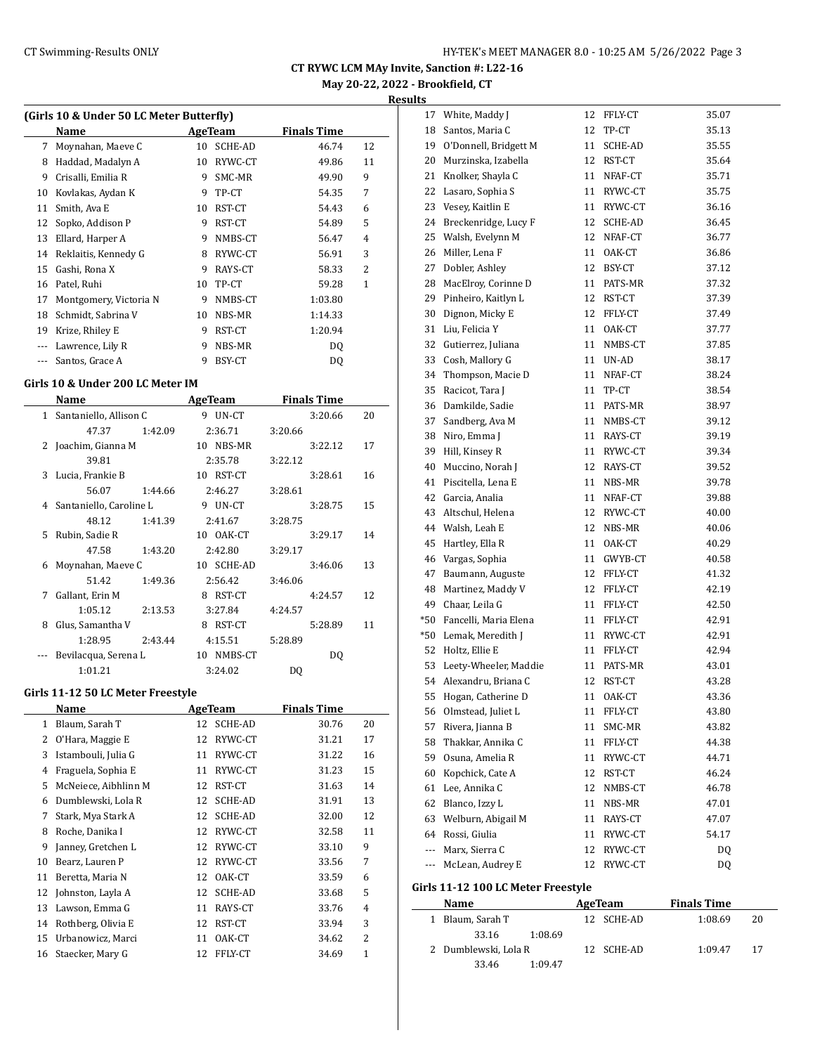**CT RYWC LCM MAy Invite, Sanction #: L22-16**

**May 20-22, 2022 - Brookfield, CT**

**Results**

### (Girls 10 & Under 50 LC Meter Butterfly)

| | Name | Age | Team | Finals Time | |
|---|---|---|---|---|---|
| 7 | Moynahan, Maeve C | 10 | SCHE-AD | 46.74 | 12 |
| 8 | Haddad, Madalyn A | 10 | RYWC-CT | 49.86 | 11 |
| 9 | Crisalli, Emilia R | 9 | SMC-MR | 49.90 | 9 |
| 10 | Kovlakas, Aydan K | 9 | TP-CT | 54.35 | 7 |
| 11 | Smith, Ava E | 10 | RST-CT | 54.43 | 6 |
| 12 | Sopko, Addison P | 9 | RST-CT | 54.89 | 5 |
| 13 | Ellard, Harper A | 9 | NMBS-CT | 56.47 | 4 |
| 14 | Reklaitis, Kennedy G | 8 | RYWC-CT | 56.91 | 3 |
| 15 | Gashi, Rona X | 9 | RAYS-CT | 58.33 | 2 |
| 16 | Patel, Ruhi | 10 | TP-CT | 59.28 | 1 |
| 17 | Montgomery, Victoria N | 9 | NMBS-CT | 1:03.80 | |
| 18 | Schmidt, Sabrina V | 10 | NBS-MR | 1:14.33 | |
| 19 | Krize, Rhiley E | 9 | RST-CT | 1:20.94 | |
| --- | Lawrence, Lily R | 9 | NBS-MR | DQ | |
| --- | Santos, Grace A | 9 | BSY-CT | DQ | |

### Girls 10 & Under 200 LC Meter IM

| | Name | Age | Team | Finals Time | |
|---|---|---|---|---|---|
| 1 | Santaniello, Allison C | 9 | UN-CT | 3:20.66 | 20 |
| | 47.37 / 1:42.09 | | 2:36.71 | 3:20.66 | |
| 2 | Joachim, Gianna M | 10 | NBS-MR | 3:22.12 | 17 |
| | 39.81 | | 2:35.78 | 3:22.12 | |
| 3 | Lucia, Frankie B | 10 | RST-CT | 3:28.61 | 16 |
| | 56.07 / 1:44.66 | | 2:46.27 | 3:28.61 | |
| 4 | Santaniello, Caroline L | 9 | UN-CT | 3:28.75 | 15 |
| | 48.12 / 1:41.39 | | 2:41.67 | 3:28.75 | |
| 5 | Rubin, Sadie R | 10 | OAK-CT | 3:29.17 | 14 |
| | 47.58 / 1:43.20 | | 2:42.80 | 3:29.17 | |
| 6 | Moynahan, Maeve C | 10 | SCHE-AD | 3:46.06 | 13 |
| | 51.42 / 1:49.36 | | 2:56.42 | 3:46.06 | |
| 7 | Gallant, Erin M | 8 | RST-CT | 4:24.57 | 12 |
| | 1:05.12 / 2:13.53 | | 3:27.84 | 4:24.57 | |
| 8 | Glus, Samantha V | 8 | RST-CT | 5:28.89 | 11 |
| | 1:28.95 / 2:43.44 | | 4:15.51 | 5:28.89 | |
| --- | Bevilacqua, Serena L | 10 | NMBS-CT | DQ | |
| | 1:01.21 | | 3:24.02 | DQ | |

### Girls 11-12 50 LC Meter Freestyle

| | Name | Age | Team | Finals Time | |
|---|---|---|---|---|---|
| 1 | Blaum, Sarah T | 12 | SCHE-AD | 30.76 | 20 |
| 2 | O'Hara, Maggie E | 12 | RYWC-CT | 31.21 | 17 |
| 3 | Istambouli, Julia G | 11 | RYWC-CT | 31.22 | 16 |
| 4 | Fraguela, Sophia E | 11 | RYWC-CT | 31.23 | 15 |
| 5 | McNeiece, Aibhlinn M | 12 | RST-CT | 31.63 | 14 |
| 6 | Dumblewski, Lola R | 12 | SCHE-AD | 31.91 | 13 |
| 7 | Stark, Mya Stark A | 12 | SCHE-AD | 32.00 | 12 |
| 8 | Roche, Danika I | 12 | RYWC-CT | 32.58 | 11 |
| 9 | Janney, Gretchen L | 12 | RYWC-CT | 33.10 | 9 |
| 10 | Bearz, Lauren P | 12 | RYWC-CT | 33.56 | 7 |
| 11 | Beretta, Maria N | 12 | OAK-CT | 33.59 | 6 |
| 12 | Johnston, Layla A | 12 | SCHE-AD | 33.68 | 5 |
| 13 | Lawson, Emma G | 11 | RAYS-CT | 33.76 | 4 |
| 14 | Rothberg, Olivia E | 12 | RST-CT | 33.94 | 3 |
| 15 | Urbanowicz, Marci | 11 | OAK-CT | 34.62 | 2 |
| 16 | Staecker, Mary G | 12 | FFLY-CT | 34.69 | 1 |
| 17 | White, Maddy J | 12 | FFLY-CT | 35.07 | |
| 18 | Santos, Maria C | 12 | TP-CT | 35.13 | |
| 19 | O'Donnell, Bridgett M | 11 | SCHE-AD | 35.55 | |
| 20 | Murzinska, Izabella | 12 | RST-CT | 35.64 | |
| 21 | Knolker, Shayla C | 11 | NFAF-CT | 35.71 | |
| 22 | Lasaro, Sophia S | 11 | RYWC-CT | 35.75 | |
| 23 | Vesey, Kaitlin E | 11 | RYWC-CT | 36.16 | |
| 24 | Breckenridge, Lucy F | 12 | SCHE-AD | 36.45 | |
| 25 | Walsh, Evelynn M | 12 | NFAF-CT | 36.77 | |
| 26 | Miller, Lena F | 11 | OAK-CT | 36.86 | |
| 27 | Dobler, Ashley | 12 | BSY-CT | 37.12 | |
| 28 | MacElroy, Corinne D | 11 | PATS-MR | 37.32 | |
| 29 | Pinheiro, Kaitlyn L | 12 | RST-CT | 37.39 | |
| 30 | Dignon, Micky E | 12 | FFLY-CT | 37.49 | |
| 31 | Liu, Felicia Y | 11 | OAK-CT | 37.77 | |
| 32 | Gutierrez, Juliana | 11 | NMBS-CT | 37.85 | |
| 33 | Cosh, Mallory G | 11 | UN-AD | 38.17 | |
| 34 | Thompson, Macie D | 11 | NFAF-CT | 38.24 | |
| 35 | Racicot, Tara J | 11 | TP-CT | 38.54 | |
| 36 | Damkilde, Sadie | 11 | PATS-MR | 38.97 | |
| 37 | Sandberg, Ava M | 11 | NMBS-CT | 39.12 | |
| 38 | Niro, Emma J | 11 | RAYS-CT | 39.19 | |
| 39 | Hill, Kinsey R | 11 | RYWC-CT | 39.34 | |
| 40 | Muccino, Norah J | 12 | RAYS-CT | 39.52 | |
| 41 | Piscitella, Lena E | 11 | NBS-MR | 39.78 | |
| 42 | Garcia, Analia | 11 | NFAF-CT | 39.88 | |
| 43 | Altschul, Helena | 12 | RYWC-CT | 40.00 | |
| 44 | Walsh, Leah E | 12 | NBS-MR | 40.06 | |
| 45 | Hartley, Ella R | 11 | OAK-CT | 40.29 | |
| 46 | Vargas, Sophia | 11 | GWYB-CT | 40.58 | |
| 47 | Baumann, Auguste | 12 | FFLY-CT | 41.32 | |
| 48 | Martinez, Maddy V | 12 | FFLY-CT | 42.19 | |
| 49 | Chaar, Leila G | 11 | FFLY-CT | 42.50 | |
| *50 | Fancelli, Maria Elena | 11 | FFLY-CT | 42.91 | |
| *50 | Lemak, Meredith J | 11 | RYWC-CT | 42.91 | |
| 52 | Holtz, Ellie E | 11 | FFLY-CT | 42.94 | |
| 53 | Leety-Wheeler, Maddie | 11 | PATS-MR | 43.01 | |
| 54 | Alexandru, Briana C | 12 | RST-CT | 43.28 | |
| 55 | Hogan, Catherine D | 11 | OAK-CT | 43.36 | |
| 56 | Olmstead, Juliet L | 11 | FFLY-CT | 43.80 | |
| 57 | Rivera, Jianna B | 11 | SMC-MR | 43.82 | |
| 58 | Thakkar, Annika C | 11 | FFLY-CT | 44.38 | |
| 59 | Osuna, Amelia R | 11 | RYWC-CT | 44.71 | |
| 60 | Kopchick, Cate A | 12 | RST-CT | 46.24 | |
| 61 | Lee, Annika C | 12 | NMBS-CT | 46.78 | |
| 62 | Blanco, Izzy L | 11 | NBS-MR | 47.01 | |
| 63 | Welburn, Abigail M | 11 | RAYS-CT | 47.07 | |
| 64 | Rossi, Giulia | 11 | RYWC-CT | 54.17 | |
| --- | Marx, Sierra C | 12 | RYWC-CT | DQ | |
| --- | McLean, Audrey E | 12 | RYWC-CT | DQ | |

### Girls 11-12 100 LC Meter Freestyle

| | Name | Age | Team | Finals Time | |
|---|---|---|---|---|---|
| 1 | Blaum, Sarah T | 12 | SCHE-AD | 1:08.69 | 20 |
| | 33.16 / 1:08.69 | | | | |
| 2 | Dumblewski, Lola R | 12 | SCHE-AD | 1:09.47 | 17 |
| | 33.46 / 1:09.47 | | | | |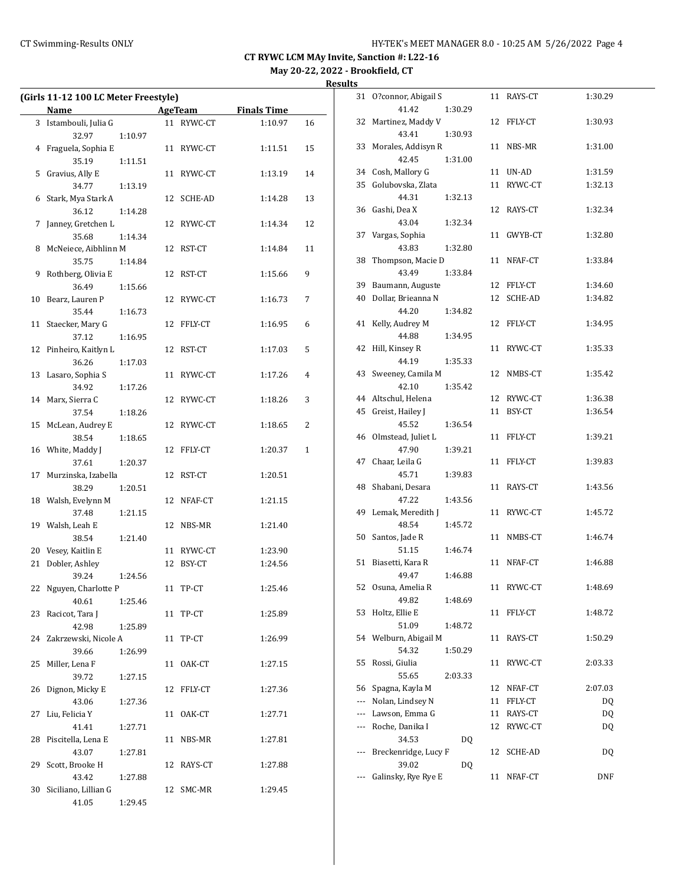## CT RYWC LCM MAy Invite, Sanction #: L22-16

**May 20-22, 2022 - Brookfield, CT**

**Results**

### (Girls 11-12 100 LC Meter Freestyle)

| | Name | Age | Team | Finals Time | Points |
|---|---|---|---|---|---|
| 3 | Istambouli, Julia G | 11 | RYWC-CT | 1:10.97 | 16 |
| | 32.97 | 1:10.97 | | | |
| 4 | Fraguela, Sophia E | 11 | RYWC-CT | 1:11.51 | 15 |
| | 35.19 | 1:11.51 | | | |
| 5 | Gravius, Ally E | 11 | RYWC-CT | 1:13.19 | 14 |
| | 34.77 | 1:13.19 | | | |
| 6 | Stark, Mya Stark A | 12 | SCHE-AD | 1:14.28 | 13 |
| | 36.12 | 1:14.28 | | | |
| 7 | Janney, Gretchen L | 12 | RYWC-CT | 1:14.34 | 12 |
| | 35.68 | 1:14.34 | | | |
| 8 | McNeiece, Aibhlinn M | 12 | RST-CT | 1:14.84 | 11 |
| | 35.75 | 1:14.84 | | | |
| 9 | Rothberg, Olivia E | 12 | RST-CT | 1:15.66 | 9 |
| | 36.49 | 1:15.66 | | | |
| 10 | Bearz, Lauren P | 12 | RYWC-CT | 1:16.73 | 7 |
| | 35.44 | 1:16.73 | | | |
| 11 | Staecker, Mary G | 12 | FFLY-CT | 1:16.95 | 6 |
| | 37.12 | 1:16.95 | | | |
| 12 | Pinheiro, Kaitlyn L | 12 | RST-CT | 1:17.03 | 5 |
| | 36.26 | 1:17.03 | | | |
| 13 | Lasaro, Sophia S | 11 | RYWC-CT | 1:17.26 | 4 |
| | 34.92 | 1:17.26 | | | |
| 14 | Marx, Sierra C | 12 | RYWC-CT | 1:18.26 | 3 |
| | 37.54 | 1:18.26 | | | |
| 15 | McLean, Audrey E | 12 | RYWC-CT | 1:18.65 | 2 |
| | 38.54 | 1:18.65 | | | |
| 16 | White, Maddy J | 12 | FFLY-CT | 1:20.37 | 1 |
| | 37.61 | 1:20.37 | | | |
| 17 | Murzinska, Izabella | 12 | RST-CT | 1:20.51 | |
| | 38.29 | 1:20.51 | | | |
| 18 | Walsh, Evelynn M | 12 | NFAF-CT | 1:21.15 | |
| | 37.48 | 1:21.15 | | | |
| 19 | Walsh, Leah E | 12 | NBS-MR | 1:21.40 | |
| | 38.54 | 1:21.40 | | | |
| 20 | Vesey, Kaitlin E | 11 | RYWC-CT | 1:23.90 | |
| 21 | Dobler, Ashley | 12 | BSY-CT | 1:24.56 | |
| | 39.24 | 1:24.56 | | | |
| 22 | Nguyen, Charlotte P | 11 | TP-CT | 1:25.46 | |
| | 40.61 | 1:25.46 | | | |
| 23 | Racicot, Tara J | 11 | TP-CT | 1:25.89 | |
| | 42.98 | 1:25.89 | | | |
| 24 | Zakrzewski, Nicole A | 11 | TP-CT | 1:26.99 | |
| | 39.66 | 1:26.99 | | | |
| 25 | Miller, Lena F | 11 | OAK-CT | 1:27.15 | |
| | 39.72 | 1:27.15 | | | |
| 26 | Dignon, Micky E | 12 | FFLY-CT | 1:27.36 | |
| | 43.06 | 1:27.36 | | | |
| 27 | Liu, Felicia Y | 11 | OAK-CT | 1:27.71 | |
| | 41.41 | 1:27.71 | | | |
| 28 | Piscitella, Lena E | 11 | NBS-MR | 1:27.81 | |
| | 43.07 | 1:27.81 | | | |
| 29 | Scott, Brooke H | 12 | RAYS-CT | 1:27.88 | |
| | 43.42 | 1:27.88 | | | |
| 30 | Siciliano, Lillian G | 12 | SMC-MR | 1:29.45 | |
| | 41.05 | 1:29.45 | | | |
| 31 | O?connor, Abigail S | 11 | RAYS-CT | 1:30.29 | |
| | 41.42 | 1:30.29 | | | |
| 32 | Martinez, Maddy V | 12 | FFLY-CT | 1:30.93 | |
| | 43.41 | 1:30.93 | | | |
| 33 | Morales, Addisyn R | 11 | NBS-MR | 1:31.00 | |
| | 42.45 | 1:31.00 | | | |
| 34 | Cosh, Mallory G | 11 | UN-AD | 1:31.59 | |
| 35 | Golubovska, Zlata | 11 | RYWC-CT | 1:32.13 | |
| | 44.31 | 1:32.13 | | | |
| 36 | Gashi, Dea X | 12 | RAYS-CT | 1:32.34 | |
| | 43.04 | 1:32.34 | | | |
| 37 | Vargas, Sophia | 11 | GWYB-CT | 1:32.80 | |
| | 43.83 | 1:32.80 | | | |
| 38 | Thompson, Macie D | 11 | NFAF-CT | 1:33.84 | |
| | 43.49 | 1:33.84 | | | |
| 39 | Baumann, Auguste | 12 | FFLY-CT | 1:34.60 | |
| 40 | Dollar, Brieanna N | 12 | SCHE-AD | 1:34.82 | |
| | 44.20 | 1:34.82 | | | |
| 41 | Kelly, Audrey M | 12 | FFLY-CT | 1:34.95 | |
| | 44.88 | 1:34.95 | | | |
| 42 | Hill, Kinsey R | 11 | RYWC-CT | 1:35.33 | |
| | 44.19 | 1:35.33 | | | |
| 43 | Sweeney, Camila M | 12 | NMBS-CT | 1:35.42 | |
| | 42.10 | 1:35.42 | | | |
| 44 | Altschul, Helena | 12 | RYWC-CT | 1:36.38 | |
| 45 | Greist, Hailey J | 11 | BSY-CT | 1:36.54 | |
| | 45.52 | 1:36.54 | | | |
| 46 | Olmstead, Juliet L | 11 | FFLY-CT | 1:39.21 | |
| | 47.90 | 1:39.21 | | | |
| 47 | Chaar, Leila G | 11 | FFLY-CT | 1:39.83 | |
| | 45.71 | 1:39.83 | | | |
| 48 | Shabani, Desara | 11 | RAYS-CT | 1:43.56 | |
| | 47.22 | 1:43.56 | | | |
| 49 | Lemak, Meredith J | 11 | RYWC-CT | 1:45.72 | |
| | 48.54 | 1:45.72 | | | |
| 50 | Santos, Jade R | 11 | NMBS-CT | 1:46.74 | |
| | 51.15 | 1:46.74 | | | |
| 51 | Biasetti, Kara R | 11 | NFAF-CT | 1:46.88 | |
| | 49.47 | 1:46.88 | | | |
| 52 | Osuna, Amelia R | 11 | RYWC-CT | 1:48.69 | |
| | 49.82 | 1:48.69 | | | |
| 53 | Holtz, Ellie E | 11 | FFLY-CT | 1:48.72 | |
| | 51.09 | 1:48.72 | | | |
| 54 | Welburn, Abigail M | 11 | RAYS-CT | 1:50.29 | |
| | 54.32 | 1:50.29 | | | |
| 55 | Rossi, Giulia | 11 | RYWC-CT | 2:03.33 | |
| | 55.65 | 2:03.33 | | | |
| 56 | Spagna, Kayla M | 12 | NFAF-CT | 2:07.03 | |
| --- | Nolan, Lindsey N | 11 | FFLY-CT | DQ | |
| --- | Lawson, Emma G | 11 | RAYS-CT | DQ | |
| --- | Roche, Danika I | 12 | RYWC-CT | DQ | |
| | 34.53 | DQ | | | |
| --- | Breckenridge, Lucy F | 12 | SCHE-AD | DQ | |
| | 39.02 | DQ | | | |
| --- | Galinsky, Rye Rye E | 11 | NFAF-CT | DNF | |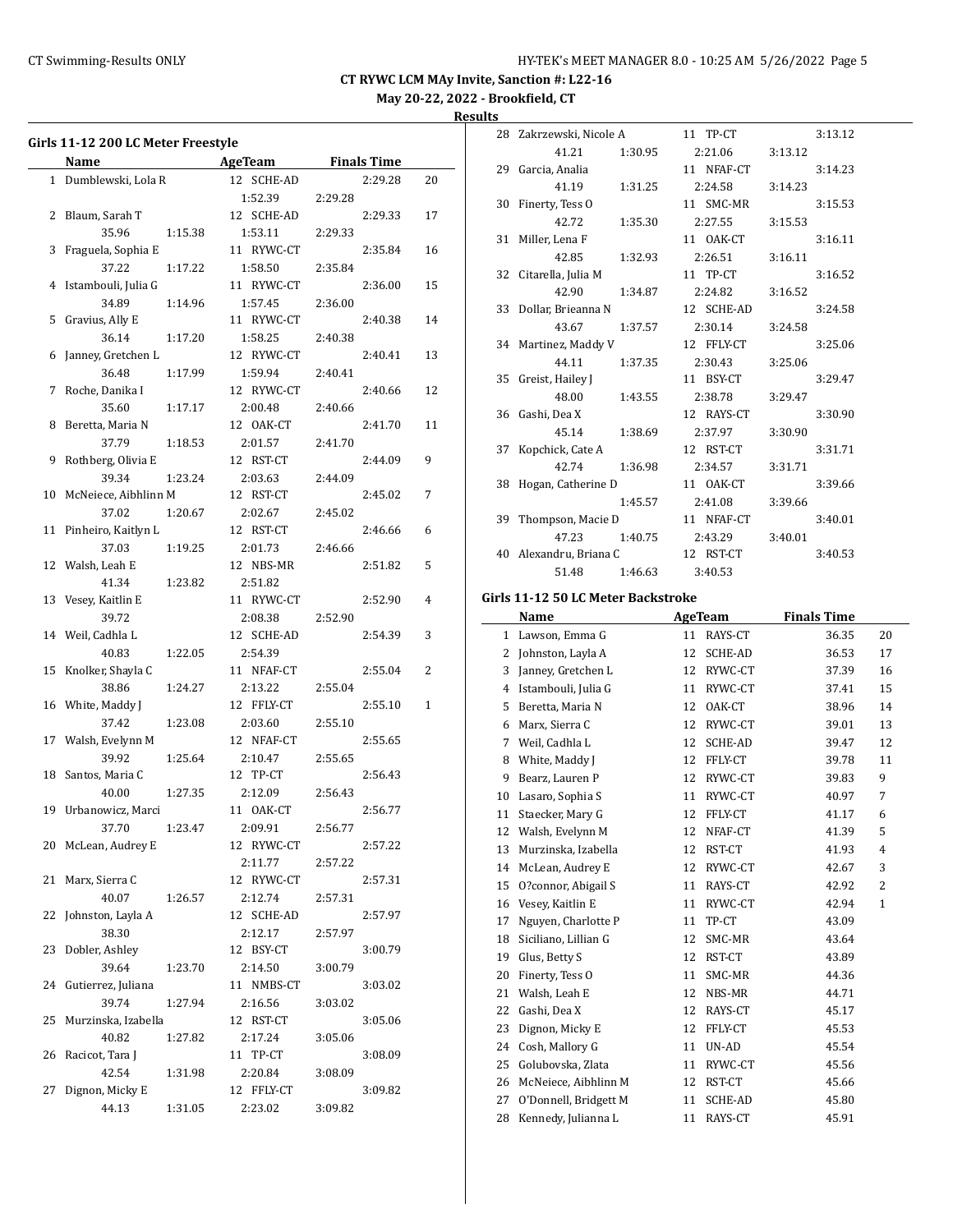**CT RYWC LCM MAy Invite, Sanction #: L22-16**

**May 20-22, 2022 - Brookfield, CT**

**Results**

### Girls 11-12 200 LC Meter Freestyle

| | Name | AgeTeam | | Finals Time | |
|---|---|---|---|---|---|
| 1 | Dumblewski, Lola R | 12 SCHE-AD | | 2:29.28 | 20 |
| | | 1:52.39 | 2:29.28 | | |
| 2 | Blaum, Sarah T | 12 SCHE-AD | | 2:29.33 | 17 |
| | 35.96 | 1:15.38 | 1:53.11 | 2:29.33 | |
| 3 | Fraguela, Sophia E | 11 RYWC-CT | | 2:35.84 | 16 |
| | 37.22 | 1:17.22 | 1:58.50 | 2:35.84 | |
| 4 | Istambouli, Julia G | 11 RYWC-CT | | 2:36.00 | 15 |
| | 34.89 | 1:14.96 | 1:57.45 | 2:36.00 | |
| 5 | Gravius, Ally E | 11 RYWC-CT | | 2:40.38 | 14 |
| | 36.14 | 1:17.20 | 1:58.25 | 2:40.38 | |
| 6 | Janney, Gretchen L | 12 RYWC-CT | | 2:40.41 | 13 |
| | 36.48 | 1:17.99 | 1:59.94 | 2:40.41 | |
| 7 | Roche, Danika I | 12 RYWC-CT | | 2:40.66 | 12 |
| | 35.60 | 1:17.17 | 2:00.48 | 2:40.66 | |
| 8 | Beretta, Maria N | 12 OAK-CT | | 2:41.70 | 11 |
| | 37.79 | 1:18.53 | 2:01.57 | 2:41.70 | |
| 9 | Rothberg, Olivia E | 12 RST-CT | | 2:44.09 | 9 |
| | 39.34 | 1:23.24 | 2:03.63 | 2:44.09 | |
| 10 | McNeiece, Aibhlinn M | 12 RST-CT | | 2:45.02 | 7 |
| | 37.02 | 1:20.67 | 2:02.67 | 2:45.02 | |
| 11 | Pinheiro, Kaitlyn L | 12 RST-CT | | 2:46.66 | 6 |
| | 37.03 | 1:19.25 | 2:01.73 | 2:46.66 | |
| 12 | Walsh, Leah E | 12 NBS-MR | | 2:51.82 | 5 |
| | 41.34 | 1:23.82 | 2:51.82 | | |
| 13 | Vesey, Kaitlin E | 11 RYWC-CT | | 2:52.90 | 4 |
| | 39.72 | | 2:08.38 | 2:52.90 | |
| 14 | Weil, Cadhla L | 12 SCHE-AD | | 2:54.39 | 3 |
| | 40.83 | 1:22.05 | 2:54.39 | | |
| 15 | Knolker, Shayla C | 11 NFAF-CT | | 2:55.04 | 2 |
| | 38.86 | 1:24.27 | 2:13.22 | 2:55.04 | |
| 16 | White, Maddy J | 12 FFLY-CT | | 2:55.10 | 1 |
| | 37.42 | 1:23.08 | 2:03.60 | 2:55.10 | |
| 17 | Walsh, Evelynn M | 12 NFAF-CT | | 2:55.65 | |
| | 39.92 | 1:25.64 | 2:10.47 | 2:55.65 | |
| 18 | Santos, Maria C | 12 TP-CT | | 2:56.43 | |
| | 40.00 | 1:27.35 | 2:12.09 | 2:56.43 | |
| 19 | Urbanowicz, Marci | 11 OAK-CT | | 2:56.77 | |
| | 37.70 | 1:23.47 | 2:09.91 | 2:56.77 | |
| 20 | McLean, Audrey E | 12 RYWC-CT | | 2:57.22 | |
| | | | 2:11.77 | 2:57.22 | |
| 21 | Marx, Sierra C | 12 RYWC-CT | | 2:57.31 | |
| | 40.07 | 1:26.57 | 2:12.74 | 2:57.31 | |
| 22 | Johnston, Layla A | 12 SCHE-AD | | 2:57.97 | |
| | 38.30 | | 2:12.17 | 2:57.97 | |
| 23 | Dobler, Ashley | 12 BSY-CT | | 3:00.79 | |
| | 39.64 | 1:23.70 | 2:14.50 | 3:00.79 | |
| 24 | Gutierrez, Juliana | 11 NMBS-CT | | 3:03.02 | |
| | 39.74 | 1:27.94 | 2:16.56 | 3:03.02 | |
| 25 | Murzinska, Izabella | 12 RST-CT | | 3:05.06 | |
| | 40.82 | 1:27.82 | 2:17.24 | 3:05.06 | |
| 26 | Racicot, Tara J | 11 TP-CT | | 3:08.09 | |
| | 42.54 | 1:31.98 | 2:20.84 | 3:08.09 | |
| 27 | Dignon, Micky E | 12 FFLY-CT | | 3:09.82 | |
| | 44.13 | 1:31.05 | 2:23.02 | 3:09.82 | |
| 28 | Zakrzewski, Nicole A | 11 TP-CT | | 3:13.12 | |
| | 41.21 | 1:30.95 | 2:21.06 | 3:13.12 | |
| 29 | Garcia, Analia | 11 NFAF-CT | | 3:14.23 | |
| | 41.19 | 1:31.25 | 2:24.58 | 3:14.23 | |
| 30 | Finerty, Tess O | 11 SMC-MR | | 3:15.53 | |
| | 42.72 | 1:35.30 | 2:27.55 | 3:15.53 | |
| 31 | Miller, Lena F | 11 OAK-CT | | 3:16.11 | |
| | 42.85 | 1:32.93 | 2:26.51 | 3:16.11 | |
| 32 | Citarella, Julia M | 11 TP-CT | | 3:16.52 | |
| | 42.90 | 1:34.87 | 2:24.82 | 3:16.52 | |
| 33 | Dollar, Brieanna N | 12 SCHE-AD | | 3:24.58 | |
| | 43.67 | 1:37.57 | 2:30.14 | 3:24.58 | |
| 34 | Martinez, Maddy V | 12 FFLY-CT | | 3:25.06 | |
| | 44.11 | 1:37.35 | 2:30.43 | 3:25.06 | |
| 35 | Greist, Hailey J | 11 BSY-CT | | 3:29.47 | |
| | 48.00 | 1:43.55 | 2:38.78 | 3:29.47 | |
| 36 | Gashi, Dea X | 12 RAYS-CT | | 3:30.90 | |
| | 45.14 | 1:38.69 | 2:37.97 | 3:30.90 | |
| 37 | Kopchick, Cate A | 12 RST-CT | | 3:31.71 | |
| | 42.74 | 1:36.98 | 2:34.57 | 3:31.71 | |
| 38 | Hogan, Catherine D | 11 OAK-CT | | 3:39.66 | |
| | | 1:45.57 | 2:41.08 | 3:39.66 | |
| 39 | Thompson, Macie D | 11 NFAF-CT | | 3:40.01 | |
| | 47.23 | 1:40.75 | 2:43.29 | 3:40.01 | |
| 40 | Alexandru, Briana C | 12 RST-CT | | 3:40.53 | |
| | 51.48 | 1:46.63 | 3:40.53 | | |

### Girls 11-12 50 LC Meter Backstroke

| | Name | Age | Team | Finals Time | |
|---|---|---|---|---|---|
| 1 | Lawson, Emma G | 11 | RAYS-CT | 36.35 | 20 |
| 2 | Johnston, Layla A | 12 | SCHE-AD | 36.53 | 17 |
| 3 | Janney, Gretchen L | 12 | RYWC-CT | 37.39 | 16 |
| 4 | Istambouli, Julia G | 11 | RYWC-CT | 37.41 | 15 |
| 5 | Beretta, Maria N | 12 | OAK-CT | 38.96 | 14 |
| 6 | Marx, Sierra C | 12 | RYWC-CT | 39.01 | 13 |
| 7 | Weil, Cadhla L | 12 | SCHE-AD | 39.47 | 12 |
| 8 | White, Maddy J | 12 | FFLY-CT | 39.78 | 11 |
| 9 | Bearz, Lauren P | 12 | RYWC-CT | 39.83 | 9 |
| 10 | Lasaro, Sophia S | 11 | RYWC-CT | 40.97 | 7 |
| 11 | Staecker, Mary G | 12 | FFLY-CT | 41.17 | 6 |
| 12 | Walsh, Evelynn M | 12 | NFAF-CT | 41.39 | 5 |
| 13 | Murzinska, Izabella | 12 | RST-CT | 41.93 | 4 |
| 14 | McLean, Audrey E | 12 | RYWC-CT | 42.67 | 3 |
| 15 | O?connor, Abigail S | 11 | RAYS-CT | 42.92 | 2 |
| 16 | Vesey, Kaitlin E | 11 | RYWC-CT | 42.94 | 1 |
| 17 | Nguyen, Charlotte P | 11 | TP-CT | 43.09 | |
| 18 | Siciliano, Lillian G | 12 | SMC-MR | 43.64 | |
| 19 | Glus, Betty S | 12 | RST-CT | 43.89 | |
| 20 | Finerty, Tess O | 11 | SMC-MR | 44.36 | |
| 21 | Walsh, Leah E | 12 | NBS-MR | 44.71 | |
| 22 | Gashi, Dea X | 12 | RAYS-CT | 45.17 | |
| 23 | Dignon, Micky E | 12 | FFLY-CT | 45.53 | |
| 24 | Cosh, Mallory G | 11 | UN-AD | 45.54 | |
| 25 | Golubovska, Zlata | 11 | RYWC-CT | 45.56 | |
| 26 | McNeiece, Aibhlinn M | 12 | RST-CT | 45.66 | |
| 27 | O'Donnell, Bridgett M | 11 | SCHE-AD | 45.80 | |
| 28 | Kennedy, Julianna L | 11 | RAYS-CT | 45.91 | |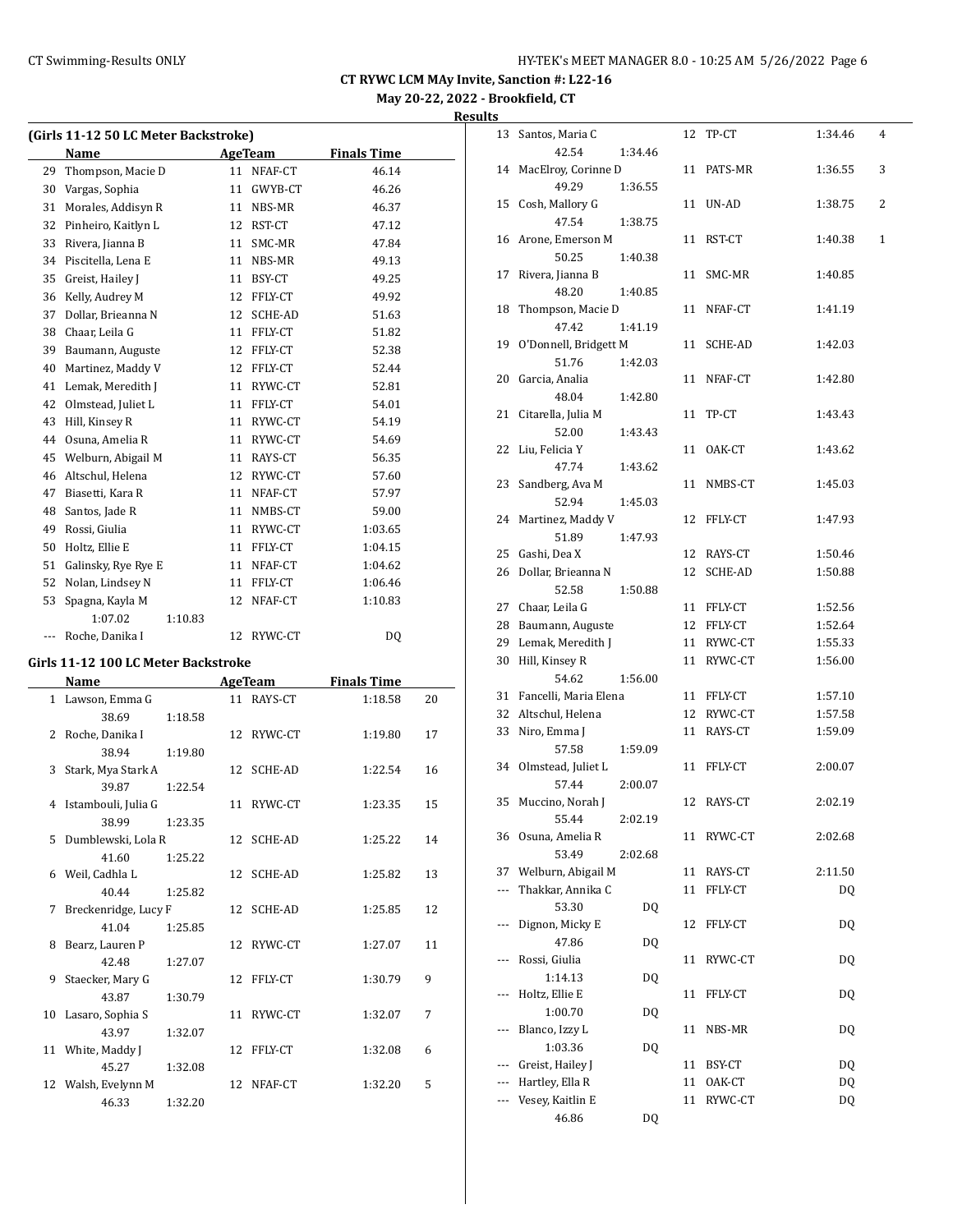# CT RYWC LCM MAy Invite, Sanction #: L22-16

## May 20-22, 2022 - Brookfield, CT

### Results

#### (Girls 11-12 50 LC Meter Backstroke)

| | Name | Age | Team | Finals Time |
|---|---|---|---|---|
| 29 | Thompson, Macie D | 11 | NFAF-CT | 46.14 |
| 30 | Vargas, Sophia | 11 | GWYB-CT | 46.26 |
| 31 | Morales, Addisyn R | 11 | NBS-MR | 46.37 |
| 32 | Pinheiro, Kaitlyn L | 12 | RST-CT | 47.12 |
| 33 | Rivera, Jianna B | 11 | SMC-MR | 47.84 |
| 34 | Piscitella, Lena E | 11 | NBS-MR | 49.13 |
| 35 | Greist, Hailey J | 11 | BSY-CT | 49.25 |
| 36 | Kelly, Audrey M | 12 | FFLY-CT | 49.92 |
| 37 | Dollar, Brieanna N | 12 | SCHE-AD | 51.63 |
| 38 | Chaar, Leila G | 11 | FFLY-CT | 51.82 |
| 39 | Baumann, Auguste | 12 | FFLY-CT | 52.38 |
| 40 | Martinez, Maddy V | 12 | FFLY-CT | 52.44 |
| 41 | Lemak, Meredith J | 11 | RYWC-CT | 52.81 |
| 42 | Olmstead, Juliet L | 11 | FFLY-CT | 54.01 |
| 43 | Hill, Kinsey R | 11 | RYWC-CT | 54.19 |
| 44 | Osuna, Amelia R | 11 | RYWC-CT | 54.69 |
| 45 | Welburn, Abigail M | 11 | RAYS-CT | 56.35 |
| 46 | Altschul, Helena | 12 | RYWC-CT | 57.60 |
| 47 | Biasetti, Kara R | 11 | NFAF-CT | 57.97 |
| 48 | Santos, Jade R | 11 | NMBS-CT | 59.00 |
| 49 | Rossi, Giulia | 11 | RYWC-CT | 1:03.65 |
| 50 | Holtz, Ellie E | 11 | FFLY-CT | 1:04.15 |
| 51 | Galinsky, Rye Rye E | 11 | NFAF-CT | 1:04.62 |
| 52 | Nolan, Lindsey N | 11 | FFLY-CT | 1:06.46 |
| 53 | Spagna, Kayla M | 12 | NFAF-CT | 1:10.83 |
| | 1:07.02 &nbsp; 1:10.83 | | | |
| --- | Roche, Danika I | 12 | RYWC-CT | DQ |

#### Girls 11-12 100 LC Meter Backstroke

| | Name | Age | Team | Finals Time | Points |
|---|---|---|---|---|---|
| 1 | Lawson, Emma G | 11 | RAYS-CT | 1:18.58 | 20 |
| | 38.69 &nbsp; 1:18.58 | | | | |
| 2 | Roche, Danika I | 12 | RYWC-CT | 1:19.80 | 17 |
| | 38.94 &nbsp; 1:19.80 | | | | |
| 3 | Stark, Mya Stark A | 12 | SCHE-AD | 1:22.54 | 16 |
| | 39.87 &nbsp; 1:22.54 | | | | |
| 4 | Istambouli, Julia G | 11 | RYWC-CT | 1:23.35 | 15 |
| | 38.99 &nbsp; 1:23.35 | | | | |
| 5 | Dumblewski, Lola R | 12 | SCHE-AD | 1:25.22 | 14 |
| | 41.60 &nbsp; 1:25.22 | | | | |
| 6 | Weil, Cadhla L | 12 | SCHE-AD | 1:25.82 | 13 |
| | 40.44 &nbsp; 1:25.82 | | | | |
| 7 | Breckenridge, Lucy F | 12 | SCHE-AD | 1:25.85 | 12 |
| | 41.04 &nbsp; 1:25.85 | | | | |
| 8 | Bearz, Lauren P | 12 | RYWC-CT | 1:27.07 | 11 |
| | 42.48 &nbsp; 1:27.07 | | | | |
| 9 | Staecker, Mary G | 12 | FFLY-CT | 1:30.79 | 9 |
| | 43.87 &nbsp; 1:30.79 | | | | |
| 10 | Lasaro, Sophia S | 11 | RYWC-CT | 1:32.07 | 7 |
| | 43.97 &nbsp; 1:32.07 | | | | |
| 11 | White, Maddy J | 12 | FFLY-CT | 1:32.08 | 6 |
| | 45.27 &nbsp; 1:32.08 | | | | |
| 12 | Walsh, Evelynn M | 12 | NFAF-CT | 1:32.20 | 5 |
| | 46.33 &nbsp; 1:32.20 | | | | |
| 13 | Santos, Maria C | 12 | TP-CT | 1:34.46 | 4 |
| | 42.54 &nbsp; 1:34.46 | | | | |
| 14 | MacElroy, Corinne D | 11 | PATS-MR | 1:36.55 | 3 |
| | 49.29 &nbsp; 1:36.55 | | | | |
| 15 | Cosh, Mallory G | 11 | UN-AD | 1:38.75 | 2 |
| | 47.54 &nbsp; 1:38.75 | | | | |
| 16 | Arone, Emerson M | 11 | RST-CT | 1:40.38 | 1 |
| | 50.25 &nbsp; 1:40.38 | | | | |
| 17 | Rivera, Jianna B | 11 | SMC-MR | 1:40.85 | |
| | 48.20 &nbsp; 1:40.85 | | | | |
| 18 | Thompson, Macie D | 11 | NFAF-CT | 1:41.19 | |
| | 47.42 &nbsp; 1:41.19 | | | | |
| 19 | O'Donnell, Bridgett M | 11 | SCHE-AD | 1:42.03 | |
| | 51.76 &nbsp; 1:42.03 | | | | |
| 20 | Garcia, Analia | 11 | NFAF-CT | 1:42.80 | |
| | 48.04 &nbsp; 1:42.80 | | | | |
| 21 | Citarella, Julia M | 11 | TP-CT | 1:43.43 | |
| | 52.00 &nbsp; 1:43.43 | | | | |
| 22 | Liu, Felicia Y | 11 | OAK-CT | 1:43.62 | |
| | 47.74 &nbsp; 1:43.62 | | | | |
| 23 | Sandberg, Ava M | 11 | NMBS-CT | 1:45.03 | |
| | 52.94 &nbsp; 1:45.03 | | | | |
| 24 | Martinez, Maddy V | 12 | FFLY-CT | 1:47.93 | |
| | 51.89 &nbsp; 1:47.93 | | | | |
| 25 | Gashi, Dea X | 12 | RAYS-CT | 1:50.46 | |
| 26 | Dollar, Brieanna N | 12 | SCHE-AD | 1:50.88 | |
| | 52.58 &nbsp; 1:50.88 | | | | |
| 27 | Chaar, Leila G | 11 | FFLY-CT | 1:52.56 | |
| 28 | Baumann, Auguste | 12 | FFLY-CT | 1:52.64 | |
| 29 | Lemak, Meredith J | 11 | RYWC-CT | 1:55.33 | |
| 30 | Hill, Kinsey R | 11 | RYWC-CT | 1:56.00 | |
| | 54.62 &nbsp; 1:56.00 | | | | |
| 31 | Fancelli, Maria Elena | 11 | FFLY-CT | 1:57.10 | |
| 32 | Altschul, Helena | 12 | RYWC-CT | 1:57.58 | |
| 33 | Niro, Emma J | 11 | RAYS-CT | 1:59.09 | |
| | 57.58 &nbsp; 1:59.09 | | | | |
| 34 | Olmstead, Juliet L | 11 | FFLY-CT | 2:00.07 | |
| | 57.44 &nbsp; 2:00.07 | | | | |
| 35 | Muccino, Norah J | 12 | RAYS-CT | 2:02.19 | |
| | 55.44 &nbsp; 2:02.19 | | | | |
| 36 | Osuna, Amelia R | 11 | RYWC-CT | 2:02.68 | |
| | 53.49 &nbsp; 2:02.68 | | | | |
| 37 | Welburn, Abigail M | 11 | RAYS-CT | 2:11.50 | |
| --- | Thakkar, Annika C | 11 | FFLY-CT | DQ | |
| | 53.30 &nbsp; DQ | | | | |
| --- | Dignon, Micky E | 12 | FFLY-CT | DQ | |
| | 47.86 &nbsp; DQ | | | | |
| --- | Rossi, Giulia | 11 | RYWC-CT | DQ | |
| | 1:14.13 &nbsp; DQ | | | | |
| --- | Holtz, Ellie E | 11 | FFLY-CT | DQ | |
| | 1:00.70 &nbsp; DQ | | | | |
| --- | Blanco, Izzy L | 11 | NBS-MR | DQ | |
| | 1:03.36 &nbsp; DQ | | | | |
| --- | Greist, Hailey J | 11 | BSY-CT | DQ | |
| --- | Hartley, Ella R | 11 | OAK-CT | DQ | |
| --- | Vesey, Kaitlin E | 11 | RYWC-CT | DQ | |
| | 46.86 &nbsp; DQ | | | | |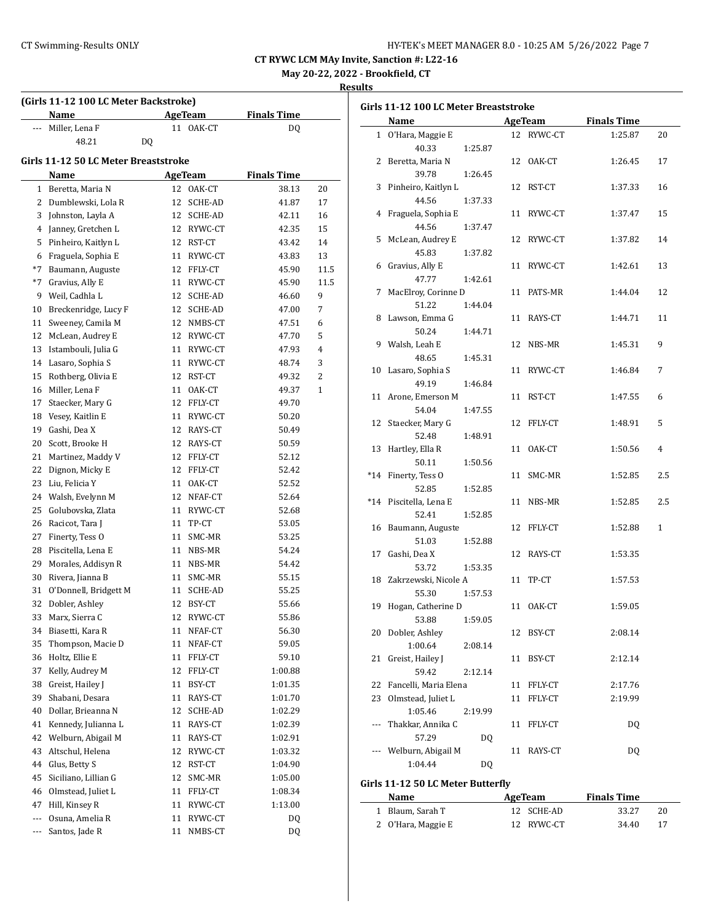CT RYWC LCM MAy Invite, Sanction #: L22-16

May 20-22, 2022 - Brookfield, CT

**Results**

### (Girls 11-12 100 LC Meter Backstroke)

| | Name | Age | Team | Finals Time | |
|---|---|---|---|---|---|
| --- | Miller, Lena F | 11 | OAK-CT | DQ | |
| | 48.21 | DQ | | | |

### Girls 11-12 50 LC Meter Breaststroke

| | Name | Age | Team | Finals Time | |
|---|---|---|---|---|---|
| 1 | Beretta, Maria N | 12 | OAK-CT | 38.13 | 20 |
| 2 | Dumblewski, Lola R | 12 | SCHE-AD | 41.87 | 17 |
| 3 | Johnston, Layla A | 12 | SCHE-AD | 42.11 | 16 |
| 4 | Janney, Gretchen L | 12 | RYWC-CT | 42.35 | 15 |
| 5 | Pinheiro, Kaitlyn L | 12 | RST-CT | 43.42 | 14 |
| 6 | Fraguela, Sophia E | 11 | RYWC-CT | 43.83 | 13 |
| *7 | Baumann, Auguste | 12 | FFLY-CT | 45.90 | 11.5 |
| *7 | Gravius, Ally E | 11 | RYWC-CT | 45.90 | 11.5 |
| 9 | Weil, Cadhla L | 12 | SCHE-AD | 46.60 | 9 |
| 10 | Breckenridge, Lucy F | 12 | SCHE-AD | 47.00 | 7 |
| 11 | Sweeney, Camila M | 12 | NMBS-CT | 47.51 | 6 |
| 12 | McLean, Audrey E | 12 | RYWC-CT | 47.70 | 5 |
| 13 | Istambouli, Julia G | 11 | RYWC-CT | 47.93 | 4 |
| 14 | Lasaro, Sophia S | 11 | RYWC-CT | 48.74 | 3 |
| 15 | Rothberg, Olivia E | 12 | RST-CT | 49.32 | 2 |
| 16 | Miller, Lena F | 11 | OAK-CT | 49.37 | 1 |
| 17 | Staecker, Mary G | 12 | FFLY-CT | 49.70 | |
| 18 | Vesey, Kaitlin E | 11 | RYWC-CT | 50.20 | |
| 19 | Gashi, Dea X | 12 | RAYS-CT | 50.49 | |
| 20 | Scott, Brooke H | 12 | RAYS-CT | 50.59 | |
| 21 | Martinez, Maddy V | 12 | FFLY-CT | 52.12 | |
| 22 | Dignon, Micky E | 12 | FFLY-CT | 52.42 | |
| 23 | Liu, Felicia Y | 11 | OAK-CT | 52.52 | |
| 24 | Walsh, Evelynn M | 12 | NFAF-CT | 52.64 | |
| 25 | Golubovska, Zlata | 11 | RYWC-CT | 52.68 | |
| 26 | Racicot, Tara J | 11 | TP-CT | 53.05 | |
| 27 | Finerty, Tess O | 11 | SMC-MR | 53.25 | |
| 28 | Piscitella, Lena E | 11 | NBS-MR | 54.24 | |
| 29 | Morales, Addisyn R | 11 | NBS-MR | 54.42 | |
| 30 | Rivera, Jianna B | 11 | SMC-MR | 55.15 | |
| 31 | O'Donnell, Bridgett M | 11 | SCHE-AD | 55.25 | |
| 32 | Dobler, Ashley | 12 | BSY-CT | 55.66 | |
| 33 | Marx, Sierra C | 12 | RYWC-CT | 55.86 | |
| 34 | Biasetti, Kara R | 11 | NFAF-CT | 56.30 | |
| 35 | Thompson, Macie D | 11 | NFAF-CT | 59.05 | |
| 36 | Holtz, Ellie E | 11 | FFLY-CT | 59.10 | |
| 37 | Kelly, Audrey M | 12 | FFLY-CT | 1:00.88 | |
| 38 | Greist, Hailey J | 11 | BSY-CT | 1:01.35 | |
| 39 | Shabani, Desara | 11 | RAYS-CT | 1:01.70 | |
| 40 | Dollar, Brieanna N | 12 | SCHE-AD | 1:02.29 | |
| 41 | Kennedy, Julianna L | 11 | RAYS-CT | 1:02.39 | |
| 42 | Welburn, Abigail M | 11 | RAYS-CT | 1:02.91 | |
| 43 | Altschul, Helena | 12 | RYWC-CT | 1:03.32 | |
| 44 | Glus, Betty S | 12 | RST-CT | 1:04.90 | |
| 45 | Siciliano, Lillian G | 12 | SMC-MR | 1:05.00 | |
| 46 | Olmstead, Juliet L | 11 | FFLY-CT | 1:08.34 | |
| 47 | Hill, Kinsey R | 11 | RYWC-CT | 1:13.00 | |
| --- | Osuna, Amelia R | 11 | RYWC-CT | DQ | |
| --- | Santos, Jade R | 11 | NMBS-CT | DQ | |

### Girls 11-12 100 LC Meter Breaststroke

| | Name | Age | Team | Finals Time | |
|---|---|---|---|---|---|
| 1 | O'Hara, Maggie E | 12 | RYWC-CT | 1:25.87 | 20 |
| | 40.33 | 1:25.87 | | | |
| 2 | Beretta, Maria N | 12 | OAK-CT | 1:26.45 | 17 |
| | 39.78 | 1:26.45 | | | |
| 3 | Pinheiro, Kaitlyn L | 12 | RST-CT | 1:37.33 | 16 |
| | 44.56 | 1:37.33 | | | |
| 4 | Fraguela, Sophia E | 11 | RYWC-CT | 1:37.47 | 15 |
| | 44.56 | 1:37.47 | | | |
| 5 | McLean, Audrey E | 12 | RYWC-CT | 1:37.82 | 14 |
| | 45.83 | 1:37.82 | | | |
| 6 | Gravius, Ally E | 11 | RYWC-CT | 1:42.61 | 13 |
| | 47.77 | 1:42.61 | | | |
| 7 | MacElroy, Corinne D | 11 | PATS-MR | 1:44.04 | 12 |
| | 51.22 | 1:44.04 | | | |
| 8 | Lawson, Emma G | 11 | RAYS-CT | 1:44.71 | 11 |
| | 50.24 | 1:44.71 | | | |
| 9 | Walsh, Leah E | 12 | NBS-MR | 1:45.31 | 9 |
| | 48.65 | 1:45.31 | | | |
| 10 | Lasaro, Sophia S | 11 | RYWC-CT | 1:46.84 | 7 |
| | 49.19 | 1:46.84 | | | |
| 11 | Arone, Emerson M | 11 | RST-CT | 1:47.55 | 6 |
| | 54.04 | 1:47.55 | | | |
| 12 | Staecker, Mary G | 12 | FFLY-CT | 1:48.91 | 5 |
| | 52.48 | 1:48.91 | | | |
| 13 | Hartley, Ella R | 11 | OAK-CT | 1:50.56 | 4 |
| | 50.11 | 1:50.56 | | | |
| *14 | Finerty, Tess O | 11 | SMC-MR | 1:52.85 | 2.5 |
| | 52.85 | 1:52.85 | | | |
| *14 | Piscitella, Lena E | 11 | NBS-MR | 1:52.85 | 2.5 |
| | 52.41 | 1:52.85 | | | |
| 16 | Baumann, Auguste | 12 | FFLY-CT | 1:52.88 | 1 |
| | 51.03 | 1:52.88 | | | |
| 17 | Gashi, Dea X | 12 | RAYS-CT | 1:53.35 | |
| | 53.72 | 1:53.35 | | | |
| 18 | Zakrzewski, Nicole A | 11 | TP-CT | 1:57.53 | |
| | 55.30 | 1:57.53 | | | |
| 19 | Hogan, Catherine D | 11 | OAK-CT | 1:59.05 | |
| | 53.88 | 1:59.05 | | | |
| 20 | Dobler, Ashley | 12 | BSY-CT | 2:08.14 | |
| | 1:00.64 | 2:08.14 | | | |
| 21 | Greist, Hailey J | 11 | BSY-CT | 2:12.14 | |
| | 59.42 | 2:12.14 | | | |
| 22 | Fancelli, Maria Elena | 11 | FFLY-CT | 2:17.76 | |
| 23 | Olmstead, Juliet L | 11 | FFLY-CT | 2:19.99 | |
| | 1:05.46 | 2:19.99 | | | |
| --- | Thakkar, Annika C | 11 | FFLY-CT | DQ | |
| | 57.29 | DQ | | | |
| --- | Welburn, Abigail M | 11 | RAYS-CT | DQ | |
| | 1:04.44 | DQ | | | |

### Girls 11-12 50 LC Meter Butterfly

| | Name | Age | Team | Finals Time | |
|---|---|---|---|---|---|
| 1 | Blaum, Sarah T | 12 | SCHE-AD | 33.27 | 20 |
| 2 | O'Hara, Maggie E | 12 | RYWC-CT | 34.40 | 17 |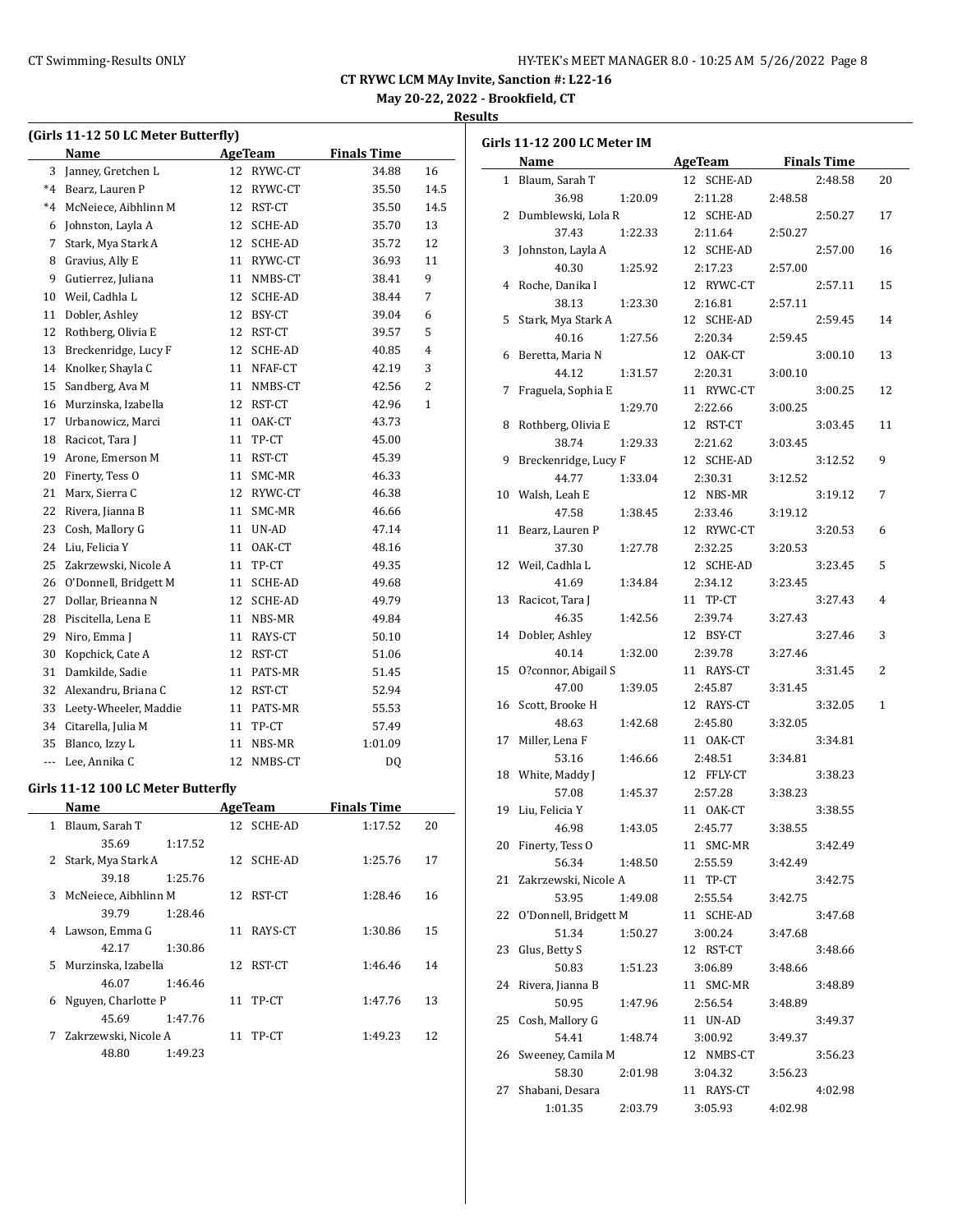**CT RYWC LCM MAy Invite, Sanction #: L22-16**

**May 20-22, 2022 - Brookfield, CT**

**Results**

### (Girls 11-12 50 LC Meter Butterfly)

| | Name | Age | Team | Finals Time | |
|---|---|---|---|---|---|
| 3 | Janney, Gretchen L | 12 | RYWC-CT | 34.88 | 16 |
| *4 | Bearz, Lauren P | 12 | RYWC-CT | 35.50 | 14.5 |
| *4 | McNeiece, Aibhlinn M | 12 | RST-CT | 35.50 | 14.5 |
| 6 | Johnston, Layla A | 12 | SCHE-AD | 35.70 | 13 |
| 7 | Stark, Mya Stark A | 12 | SCHE-AD | 35.72 | 12 |
| 8 | Gravius, Ally E | 11 | RYWC-CT | 36.93 | 11 |
| 9 | Gutierrez, Juliana | 11 | NMBS-CT | 38.41 | 9 |
| 10 | Weil, Cadhla L | 12 | SCHE-AD | 38.44 | 7 |
| 11 | Dobler, Ashley | 12 | BSY-CT | 39.04 | 6 |
| 12 | Rothberg, Olivia E | 12 | RST-CT | 39.57 | 5 |
| 13 | Breckenridge, Lucy F | 12 | SCHE-AD | 40.85 | 4 |
| 14 | Knolker, Shayla C | 11 | NFAF-CT | 42.19 | 3 |
| 15 | Sandberg, Ava M | 11 | NMBS-CT | 42.56 | 2 |
| 16 | Murzinska, Izabella | 12 | RST-CT | 42.96 | 1 |
| 17 | Urbanowicz, Marci | 11 | OAK-CT | 43.73 | |
| 18 | Racicot, Tara J | 11 | TP-CT | 45.00 | |
| 19 | Arone, Emerson M | 11 | RST-CT | 45.39 | |
| 20 | Finerty, Tess O | 11 | SMC-MR | 46.33 | |
| 21 | Marx, Sierra C | 12 | RYWC-CT | 46.38 | |
| 22 | Rivera, Jianna B | 11 | SMC-MR | 46.66 | |
| 23 | Cosh, Mallory G | 11 | UN-AD | 47.14 | |
| 24 | Liu, Felicia Y | 11 | OAK-CT | 48.16 | |
| 25 | Zakrzewski, Nicole A | 11 | TP-CT | 49.35 | |
| 26 | O'Donnell, Bridgett M | 11 | SCHE-AD | 49.68 | |
| 27 | Dollar, Brieanna N | 12 | SCHE-AD | 49.79 | |
| 28 | Piscitella, Lena E | 11 | NBS-MR | 49.84 | |
| 29 | Niro, Emma J | 11 | RAYS-CT | 50.10 | |
| 30 | Kopchick, Cate A | 12 | RST-CT | 51.06 | |
| 31 | Damkilde, Sadie | 11 | PATS-MR | 51.45 | |
| 32 | Alexandru, Briana C | 12 | RST-CT | 52.94 | |
| 33 | Leety-Wheeler, Maddie | 11 | PATS-MR | 55.53 | |
| 34 | Citarella, Julia M | 11 | TP-CT | 57.49 | |
| 35 | Blanco, Izzy L | 11 | NBS-MR | 1:01.09 | |
| --- | Lee, Annika C | 12 | NMBS-CT | DQ | |

### Girls 11-12 100 LC Meter Butterfly

| | Name | Age | Team | Finals Time | |
|---|---|---|---|---|---|
| 1 | Blaum, Sarah T | 12 | SCHE-AD | 1:17.52 | 20 |
| | 35.69 | 1:17.52 | | | |
| 2 | Stark, Mya Stark A | 12 | SCHE-AD | 1:25.76 | 17 |
| | 39.18 | 1:25.76 | | | |
| 3 | McNeiece, Aibhlinn M | 12 | RST-CT | 1:28.46 | 16 |
| | 39.79 | 1:28.46 | | | |
| 4 | Lawson, Emma G | 11 | RAYS-CT | 1:30.86 | 15 |
| | 42.17 | 1:30.86 | | | |
| 5 | Murzinska, Izabella | 12 | RST-CT | 1:46.46 | 14 |
| | 46.07 | 1:46.46 | | | |
| 6 | Nguyen, Charlotte P | 11 | TP-CT | 1:47.76 | 13 |
| | 45.69 | 1:47.76 | | | |
| 7 | Zakrzewski, Nicole A | 11 | TP-CT | 1:49.23 | 12 |
| | 48.80 | 1:49.23 | | | |

### Girls 11-12 200 LC Meter IM

| | Name | | Age | Team | Finals Time | |
|---|---|---|---|---|---|---|
| 1 | Blaum, Sarah T | | 12 | SCHE-AD | 2:48.58 | 20 |
| | 36.98 | 1:20.09 | 2:11.28 | 2:48.58 | | |
| 2 | Dumblewski, Lola R | | 12 | SCHE-AD | 2:50.27 | 17 |
| | 37.43 | 1:22.33 | 2:11.64 | 2:50.27 | | |
| 3 | Johnston, Layla A | | 12 | SCHE-AD | 2:57.00 | 16 |
| | 40.30 | 1:25.92 | 2:17.23 | 2:57.00 | | |
| 4 | Roche, Danika I | | 12 | RYWC-CT | 2:57.11 | 15 |
| | 38.13 | 1:23.30 | 2:16.81 | 2:57.11 | | |
| 5 | Stark, Mya Stark A | | 12 | SCHE-AD | 2:59.45 | 14 |
| | 40.16 | 1:27.56 | 2:20.34 | 2:59.45 | | |
| 6 | Beretta, Maria N | | 12 | OAK-CT | 3:00.10 | 13 |
| | 44.12 | 1:31.57 | 2:20.31 | 3:00.10 | | |
| 7 | Fraguela, Sophia E | | 11 | RYWC-CT | 3:00.25 | 12 |
| | | 1:29.70 | 2:22.66 | 3:00.25 | | |
| 8 | Rothberg, Olivia E | | 12 | RST-CT | 3:03.45 | 11 |
| | 38.74 | 1:29.33 | 2:21.62 | 3:03.45 | | |
| 9 | Breckenridge, Lucy F | | 12 | SCHE-AD | 3:12.52 | 9 |
| | 44.77 | 1:33.04 | 2:30.31 | 3:12.52 | | |
| 10 | Walsh, Leah E | | 12 | NBS-MR | 3:19.12 | 7 |
| | 47.58 | 1:38.45 | 2:33.46 | 3:19.12 | | |
| 11 | Bearz, Lauren P | | 12 | RYWC-CT | 3:20.53 | 6 |
| | 37.30 | 1:27.78 | 2:32.25 | 3:20.53 | | |
| 12 | Weil, Cadhla L | | 12 | SCHE-AD | 3:23.45 | 5 |
| | 41.69 | 1:34.84 | 2:34.12 | 3:23.45 | | |
| 13 | Racicot, Tara J | | 11 | TP-CT | 3:27.43 | 4 |
| | 46.35 | 1:42.56 | 2:39.74 | 3:27.43 | | |
| 14 | Dobler, Ashley | | 12 | BSY-CT | 3:27.46 | 3 |
| | 40.14 | 1:32.00 | 2:39.78 | 3:27.46 | | |
| 15 | O?connor, Abigail S | | 11 | RAYS-CT | 3:31.45 | 2 |
| | 47.00 | 1:39.05 | 2:45.87 | 3:31.45 | | |
| 16 | Scott, Brooke H | | 12 | RAYS-CT | 3:32.05 | 1 |
| | 48.63 | 1:42.68 | 2:45.80 | 3:32.05 | | |
| 17 | Miller, Lena F | | 11 | OAK-CT | 3:34.81 | |
| | 53.16 | 1:46.66 | 2:48.51 | 3:34.81 | | |
| 18 | White, Maddy J | | 12 | FFLY-CT | 3:38.23 | |
| | 57.08 | 1:45.37 | 2:57.28 | 3:38.23 | | |
| 19 | Liu, Felicia Y | | 11 | OAK-CT | 3:38.55 | |
| | 46.98 | 1:43.05 | 2:45.77 | 3:38.55 | | |
| 20 | Finerty, Tess O | | 11 | SMC-MR | 3:42.49 | |
| | 56.34 | 1:48.50 | 2:55.59 | 3:42.49 | | |
| 21 | Zakrzewski, Nicole A | | 11 | TP-CT | 3:42.75 | |
| | 53.95 | 1:49.08 | 2:55.54 | 3:42.75 | | |
| 22 | O'Donnell, Bridgett M | | 11 | SCHE-AD | 3:47.68 | |
| | 51.34 | 1:50.27 | 3:00.24 | 3:47.68 | | |
| 23 | Glus, Betty S | | 12 | RST-CT | 3:48.66 | |
| | 50.83 | 1:51.23 | 3:06.89 | 3:48.66 | | |
| 24 | Rivera, Jianna B | | 11 | SMC-MR | 3:48.89 | |
| | 50.95 | 1:47.96 | 2:56.54 | 3:48.89 | | |
| 25 | Cosh, Mallory G | | 11 | UN-AD | 3:49.37 | |
| | 54.41 | 1:48.74 | 3:00.92 | 3:49.37 | | |
| 26 | Sweeney, Camila M | | 12 | NMBS-CT | 3:56.23 | |
| | 58.30 | 2:01.98 | 3:04.32 | 3:56.23 | | |
| 27 | Shabani, Desara | | 11 | RAYS-CT | 4:02.98 | |
| | 1:01.35 | 2:03.79 | 3:05.93 | 4:02.98 | | |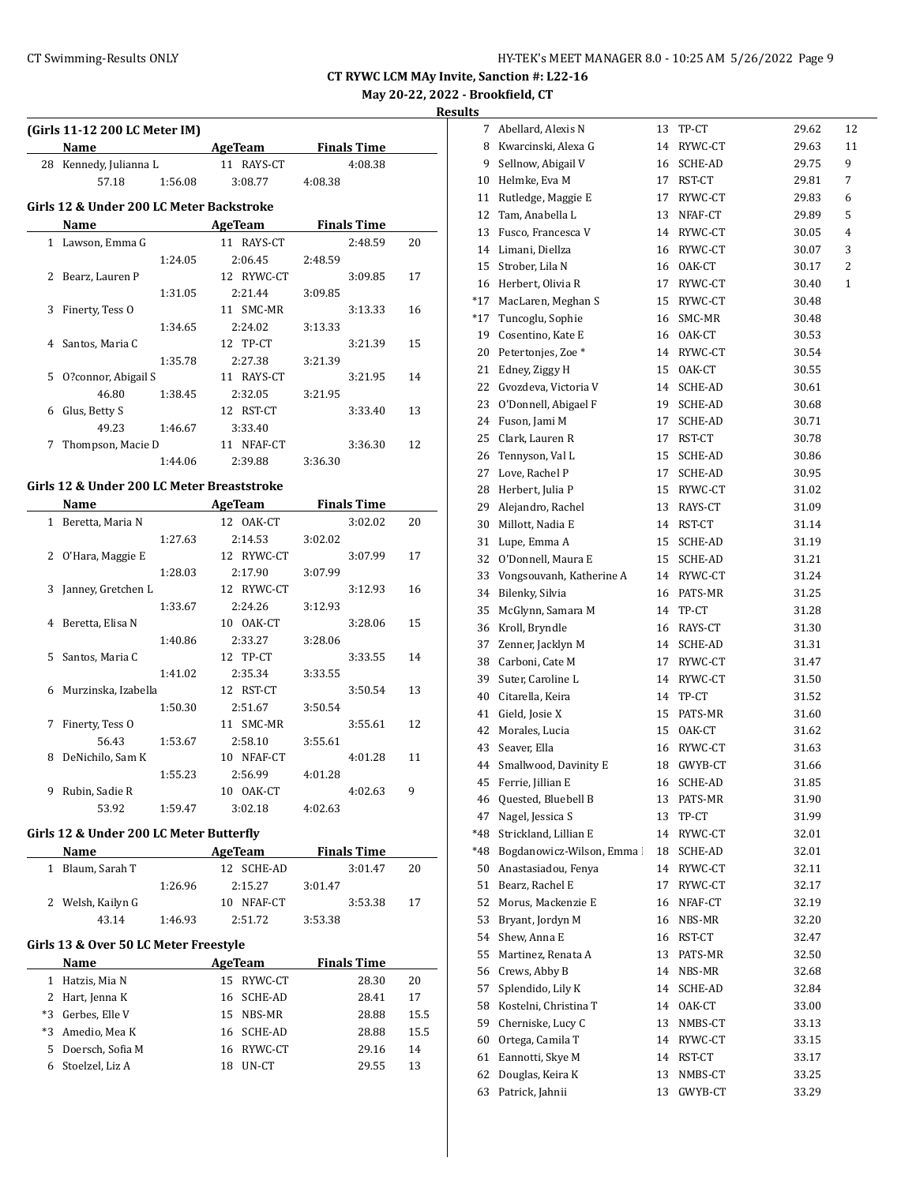CT RYWC LCM MAy Invite, Sanction #: L22-16

May 20-22, 2022 - Brookfield, CT

**Results**

### (Girls 11-12 200 LC Meter IM)

| | Name | Age | Team | Finals Time | |
|---|---|---|---|---|---|
| 28 | Kennedy, Julianna L | 11 | RAYS-CT | 4:08.38 | |
| | 57.18 | 1:56.08 | 3:08.77 | 4:08.38 | |

### Girls 12 & Under 200 LC Meter Backstroke

| | Name | Age | Team | Finals Time | |
|---|---|---|---|---|---|
| 1 | Lawson, Emma G | 11 | RAYS-CT | 2:48.59 | 20 |
| | | 1:24.05 | 2:06.45 | 2:48.59 | |
| 2 | Bearz, Lauren P | 12 | RYWC-CT | 3:09.85 | 17 |
| | | 1:31.05 | 2:21.44 | 3:09.85 | |
| 3 | Finerty, Tess O | 11 | SMC-MR | 3:13.33 | 16 |
| | | 1:34.65 | 2:24.02 | 3:13.33 | |
| 4 | Santos, Maria C | 12 | TP-CT | 3:21.39 | 15 |
| | | 1:35.78 | 2:27.38 | 3:21.39 | |
| 5 | O?connor, Abigail S | 11 | RAYS-CT | 3:21.95 | 14 |
| | 46.80 | 1:38.45 | 2:32.05 | 3:21.95 | |
| 6 | Glus, Betty S | 12 | RST-CT | 3:33.40 | 13 |
| | 49.23 | 1:46.67 | 3:33.40 | | |
| 7 | Thompson, Macie D | 11 | NFAF-CT | 3:36.30 | 12 |
| | | 1:44.06 | 2:39.88 | 3:36.30 | |

### Girls 12 & Under 200 LC Meter Breaststroke

| | Name | Age | Team | Finals Time | |
|---|---|---|---|---|---|
| 1 | Beretta, Maria N | 12 | OAK-CT | 3:02.02 | 20 |
| | | 1:27.63 | 2:14.53 | 3:02.02 | |
| 2 | O'Hara, Maggie E | 12 | RYWC-CT | 3:07.99 | 17 |
| | | 1:28.03 | 2:17.90 | 3:07.99 | |
| 3 | Janney, Gretchen L | 12 | RYWC-CT | 3:12.93 | 16 |
| | | 1:33.67 | 2:24.26 | 3:12.93 | |
| 4 | Beretta, Elisa N | 10 | OAK-CT | 3:28.06 | 15 |
| | | 1:40.86 | 2:33.27 | 3:28.06 | |
| 5 | Santos, Maria C | 12 | TP-CT | 3:33.55 | 14 |
| | | 1:41.02 | 2:35.34 | 3:33.55 | |
| 6 | Murzinska, Izabella | 12 | RST-CT | 3:50.54 | 13 |
| | | 1:50.30 | 2:51.67 | 3:50.54 | |
| 7 | Finerty, Tess O | 11 | SMC-MR | 3:55.61 | 12 |
| | 56.43 | 1:53.67 | 2:58.10 | 3:55.61 | |
| 8 | DeNichilo, Sam K | 10 | NFAF-CT | 4:01.28 | 11 |
| | | 1:55.23 | 2:56.99 | 4:01.28 | |
| 9 | Rubin, Sadie R | 10 | OAK-CT | 4:02.63 | 9 |
| | 53.92 | 1:59.47 | 3:02.18 | 4:02.63 | |

### Girls 12 & Under 200 LC Meter Butterfly

| | Name | Age | Team | Finals Time | |
|---|---|---|---|---|---|
| 1 | Blaum, Sarah T | 12 | SCHE-AD | 3:01.47 | 20 |
| | | 1:26.96 | 2:15.27 | 3:01.47 | |
| 2 | Welsh, Kailyn G | 10 | NFAF-CT | 3:53.38 | 17 |
| | 43.14 | 1:46.93 | 2:51.72 | 3:53.38 | |

### Girls 13 & Over 50 LC Meter Freestyle

| | Name | Age | Team | Finals Time | |
|---|---|---|---|---|---|
| 1 | Hatzis, Mia N | 15 | RYWC-CT | 28.30 | 20 |
| 2 | Hart, Jenna K | 16 | SCHE-AD | 28.41 | 17 |
| *3 | Gerbes, Elle V | 15 | NBS-MR | 28.88 | 15.5 |
| *3 | Amedio, Mea K | 16 | SCHE-AD | 28.88 | 15.5 |
| 5 | Doersch, Sofia M | 16 | RYWC-CT | 29.16 | 14 |
| 6 | Stoelzel, Liz A | 18 | UN-CT | 29.55 | 13 |
| 7 | Abellard, Alexis N | 13 | TP-CT | 29.62 | 12 |
| 8 | Kwarcinski, Alexa G | 14 | RYWC-CT | 29.63 | 11 |
| 9 | Sellnow, Abigail V | 16 | SCHE-AD | 29.75 | 9 |
| 10 | Helmke, Eva M | 17 | RST-CT | 29.81 | 7 |
| 11 | Rutledge, Maggie E | 17 | RYWC-CT | 29.83 | 6 |
| 12 | Tam, Anabella L | 13 | NFAF-CT | 29.89 | 5 |
| 13 | Fusco, Francesca V | 14 | RYWC-CT | 30.05 | 4 |
| 14 | Limani, Diellza | 16 | RYWC-CT | 30.07 | 3 |
| 15 | Strober, Lila N | 16 | OAK-CT | 30.17 | 2 |
| 16 | Herbert, Olivia R | 17 | RYWC-CT | 30.40 | 1 |
| *17 | MacLaren, Meghan S | 15 | RYWC-CT | 30.48 | |
| *17 | Tuncoglu, Sophie | 16 | SMC-MR | 30.48 | |
| 19 | Cosentino, Kate E | 16 | OAK-CT | 30.53 | |
| 20 | Petertonjes, Zoe * | 14 | RYWC-CT | 30.54 | |
| 21 | Edney, Ziggy H | 15 | OAK-CT | 30.55 | |
| 22 | Gvozdeva, Victoria V | 14 | SCHE-AD | 30.61 | |
| 23 | O'Donnell, Abigael F | 19 | SCHE-AD | 30.68 | |
| 24 | Fuson, Jami M | 17 | SCHE-AD | 30.71 | |
| 25 | Clark, Lauren R | 17 | RST-CT | 30.78 | |
| 26 | Tennyson, Val L | 15 | SCHE-AD | 30.86 | |
| 27 | Love, Rachel P | 17 | SCHE-AD | 30.95 | |
| 28 | Herbert, Julia P | 15 | RYWC-CT | 31.02 | |
| 29 | Alejandro, Rachel | 13 | RAYS-CT | 31.09 | |
| 30 | Millott, Nadia E | 14 | RST-CT | 31.14 | |
| 31 | Lupe, Emma A | 15 | SCHE-AD | 31.19 | |
| 32 | O'Donnell, Maura E | 15 | SCHE-AD | 31.21 | |
| 33 | Vongsouvanh, Katherine A | 14 | RYWC-CT | 31.24 | |
| 34 | Bilenky, Silvia | 16 | PATS-MR | 31.25 | |
| 35 | McGlynn, Samara M | 14 | TP-CT | 31.28 | |
| 36 | Kroll, Bryndle | 16 | RAYS-CT | 31.30 | |
| 37 | Zenner, Jacklyn M | 14 | SCHE-AD | 31.31 | |
| 38 | Carboni, Cate M | 17 | RYWC-CT | 31.47 | |
| 39 | Suter, Caroline L | 14 | RYWC-CT | 31.50 | |
| 40 | Citarella, Keira | 14 | TP-CT | 31.52 | |
| 41 | Gield, Josie X | 15 | PATS-MR | 31.60 | |
| 42 | Morales, Lucia | 15 | OAK-CT | 31.62 | |
| 43 | Seaver, Ella | 16 | RYWC-CT | 31.63 | |
| 44 | Smallwood, Davinity E | 18 | GWYB-CT | 31.66 | |
| 45 | Ferrie, Jillian E | 16 | SCHE-AD | 31.85 | |
| 46 | Quested, Bluebell B | 13 | PATS-MR | 31.90 | |
| 47 | Nagel, Jessica S | 13 | TP-CT | 31.99 | |
| *48 | Strickland, Lillian E | 14 | RYWC-CT | 32.01 | |
| *48 | Bogdanowicz-Wilson, Emma I | 18 | SCHE-AD | 32.01 | |
| 50 | Anastasiadou, Fenya | 14 | RYWC-CT | 32.11 | |
| 51 | Bearz, Rachel E | 17 | RYWC-CT | 32.17 | |
| 52 | Morus, Mackenzie E | 16 | NFAF-CT | 32.19 | |
| 53 | Bryant, Jordyn M | 16 | NBS-MR | 32.20 | |
| 54 | Shew, Anna E | 16 | RST-CT | 32.47 | |
| 55 | Martinez, Renata A | 13 | PATS-MR | 32.50 | |
| 56 | Crews, Abby B | 14 | NBS-MR | 32.68 | |
| 57 | Splendido, Lily K | 14 | SCHE-AD | 32.84 | |
| 58 | Kostelni, Christina T | 14 | OAK-CT | 33.00 | |
| 59 | Cherniske, Lucy C | 13 | NMBS-CT | 33.13 | |
| 60 | Ortega, Camila T | 14 | RYWC-CT | 33.15 | |
| 61 | Eannotti, Skye M | 14 | RST-CT | 33.17 | |
| 62 | Douglas, Keira K | 13 | NMBS-CT | 33.25 | |
| 63 | Patrick, Jahnii | 13 | GWYB-CT | 33.29 | |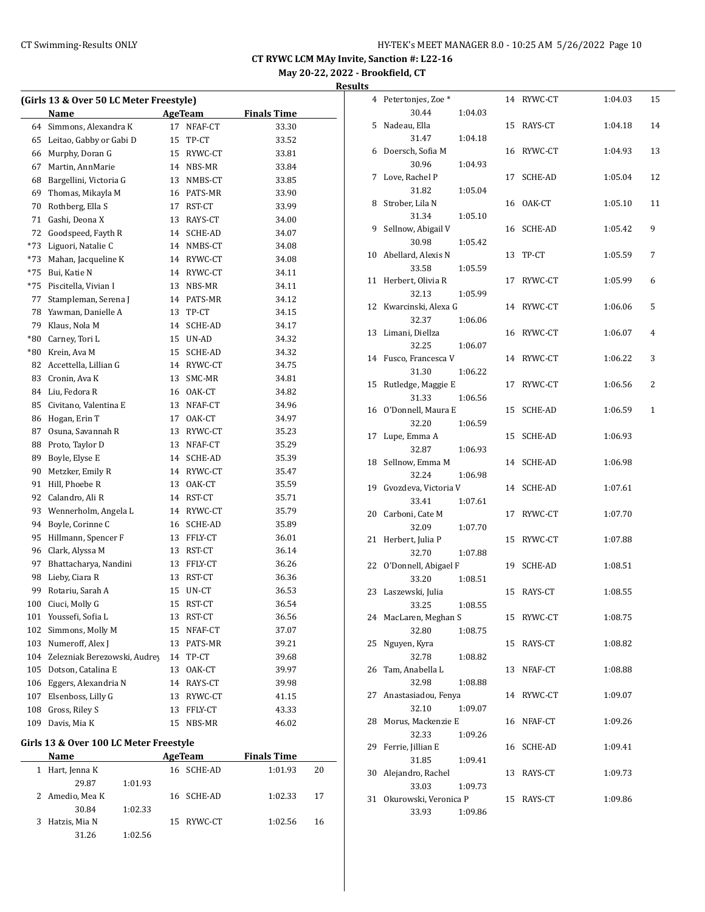**CT RYWC LCM MAy Invite, Sanction #: L22-16**

**May 20-22, 2022 - Brookfield, CT**

**Results**

### (Girls 13 & Over 50 LC Meter Freestyle)

| | Name | Age | Team | Finals Time |
|---|---|---|---|---|
| 64 | Simmons, Alexandra K | 17 | NFAF-CT | 33.30 |
| 65 | Leitao, Gabby or Gabi D | 15 | TP-CT | 33.52 |
| 66 | Murphy, Doran G | 15 | RYWC-CT | 33.81 |
| 67 | Martin, AnnMarie | 14 | NBS-MR | 33.84 |
| 68 | Bargellini, Victoria G | 13 | NMBS-CT | 33.85 |
| 69 | Thomas, Mikayla M | 16 | PATS-MR | 33.90 |
| 70 | Rothberg, Ella S | 17 | RST-CT | 33.99 |
| 71 | Gashi, Deona X | 13 | RAYS-CT | 34.00 |
| 72 | Goodspeed, Fayth R | 14 | SCHE-AD | 34.07 |
| *73 | Liguori, Natalie C | 14 | NMBS-CT | 34.08 |
| *73 | Mahan, Jacqueline K | 14 | RYWC-CT | 34.08 |
| *75 | Bui, Katie N | 14 | RYWC-CT | 34.11 |
| *75 | Piscitella, Vivian I | 13 | NBS-MR | 34.11 |
| 77 | Stampleman, Serena J | 14 | PATS-MR | 34.12 |
| 78 | Yawman, Danielle A | 13 | TP-CT | 34.15 |
| 79 | Klaus, Nola M | 14 | SCHE-AD | 34.17 |
| *80 | Carney, Tori L | 15 | UN-AD | 34.32 |
| *80 | Krein, Ava M | 15 | SCHE-AD | 34.32 |
| 82 | Accettella, Lillian G | 14 | RYWC-CT | 34.75 |
| 83 | Cronin, Ava K | 13 | SMC-MR | 34.81 |
| 84 | Liu, Fedora R | 16 | OAK-CT | 34.82 |
| 85 | Civitano, Valentina E | 13 | NFAF-CT | 34.96 |
| 86 | Hogan, Erin T | 17 | OAK-CT | 34.97 |
| 87 | Osuna, Savannah R | 13 | RYWC-CT | 35.23 |
| 88 | Proto, Taylor D | 13 | NFAF-CT | 35.29 |
| 89 | Boyle, Elyse E | 14 | SCHE-AD | 35.39 |
| 90 | Metzker, Emily R | 14 | RYWC-CT | 35.47 |
| 91 | Hill, Phoebe R | 13 | OAK-CT | 35.59 |
| 92 | Calandro, Ali R | 14 | RST-CT | 35.71 |
| 93 | Wennerholm, Angela L | 14 | RYWC-CT | 35.79 |
| 94 | Boyle, Corinne C | 16 | SCHE-AD | 35.89 |
| 95 | Hillmann, Spencer F | 13 | FFLY-CT | 36.01 |
| 96 | Clark, Alyssa M | 13 | RST-CT | 36.14 |
| 97 | Bhattacharya, Nandini | 13 | FFLY-CT | 36.26 |
| 98 | Lieby, Ciara R | 13 | RST-CT | 36.36 |
| 99 | Rotariu, Sarah A | 15 | UN-CT | 36.53 |
| 100 | Ciuci, Molly G | 15 | RST-CT | 36.54 |
| 101 | Youssefi, Sofia L | 13 | RST-CT | 36.56 |
| 102 | Simmons, Molly M | 15 | NFAF-CT | 37.07 |
| 103 | Numeroff, Alex J | 13 | PATS-MR | 39.21 |
| 104 | Zelezniak Berezowski, Audrey | 14 | TP-CT | 39.68 |
| 105 | Dotson, Catalina E | 13 | OAK-CT | 39.97 |
| 106 | Eggers, Alexandria N | 14 | RAYS-CT | 39.98 |
| 107 | Elsenboss, Lilly G | 13 | RYWC-CT | 41.15 |
| 108 | Gross, Riley S | 13 | FFLY-CT | 43.33 |
| 109 | Davis, Mia K | 15 | NBS-MR | 46.02 |

### Girls 13 & Over 100 LC Meter Freestyle

| | Name | Age | Team | Finals Time | Points | Split 50 | Split 100 |
|---|---|---|---|---|---|---|---|
| 1 | Hart, Jenna K | 16 | SCHE-AD | 1:01.93 | 20 | 29.87 | 1:01.93 |
| 2 | Amedio, Mea K | 16 | SCHE-AD | 1:02.33 | 17 | 30.84 | 1:02.33 |
| 3 | Hatzis, Mia N | 15 | RYWC-CT | 1:02.56 | 16 | 31.26 | 1:02.56 |
| 4 | Petertonjes, Zoe * | 14 | RYWC-CT | 1:04.03 | 15 | 30.44 | 1:04.03 |
| 5 | Nadeau, Ella | 15 | RAYS-CT | 1:04.18 | 14 | 31.47 | 1:04.18 |
| 6 | Doersch, Sofia M | 16 | RYWC-CT | 1:04.93 | 13 | 30.96 | 1:04.93 |
| 7 | Love, Rachel P | 17 | SCHE-AD | 1:05.04 | 12 | 31.82 | 1:05.04 |
| 8 | Strober, Lila N | 16 | OAK-CT | 1:05.10 | 11 | 31.34 | 1:05.10 |
| 9 | Sellnow, Abigail V | 16 | SCHE-AD | 1:05.42 | 9 | 30.98 | 1:05.42 |
| 10 | Abellard, Alexis N | 13 | TP-CT | 1:05.59 | 7 | 33.58 | 1:05.59 |
| 11 | Herbert, Olivia R | 17 | RYWC-CT | 1:05.99 | 6 | 32.13 | 1:05.99 |
| 12 | Kwarcinski, Alexa G | 14 | RYWC-CT | 1:06.06 | 5 | 32.37 | 1:06.06 |
| 13 | Limani, Diellza | 16 | RYWC-CT | 1:06.07 | 4 | 32.25 | 1:06.07 |
| 14 | Fusco, Francesca V | 14 | RYWC-CT | 1:06.22 | 3 | 31.30 | 1:06.22 |
| 15 | Rutledge, Maggie E | 17 | RYWC-CT | 1:06.56 | 2 | 31.33 | 1:06.56 |
| 16 | O'Donnell, Maura E | 15 | SCHE-AD | 1:06.59 | 1 | 32.20 | 1:06.59 |
| 17 | Lupe, Emma A | 15 | SCHE-AD | 1:06.93 | | 32.87 | 1:06.93 |
| 18 | Sellnow, Emma M | 14 | SCHE-AD | 1:06.98 | | 32.24 | 1:06.98 |
| 19 | Gvozdeva, Victoria V | 14 | SCHE-AD | 1:07.61 | | 33.41 | 1:07.61 |
| 20 | Carboni, Cate M | 17 | RYWC-CT | 1:07.70 | | 32.09 | 1:07.70 |
| 21 | Herbert, Julia P | 15 | RYWC-CT | 1:07.88 | | 32.70 | 1:07.88 |
| 22 | O'Donnell, Abigael F | 19 | SCHE-AD | 1:08.51 | | 33.20 | 1:08.51 |
| 23 | Laszewski, Julia | 15 | RAYS-CT | 1:08.55 | | 33.25 | 1:08.55 |
| 24 | MacLaren, Meghan S | 15 | RYWC-CT | 1:08.75 | | 32.80 | 1:08.75 |
| 25 | Nguyen, Kyra | 15 | RAYS-CT | 1:08.82 | | 32.78 | 1:08.82 |
| 26 | Tam, Anabella L | 13 | NFAF-CT | 1:08.88 | | 32.98 | 1:08.88 |
| 27 | Anastasiadou, Fenya | 14 | RYWC-CT | 1:09.07 | | 32.10 | 1:09.07 |
| 28 | Morus, Mackenzie E | 16 | NFAF-CT | 1:09.26 | | 32.33 | 1:09.26 |
| 29 | Ferrie, Jillian E | 16 | SCHE-AD | 1:09.41 | | 31.85 | 1:09.41 |
| 30 | Alejandro, Rachel | 13 | RAYS-CT | 1:09.73 | | 33.03 | 1:09.73 |
| 31 | Okurowski, Veronica P | 15 | RAYS-CT | 1:09.86 | | 33.93 | 1:09.86 |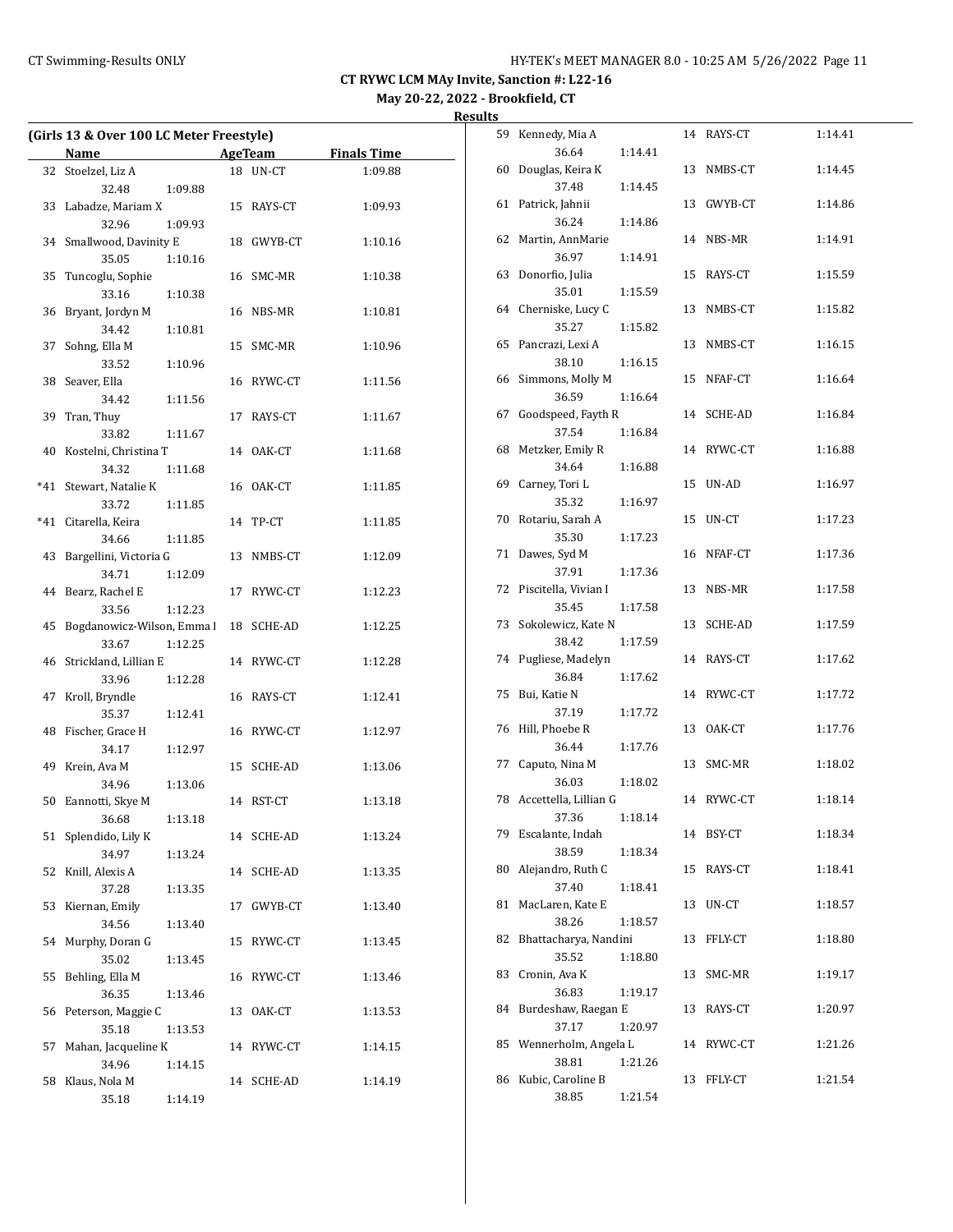**CT RYWC LCM MAy Invite, Sanction #: L22-16**

**May 20-22, 2022 - Brookfield, CT**

**Results**

**(Girls 13 & Over 100 LC Meter Freestyle)**

| | Name | Age | Team | Finals Time | Splits |
|---|---|---|---|---|---|
| 32 | Stoelzel, Liz A | 18 | UN-CT | 1:09.88 | 32.48 1:09.88 |
| 33 | Labadze, Mariam X | 15 | RAYS-CT | 1:09.93 | 32.96 1:09.93 |
| 34 | Smallwood, Davinity E | 18 | GWYB-CT | 1:10.16 | 35.05 1:10.16 |
| 35 | Tuncoglu, Sophie | 16 | SMC-MR | 1:10.38 | 33.16 1:10.38 |
| 36 | Bryant, Jordyn M | 16 | NBS-MR | 1:10.81 | 34.42 1:10.81 |
| 37 | Sohng, Ella M | 15 | SMC-MR | 1:10.96 | 33.52 1:10.96 |
| 38 | Seaver, Ella | 16 | RYWC-CT | 1:11.56 | 34.42 1:11.56 |
| 39 | Tran, Thuy | 17 | RAYS-CT | 1:11.67 | 33.82 1:11.67 |
| 40 | Kostelni, Christina T | 14 | OAK-CT | 1:11.68 | 34.32 1:11.68 |
| *41 | Stewart, Natalie K | 16 | OAK-CT | 1:11.85 | 33.72 1:11.85 |
| *41 | Citarella, Keira | 14 | TP-CT | 1:11.85 | 34.66 1:11.85 |
| 43 | Bargellini, Victoria G | 13 | NMBS-CT | 1:12.09 | 34.71 1:12.09 |
| 44 | Bearz, Rachel E | 17 | RYWC-CT | 1:12.23 | 33.56 1:12.23 |
| 45 | Bogdanowicz-Wilson, Emma l | 18 | SCHE-AD | 1:12.25 | 33.67 1:12.25 |
| 46 | Strickland, Lillian E | 14 | RYWC-CT | 1:12.28 | 33.96 1:12.28 |
| 47 | Kroll, Bryndle | 16 | RAYS-CT | 1:12.41 | 35.37 1:12.41 |
| 48 | Fischer, Grace H | 16 | RYWC-CT | 1:12.97 | 34.17 1:12.97 |
| 49 | Krein, Ava M | 15 | SCHE-AD | 1:13.06 | 34.96 1:13.06 |
| 50 | Eannotti, Skye M | 14 | RST-CT | 1:13.18 | 36.68 1:13.18 |
| 51 | Splendido, Lily K | 14 | SCHE-AD | 1:13.24 | 34.97 1:13.24 |
| 52 | Knill, Alexis A | 14 | SCHE-AD | 1:13.35 | 37.28 1:13.35 |
| 53 | Kiernan, Emily | 17 | GWYB-CT | 1:13.40 | 34.56 1:13.40 |
| 54 | Murphy, Doran G | 15 | RYWC-CT | 1:13.45 | 35.02 1:13.45 |
| 55 | Behling, Ella M | 16 | RYWC-CT | 1:13.46 | 36.35 1:13.46 |
| 56 | Peterson, Maggie C | 13 | OAK-CT | 1:13.53 | 35.18 1:13.53 |
| 57 | Mahan, Jacqueline K | 14 | RYWC-CT | 1:14.15 | 34.96 1:14.15 |
| 58 | Klaus, Nola M | 14 | SCHE-AD | 1:14.19 | 35.18 1:14.19 |
| 59 | Kennedy, Mia A | 14 | RAYS-CT | 1:14.41 | 36.64 1:14.41 |
| 60 | Douglas, Keira K | 13 | NMBS-CT | 1:14.45 | 37.48 1:14.45 |
| 61 | Patrick, Jahnii | 13 | GWYB-CT | 1:14.86 | 36.24 1:14.86 |
| 62 | Martin, AnnMarie | 14 | NBS-MR | 1:14.91 | 36.97 1:14.91 |
| 63 | Donorfio, Julia | 15 | RAYS-CT | 1:15.59 | 35.01 1:15.59 |
| 64 | Cherniske, Lucy C | 13 | NMBS-CT | 1:15.82 | 35.27 1:15.82 |
| 65 | Pancrazi, Lexi A | 13 | NMBS-CT | 1:16.15 | 38.10 1:16.15 |
| 66 | Simmons, Molly M | 15 | NFAF-CT | 1:16.64 | 36.59 1:16.64 |
| 67 | Goodspeed, Fayth R | 14 | SCHE-AD | 1:16.84 | 37.54 1:16.84 |
| 68 | Metzker, Emily R | 14 | RYWC-CT | 1:16.88 | 34.64 1:16.88 |
| 69 | Carney, Tori L | 15 | UN-AD | 1:16.97 | 35.32 1:16.97 |
| 70 | Rotariu, Sarah A | 15 | UN-CT | 1:17.23 | 35.30 1:17.23 |
| 71 | Dawes, Syd M | 16 | NFAF-CT | 1:17.36 | 37.91 1:17.36 |
| 72 | Piscitella, Vivian I | 13 | NBS-MR | 1:17.58 | 35.45 1:17.58 |
| 73 | Sokolewicz, Kate N | 13 | SCHE-AD | 1:17.59 | 38.42 1:17.59 |
| 74 | Pugliese, Madelyn | 14 | RAYS-CT | 1:17.62 | 36.84 1:17.62 |
| 75 | Bui, Katie N | 14 | RYWC-CT | 1:17.72 | 37.19 1:17.72 |
| 76 | Hill, Phoebe R | 13 | OAK-CT | 1:17.76 | 36.44 1:17.76 |
| 77 | Caputo, Nina M | 13 | SMC-MR | 1:18.02 | 36.03 1:18.02 |
| 78 | Accettella, Lillian G | 14 | RYWC-CT | 1:18.14 | 37.36 1:18.14 |
| 79 | Escalante, Indah | 14 | BSY-CT | 1:18.34 | 38.59 1:18.34 |
| 80 | Alejandro, Ruth C | 15 | RAYS-CT | 1:18.41 | 37.40 1:18.41 |
| 81 | MacLaren, Kate E | 13 | UN-CT | 1:18.57 | 38.26 1:18.57 |
| 82 | Bhattacharya, Nandini | 13 | FFLY-CT | 1:18.80 | 35.52 1:18.80 |
| 83 | Cronin, Ava K | 13 | SMC-MR | 1:19.17 | 36.83 1:19.17 |
| 84 | Burdeshaw, Raegan E | 13 | RAYS-CT | 1:20.97 | 37.17 1:20.97 |
| 85 | Wennerholm, Angela L | 14 | RYWC-CT | 1:21.26 | 38.81 1:21.26 |
| 86 | Kubic, Caroline B | 13 | FFLY-CT | 1:21.54 | 38.85 1:21.54 |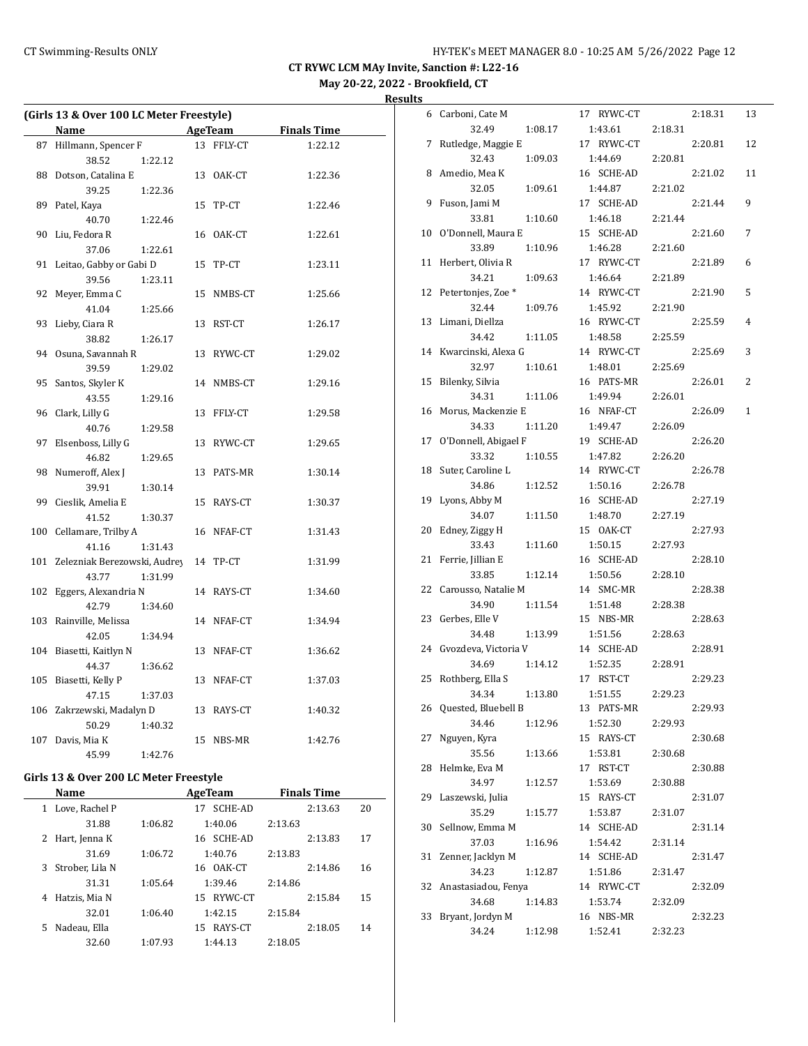**CT RYWC LCM MAy Invite, Sanction #: L22-16**

**May 20-22, 2022 - Brookfield, CT**

**Results**

### (Girls 13 & Over 100 LC Meter Freestyle)

| | Name | Age | Team | Finals Time |
|---|---|---|---|---|
| 87 | Hillmann, Spencer F | 13 | FFLY-CT | 1:22.12 |
| | 38.52 1:22.12 | | | |
| 88 | Dotson, Catalina E | 13 | OAK-CT | 1:22.36 |
| | 39.25 1:22.36 | | | |
| 89 | Patel, Kaya | 15 | TP-CT | 1:22.46 |
| | 40.70 1:22.46 | | | |
| 90 | Liu, Fedora R | 16 | OAK-CT | 1:22.61 |
| | 37.06 1:22.61 | | | |
| 91 | Leitao, Gabby or Gabi D | 15 | TP-CT | 1:23.11 |
| | 39.56 1:23.11 | | | |
| 92 | Meyer, Emma C | 15 | NMBS-CT | 1:25.66 |
| | 41.04 1:25.66 | | | |
| 93 | Lieby, Ciara R | 13 | RST-CT | 1:26.17 |
| | 38.82 1:26.17 | | | |
| 94 | Osuna, Savannah R | 13 | RYWC-CT | 1:29.02 |
| | 39.59 1:29.02 | | | |
| 95 | Santos, Skyler K | 14 | NMBS-CT | 1:29.16 |
| | 43.55 1:29.16 | | | |
| 96 | Clark, Lilly G | 13 | FFLY-CT | 1:29.58 |
| | 40.76 1:29.58 | | | |
| 97 | Elsenboss, Lilly G | 13 | RYWC-CT | 1:29.65 |
| | 46.82 1:29.65 | | | |
| 98 | Numeroff, Alex J | 13 | PATS-MR | 1:30.14 |
| | 39.91 1:30.14 | | | |
| 99 | Cieslik, Amelia E | 15 | RAYS-CT | 1:30.37 |
| | 41.52 1:30.37 | | | |
| 100 | Cellamare, Trilby A | 16 | NFAF-CT | 1:31.43 |
| | 41.16 1:31.43 | | | |
| 101 | Zelezniak Berezowski, Audrey | 14 | TP-CT | 1:31.99 |
| | 43.77 1:31.99 | | | |
| 102 | Eggers, Alexandria N | 14 | RAYS-CT | 1:34.60 |
| | 42.79 1:34.60 | | | |
| 103 | Rainville, Melissa | 14 | NFAF-CT | 1:34.94 |
| | 42.05 1:34.94 | | | |
| 104 | Biasetti, Kaitlyn N | 13 | NFAF-CT | 1:36.62 |
| | 44.37 1:36.62 | | | |
| 105 | Biasetti, Kelly P | 13 | NFAF-CT | 1:37.03 |
| | 47.15 1:37.03 | | | |
| 106 | Zakrzewski, Madalyn D | 13 | RAYS-CT | 1:40.32 |
| | 50.29 1:40.32 | | | |
| 107 | Davis, Mia K | 15 | NBS-MR | 1:42.76 |
| | 45.99 1:42.76 | | | |

### Girls 13 & Over 200 LC Meter Freestyle

| | Name | Age | Team | Finals Time | Points |
|---|---|---|---|---|---|
| 1 | Love, Rachel P | 17 | SCHE-AD | 2:13.63 | 20 |
| | 31.88 1:06.82 1:40.06 2:13.63 | | | | |
| 2 | Hart, Jenna K | 16 | SCHE-AD | 2:13.83 | 17 |
| | 31.69 1:06.72 1:40.76 2:13.83 | | | | |
| 3 | Strober, Lila N | 16 | OAK-CT | 2:14.86 | 16 |
| | 31.31 1:05.64 1:39.46 2:14.86 | | | | |
| 4 | Hatzis, Mia N | 15 | RYWC-CT | 2:15.84 | 15 |
| | 32.01 1:06.40 1:42.15 2:15.84 | | | | |
| 5 | Nadeau, Ella | 15 | RAYS-CT | 2:18.05 | 14 |
| | 32.60 1:07.93 1:44.13 2:18.05 | | | | |
| 6 | Carboni, Cate M | 17 | RYWC-CT | 2:18.31 | 13 |
| | 32.49 1:08.17 1:43.61 2:18.31 | | | | |
| 7 | Rutledge, Maggie E | 17 | RYWC-CT | 2:20.81 | 12 |
| | 32.43 1:09.03 1:44.69 2:20.81 | | | | |
| 8 | Amedio, Mea K | 16 | SCHE-AD | 2:21.02 | 11 |
| | 32.05 1:09.61 1:44.87 2:21.02 | | | | |
| 9 | Fuson, Jami M | 17 | SCHE-AD | 2:21.44 | 9 |
| | 33.81 1:10.60 1:46.18 2:21.44 | | | | |
| 10 | O'Donnell, Maura E | 15 | SCHE-AD | 2:21.60 | 7 |
| | 33.89 1:10.96 1:46.28 2:21.60 | | | | |
| 11 | Herbert, Olivia R | 17 | RYWC-CT | 2:21.89 | 6 |
| | 34.21 1:09.63 1:46.64 2:21.89 | | | | |
| 12 | Petertonjes, Zoe * | 14 | RYWC-CT | 2:21.90 | 5 |
| | 32.44 1:09.76 1:45.92 2:21.90 | | | | |
| 13 | Limani, Diellza | 16 | RYWC-CT | 2:25.59 | 4 |
| | 34.42 1:11.05 1:48.58 2:25.59 | | | | |
| 14 | Kwarcinski, Alexa G | 14 | RYWC-CT | 2:25.69 | 3 |
| | 32.97 1:10.61 1:48.01 2:25.69 | | | | |
| 15 | Bilenky, Silvia | 16 | PATS-MR | 2:26.01 | 2 |
| | 34.31 1:11.06 1:49.94 2:26.01 | | | | |
| 16 | Morus, Mackenzie E | 16 | NFAF-CT | 2:26.09 | 1 |
| | 34.33 1:11.20 1:49.47 2:26.09 | | | | |
| 17 | O'Donnell, Abigael F | 19 | SCHE-AD | 2:26.20 | |
| | 33.32 1:10.55 1:47.82 2:26.20 | | | | |
| 18 | Suter, Caroline L | 14 | RYWC-CT | 2:26.78 | |
| | 34.86 1:12.52 1:50.16 2:26.78 | | | | |
| 19 | Lyons, Abby M | 16 | SCHE-AD | 2:27.19 | |
| | 34.07 1:11.50 1:48.70 2:27.19 | | | | |
| 20 | Edney, Ziggy H | 15 | OAK-CT | 2:27.93 | |
| | 33.43 1:11.60 1:50.15 2:27.93 | | | | |
| 21 | Ferrie, Jillian E | 16 | SCHE-AD | 2:28.10 | |
| | 33.85 1:12.14 1:50.56 2:28.10 | | | | |
| 22 | Carousso, Natalie M | 14 | SMC-MR | 2:28.38 | |
| | 34.90 1:11.54 1:51.48 2:28.38 | | | | |
| 23 | Gerbes, Elle V | 15 | NBS-MR | 2:28.63 | |
| | 34.48 1:13.99 1:51.56 2:28.63 | | | | |
| 24 | Gvozdeva, Victoria V | 14 | SCHE-AD | 2:28.91 | |
| | 34.69 1:14.12 1:52.35 2:28.91 | | | | |
| 25 | Rothberg, Ella S | 17 | RST-CT | 2:29.23 | |
| | 34.34 1:13.80 1:51.55 2:29.23 | | | | |
| 26 | Quested, Bluebell B | 13 | PATS-MR | 2:29.93 | |
| | 34.46 1:12.96 1:52.30 2:29.93 | | | | |
| 27 | Nguyen, Kyra | 15 | RAYS-CT | 2:30.68 | |
| | 35.56 1:13.66 1:53.81 2:30.68 | | | | |
| 28 | Helmke, Eva M | 17 | RST-CT | 2:30.88 | |
| | 34.97 1:12.57 1:53.69 2:30.88 | | | | |
| 29 | Laszewski, Julia | 15 | RAYS-CT | 2:31.07 | |
| | 35.29 1:15.77 1:53.87 2:31.07 | | | | |
| 30 | Sellnow, Emma M | 14 | SCHE-AD | 2:31.14 | |
| | 37.03 1:16.96 1:54.42 2:31.14 | | | | |
| 31 | Zenner, Jacklyn M | 14 | SCHE-AD | 2:31.47 | |
| | 34.23 1:12.87 1:51.86 2:31.47 | | | | |
| 32 | Anastasiadou, Fenya | 14 | RYWC-CT | 2:32.09 | |
| | 34.68 1:14.83 1:53.74 2:32.09 | | | | |
| 33 | Bryant, Jordyn M | 16 | NBS-MR | 2:32.23 | |
| | 34.24 1:12.98 1:52.41 2:32.23 | | | | |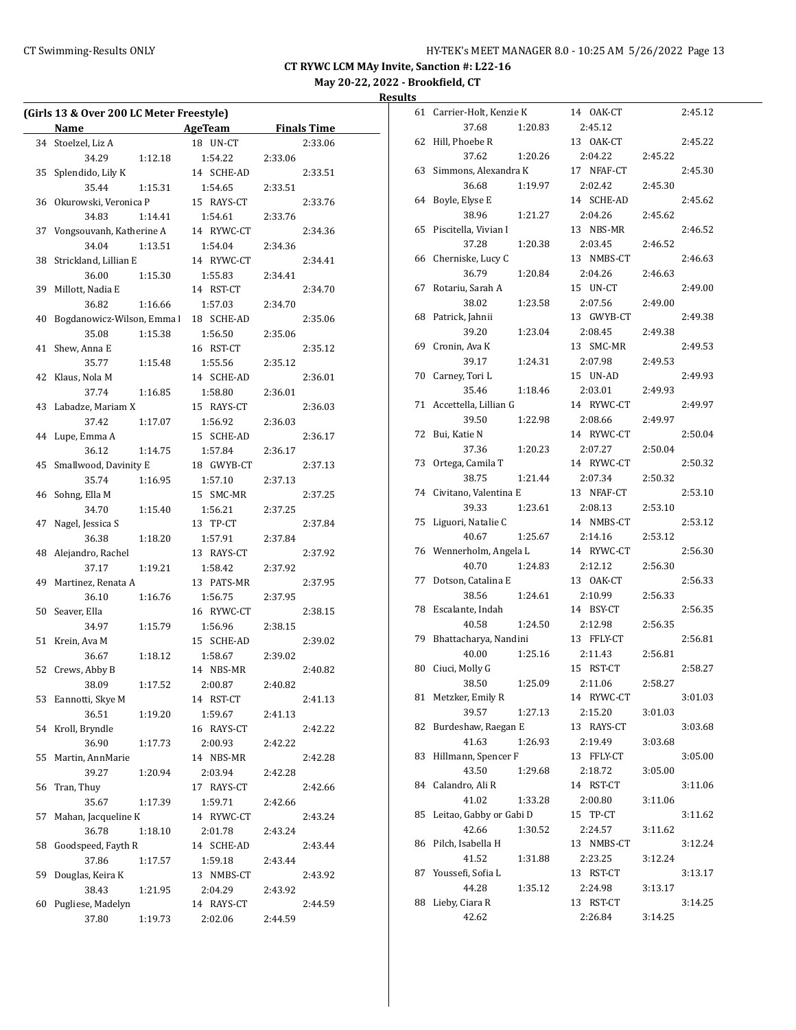# CT RYWC LCM MAy Invite, Sanction #: L22-16

**May 20-22, 2022 - Brookfield, CT**

**Results**

### (Girls 13 & Over 200 LC Meter Freestyle)

| Place | Name | Age | Team | Finals Time | 50 | 100 | 150 | 200 |
|---|---|---|---|---|---|---|---|---|
| 34 | Stoelzel, Liz A | 18 | UN-CT | 2:33.06 | 34.29 | 1:12.18 | 1:54.22 | 2:33.06 |
| 35 | Splendido, Lily K | 14 | SCHE-AD | 2:33.51 | 35.44 | 1:15.31 | 1:54.65 | 2:33.51 |
| 36 | Okurowski, Veronica P | 15 | RAYS-CT | 2:33.76 | 34.83 | 1:14.41 | 1:54.61 | 2:33.76 |
| 37 | Vongsouvanh, Katherine A | 14 | RYWC-CT | 2:34.36 | 34.04 | 1:13.51 | 1:54.04 | 2:34.36 |
| 38 | Strickland, Lillian E | 14 | RYWC-CT | 2:34.41 | 36.00 | 1:15.30 | 1:55.83 | 2:34.41 |
| 39 | Millott, Nadia E | 14 | RST-CT | 2:34.70 | 36.82 | 1:16.66 | 1:57.03 | 2:34.70 |
| 40 | Bogdanowicz-Wilson, Emma I | 18 | SCHE-AD | 2:35.06 | 35.08 | 1:15.38 | 1:56.50 | 2:35.06 |
| 41 | Shew, Anna E | 16 | RST-CT | 2:35.12 | 35.77 | 1:15.48 | 1:55.56 | 2:35.12 |
| 42 | Klaus, Nola M | 14 | SCHE-AD | 2:36.01 | 37.74 | 1:16.85 | 1:58.80 | 2:36.01 |
| 43 | Labadze, Mariam X | 15 | RAYS-CT | 2:36.03 | 37.42 | 1:17.07 | 1:56.92 | 2:36.03 |
| 44 | Lupe, Emma A | 15 | SCHE-AD | 2:36.17 | 36.12 | 1:14.75 | 1:57.84 | 2:36.17 |
| 45 | Smallwood, Davinity E | 18 | GWYB-CT | 2:37.13 | 35.74 | 1:16.95 | 1:57.10 | 2:37.13 |
| 46 | Sohng, Ella M | 15 | SMC-MR | 2:37.25 | 34.70 | 1:15.40 | 1:56.21 | 2:37.25 |
| 47 | Nagel, Jessica S | 13 | TP-CT | 2:37.84 | 36.38 | 1:18.20 | 1:57.91 | 2:37.84 |
| 48 | Alejandro, Rachel | 13 | RAYS-CT | 2:37.92 | 37.17 | 1:19.21 | 1:58.42 | 2:37.92 |
| 49 | Martinez, Renata A | 13 | PATS-MR | 2:37.95 | 36.10 | 1:16.76 | 1:56.75 | 2:37.95 |
| 50 | Seaver, Ella | 16 | RYWC-CT | 2:38.15 | 34.97 | 1:15.79 | 1:56.96 | 2:38.15 |
| 51 | Krein, Ava M | 15 | SCHE-AD | 2:39.02 | 36.67 | 1:18.12 | 1:58.67 | 2:39.02 |
| 52 | Crews, Abby B | 14 | NBS-MR | 2:40.82 | 38.09 | 1:17.52 | 2:00.87 | 2:40.82 |
| 53 | Eannotti, Skye M | 14 | RST-CT | 2:41.13 | 36.51 | 1:19.20 | 1:59.67 | 2:41.13 |
| 54 | Kroll, Bryndle | 16 | RAYS-CT | 2:42.22 | 36.90 | 1:17.73 | 2:00.93 | 2:42.22 |
| 55 | Martin, AnnMarie | 14 | NBS-MR | 2:42.28 | 39.27 | 1:20.94 | 2:03.94 | 2:42.28 |
| 56 | Tran, Thuy | 17 | RAYS-CT | 2:42.66 | 35.67 | 1:17.39 | 1:59.71 | 2:42.66 |
| 57 | Mahan, Jacqueline K | 14 | RYWC-CT | 2:43.24 | 36.78 | 1:18.10 | 2:01.78 | 2:43.24 |
| 58 | Goodspeed, Fayth R | 14 | SCHE-AD | 2:43.44 | 37.86 | 1:17.57 | 1:59.18 | 2:43.44 |
| 59 | Douglas, Keira K | 13 | NMBS-CT | 2:43.92 | 38.43 | 1:21.95 | 2:04.29 | 2:43.92 |
| 60 | Pugliese, Madelyn | 14 | RAYS-CT | 2:44.59 | 37.80 | 1:19.73 | 2:02.06 | 2:44.59 |
| 61 | Carrier-Holt, Kenzie K | 14 | OAK-CT | 2:45.12 | 37.68 | 1:20.83 | 2:45.12 | |
| 62 | Hill, Phoebe R | 13 | OAK-CT | 2:45.22 | 37.62 | 1:20.26 | 2:04.22 | 2:45.22 |
| 63 | Simmons, Alexandra K | 17 | NFAF-CT | 2:45.30 | 36.68 | 1:19.97 | 2:02.42 | 2:45.30 |
| 64 | Boyle, Elyse E | 14 | SCHE-AD | 2:45.62 | 38.96 | 1:21.27 | 2:04.26 | 2:45.62 |
| 65 | Piscitella, Vivian I | 13 | NBS-MR | 2:46.52 | 37.28 | 1:20.38 | 2:03.45 | 2:46.52 |
| 66 | Cherniske, Lucy C | 13 | NMBS-CT | 2:46.63 | 36.79 | 1:20.84 | 2:04.26 | 2:46.63 |
| 67 | Rotariu, Sarah A | 15 | UN-CT | 2:49.00 | 38.02 | 1:23.58 | 2:07.56 | 2:49.00 |
| 68 | Patrick, Jahnii | 13 | GWYB-CT | 2:49.38 | 39.20 | 1:23.04 | 2:08.45 | 2:49.38 |
| 69 | Cronin, Ava K | 13 | SMC-MR | 2:49.53 | 39.17 | 1:24.31 | 2:07.98 | 2:49.53 |
| 70 | Carney, Tori L | 15 | UN-AD | 2:49.93 | 35.46 | 1:18.46 | 2:03.01 | 2:49.93 |
| 71 | Accettella, Lillian G | 14 | RYWC-CT | 2:49.97 | 39.50 | 1:22.98 | 2:08.66 | 2:49.97 |
| 72 | Bui, Katie N | 14 | RYWC-CT | 2:50.04 | 37.36 | 1:20.23 | 2:07.27 | 2:50.04 |
| 73 | Ortega, Camila T | 14 | RYWC-CT | 2:50.32 | 38.75 | 1:21.44 | 2:07.34 | 2:50.32 |
| 74 | Civitano, Valentina E | 13 | NFAF-CT | 2:53.10 | 39.33 | 1:23.61 | 2:08.13 | 2:53.10 |
| 75 | Liguori, Natalie C | 14 | NMBS-CT | 2:53.12 | 40.67 | 1:25.67 | 2:14.16 | 2:53.12 |
| 76 | Wennerholm, Angela L | 14 | RYWC-CT | 2:56.30 | 40.70 | 1:24.83 | 2:12.12 | 2:56.30 |
| 77 | Dotson, Catalina E | 13 | OAK-CT | 2:56.33 | 38.56 | 1:24.61 | 2:10.99 | 2:56.33 |
| 78 | Escalante, Indah | 14 | BSY-CT | 2:56.35 | 40.58 | 1:24.50 | 2:12.98 | 2:56.35 |
| 79 | Bhattacharya, Nandini | 13 | FFLY-CT | 2:56.81 | 40.00 | 1:25.16 | 2:11.43 | 2:56.81 |
| 80 | Ciuci, Molly G | 15 | RST-CT | 2:58.27 | 38.50 | 1:25.09 | 2:11.06 | 2:58.27 |
| 81 | Metzker, Emily R | 14 | RYWC-CT | 3:01.03 | 39.57 | 1:27.13 | 2:15.20 | 3:01.03 |
| 82 | Burdeshaw, Raegan E | 13 | RAYS-CT | 3:03.68 | 41.63 | 1:26.93 | 2:19.49 | 3:03.68 |
| 83 | Hillmann, Spencer F | 13 | FFLY-CT | 3:05.00 | 43.50 | 1:29.68 | 2:18.72 | 3:05.00 |
| 84 | Calandro, Ali R | 14 | RST-CT | 3:11.06 | 41.02 | 1:33.28 | 2:00.80 | 3:11.06 |
| 85 | Leitao, Gabby or Gabi D | 15 | TP-CT | 3:11.62 | 42.66 | 1:30.52 | 2:24.57 | 3:11.62 |
| 86 | Pilch, Isabella H | 13 | NMBS-CT | 3:12.24 | 41.52 | 1:31.88 | 2:23.25 | 3:12.24 |
| 87 | Youssefi, Sofia L | 13 | RST-CT | 3:13.17 | 44.28 | 1:35.12 | 2:24.98 | 3:13.17 |
| 88 | Lieby, Ciara R | 13 | RST-CT | 3:14.25 | 42.62 | | 2:26.84 | 3:14.25 |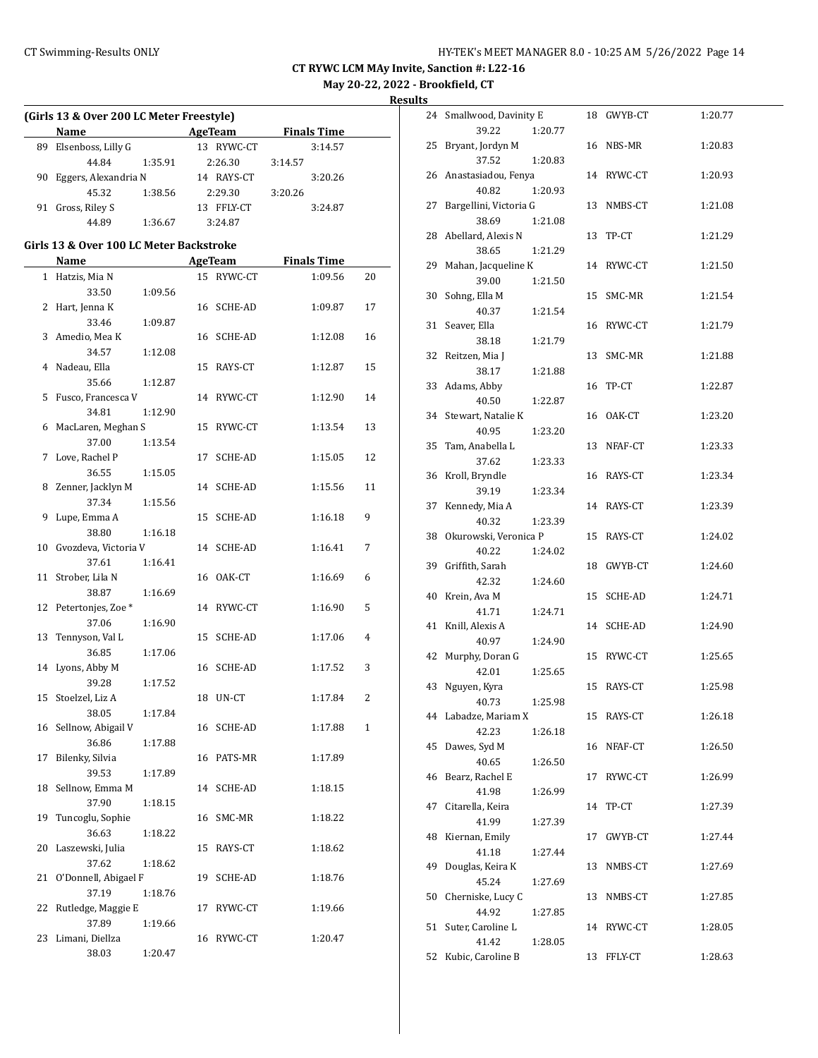**CT RYWC LCM MAy Invite, Sanction #: L22-16**

**May 20-22, 2022 - Brookfield, CT**

**Results**

### (Girls 13 & Over 200 LC Meter Freestyle)

| | Name | Age | Team | Finals Time |
|---|---|---|---|---|
| 89 | Elsenboss, Lilly G | 13 | RYWC-CT | 3:14.57 |
| | 44.84 1:35.91 2:26.30 3:14.57 | | | |
| 90 | Eggers, Alexandria N | 14 | RAYS-CT | 3:20.26 |
| | 45.32 1:38.56 2:29.30 3:20.26 | | | |
| 91 | Gross, Riley S | 13 | FFLY-CT | 3:24.87 |
| | 44.89 1:36.67 3:24.87 | | | |

### Girls 13 & Over 100 LC Meter Backstroke

| | Name | Age | Team | Finals Time | Points |
|---|---|---|---|---|---|
| 1 | Hatzis, Mia N | 15 | RYWC-CT | 1:09.56 | 20 |
| | 33.50 1:09.56 | | | | |
| 2 | Hart, Jenna K | 16 | SCHE-AD | 1:09.87 | 17 |
| | 33.46 1:09.87 | | | | |
| 3 | Amedio, Mea K | 16 | SCHE-AD | 1:12.08 | 16 |
| | 34.57 1:12.08 | | | | |
| 4 | Nadeau, Ella | 15 | RAYS-CT | 1:12.87 | 15 |
| | 35.66 1:12.87 | | | | |
| 5 | Fusco, Francesca V | 14 | RYWC-CT | 1:12.90 | 14 |
| | 34.81 1:12.90 | | | | |
| 6 | MacLaren, Meghan S | 15 | RYWC-CT | 1:13.54 | 13 |
| | 37.00 1:13.54 | | | | |
| 7 | Love, Rachel P | 17 | SCHE-AD | 1:15.05 | 12 |
| | 36.55 1:15.05 | | | | |
| 8 | Zenner, Jacklyn M | 14 | SCHE-AD | 1:15.56 | 11 |
| | 37.34 1:15.56 | | | | |
| 9 | Lupe, Emma A | 15 | SCHE-AD | 1:16.18 | 9 |
| | 38.80 1:16.18 | | | | |
| 10 | Gvozdeva, Victoria V | 14 | SCHE-AD | 1:16.41 | 7 |
| | 37.61 1:16.41 | | | | |
| 11 | Strober, Lila N | 16 | OAK-CT | 1:16.69 | 6 |
| | 38.87 1:16.69 | | | | |
| 12 | Petertonjes, Zoe * | 14 | RYWC-CT | 1:16.90 | 5 |
| | 37.06 1:16.90 | | | | |
| 13 | Tennyson, Val L | 15 | SCHE-AD | 1:17.06 | 4 |
| | 36.85 1:17.06 | | | | |
| 14 | Lyons, Abby M | 16 | SCHE-AD | 1:17.52 | 3 |
| | 39.28 1:17.52 | | | | |
| 15 | Stoelzel, Liz A | 18 | UN-CT | 1:17.84 | 2 |
| | 38.05 1:17.84 | | | | |
| 16 | Sellnow, Abigail V | 16 | SCHE-AD | 1:17.88 | 1 |
| | 36.86 1:17.88 | | | | |
| 17 | Bilenky, Silvia | 16 | PATS-MR | 1:17.89 | |
| | 39.53 1:17.89 | | | | |
| 18 | Sellnow, Emma M | 14 | SCHE-AD | 1:18.15 | |
| | 37.90 1:18.15 | | | | |
| 19 | Tuncoglu, Sophie | 16 | SMC-MR | 1:18.22 | |
| | 36.63 1:18.22 | | | | |
| 20 | Laszewski, Julia | 15 | RAYS-CT | 1:18.62 | |
| | 37.62 1:18.62 | | | | |
| 21 | O'Donnell, Abigael F | 19 | SCHE-AD | 1:18.76 | |
| | 37.19 1:18.76 | | | | |
| 22 | Rutledge, Maggie E | 17 | RYWC-CT | 1:19.66 | |
| | 37.89 1:19.66 | | | | |
| 23 | Limani, Diellza | 16 | RYWC-CT | 1:20.47 | |
| | 38.03 1:20.47 | | | | |
| 24 | Smallwood, Davinity E | 18 | GWYB-CT | 1:20.77 | |
| | 39.22 1:20.77 | | | | |
| 25 | Bryant, Jordyn M | 16 | NBS-MR | 1:20.83 | |
| | 37.52 1:20.83 | | | | |
| 26 | Anastasiadou, Fenya | 14 | RYWC-CT | 1:20.93 | |
| | 40.82 1:20.93 | | | | |
| 27 | Bargellini, Victoria G | 13 | NMBS-CT | 1:21.08 | |
| | 38.69 1:21.08 | | | | |
| 28 | Abellard, Alexis N | 13 | TP-CT | 1:21.29 | |
| | 38.65 1:21.29 | | | | |
| 29 | Mahan, Jacqueline K | 14 | RYWC-CT | 1:21.50 | |
| | 39.00 1:21.50 | | | | |
| 30 | Sohng, Ella M | 15 | SMC-MR | 1:21.54 | |
| | 40.37 1:21.54 | | | | |
| 31 | Seaver, Ella | 16 | RYWC-CT | 1:21.79 | |
| | 38.18 1:21.79 | | | | |
| 32 | Reitzen, Mia J | 13 | SMC-MR | 1:21.88 | |
| | 38.17 1:21.88 | | | | |
| 33 | Adams, Abby | 16 | TP-CT | 1:22.87 | |
| | 40.50 1:22.87 | | | | |
| 34 | Stewart, Natalie K | 16 | OAK-CT | 1:23.20 | |
| | 40.95 1:23.20 | | | | |
| 35 | Tam, Anabella L | 13 | NFAF-CT | 1:23.33 | |
| | 37.62 1:23.33 | | | | |
| 36 | Kroll, Bryndle | 16 | RAYS-CT | 1:23.34 | |
| | 39.19 1:23.34 | | | | |
| 37 | Kennedy, Mia A | 14 | RAYS-CT | 1:23.39 | |
| | 40.32 1:23.39 | | | | |
| 38 | Okurowski, Veronica P | 15 | RAYS-CT | 1:24.02 | |
| | 40.22 1:24.02 | | | | |
| 39 | Griffith, Sarah | 18 | GWYB-CT | 1:24.60 | |
| | 42.32 1:24.60 | | | | |
| 40 | Krein, Ava M | 15 | SCHE-AD | 1:24.71 | |
| | 41.71 1:24.71 | | | | |
| 41 | Knill, Alexis A | 14 | SCHE-AD | 1:24.90 | |
| | 40.97 1:24.90 | | | | |
| 42 | Murphy, Doran G | 15 | RYWC-CT | 1:25.65 | |
| | 42.01 1:25.65 | | | | |
| 43 | Nguyen, Kyra | 15 | RAYS-CT | 1:25.98 | |
| | 40.73 1:25.98 | | | | |
| 44 | Labadze, Mariam X | 15 | RAYS-CT | 1:26.18 | |
| | 42.23 1:26.18 | | | | |
| 45 | Dawes, Syd M | 16 | NFAF-CT | 1:26.50 | |
| | 40.65 1:26.50 | | | | |
| 46 | Bearz, Rachel E | 17 | RYWC-CT | 1:26.99 | |
| | 41.98 1:26.99 | | | | |
| 47 | Citarella, Keira | 14 | TP-CT | 1:27.39 | |
| | 41.99 1:27.39 | | | | |
| 48 | Kiernan, Emily | 17 | GWYB-CT | 1:27.44 | |
| | 41.18 1:27.44 | | | | |
| 49 | Douglas, Keira K | 13 | NMBS-CT | 1:27.69 | |
| | 45.24 1:27.69 | | | | |
| 50 | Cherniske, Lucy C | 13 | NMBS-CT | 1:27.85 | |
| | 44.92 1:27.85 | | | | |
| 51 | Suter, Caroline L | 14 | RYWC-CT | 1:28.05 | |
| | 41.42 1:28.05 | | | | |
| 52 | Kubic, Caroline B | 13 | FFLY-CT | 1:28.63 | |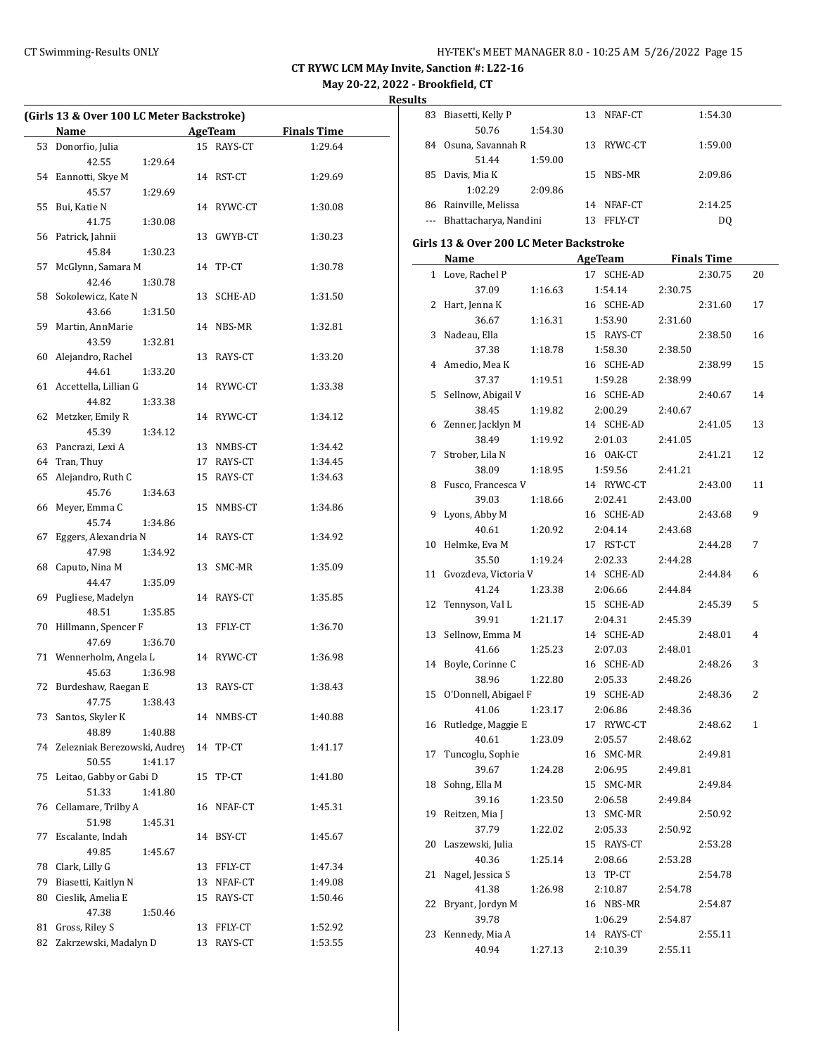**CT RYWC LCM MAy Invite, Sanction #: L22-16**

**May 20-22, 2022 - Brookfield, CT**

**Results**

### (Girls 13 & Over 100 LC Meter Backstroke)

| | Name | Age | Team | Finals Time |
|---|---|---|---|---|
| 53 | Donorfio, Julia | 15 | RAYS-CT | 1:29.64 |
| | 42.55 1:29.64 | | | |
| 54 | Eannotti, Skye M | 14 | RST-CT | 1:29.69 |
| | 45.57 1:29.69 | | | |
| 55 | Bui, Katie N | 14 | RYWC-CT | 1:30.08 |
| | 41.75 1:30.08 | | | |
| 56 | Patrick, Jahnii | 13 | GWYB-CT | 1:30.23 |
| | 45.84 1:30.23 | | | |
| 57 | McGlynn, Samara M | 14 | TP-CT | 1:30.78 |
| | 42.46 1:30.78 | | | |
| 58 | Sokolewicz, Kate N | 13 | SCHE-AD | 1:31.50 |
| | 43.66 1:31.50 | | | |
| 59 | Martin, AnnMarie | 14 | NBS-MR | 1:32.81 |
| | 43.59 1:32.81 | | | |
| 60 | Alejandro, Rachel | 13 | RAYS-CT | 1:33.20 |
| | 44.61 1:33.20 | | | |
| 61 | Accettella, Lillian G | 14 | RYWC-CT | 1:33.38 |
| | 44.82 1:33.38 | | | |
| 62 | Metzker, Emily R | 14 | RYWC-CT | 1:34.12 |
| | 45.39 1:34.12 | | | |
| 63 | Pancrazi, Lexi A | 13 | NMBS-CT | 1:34.42 |
| 64 | Tran, Thuy | 17 | RAYS-CT | 1:34.45 |
| 65 | Alejandro, Ruth C | 15 | RAYS-CT | 1:34.63 |
| | 45.76 1:34.63 | | | |
| 66 | Meyer, Emma C | 15 | NMBS-CT | 1:34.86 |
| | 45.74 1:34.86 | | | |
| 67 | Eggers, Alexandria N | 14 | RAYS-CT | 1:34.92 |
| | 47.98 1:34.92 | | | |
| 68 | Caputo, Nina M | 13 | SMC-MR | 1:35.09 |
| | 44.47 1:35.09 | | | |
| 69 | Pugliese, Madelyn | 14 | RAYS-CT | 1:35.85 |
| | 48.51 1:35.85 | | | |
| 70 | Hillmann, Spencer F | 13 | FFLY-CT | 1:36.70 |
| | 47.69 1:36.70 | | | |
| 71 | Wennerholm, Angela L | 14 | RYWC-CT | 1:36.98 |
| | 45.63 1:36.98 | | | |
| 72 | Burdeshaw, Raegan E | 13 | RAYS-CT | 1:38.43 |
| | 47.75 1:38.43 | | | |
| 73 | Santos, Skyler K | 14 | NMBS-CT | 1:40.88 |
| | 48.89 1:40.88 | | | |
| 74 | Zelezniak Berezowski, Audrey | 14 | TP-CT | 1:41.17 |
| | 50.55 1:41.17 | | | |
| 75 | Leitao, Gabby or Gabi D | 15 | TP-CT | 1:41.80 |
| | 51.33 1:41.80 | | | |
| 76 | Cellamare, Trilby A | 16 | NFAF-CT | 1:45.31 |
| | 51.98 1:45.31 | | | |
| 77 | Escalante, Indah | 14 | BSY-CT | 1:45.67 |
| | 49.85 1:45.67 | | | |
| 78 | Clark, Lilly G | 13 | FFLY-CT | 1:47.34 |
| 79 | Biasetti, Kaitlyn N | 13 | NFAF-CT | 1:49.08 |
| 80 | Cieslik, Amelia E | 15 | RAYS-CT | 1:50.46 |
| | 47.38 1:50.46 | | | |
| 81 | Gross, Riley S | 13 | FFLY-CT | 1:52.92 |
| 82 | Zakrzewski, Madalyn D | 13 | RAYS-CT | 1:53.55 |
| 83 | Biasetti, Kelly P | 13 | NFAF-CT | 1:54.30 |
| | 50.76 1:54.30 | | | |
| 84 | Osuna, Savannah R | 13 | RYWC-CT | 1:59.00 |
| | 51.44 1:59.00 | | | |
| 85 | Davis, Mia K | 15 | NBS-MR | 2:09.86 |
| | 1:02.29 2:09.86 | | | |
| 86 | Rainville, Melissa | 14 | NFAF-CT | 2:14.25 |
| --- | Bhattacharya, Nandini | 13 | FFLY-CT | DQ |

### Girls 13 & Over 200 LC Meter Backstroke

| | Name | Age | Team | Finals Time | Points |
|---|---|---|---|---|---|
| 1 | Love, Rachel P | 17 | SCHE-AD | 2:30.75 | 20 |
| | 37.09 1:16.63 1:54.14 2:30.75 | | | | |
| 2 | Hart, Jenna K | 16 | SCHE-AD | 2:31.60 | 17 |
| | 36.67 1:16.31 1:53.90 2:31.60 | | | | |
| 3 | Nadeau, Ella | 15 | RAYS-CT | 2:38.50 | 16 |
| | 37.38 1:18.78 1:58.30 2:38.50 | | | | |
| 4 | Amedio, Mea K | 16 | SCHE-AD | 2:38.99 | 15 |
| | 37.37 1:19.51 1:59.28 2:38.99 | | | | |
| 5 | Sellnow, Abigail V | 16 | SCHE-AD | 2:40.67 | 14 |
| | 38.45 1:19.82 2:00.29 2:40.67 | | | | |
| 6 | Zenner, Jacklyn M | 14 | SCHE-AD | 2:41.05 | 13 |
| | 38.49 1:19.92 2:01.03 2:41.05 | | | | |
| 7 | Strober, Lila N | 16 | OAK-CT | 2:41.21 | 12 |
| | 38.09 1:18.95 1:59.56 2:41.21 | | | | |
| 8 | Fusco, Francesca V | 14 | RYWC-CT | 2:43.00 | 11 |
| | 39.03 1:18.66 2:02.41 2:43.00 | | | | |
| 9 | Lyons, Abby M | 16 | SCHE-AD | 2:43.68 | 9 |
| | 40.61 1:20.92 2:04.14 2:43.68 | | | | |
| 10 | Helmke, Eva M | 17 | RST-CT | 2:44.28 | 7 |
| | 35.50 1:19.24 2:02.33 2:44.28 | | | | |
| 11 | Gvozdeva, Victoria V | 14 | SCHE-AD | 2:44.84 | 6 |
| | 41.24 1:23.38 2:06.66 2:44.84 | | | | |
| 12 | Tennyson, Val L | 15 | SCHE-AD | 2:45.39 | 5 |
| | 39.91 1:21.17 2:04.31 2:45.39 | | | | |
| 13 | Sellnow, Emma M | 14 | SCHE-AD | 2:48.01 | 4 |
| | 41.66 1:25.23 2:07.03 2:48.01 | | | | |
| 14 | Boyle, Corinne C | 16 | SCHE-AD | 2:48.26 | 3 |
| | 38.96 1:22.80 2:05.33 2:48.26 | | | | |
| 15 | O'Donnell, Abigael F | 19 | SCHE-AD | 2:48.36 | 2 |
| | 41.06 1:23.17 2:06.86 2:48.36 | | | | |
| 16 | Rutledge, Maggie E | 17 | RYWC-CT | 2:48.62 | 1 |
| | 40.61 1:23.09 2:05.57 2:48.62 | | | | |
| 17 | Tuncoglu, Sophie | 16 | SMC-MR | 2:49.81 | |
| | 39.67 1:24.28 2:06.95 2:49.81 | | | | |
| 18 | Sohng, Ella M | 15 | SMC-MR | 2:49.84 | |
| | 39.16 1:23.50 2:06.58 2:49.84 | | | | |
| 19 | Reitzen, Mia J | 13 | SMC-MR | 2:50.92 | |
| | 37.79 1:22.02 2:05.33 2:50.92 | | | | |
| 20 | Laszewski, Julia | 15 | RAYS-CT | 2:53.28 | |
| | 40.36 1:25.14 2:08.66 2:53.28 | | | | |
| 21 | Nagel, Jessica S | 13 | TP-CT | 2:54.78 | |
| | 41.38 1:26.98 2:10.87 2:54.78 | | | | |
| 22 | Bryant, Jordyn M | 16 | NBS-MR | 2:54.87 | |
| | 39.78 1:06.29 2:54.87 | | | | |
| 23 | Kennedy, Mia A | 14 | RAYS-CT | 2:55.11 | |
| | 40.94 1:27.13 2:10.39 2:55.11 | | | | |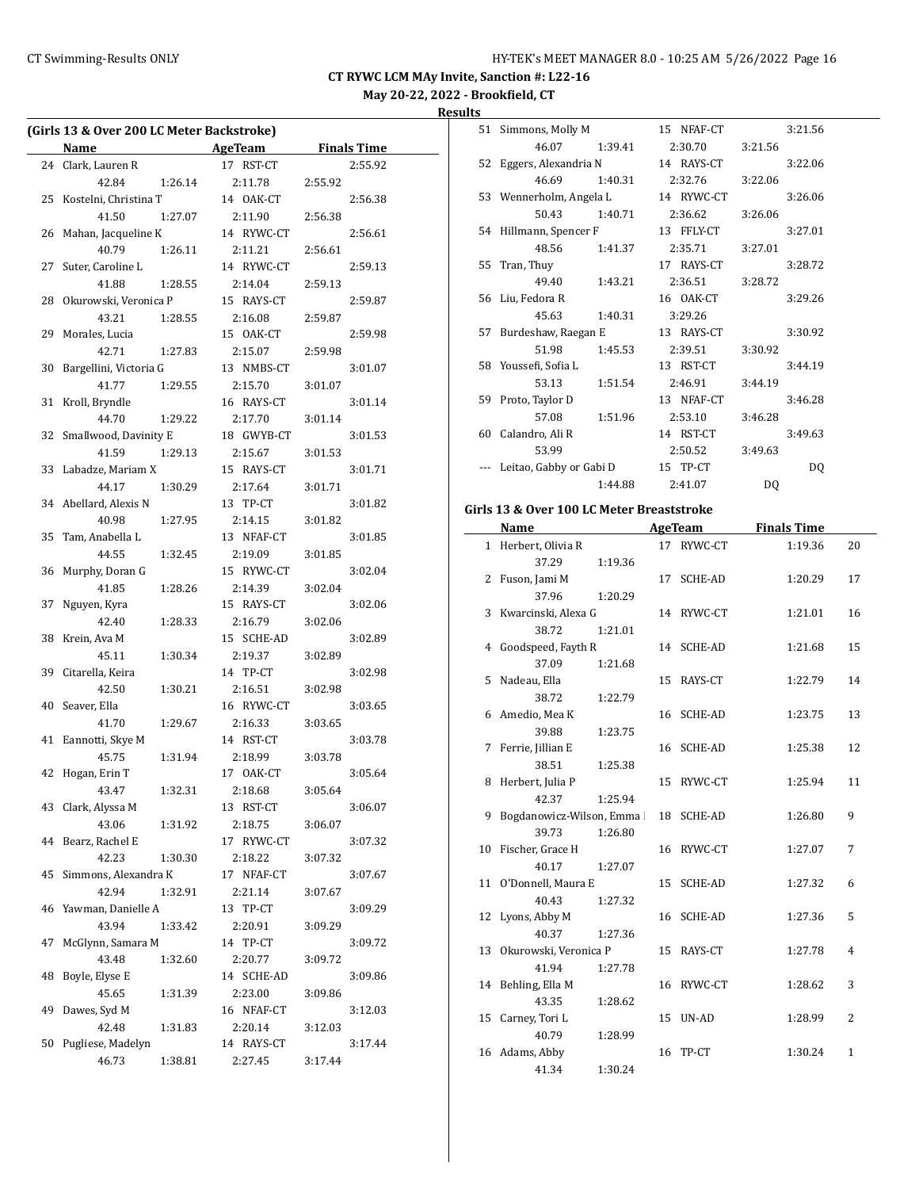CT RYWC LCM MAy Invite, Sanction #: L22-16

May 20-22, 2022 - Brookfield, CT

Results

## (Girls 13 & Over 200 LC Meter Backstroke)

| | Name | AgeTeam | | Finals Time |
|---|---|---|---|---|
| 24 | Clark, Lauren R | 17 | RST-CT | 2:55.92 |
| | 42.84 / 1:26.14 / 2:11.78 / 2:55.92 | | | |
| 25 | Kostelni, Christina T | 14 | OAK-CT | 2:56.38 |
| | 41.50 / 1:27.07 / 2:11.90 / 2:56.38 | | | |
| 26 | Mahan, Jacqueline K | 14 | RYWC-CT | 2:56.61 |
| | 40.79 / 1:26.11 / 2:11.21 / 2:56.61 | | | |
| 27 | Suter, Caroline L | 14 | RYWC-CT | 2:59.13 |
| | 41.88 / 1:28.55 / 2:14.04 / 2:59.13 | | | |
| 28 | Okurowski, Veronica P | 15 | RAYS-CT | 2:59.87 |
| | 43.21 / 1:28.55 / 2:16.08 / 2:59.87 | | | |
| 29 | Morales, Lucia | 15 | OAK-CT | 2:59.98 |
| | 42.71 / 1:27.83 / 2:15.07 / 2:59.98 | | | |
| 30 | Bargellini, Victoria G | 13 | NMBS-CT | 3:01.07 |
| | 41.77 / 1:29.55 / 2:15.70 / 3:01.07 | | | |
| 31 | Kroll, Bryndle | 16 | RAYS-CT | 3:01.14 |
| | 44.70 / 1:29.22 / 2:17.70 / 3:01.14 | | | |
| 32 | Smallwood, Davinity E | 18 | GWYB-CT | 3:01.53 |
| | 41.59 / 1:29.13 / 2:15.67 / 3:01.53 | | | |
| 33 | Labadze, Mariam X | 15 | RAYS-CT | 3:01.71 |
| | 44.17 / 1:30.29 / 2:17.64 / 3:01.71 | | | |
| 34 | Abellard, Alexis N | 13 | TP-CT | 3:01.82 |
| | 40.98 / 1:27.95 / 2:14.15 / 3:01.82 | | | |
| 35 | Tam, Anabella L | 13 | NFAF-CT | 3:01.85 |
| | 44.55 / 1:32.45 / 2:19.09 / 3:01.85 | | | |
| 36 | Murphy, Doran G | 15 | RYWC-CT | 3:02.04 |
| | 41.85 / 1:28.26 / 2:14.39 / 3:02.04 | | | |
| 37 | Nguyen, Kyra | 15 | RAYS-CT | 3:02.06 |
| | 42.40 / 1:28.33 / 2:16.79 / 3:02.06 | | | |
| 38 | Krein, Ava M | 15 | SCHE-AD | 3:02.89 |
| | 45.11 / 1:30.34 / 2:19.37 / 3:02.89 | | | |
| 39 | Citarella, Keira | 14 | TP-CT | 3:02.98 |
| | 42.50 / 1:30.21 / 2:16.51 / 3:02.98 | | | |
| 40 | Seaver, Ella | 16 | RYWC-CT | 3:03.65 |
| | 41.70 / 1:29.67 / 2:16.33 / 3:03.65 | | | |
| 41 | Eannotti, Skye M | 14 | RST-CT | 3:03.78 |
| | 45.75 / 1:31.94 / 2:18.99 / 3:03.78 | | | |
| 42 | Hogan, Erin T | 17 | OAK-CT | 3:05.64 |
| | 43.47 / 1:32.31 / 2:18.68 / 3:05.64 | | | |
| 43 | Clark, Alyssa M | 13 | RST-CT | 3:06.07 |
| | 43.06 / 1:31.92 / 2:18.75 / 3:06.07 | | | |
| 44 | Bearz, Rachel E | 17 | RYWC-CT | 3:07.32 |
| | 42.23 / 1:30.30 / 2:18.22 / 3:07.32 | | | |
| 45 | Simmons, Alexandra K | 17 | NFAF-CT | 3:07.67 |
| | 42.94 / 1:32.91 / 2:21.14 / 3:07.67 | | | |
| 46 | Yawman, Danielle A | 13 | TP-CT | 3:09.29 |
| | 43.94 / 1:33.42 / 2:20.91 / 3:09.29 | | | |
| 47 | McGlynn, Samara M | 14 | TP-CT | 3:09.72 |
| | 43.48 / 1:32.60 / 2:20.77 / 3:09.72 | | | |
| 48 | Boyle, Elyse E | 14 | SCHE-AD | 3:09.86 |
| | 45.65 / 1:31.39 / 2:23.00 / 3:09.86 | | | |
| 49 | Dawes, Syd M | 16 | NFAF-CT | 3:12.03 |
| | 42.48 / 1:31.83 / 2:20.14 / 3:12.03 | | | |
| 50 | Pugliese, Madelyn | 14 | RAYS-CT | 3:17.44 |
| | 46.73 / 1:38.81 / 2:27.45 / 3:17.44 | | | |
| 51 | Simmons, Molly M | 15 | NFAF-CT | 3:21.56 |
| | 46.07 / 1:39.41 / 2:30.70 / 3:21.56 | | | |
| 52 | Eggers, Alexandria N | 14 | RAYS-CT | 3:22.06 |
| | 46.69 / 1:40.31 / 2:32.76 / 3:22.06 | | | |
| 53 | Wennerholm, Angela L | 14 | RYWC-CT | 3:26.06 |
| | 50.43 / 1:40.71 / 2:36.62 / 3:26.06 | | | |
| 54 | Hillmann, Spencer F | 13 | FFLY-CT | 3:27.01 |
| | 48.56 / 1:41.37 / 2:35.71 / 3:27.01 | | | |
| 55 | Tran, Thuy | 17 | RAYS-CT | 3:28.72 |
| | 49.40 / 1:43.21 / 2:36.51 / 3:28.72 | | | |
| 56 | Liu, Fedora R | 16 | OAK-CT | 3:29.26 |
| | 45.63 / 1:40.31 / 3:29.26 | | | |
| 57 | Burdeshaw, Raegan E | 13 | RAYS-CT | 3:30.92 |
| | 51.98 / 1:45.53 / 2:39.51 / 3:30.92 | | | |
| 58 | Youssefi, Sofia L | 13 | RST-CT | 3:44.19 |
| | 53.13 / 1:51.54 / 2:46.91 / 3:44.19 | | | |
| 59 | Proto, Taylor D | 13 | NFAF-CT | 3:46.28 |
| | 57.08 / 1:51.96 / 2:53.10 / 3:46.28 | | | |
| 60 | Calandro, Ali R | 14 | RST-CT | 3:49.63 |
| | 53.99 / 2:50.52 / 3:49.63 | | | |
| --- | Leitao, Gabby or Gabi D | 15 | TP-CT | DQ |
| | 1:44.88 / 2:41.07 / DQ | | | |

## Girls 13 & Over 100 LC Meter Breaststroke

| | Name | AgeTeam | | Finals Time | Points |
|---|---|---|---|---|---|
| 1 | Herbert, Olivia R | 17 | RYWC-CT | 1:19.36 | 20 |
| | 37.29 / 1:19.36 | | | | |
| 2 | Fuson, Jami M | 17 | SCHE-AD | 1:20.29 | 17 |
| | 37.96 / 1:20.29 | | | | |
| 3 | Kwarcinski, Alexa G | 14 | RYWC-CT | 1:21.01 | 16 |
| | 38.72 / 1:21.01 | | | | |
| 4 | Goodspeed, Fayth R | 14 | SCHE-AD | 1:21.68 | 15 |
| | 37.09 / 1:21.68 | | | | |
| 5 | Nadeau, Ella | 15 | RAYS-CT | 1:22.79 | 14 |
| | 38.72 / 1:22.79 | | | | |
| 6 | Amedio, Mea K | 16 | SCHE-AD | 1:23.75 | 13 |
| | 39.88 / 1:23.75 | | | | |
| 7 | Ferrie, Jillian E | 16 | SCHE-AD | 1:25.38 | 12 |
| | 38.51 / 1:25.38 | | | | |
| 8 | Herbert, Julia P | 15 | RYWC-CT | 1:25.94 | 11 |
| | 42.37 / 1:25.94 | | | | |
| 9 | Bogdanowicz-Wilson, Emma I | 18 | SCHE-AD | 1:26.80 | 9 |
| | 39.73 / 1:26.80 | | | | |
| 10 | Fischer, Grace H | 16 | RYWC-CT | 1:27.07 | 7 |
| | 40.17 / 1:27.07 | | | | |
| 11 | O'Donnell, Maura E | 15 | SCHE-AD | 1:27.32 | 6 |
| | 40.43 / 1:27.32 | | | | |
| 12 | Lyons, Abby M | 16 | SCHE-AD | 1:27.36 | 5 |
| | 40.37 / 1:27.36 | | | | |
| 13 | Okurowski, Veronica P | 15 | RAYS-CT | 1:27.78 | 4 |
| | 41.94 / 1:27.78 | | | | |
| 14 | Behling, Ella M | 16 | RYWC-CT | 1:28.62 | 3 |
| | 43.35 / 1:28.62 | | | | |
| 15 | Carney, Tori L | 15 | UN-AD | 1:28.99 | 2 |
| | 40.79 / 1:28.99 | | | | |
| 16 | Adams, Abby | 16 | TP-CT | 1:30.24 | 1 |
| | 41.34 / 1:30.24 | | | | |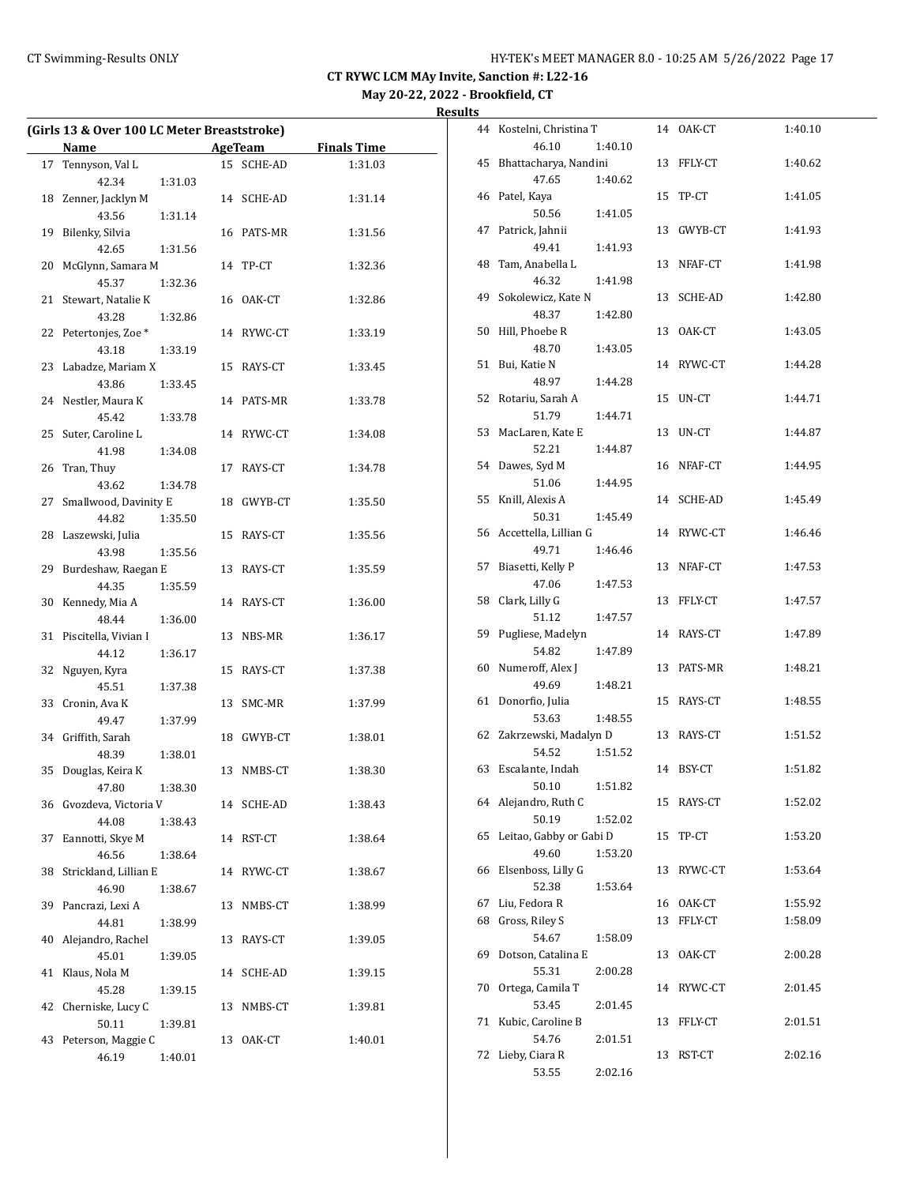**CT RYWC LCM MAy Invite, Sanction #: L22-16**

**May 20-22, 2022 - Brookfield, CT**

**Results**

### (Girls 13 & Over 100 LC Meter Breaststroke)

| | Name | Age | Team | Finals Time | Splits |
|---|---|---|---|---|---|
| 17 | Tennyson, Val L | 15 | SCHE-AD | 1:31.03 | 42.34, 1:31.03 |
| 18 | Zenner, Jacklyn M | 14 | SCHE-AD | 1:31.14 | 43.56, 1:31.14 |
| 19 | Bilenky, Silvia | 16 | PATS-MR | 1:31.56 | 42.65, 1:31.56 |
| 20 | McGlynn, Samara M | 14 | TP-CT | 1:32.36 | 45.37, 1:32.36 |
| 21 | Stewart, Natalie K | 16 | OAK-CT | 1:32.86 | 43.28, 1:32.86 |
| 22 | Petertonjes, Zoe * | 14 | RYWC-CT | 1:33.19 | 43.18, 1:33.19 |
| 23 | Labadze, Mariam X | 15 | RAYS-CT | 1:33.45 | 43.86, 1:33.45 |
| 24 | Nestler, Maura K | 14 | PATS-MR | 1:33.78 | 45.42, 1:33.78 |
| 25 | Suter, Caroline L | 14 | RYWC-CT | 1:34.08 | 41.98, 1:34.08 |
| 26 | Tran, Thuy | 17 | RAYS-CT | 1:34.78 | 43.62, 1:34.78 |
| 27 | Smallwood, Davinity E | 18 | GWYB-CT | 1:35.50 | 44.82, 1:35.50 |
| 28 | Laszewski, Julia | 15 | RAYS-CT | 1:35.56 | 43.98, 1:35.56 |
| 29 | Burdeshaw, Raegan E | 13 | RAYS-CT | 1:35.59 | 44.35, 1:35.59 |
| 30 | Kennedy, Mia A | 14 | RAYS-CT | 1:36.00 | 48.44, 1:36.00 |
| 31 | Piscitella, Vivian I | 13 | NBS-MR | 1:36.17 | 44.12, 1:36.17 |
| 32 | Nguyen, Kyra | 15 | RAYS-CT | 1:37.38 | 45.51, 1:37.38 |
| 33 | Cronin, Ava K | 13 | SMC-MR | 1:37.99 | 49.47, 1:37.99 |
| 34 | Griffith, Sarah | 18 | GWYB-CT | 1:38.01 | 48.39, 1:38.01 |
| 35 | Douglas, Keira K | 13 | NMBS-CT | 1:38.30 | 47.80, 1:38.30 |
| 36 | Gvozdeva, Victoria V | 14 | SCHE-AD | 1:38.43 | 44.08, 1:38.43 |
| 37 | Eannotti, Skye M | 14 | RST-CT | 1:38.64 | 46.56, 1:38.64 |
| 38 | Strickland, Lillian E | 14 | RYWC-CT | 1:38.67 | 46.90, 1:38.67 |
| 39 | Pancrazi, Lexi A | 13 | NMBS-CT | 1:38.99 | 44.81, 1:38.99 |
| 40 | Alejandro, Rachel | 13 | RAYS-CT | 1:39.05 | 45.01, 1:39.05 |
| 41 | Klaus, Nola M | 14 | SCHE-AD | 1:39.15 | 45.28, 1:39.15 |
| 42 | Cherniske, Lucy C | 13 | NMBS-CT | 1:39.81 | 50.11, 1:39.81 |
| 43 | Peterson, Maggie C | 13 | OAK-CT | 1:40.01 | 46.19, 1:40.01 |
| 44 | Kostelni, Christina T | 14 | OAK-CT | 1:40.10 | 46.10, 1:40.10 |
| 45 | Bhattacharya, Nandini | 13 | FFLY-CT | 1:40.62 | 47.65, 1:40.62 |
| 46 | Patel, Kaya | 15 | TP-CT | 1:41.05 | 50.56, 1:41.05 |
| 47 | Patrick, Jahnii | 13 | GWYB-CT | 1:41.93 | 49.41, 1:41.93 |
| 48 | Tam, Anabella L | 13 | NFAF-CT | 1:41.98 | 46.32, 1:41.98 |
| 49 | Sokolewicz, Kate N | 13 | SCHE-AD | 1:42.80 | 48.37, 1:42.80 |
| 50 | Hill, Phoebe R | 13 | OAK-CT | 1:43.05 | 48.70, 1:43.05 |
| 51 | Bui, Katie N | 14 | RYWC-CT | 1:44.28 | 48.97, 1:44.28 |
| 52 | Rotariu, Sarah A | 15 | UN-CT | 1:44.71 | 51.79, 1:44.71 |
| 53 | MacLaren, Kate E | 13 | UN-CT | 1:44.87 | 52.21, 1:44.87 |
| 54 | Dawes, Syd M | 16 | NFAF-CT | 1:44.95 | 51.06, 1:44.95 |
| 55 | Knill, Alexis A | 14 | SCHE-AD | 1:45.49 | 50.31, 1:45.49 |
| 56 | Accettella, Lillian G | 14 | RYWC-CT | 1:46.46 | 49.71, 1:46.46 |
| 57 | Biasetti, Kelly P | 13 | NFAF-CT | 1:47.53 | 47.06, 1:47.53 |
| 58 | Clark, Lilly G | 13 | FFLY-CT | 1:47.57 | 51.12, 1:47.57 |
| 59 | Pugliese, Madelyn | 14 | RAYS-CT | 1:47.89 | 54.82, 1:47.89 |
| 60 | Numeroff, Alex J | 13 | PATS-MR | 1:48.21 | 49.69, 1:48.21 |
| 61 | Donorfio, Julia | 15 | RAYS-CT | 1:48.55 | 53.63, 1:48.55 |
| 62 | Zakrzewski, Madalyn D | 13 | RAYS-CT | 1:51.52 | 54.52, 1:51.52 |
| 63 | Escalante, Indah | 14 | BSY-CT | 1:51.82 | 50.10, 1:51.82 |
| 64 | Alejandro, Ruth C | 15 | RAYS-CT | 1:52.02 | 50.19, 1:52.02 |
| 65 | Leitao, Gabby or Gabi D | 15 | TP-CT | 1:53.20 | 49.60, 1:53.20 |
| 66 | Elsenboss, Lilly G | 13 | RYWC-CT | 1:53.64 | 52.38, 1:53.64 |
| 67 | Liu, Fedora R | 16 | OAK-CT | 1:55.92 | |
| 68 | Gross, Riley S | 13 | FFLY-CT | 1:58.09 | 54.67, 1:58.09 |
| 69 | Dotson, Catalina E | 13 | OAK-CT | 2:00.28 | 55.31, 2:00.28 |
| 70 | Ortega, Camila T | 14 | RYWC-CT | 2:01.45 | 53.45, 2:01.45 |
| 71 | Kubic, Caroline B | 13 | FFLY-CT | 2:01.51 | 54.76, 2:01.51 |
| 72 | Lieby, Ciara R | 13 | RST-CT | 2:02.16 | 53.55, 2:02.16 |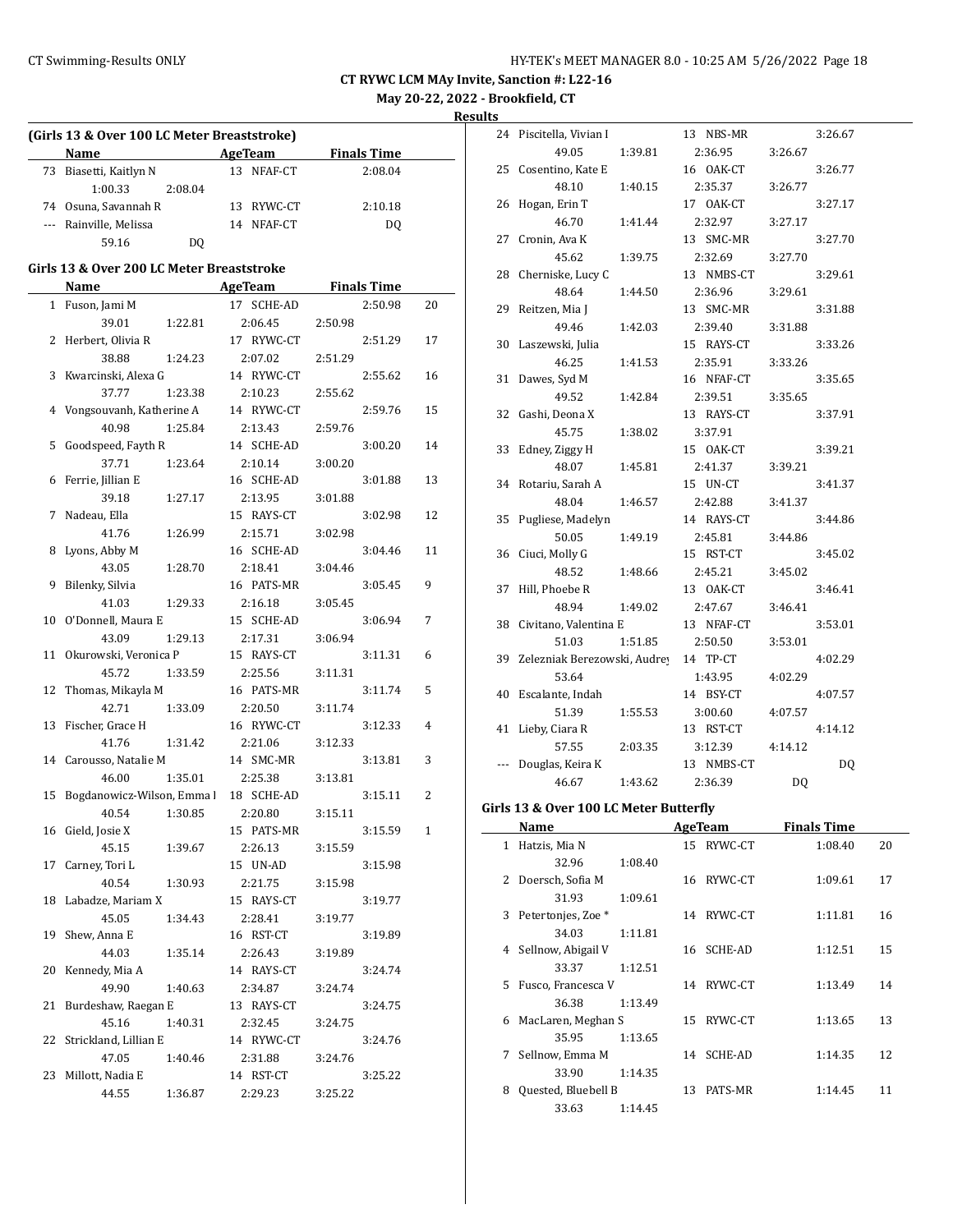CT RYWC LCM MAy Invite, Sanction #: L22-16

May 20-22, 2022 - Brookfield, CT

**Results**

### (Girls 13 & Over 100 LC Meter Breaststroke)

| | Name | AgeTeam | Finals Time | |
|---|---|---|---|---|
| 73 | Biasetti, Kaitlyn N | 13 NFAF-CT | 2:08.04 | |
| | 1:00.33 2:08.04 | | | |
| 74 | Osuna, Savannah R | 13 RYWC-CT | 2:10.18 | |
| --- | Rainville, Melissa | 14 NFAF-CT | DQ | |
| | 59.16 DQ | | | |

### Girls 13 & Over 200 LC Meter Breaststroke

| | Name | AgeTeam | Finals Time | |
|---|---|---|---|---|
| 1 | Fuson, Jami M | 17 SCHE-AD | 2:50.98 | 20 |
| | 39.01 1:22.81 2:06.45 2:50.98 | | | |
| 2 | Herbert, Olivia R | 17 RYWC-CT | 2:51.29 | 17 |
| | 38.88 1:24.23 2:07.02 2:51.29 | | | |
| 3 | Kwarcinski, Alexa G | 14 RYWC-CT | 2:55.62 | 16 |
| | 37.77 1:23.38 2:10.23 2:55.62 | | | |
| 4 | Vongsouvanh, Katherine A | 14 RYWC-CT | 2:59.76 | 15 |
| | 40.98 1:25.84 2:13.43 2:59.76 | | | |
| 5 | Goodspeed, Fayth R | 14 SCHE-AD | 3:00.20 | 14 |
| | 37.71 1:23.64 2:10.14 3:00.20 | | | |
| 6 | Ferrie, Jillian E | 16 SCHE-AD | 3:01.88 | 13 |
| | 39.18 1:27.17 2:13.95 3:01.88 | | | |
| 7 | Nadeau, Ella | 15 RAYS-CT | 3:02.98 | 12 |
| | 41.76 1:26.99 2:15.71 3:02.98 | | | |
| 8 | Lyons, Abby M | 16 SCHE-AD | 3:04.46 | 11 |
| | 43.05 1:28.70 2:18.41 3:04.46 | | | |
| 9 | Bilenky, Silvia | 16 PATS-MR | 3:05.45 | 9 |
| | 41.03 1:29.33 2:16.18 3:05.45 | | | |
| 10 | O'Donnell, Maura E | 15 SCHE-AD | 3:06.94 | 7 |
| | 43.09 1:29.13 2:17.31 3:06.94 | | | |
| 11 | Okurowski, Veronica P | 15 RAYS-CT | 3:11.31 | 6 |
| | 45.72 1:33.59 2:25.56 3:11.31 | | | |
| 12 | Thomas, Mikayla M | 16 PATS-MR | 3:11.74 | 5 |
| | 42.71 1:33.09 2:20.50 3:11.74 | | | |
| 13 | Fischer, Grace H | 16 RYWC-CT | 3:12.33 | 4 |
| | 41.76 1:31.42 2:21.06 3:12.33 | | | |
| 14 | Carousso, Natalie M | 14 SMC-MR | 3:13.81 | 3 |
| | 46.00 1:35.01 2:25.38 3:13.81 | | | |
| 15 | Bogdanowicz-Wilson, Emma l | 18 SCHE-AD | 3:15.11 | 2 |
| | 40.54 1:30.85 2:20.80 3:15.11 | | | |
| 16 | Gield, Josie X | 15 PATS-MR | 3:15.59 | 1 |
| | 45.15 1:39.67 2:26.13 3:15.59 | | | |
| 17 | Carney, Tori L | 15 UN-AD | 3:15.98 | |
| | 40.54 1:30.93 2:21.75 3:15.98 | | | |
| 18 | Labadze, Mariam X | 15 RAYS-CT | 3:19.77 | |
| | 45.05 1:34.43 2:28.41 3:19.77 | | | |
| 19 | Shew, Anna E | 16 RST-CT | 3:19.89 | |
| | 44.03 1:35.14 2:26.43 3:19.89 | | | |
| 20 | Kennedy, Mia A | 14 RAYS-CT | 3:24.74 | |
| | 49.90 1:40.63 2:34.87 3:24.74 | | | |
| 21 | Burdeshaw, Raegan E | 13 RAYS-CT | 3:24.75 | |
| | 45.16 1:40.31 2:32.45 3:24.75 | | | |
| 22 | Strickland, Lillian E | 14 RYWC-CT | 3:24.76 | |
| | 47.05 1:40.46 2:31.88 3:24.76 | | | |
| 23 | Millott, Nadia E | 14 RST-CT | 3:25.22 | |
| | 44.55 1:36.87 2:29.23 3:25.22 | | | |
| 24 | Piscitella, Vivian I | 13 NBS-MR | 3:26.67 | |
| | 49.05 1:39.81 2:36.95 3:26.67 | | | |
| 25 | Cosentino, Kate E | 16 OAK-CT | 3:26.77 | |
| | 48.10 1:40.15 2:35.37 3:26.77 | | | |
| 26 | Hogan, Erin T | 17 OAK-CT | 3:27.17 | |
| | 46.70 1:41.44 2:32.97 3:27.17 | | | |
| 27 | Cronin, Ava K | 13 SMC-MR | 3:27.70 | |
| | 45.62 1:39.75 2:32.69 3:27.70 | | | |
| 28 | Cherniske, Lucy C | 13 NMBS-CT | 3:29.61 | |
| | 48.64 1:44.50 2:36.96 3:29.61 | | | |
| 29 | Reitzen, Mia J | 13 SMC-MR | 3:31.88 | |
| | 49.46 1:42.03 2:39.40 3:31.88 | | | |
| 30 | Laszewski, Julia | 15 RAYS-CT | 3:33.26 | |
| | 46.25 1:41.53 2:35.91 3:33.26 | | | |
| 31 | Dawes, Syd M | 16 NFAF-CT | 3:35.65 | |
| | 49.52 1:42.84 2:39.51 3:35.65 | | | |
| 32 | Gashi, Deona X | 13 RAYS-CT | 3:37.91 | |
| | 45.75 1:38.02 3:37.91 | | | |
| 33 | Edney, Ziggy H | 15 OAK-CT | 3:39.21 | |
| | 48.07 1:45.81 2:41.37 3:39.21 | | | |
| 34 | Rotariu, Sarah A | 15 UN-CT | 3:41.37 | |
| | 48.04 1:46.57 2:42.88 3:41.37 | | | |
| 35 | Pugliese, Madelyn | 14 RAYS-CT | 3:44.86 | |
| | 50.05 1:49.19 2:45.81 3:44.86 | | | |
| 36 | Ciuci, Molly G | 15 RST-CT | 3:45.02 | |
| | 48.52 1:48.66 2:45.21 3:45.02 | | | |
| 37 | Hill, Phoebe R | 13 OAK-CT | 3:46.41 | |
| | 48.94 1:49.02 2:47.67 3:46.41 | | | |
| 38 | Civitano, Valentina E | 13 NFAF-CT | 3:53.01 | |
| | 51.03 1:51.85 2:50.50 3:53.01 | | | |
| 39 | Zelezniak Berezowski, Audrey | 14 TP-CT | 4:02.29 | |
| | 53.64 1:43.95 4:02.29 | | | |
| 40 | Escalante, Indah | 14 BSY-CT | 4:07.57 | |
| | 51.39 1:55.53 3:00.60 4:07.57 | | | |
| 41 | Lieby, Ciara R | 13 RST-CT | 4:14.12 | |
| | 57.55 2:03.35 3:12.39 4:14.12 | | | |
| --- | Douglas, Keira K | 13 NMBS-CT | DQ | |
| | 46.67 1:43.62 2:36.39 DQ | | | |

### Girls 13 & Over 100 LC Meter Butterfly

| | Name | AgeTeam | Finals Time | |
|---|---|---|---|---|
| 1 | Hatzis, Mia N | 15 RYWC-CT | 1:08.40 | 20 |
| | 32.96 1:08.40 | | | |
| 2 | Doersch, Sofia M | 16 RYWC-CT | 1:09.61 | 17 |
| | 31.93 1:09.61 | | | |
| 3 | Petertonjes, Zoe * | 14 RYWC-CT | 1:11.81 | 16 |
| | 34.03 1:11.81 | | | |
| 4 | Sellnow, Abigail V | 16 SCHE-AD | 1:12.51 | 15 |
| | 33.37 1:12.51 | | | |
| 5 | Fusco, Francesca V | 14 RYWC-CT | 1:13.49 | 14 |
| | 36.38 1:13.49 | | | |
| 6 | MacLaren, Meghan S | 15 RYWC-CT | 1:13.65 | 13 |
| | 35.95 1:13.65 | | | |
| 7 | Sellnow, Emma M | 14 SCHE-AD | 1:14.35 | 12 |
| | 33.90 1:14.35 | | | |
| 8 | Quested, Bluebell B | 13 PATS-MR | 1:14.45 | 11 |
| | 33.63 1:14.45 | | | |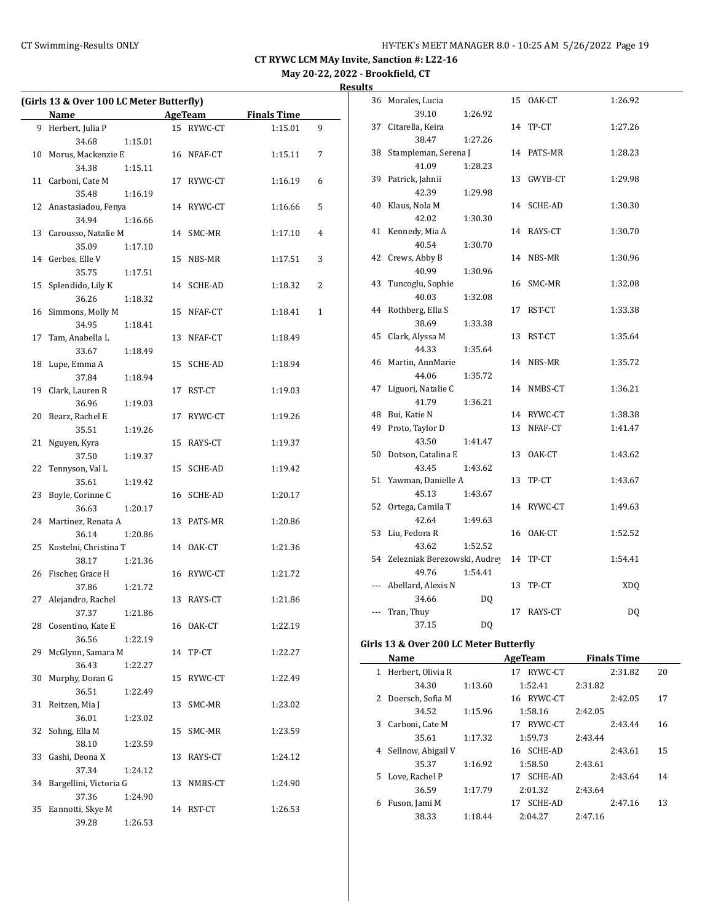## CT RYWC LCM MAy Invite, Sanction #: L22-16

May 20-22, 2022 - Brookfield, CT

### Results

### (Girls 13 & Over 100 LC Meter Butterfly)

| | Name | Age | Team | Finals Time | Points |
|---|---|---|---|---|---|
| 9 | Herbert, Julia P | 15 | RYWC-CT | 1:15.01 | 9 |
| | 34.68 | 1:15.01 | | | |
| 10 | Morus, Mackenzie E | 16 | NFAF-CT | 1:15.11 | 7 |
| | 34.38 | 1:15.11 | | | |
| 11 | Carboni, Cate M | 17 | RYWC-CT | 1:16.19 | 6 |
| | 35.48 | 1:16.19 | | | |
| 12 | Anastasiadou, Fenya | 14 | RYWC-CT | 1:16.66 | 5 |
| | 34.94 | 1:16.66 | | | |
| 13 | Carousso, Natalie M | 14 | SMC-MR | 1:17.10 | 4 |
| | 35.09 | 1:17.10 | | | |
| 14 | Gerbes, Elle V | 15 | NBS-MR | 1:17.51 | 3 |
| | 35.75 | 1:17.51 | | | |
| 15 | Splendido, Lily K | 14 | SCHE-AD | 1:18.32 | 2 |
| | 36.26 | 1:18.32 | | | |
| 16 | Simmons, Molly M | 15 | NFAF-CT | 1:18.41 | 1 |
| | 34.95 | 1:18.41 | | | |
| 17 | Tam, Anabella L | 13 | NFAF-CT | 1:18.49 | |
| | 33.67 | 1:18.49 | | | |
| 18 | Lupe, Emma A | 15 | SCHE-AD | 1:18.94 | |
| | 37.84 | 1:18.94 | | | |
| 19 | Clark, Lauren R | 17 | RST-CT | 1:19.03 | |
| | 36.96 | 1:19.03 | | | |
| 20 | Bearz, Rachel E | 17 | RYWC-CT | 1:19.26 | |
| | 35.51 | 1:19.26 | | | |
| 21 | Nguyen, Kyra | 15 | RAYS-CT | 1:19.37 | |
| | 37.50 | 1:19.37 | | | |
| 22 | Tennyson, Val L | 15 | SCHE-AD | 1:19.42 | |
| | 35.61 | 1:19.42 | | | |
| 23 | Boyle, Corinne C | 16 | SCHE-AD | 1:20.17 | |
| | 36.63 | 1:20.17 | | | |
| 24 | Martinez, Renata A | 13 | PATS-MR | 1:20.86 | |
| | 36.14 | 1:20.86 | | | |
| 25 | Kostelni, Christina T | 14 | OAK-CT | 1:21.36 | |
| | 38.17 | 1:21.36 | | | |
| 26 | Fischer, Grace H | 16 | RYWC-CT | 1:21.72 | |
| | 37.86 | 1:21.72 | | | |
| 27 | Alejandro, Rachel | 13 | RAYS-CT | 1:21.86 | |
| | 37.37 | 1:21.86 | | | |
| 28 | Cosentino, Kate E | 16 | OAK-CT | 1:22.19 | |
| | 36.56 | 1:22.19 | | | |
| 29 | McGlynn, Samara M | 14 | TP-CT | 1:22.27 | |
| | 36.43 | 1:22.27 | | | |
| 30 | Murphy, Doran G | 15 | RYWC-CT | 1:22.49 | |
| | 36.51 | 1:22.49 | | | |
| 31 | Reitzen, Mia J | 13 | SMC-MR | 1:23.02 | |
| | 36.01 | 1:23.02 | | | |
| 32 | Sohng, Ella M | 15 | SMC-MR | 1:23.59 | |
| | 38.10 | 1:23.59 | | | |
| 33 | Gashi, Deona X | 13 | RAYS-CT | 1:24.12 | |
| | 37.34 | 1:24.12 | | | |
| 34 | Bargellini, Victoria G | 13 | NMBS-CT | 1:24.90 | |
| | 37.36 | 1:24.90 | | | |
| 35 | Eannotti, Skye M | 14 | RST-CT | 1:26.53 | |
| | 39.28 | 1:26.53 | | | |
| 36 | Morales, Lucia | 15 | OAK-CT | 1:26.92 | |
| | 39.10 | 1:26.92 | | | |
| 37 | Citarella, Keira | 14 | TP-CT | 1:27.26 | |
| | 38.47 | 1:27.26 | | | |
| 38 | Stampleman, Serena J | 14 | PATS-MR | 1:28.23 | |
| | 41.09 | 1:28.23 | | | |
| 39 | Patrick, Jahnii | 13 | GWYB-CT | 1:29.98 | |
| | 42.39 | 1:29.98 | | | |
| 40 | Klaus, Nola M | 14 | SCHE-AD | 1:30.30 | |
| | 42.02 | 1:30.30 | | | |
| 41 | Kennedy, Mia A | 14 | RAYS-CT | 1:30.70 | |
| | 40.54 | 1:30.70 | | | |
| 42 | Crews, Abby B | 14 | NBS-MR | 1:30.96 | |
| | 40.99 | 1:30.96 | | | |
| 43 | Tuncoglu, Sophie | 16 | SMC-MR | 1:32.08 | |
| | 40.03 | 1:32.08 | | | |
| 44 | Rothberg, Ella S | 17 | RST-CT | 1:33.38 | |
| | 38.69 | 1:33.38 | | | |
| 45 | Clark, Alyssa M | 13 | RST-CT | 1:35.64 | |
| | 44.33 | 1:35.64 | | | |
| 46 | Martin, AnnMarie | 14 | NBS-MR | 1:35.72 | |
| | 44.06 | 1:35.72 | | | |
| 47 | Liguori, Natalie C | 14 | NMBS-CT | 1:36.21 | |
| | 41.79 | 1:36.21 | | | |
| 48 | Bui, Katie N | 14 | RYWC-CT | 1:38.38 | |
| 49 | Proto, Taylor D | 13 | NFAF-CT | 1:41.47 | |
| | 43.50 | 1:41.47 | | | |
| 50 | Dotson, Catalina E | 13 | OAK-CT | 1:43.62 | |
| | 43.45 | 1:43.62 | | | |
| 51 | Yawman, Danielle A | 13 | TP-CT | 1:43.67 | |
| | 45.13 | 1:43.67 | | | |
| 52 | Ortega, Camila T | 14 | RYWC-CT | 1:49.63 | |
| | 42.64 | 1:49.63 | | | |
| 53 | Liu, Fedora R | 16 | OAK-CT | 1:52.52 | |
| | 43.62 | 1:52.52 | | | |
| 54 | Zelezniak Berezowski, Audrey | 14 | TP-CT | 1:54.41 | |
| | 49.76 | 1:54.41 | | | |
| --- | Abellard, Alexis N | 13 | TP-CT | XDQ | |
| | 34.66 | DQ | | | |
| --- | Tran, Thuy | 17 | RAYS-CT | DQ | |
| | 37.15 | DQ | | | |

### Girls 13 & Over 200 LC Meter Butterfly

| | Name | Age | Team | Finals Time | Points |
|---|---|---|---|---|---|
| 1 | Herbert, Olivia R | 17 | RYWC-CT | 2:31.82 | 20 |
| | 34.30 | 1:13.60 | 1:52.41 | 2:31.82 | |
| 2 | Doersch, Sofia M | 16 | RYWC-CT | 2:42.05 | 17 |
| | 34.52 | 1:15.96 | 1:58.16 | 2:42.05 | |
| 3 | Carboni, Cate M | 17 | RYWC-CT | 2:43.44 | 16 |
| | 35.61 | 1:17.32 | 1:59.73 | 2:43.44 | |
| 4 | Sellnow, Abigail V | 16 | SCHE-AD | 2:43.61 | 15 |
| | 35.37 | 1:16.92 | 1:58.50 | 2:43.61 | |
| 5 | Love, Rachel P | 17 | SCHE-AD | 2:43.64 | 14 |
| | 36.59 | 1:17.79 | 2:01.32 | 2:43.64 | |
| 6 | Fuson, Jami M | 17 | SCHE-AD | 2:47.16 | 13 |
| | 38.33 | 1:18.44 | 2:04.27 | 2:47.16 | |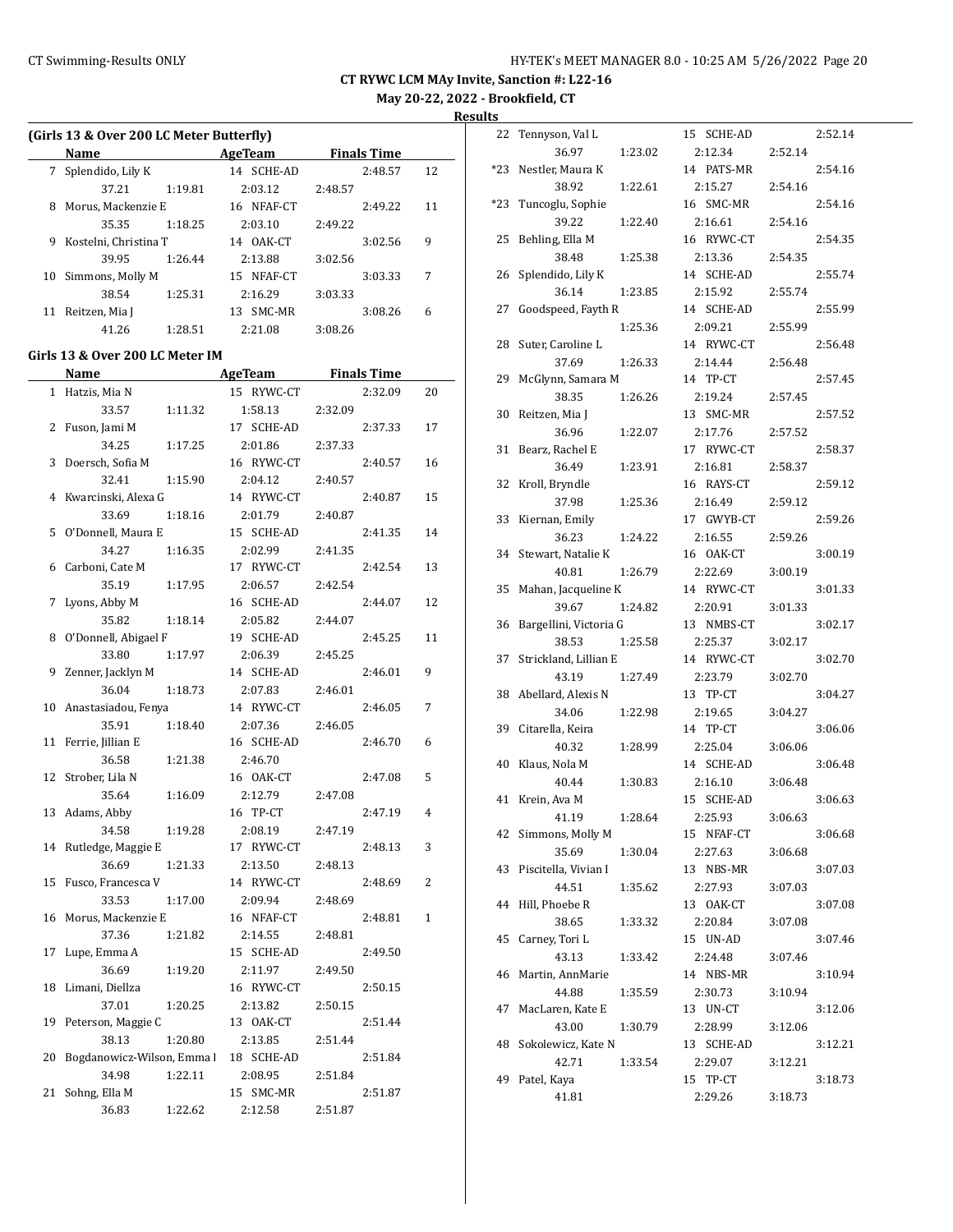**CT RYWC LCM MAy Invite, Sanction #: L22-16**

**May 20-22, 2022 - Brookfield, CT**

**Results**

### (Girls 13 & Over 200 LC Meter Butterfly)

| | Name | | AgeTeam | | Finals Time | |
|---|---|---|---|---|---|---|
| 7 | Splendido, Lily K | | 14 SCHE-AD | | 2:48.57 | 12 |
| | 37.21 | 1:19.81 | 2:03.12 | 2:48.57 | | |
| 8 | Morus, Mackenzie E | | 16 NFAF-CT | | 2:49.22 | 11 |
| | 35.35 | 1:18.25 | 2:03.10 | 2:49.22 | | |
| 9 | Kostelni, Christina T | | 14 OAK-CT | | 3:02.56 | 9 |
| | 39.95 | 1:26.44 | 2:13.88 | 3:02.56 | | |
| 10 | Simmons, Molly M | | 15 NFAF-CT | | 3:03.33 | 7 |
| | 38.54 | 1:25.31 | 2:16.29 | 3:03.33 | | |
| 11 | Reitzen, Mia J | | 13 SMC-MR | | 3:08.26 | 6 |
| | 41.26 | 1:28.51 | 2:21.08 | 3:08.26 | | |

### Girls 13 & Over 200 LC Meter IM

| | Name | | AgeTeam | | Finals Time | |
|---|---|---|---|---|---|---|
| 1 | Hatzis, Mia N | | 15 RYWC-CT | | 2:32.09 | 20 |
| | 33.57 | 1:11.32 | 1:58.13 | 2:32.09 | | |
| 2 | Fuson, Jami M | | 17 SCHE-AD | | 2:37.33 | 17 |
| | 34.25 | 1:17.25 | 2:01.86 | 2:37.33 | | |
| 3 | Doersch, Sofia M | | 16 RYWC-CT | | 2:40.57 | 16 |
| | 32.41 | 1:15.90 | 2:04.12 | 2:40.57 | | |
| 4 | Kwarcinski, Alexa G | | 14 RYWC-CT | | 2:40.87 | 15 |
| | 33.69 | 1:18.16 | 2:01.79 | 2:40.87 | | |
| 5 | O'Donnell, Maura E | | 15 SCHE-AD | | 2:41.35 | 14 |
| | 34.27 | 1:16.35 | 2:02.99 | 2:41.35 | | |
| 6 | Carboni, Cate M | | 17 RYWC-CT | | 2:42.54 | 13 |
| | 35.19 | 1:17.95 | 2:06.57 | 2:42.54 | | |
| 7 | Lyons, Abby M | | 16 SCHE-AD | | 2:44.07 | 12 |
| | 35.82 | 1:18.14 | 2:05.82 | 2:44.07 | | |
| 8 | O'Donnell, Abigael F | | 19 SCHE-AD | | 2:45.25 | 11 |
| | 33.80 | 1:17.97 | 2:06.39 | 2:45.25 | | |
| 9 | Zenner, Jacklyn M | | 14 SCHE-AD | | 2:46.01 | 9 |
| | 36.04 | 1:18.73 | 2:07.83 | 2:46.01 | | |
| 10 | Anastasiadou, Fenya | | 14 RYWC-CT | | 2:46.05 | 7 |
| | 35.91 | 1:18.40 | 2:07.36 | 2:46.05 | | |
| 11 | Ferrie, Jillian E | | 16 SCHE-AD | | 2:46.70 | 6 |
| | 36.58 | 1:21.38 | 2:46.70 | | | |
| 12 | Strober, Lila N | | 16 OAK-CT | | 2:47.08 | 5 |
| | 35.64 | 1:16.09 | 2:12.79 | 2:47.08 | | |
| 13 | Adams, Abby | | 16 TP-CT | | 2:47.19 | 4 |
| | 34.58 | 1:19.28 | 2:08.19 | 2:47.19 | | |
| 14 | Rutledge, Maggie E | | 17 RYWC-CT | | 2:48.13 | 3 |
| | 36.69 | 1:21.33 | 2:13.50 | 2:48.13 | | |
| 15 | Fusco, Francesca V | | 14 RYWC-CT | | 2:48.69 | 2 |
| | 33.53 | 1:17.00 | 2:09.94 | 2:48.69 | | |
| 16 | Morus, Mackenzie E | | 16 NFAF-CT | | 2:48.81 | 1 |
| | 37.36 | 1:21.82 | 2:14.55 | 2:48.81 | | |
| 17 | Lupe, Emma A | | 15 SCHE-AD | | 2:49.50 | |
| | 36.69 | 1:19.20 | 2:11.97 | 2:49.50 | | |
| 18 | Limani, Diellza | | 16 RYWC-CT | | 2:50.15 | |
| | 37.01 | 1:20.25 | 2:13.82 | 2:50.15 | | |
| 19 | Peterson, Maggie C | | 13 OAK-CT | | 2:51.44 | |
| | 38.13 | 1:20.80 | 2:13.85 | 2:51.44 | | |
| 20 | Bogdanowicz-Wilson, Emma I | | 18 SCHE-AD | | 2:51.84 | |
| | 34.98 | 1:22.11 | 2:08.95 | 2:51.84 | | |
| 21 | Sohng, Ella M | | 15 SMC-MR | | 2:51.87 | |
| | 36.83 | 1:22.62 | 2:12.58 | 2:51.87 | | |
| 22 | Tennyson, Val L | | 15 SCHE-AD | | 2:52.14 | |
| | 36.97 | 1:23.02 | 2:12.34 | 2:52.14 | | |
| *23 | Nestler, Maura K | | 14 PATS-MR | | 2:54.16 | |
| | 38.92 | 1:22.61 | 2:15.27 | 2:54.16 | | |
| *23 | Tuncoglu, Sophie | | 16 SMC-MR | | 2:54.16 | |
| | 39.22 | 1:22.40 | 2:16.61 | 2:54.16 | | |
| 25 | Behling, Ella M | | 16 RYWC-CT | | 2:54.35 | |
| | 38.48 | 1:25.38 | 2:13.36 | 2:54.35 | | |
| 26 | Splendido, Lily K | | 14 SCHE-AD | | 2:55.74 | |
| | 36.14 | 1:23.85 | 2:15.92 | 2:55.74 | | |
| 27 | Goodspeed, Fayth R | | 14 SCHE-AD | | 2:55.99 | |
| | | 1:25.36 | 2:09.21 | 2:55.99 | | |
| 28 | Suter, Caroline L | | 14 RYWC-CT | | 2:56.48 | |
| | 37.69 | 1:26.33 | 2:14.44 | 2:56.48 | | |
| 29 | McGlynn, Samara M | | 14 TP-CT | | 2:57.45 | |
| | 38.35 | 1:26.26 | 2:19.24 | 2:57.45 | | |
| 30 | Reitzen, Mia J | | 13 SMC-MR | | 2:57.52 | |
| | 36.96 | 1:22.07 | 2:17.76 | 2:57.52 | | |
| 31 | Bearz, Rachel E | | 17 RYWC-CT | | 2:58.37 | |
| | 36.49 | 1:23.91 | 2:16.81 | 2:58.37 | | |
| 32 | Kroll, Bryndle | | 16 RAYS-CT | | 2:59.12 | |
| | 37.98 | 1:25.36 | 2:16.49 | 2:59.12 | | |
| 33 | Kiernan, Emily | | 17 GWYB-CT | | 2:59.26 | |
| | 36.23 | 1:24.22 | 2:16.55 | 2:59.26 | | |
| 34 | Stewart, Natalie K | | 16 OAK-CT | | 3:00.19 | |
| | 40.81 | 1:26.79 | 2:22.69 | 3:00.19 | | |
| 35 | Mahan, Jacqueline K | | 14 RYWC-CT | | 3:01.33 | |
| | 39.67 | 1:24.82 | 2:20.91 | 3:01.33 | | |
| 36 | Bargellini, Victoria G | | 13 NMBS-CT | | 3:02.17 | |
| | 38.53 | 1:25.58 | 2:25.37 | 3:02.17 | | |
| 37 | Strickland, Lillian E | | 14 RYWC-CT | | 3:02.70 | |
| | 43.19 | 1:27.49 | 2:23.79 | 3:02.70 | | |
| 38 | Abellard, Alexis N | | 13 TP-CT | | 3:04.27 | |
| | 34.06 | 1:22.98 | 2:19.65 | 3:04.27 | | |
| 39 | Citarella, Keira | | 14 TP-CT | | 3:06.06 | |
| | 40.32 | 1:28.99 | 2:25.04 | 3:06.06 | | |
| 40 | Klaus, Nola M | | 14 SCHE-AD | | 3:06.48 | |
| | 40.44 | 1:30.83 | 2:16.10 | 3:06.48 | | |
| 41 | Krein, Ava M | | 15 SCHE-AD | | 3:06.63 | |
| | 41.19 | 1:28.64 | 2:25.93 | 3:06.63 | | |
| 42 | Simmons, Molly M | | 15 NFAF-CT | | 3:06.68 | |
| | 35.69 | 1:30.04 | 2:27.63 | 3:06.68 | | |
| 43 | Piscitella, Vivian I | | 13 NBS-MR | | 3:07.03 | |
| | 44.51 | 1:35.62 | 2:27.93 | 3:07.03 | | |
| 44 | Hill, Phoebe R | | 13 OAK-CT | | 3:07.08 | |
| | 38.65 | 1:33.32 | 2:20.84 | 3:07.08 | | |
| 45 | Carney, Tori L | | 15 UN-AD | | 3:07.46 | |
| | 43.13 | 1:33.42 | 2:24.48 | 3:07.46 | | |
| 46 | Martin, AnnMarie | | 14 NBS-MR | | 3:10.94 | |
| | 44.88 | 1:35.59 | 2:30.73 | 3:10.94 | | |
| 47 | MacLaren, Kate E | | 13 UN-CT | | 3:12.06 | |
| | 43.00 | 1:30.79 | 2:28.99 | 3:12.06 | | |
| 48 | Sokolewicz, Kate N | | 13 SCHE-AD | | 3:12.21 | |
| | 42.71 | 1:33.54 | 2:29.07 | 3:12.21 | | |
| 49 | Patel, Kaya | | 15 TP-CT | | 3:18.73 | |
| | 41.81 | | 2:29.26 | 3:18.73 | | |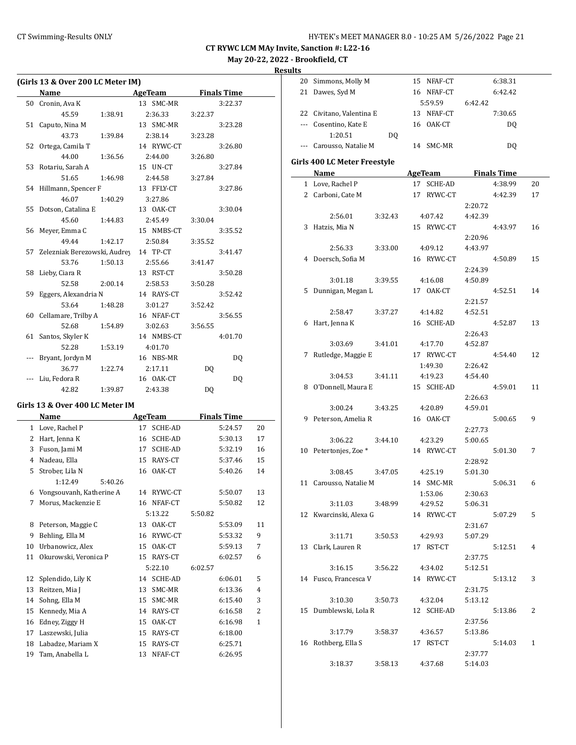# CT RYWC LCM MAy Invite, Sanction #: L22-16

**May 20-22, 2022 - Brookfield, CT**

**Results**

### (Girls 13 & Over 200 LC Meter IM)

| | Name | AgeTeam | | Finals Time |
|---|---|---|---|---|
| 50 | Cronin, Ava K | 13 | SMC-MR | 3:22.37 |
| | 45.59 / 1:38.91 / 2:36.33 / 3:22.37 | | | |
| 51 | Caputo, Nina M | 13 | SMC-MR | 3:23.28 |
| | 43.73 / 1:39.84 / 2:38.14 / 3:23.28 | | | |
| 52 | Ortega, Camila T | 14 | RYWC-CT | 3:26.80 |
| | 44.00 / 1:36.56 / 2:44.00 / 3:26.80 | | | |
| 53 | Rotariu, Sarah A | 15 | UN-CT | 3:27.84 |
| | 51.65 / 1:46.98 / 2:44.58 / 3:27.84 | | | |
| 54 | Hillmann, Spencer F | 13 | FFLY-CT | 3:27.86 |
| | 46.07 / 1:40.29 / 3:27.86 | | | |
| 55 | Dotson, Catalina E | 13 | OAK-CT | 3:30.04 |
| | 45.60 / 1:44.83 / 2:45.49 / 3:30.04 | | | |
| 56 | Meyer, Emma C | 15 | NMBS-CT | 3:35.52 |
| | 49.44 / 1:42.17 / 2:50.84 / 3:35.52 | | | |
| 57 | Zelezniak Berezowski, Audrey | 14 | TP-CT | 3:41.47 |
| | 53.76 / 1:50.13 / 2:55.66 / 3:41.47 | | | |
| 58 | Lieby, Ciara R | 13 | RST-CT | 3:50.28 |
| | 52.58 / 2:00.14 / 2:58.53 / 3:50.28 | | | |
| 59 | Eggers, Alexandria N | 14 | RAYS-CT | 3:52.42 |
| | 53.64 / 1:48.28 / 3:01.27 / 3:52.42 | | | |
| 60 | Cellamare, Trilby A | 16 | NFAF-CT | 3:56.55 |
| | 52.68 / 1:54.89 / 3:02.63 / 3:56.55 | | | |
| 61 | Santos, Skyler K | 14 | NMBS-CT | 4:01.70 |
| | 52.28 / 1:53.19 / 4:01.70 | | | |
| --- | Bryant, Jordyn M | 16 | NBS-MR | DQ |
| | 36.77 / 1:22.74 / 2:17.11 / DQ | | | |
| --- | Liu, Fedora R | 16 | OAK-CT | DQ |
| | 42.82 / 1:39.87 / 2:43.38 / DQ | | | |

### Girls 13 & Over 400 LC Meter IM

| | Name | AgeTeam | | Finals Time | Points |
|---|---|---|---|---|---|
| 1 | Love, Rachel P | 17 | SCHE-AD | 5:24.57 | 20 |
| 2 | Hart, Jenna K | 16 | SCHE-AD | 5:30.13 | 17 |
| 3 | Fuson, Jami M | 17 | SCHE-AD | 5:32.19 | 16 |
| 4 | Nadeau, Ella | 15 | RAYS-CT | 5:37.46 | 15 |
| 5 | Strober, Lila N | 16 | OAK-CT | 5:40.26 | 14 |
| | 1:12.49 / 5:40.26 | | | | |
| 6 | Vongsouvanh, Katherine A | 14 | RYWC-CT | 5:50.07 | 13 |
| 7 | Morus, Mackenzie E | 16 | NFAF-CT | 5:50.82 | 12 |
| | 5:13.22 / 5:50.82 | | | | |
| 8 | Peterson, Maggie C | 13 | OAK-CT | 5:53.09 | 11 |
| 9 | Behling, Ella M | 16 | RYWC-CT | 5:53.32 | 9 |
| 10 | Urbanowicz, Alex | 15 | OAK-CT | 5:59.13 | 7 |
| 11 | Okurowski, Veronica P | 15 | RAYS-CT | 6:02.57 | 6 |
| | 5:22.10 / 6:02.57 | | | | |
| 12 | Splendido, Lily K | 14 | SCHE-AD | 6:06.01 | 5 |
| 13 | Reitzen, Mia J | 13 | SMC-MR | 6:13.36 | 4 |
| 14 | Sohng, Ella M | 15 | SMC-MR | 6:15.40 | 3 |
| 15 | Kennedy, Mia A | 14 | RAYS-CT | 6:16.58 | 2 |
| 16 | Edney, Ziggy H | 15 | OAK-CT | 6:16.98 | 1 |
| 17 | Laszewski, Julia | 15 | RAYS-CT | 6:18.00 | |
| 18 | Labadze, Mariam X | 15 | RAYS-CT | 6:25.71 | |
| 19 | Tam, Anabella L | 13 | NFAF-CT | 6:26.95 | |
| 20 | Simmons, Molly M | 15 | NFAF-CT | 6:38.31 | |
| 21 | Dawes, Syd M | 16 | NFAF-CT | 6:42.42 | |
| | 5:59.59 / 6:42.42 | | | | |
| 22 | Civitano, Valentina E | 13 | NFAF-CT | 7:30.65 | |
| --- | Cosentino, Kate E | 16 | OAK-CT | DQ | |
| | 1:20.51 / DQ | | | | |
| --- | Carousso, Natalie M | 14 | SMC-MR | DQ | |

### Girls 400 LC Meter Freestyle

| | Name | AgeTeam | | Finals Time | Points |
|---|---|---|---|---|---|
| 1 | Love, Rachel P | 17 | SCHE-AD | 4:38.99 | 20 |
| 2 | Carboni, Cate M | 17 | RYWC-CT | 4:42.39 | 17 |
| | 2:20.72 / 2:56.01 / 3:32.43 / 4:07.42 / 4:42.39 | | | | |
| 3 | Hatzis, Mia N | 15 | RYWC-CT | 4:43.97 | 16 |
| | 2:20.96 / 2:56.33 / 3:33.00 / 4:09.12 / 4:43.97 | | | | |
| 4 | Doersch, Sofia M | 16 | RYWC-CT | 4:50.89 | 15 |
| | 2:24.39 / 3:01.18 / 3:39.55 / 4:16.08 / 4:50.89 | | | | |
| 5 | Dunnigan, Megan L | 17 | OAK-CT | 4:52.51 | 14 |
| | 2:21.57 / 2:58.47 / 3:37.27 / 4:14.82 / 4:52.51 | | | | |
| 6 | Hart, Jenna K | 16 | SCHE-AD | 4:52.87 | 13 |
| | 2:26.43 / 3:03.69 / 3:41.01 / 4:17.70 / 4:52.87 | | | | |
| 7 | Rutledge, Maggie E | 17 | RYWC-CT | 4:54.40 | 12 |
| | 1:49.30 / 2:26.42 / 3:04.53 / 3:41.11 / 4:19.23 / 4:54.40 | | | | |
| 8 | O'Donnell, Maura E | 15 | SCHE-AD | 4:59.01 | 11 |
| | 2:26.63 / 3:00.24 / 3:43.25 / 4:20.89 / 4:59.01 | | | | |
| 9 | Peterson, Amelia R | 16 | OAK-CT | 5:00.65 | 9 |
| | 2:27.73 / 3:06.22 / 3:44.10 / 4:23.29 / 5:00.65 | | | | |
| 10 | Petertonjes, Zoe * | 14 | RYWC-CT | 5:01.30 | 7 |
| | 2:28.92 / 3:08.45 / 3:47.05 / 4:25.19 / 5:01.30 | | | | |
| 11 | Carousso, Natalie M | 14 | SMC-MR | 5:06.31 | 6 |
| | 1:53.06 / 2:30.63 / 3:11.03 / 3:48.99 / 4:29.52 / 5:06.31 | | | | |
| 12 | Kwarcinski, Alexa G | 14 | RYWC-CT | 5:07.29 | 5 |
| | 2:31.67 / 3:11.71 / 3:50.53 / 4:29.93 / 5:07.29 | | | | |
| 13 | Clark, Lauren R | 17 | RST-CT | 5:12.51 | 4 |
| | 2:37.75 / 3:16.15 / 3:56.22 / 4:34.02 / 5:12.51 | | | | |
| 14 | Fusco, Francesca V | 14 | RYWC-CT | 5:13.12 | 3 |
| | 2:31.75 / 3:10.30 / 3:50.73 / 4:32.04 / 5:13.12 | | | | |
| 15 | Dumblewski, Lola R | 12 | SCHE-AD | 5:13.86 | 2 |
| | 2:37.56 / 3:17.79 / 3:58.37 / 4:36.57 / 5:13.86 | | | | |
| 16 | Rothberg, Ella S | 17 | RST-CT | 5:14.03 | 1 |
| | 2:37.77 / 3:18.37 / 3:58.13 / 4:37.68 / 5:14.03 | | | | |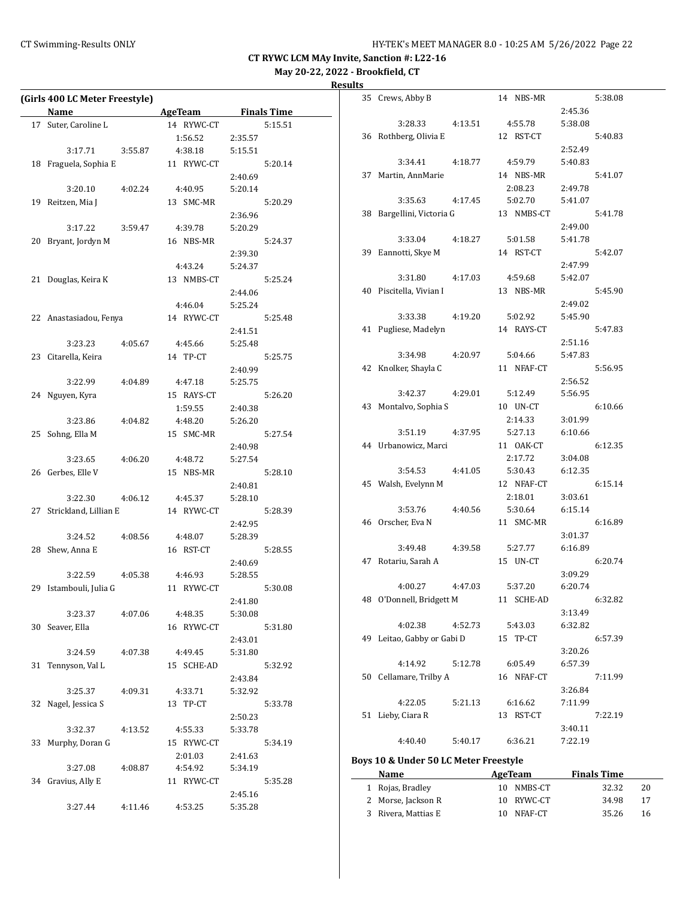CT RYWC LCM MAy Invite, Sanction #: L22-16

May 20-22, 2022 - Brookfield, CT

**Results**

**(Girls 400 LC Meter Freestyle)**

| | Name | AgeTeam | | Finals Time |
|---|---|---|---|---|
| 17 | Suter, Caroline L | 14 RYWC-CT | | 5:15.51 |
| | | 1:56.52 | 2:35.57 | |
| | 3:17.71 3:55.87 | 4:38.18 | 5:15.51 | |
| 18 | Fraguela, Sophia E | 11 RYWC-CT | | 5:20.14 |
| | | | 2:40.69 | |
| | 3:20.10 4:02.24 | 4:40.95 | 5:20.14 | |
| 19 | Reitzen, Mia J | 13 SMC-MR | | 5:20.29 |
| | | | 2:36.96 | |
| | 3:17.22 3:59.47 | 4:39.78 | 5:20.29 | |
| 20 | Bryant, Jordyn M | 16 NBS-MR | | 5:24.37 |
| | | | 2:39.30 | |
| | | 4:43.24 | 5:24.37 | |
| 21 | Douglas, Keira K | 13 NMBS-CT | | 5:25.24 |
| | | | 2:44.06 | |
| | | 4:46.04 | 5:25.24 | |
| 22 | Anastasiadou, Fenya | 14 RYWC-CT | | 5:25.48 |
| | | | 2:41.51 | |
| | 3:23.23 4:05.67 | 4:45.66 | 5:25.48 | |
| 23 | Citarella, Keira | 14 TP-CT | | 5:25.75 |
| | | | 2:40.99 | |
| | 3:22.99 4:04.89 | 4:47.18 | 5:25.75 | |
| 24 | Nguyen, Kyra | 15 RAYS-CT | | 5:26.20 |
| | | 1:59.55 | 2:40.38 | |
| | 3:23.86 4:04.82 | 4:48.20 | 5:26.20 | |
| 25 | Sohng, Ella M | 15 SMC-MR | | 5:27.54 |
| | | | 2:40.98 | |
| | 3:23.65 4:06.20 | 4:48.72 | 5:27.54 | |
| 26 | Gerbes, Elle V | 15 NBS-MR | | 5:28.10 |
| | | | 2:40.81 | |
| | 3:22.30 4:06.12 | 4:45.37 | 5:28.10 | |
| 27 | Strickland, Lillian E | 14 RYWC-CT | | 5:28.39 |
| | | | 2:42.95 | |
| | 3:24.52 4:08.56 | 4:48.07 | 5:28.39 | |
| 28 | Shew, Anna E | 16 RST-CT | | 5:28.55 |
| | | | 2:40.69 | |
| | 3:22.59 4:05.38 | 4:46.93 | 5:28.55 | |
| 29 | Istambouli, Julia G | 11 RYWC-CT | | 5:30.08 |
| | | | 2:41.80 | |
| | 3:23.37 4:07.06 | 4:48.35 | 5:30.08 | |
| 30 | Seaver, Ella | 16 RYWC-CT | | 5:31.80 |
| | | | 2:43.01 | |
| | 3:24.59 4:07.38 | 4:49.45 | 5:31.80 | |
| 31 | Tennyson, Val L | 15 SCHE-AD | | 5:32.92 |
| | | | 2:43.84 | |
| | 3:25.37 4:09.31 | 4:33.71 | 5:32.92 | |
| 32 | Nagel, Jessica S | 13 TP-CT | | 5:33.78 |
| | | | 2:50.23 | |
| | 3:32.37 4:13.52 | 4:55.33 | 5:33.78 | |
| 33 | Murphy, Doran G | 15 RYWC-CT | | 5:34.19 |
| | | 2:01.03 | 2:41.63 | |
| | 3:27.08 4:08.87 | 4:54.92 | 5:34.19 | |
| 34 | Gravius, Ally E | 11 RYWC-CT | | 5:35.28 |
| | | | 2:45.16 | |
| | 3:27.44 4:11.46 | 4:53.25 | 5:35.28 | |
| 35 | Crews, Abby B | 14 NBS-MR | | 5:38.08 |
| | | | 2:45.36 | |
| | 3:28.33 4:13.51 | 4:55.78 | 5:38.08 | |
| 36 | Rothberg, Olivia E | 12 RST-CT | | 5:40.83 |
| | | | 2:52.49 | |
| | 3:34.41 4:18.77 | 4:59.79 | 5:40.83 | |
| 37 | Martin, AnnMarie | 14 NBS-MR | | 5:41.07 |
| | | 2:08.23 | 2:49.78 | |
| | 3:35.63 4:17.45 | 5:02.70 | 5:41.07 | |
| 38 | Bargellini, Victoria G | 13 NMBS-CT | | 5:41.78 |
| | | | 2:49.00 | |
| | 3:33.04 4:18.27 | 5:01.58 | 5:41.78 | |
| 39 | Eannotti, Skye M | 14 RST-CT | | 5:42.07 |
| | | | 2:47.99 | |
| | 3:31.80 4:17.03 | 4:59.68 | 5:42.07 | |
| 40 | Piscitella, Vivian I | 13 NBS-MR | | 5:45.90 |
| | | | 2:49.02 | |
| | 3:33.38 4:19.20 | 5:02.92 | 5:45.90 | |
| 41 | Pugliese, Madelyn | 14 RAYS-CT | | 5:47.83 |
| | | | 2:51.16 | |
| | 3:34.98 4:20.97 | 5:04.66 | 5:47.83 | |
| 42 | Knolker, Shayla C | 11 NFAF-CT | | 5:56.95 |
| | | | 2:56.52 | |
| | 3:42.37 4:29.01 | 5:12.49 | 5:56.95 | |
| 43 | Montalvo, Sophia S | 10 UN-CT | | 6:10.66 |
| | | 2:14.33 | 3:01.99 | |
| | 3:51.19 4:37.95 | 5:27.13 | 6:10.66 | |
| 44 | Urbanowicz, Marci | 11 OAK-CT | | 6:12.35 |
| | | 2:17.72 | 3:04.08 | |
| | 3:54.53 4:41.05 | 5:30.43 | 6:12.35 | |
| 45 | Walsh, Evelynn M | 12 NFAF-CT | | 6:15.14 |
| | | 2:18.01 | 3:03.61 | |
| | 3:53.76 4:40.56 | 5:30.64 | 6:15.14 | |
| 46 | Orscher, Eva N | 11 SMC-MR | | 6:16.89 |
| | | | 3:01.37 | |
| | 3:49.48 4:39.58 | 5:27.77 | 6:16.89 | |
| 47 | Rotariu, Sarah A | 15 UN-CT | | 6:20.74 |
| | | | 3:09.29 | |
| | 4:00.27 4:47.03 | 5:37.20 | 6:20.74 | |
| 48 | O'Donnell, Bridgett M | 11 SCHE-AD | | 6:32.82 |
| | | | 3:13.49 | |
| | 4:02.38 4:52.73 | 5:43.03 | 6:32.82 | |
| 49 | Leitao, Gabby or Gabi D | 15 TP-CT | | 6:57.39 |
| | | | 3:20.26 | |
| | 4:14.92 5:12.78 | 6:05.49 | 6:57.39 | |
| 50 | Cellamare, Trilby A | 16 NFAF-CT | | 7:11.99 |
| | | | 3:26.84 | |
| | 4:22.05 5:21.13 | 6:16.62 | 7:11.99 | |
| 51 | Lieby, Ciara R | 13 RST-CT | | 7:22.19 |
| | | | 3:40.11 | |
| | 4:40.40 5:40.17 | 6:36.21 | 7:22.19 | |

**Boys 10 & Under 50 LC Meter Freestyle**

| | Name | AgeTeam | Finals Time | |
|---|---|---|---|---|
| 1 | Rojas, Bradley | 10 NMBS-CT | 32.32 | 20 |
| 2 | Morse, Jackson R | 10 RYWC-CT | 34.98 | 17 |
| 3 | Rivera, Mattias E | 10 NFAF-CT | 35.26 | 16 |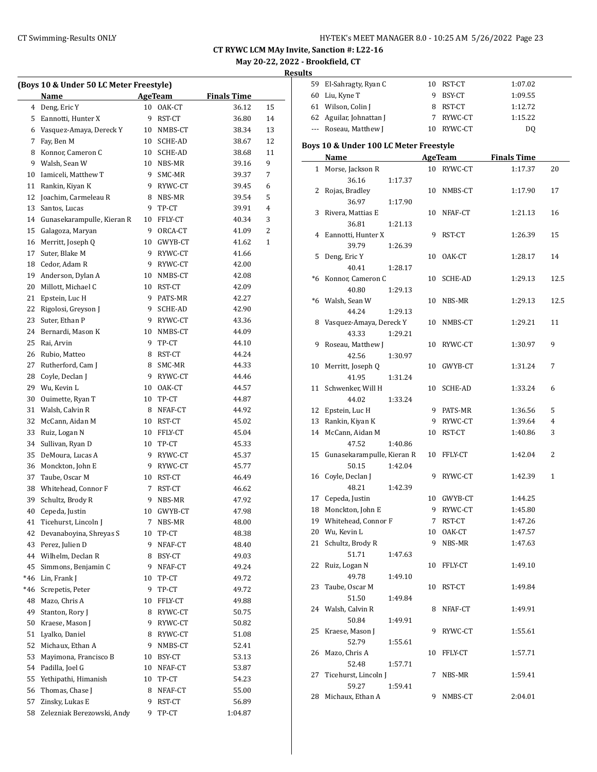**CT RYWC LCM MAy Invite, Sanction #: L22-16**

**May 20-22, 2022 - Brookfield, CT**

**Results**

### (Boys 10 & Under 50 LC Meter Freestyle)

| | Name | Age | Team | Finals Time | Points |
|---|---|---|---|---|---|
| 4 | Deng, Eric Y | 10 | OAK-CT | 36.12 | 15 |
| 5 | Eannotti, Hunter X | 9 | RST-CT | 36.80 | 14 |
| 6 | Vasquez-Amaya, Dereck Y | 10 | NMBS-CT | 38.34 | 13 |
| 7 | Fay, Ben M | 10 | SCHE-AD | 38.67 | 12 |
| 8 | Konnor, Cameron C | 10 | SCHE-AD | 38.68 | 11 |
| 9 | Walsh, Sean W | 10 | NBS-MR | 39.16 | 9 |
| 10 | Iamiceli, Matthew T | 9 | SMC-MR | 39.37 | 7 |
| 11 | Rankin, Kiyan K | 9 | RYWC-CT | 39.45 | 6 |
| 12 | Joachim, Carmeleau R | 8 | NBS-MR | 39.54 | 5 |
| 13 | Santos, Lucas | 9 | TP-CT | 39.91 | 4 |
| 14 | Gunasekarampulle, Kieran R | 10 | FFLY-CT | 40.34 | 3 |
| 15 | Galagoza, Maryan | 9 | ORCA-CT | 41.09 | 2 |
| 16 | Merritt, Joseph Q | 10 | GWYB-CT | 41.62 | 1 |
| 17 | Suter, Blake M | 9 | RYWC-CT | 41.66 | |
| 18 | Cedor, Adam R | 9 | RYWC-CT | 42.00 | |
| 19 | Anderson, Dylan A | 10 | NMBS-CT | 42.08 | |
| 20 | Millott, Michael C | 10 | RST-CT | 42.09 | |
| 21 | Epstein, Luc H | 9 | PATS-MR | 42.27 | |
| 22 | Rigolosi, Greyson J | 9 | SCHE-AD | 42.90 | |
| 23 | Suter, Ethan P | 9 | RYWC-CT | 43.36 | |
| 24 | Bernardi, Mason K | 10 | NMBS-CT | 44.09 | |
| 25 | Rai, Arvin | 9 | TP-CT | 44.10 | |
| 26 | Rubio, Matteo | 8 | RST-CT | 44.24 | |
| 27 | Rutherford, Cam J | 8 | SMC-MR | 44.33 | |
| 28 | Coyle, Declan J | 9 | RYWC-CT | 44.46 | |
| 29 | Wu, Kevin L | 10 | OAK-CT | 44.57 | |
| 30 | Ouimette, Ryan T | 10 | TP-CT | 44.87 | |
| 31 | Walsh, Calvin R | 8 | NFAF-CT | 44.92 | |
| 32 | McCann, Aidan M | 10 | RST-CT | 45.02 | |
| 33 | Ruiz, Logan N | 10 | FFLY-CT | 45.04 | |
| 34 | Sullivan, Ryan D | 10 | TP-CT | 45.33 | |
| 35 | DeMoura, Lucas A | 9 | RYWC-CT | 45.37 | |
| 36 | Monckton, John E | 9 | RYWC-CT | 45.77 | |
| 37 | Taube, Oscar M | 10 | RST-CT | 46.49 | |
| 38 | Whitehead, Connor F | 7 | RST-CT | 46.62 | |
| 39 | Schultz, Brody R | 9 | NBS-MR | 47.92 | |
| 40 | Cepeda, Justin | 10 | GWYB-CT | 47.98 | |
| 41 | Ticehurst, Lincoln J | 7 | NBS-MR | 48.00 | |
| 42 | Devanaboyina, Shreyas S | 10 | TP-CT | 48.38 | |
| 43 | Perez, Julien D | 9 | NFAF-CT | 48.40 | |
| 44 | Wilhelm, Declan R | 8 | BSY-CT | 49.03 | |
| 45 | Simmons, Benjamin C | 9 | NFAF-CT | 49.24 | |
| *46 | Lin, Frank J | 10 | TP-CT | 49.72 | |
| *46 | Screpetis, Peter | 9 | TP-CT | 49.72 | |
| 48 | Mazo, Chris A | 10 | FFLY-CT | 49.88 | |
| 49 | Stanton, Rory J | 8 | RYWC-CT | 50.75 | |
| 50 | Kraese, Mason J | 9 | RYWC-CT | 50.82 | |
| 51 | Lyalko, Daniel | 8 | RYWC-CT | 51.08 | |
| 52 | Michaux, Ethan A | 9 | NMBS-CT | 52.41 | |
| 53 | Mayimona, Francisco B | 10 | BSY-CT | 53.13 | |
| 54 | Padilla, Joel G | 10 | NFAF-CT | 53.87 | |
| 55 | Yethipathi, Himanish | 10 | TP-CT | 54.23 | |
| 56 | Thomas, Chase J | 8 | NFAF-CT | 55.00 | |
| 57 | Zinsky, Lukas E | 9 | RST-CT | 56.89 | |
| 58 | Zelezniak Berezowski, Andy | 9 | TP-CT | 1:04.87 | |
| 59 | El-Sahragty, Ryan C | 10 | RST-CT | 1:07.02 | |
| 60 | Liu, Kyne T | 9 | BSY-CT | 1:09.55 | |
| 61 | Wilson, Colin J | 8 | RST-CT | 1:12.72 | |
| 62 | Aguilar, Johnattan J | 7 | RYWC-CT | 1:15.22 | |
| --- | Roseau, Matthew J | 10 | RYWC-CT | DQ | |

### Boys 10 & Under 100 LC Meter Freestyle

| | Name | Age | Team | Finals Time | Points |
|---|---|---|---|---|---|
| 1 | Morse, Jackson R | 10 | RYWC-CT | 1:17.37 | 20 |
| | 36.16 1:17.37 | | | | |
| 2 | Rojas, Bradley | 10 | NMBS-CT | 1:17.90 | 17 |
| | 36.97 1:17.90 | | | | |
| 3 | Rivera, Mattias E | 10 | NFAF-CT | 1:21.13 | 16 |
| | 36.81 1:21.13 | | | | |
| 4 | Eannotti, Hunter X | 9 | RST-CT | 1:26.39 | 15 |
| | 39.79 1:26.39 | | | | |
| 5 | Deng, Eric Y | 10 | OAK-CT | 1:28.17 | 14 |
| | 40.41 1:28.17 | | | | |
| *6 | Konnor, Cameron C | 10 | SCHE-AD | 1:29.13 | 12.5 |
| | 40.80 1:29.13 | | | | |
| *6 | Walsh, Sean W | 10 | NBS-MR | 1:29.13 | 12.5 |
| | 44.24 1:29.13 | | | | |
| 8 | Vasquez-Amaya, Dereck Y | 10 | NMBS-CT | 1:29.21 | 11 |
| | 43.33 1:29.21 | | | | |
| 9 | Roseau, Matthew J | 10 | RYWC-CT | 1:30.97 | 9 |
| | 42.56 1:30.97 | | | | |
| 10 | Merritt, Joseph Q | 10 | GWYB-CT | 1:31.24 | 7 |
| | 41.95 1:31.24 | | | | |
| 11 | Schwenker, Will H | 10 | SCHE-AD | 1:33.24 | 6 |
| | 44.02 1:33.24 | | | | |
| 12 | Epstein, Luc H | 9 | PATS-MR | 1:36.56 | 5 |
| 13 | Rankin, Kiyan K | 9 | RYWC-CT | 1:39.64 | 4 |
| 14 | McCann, Aidan M | 10 | RST-CT | 1:40.86 | 3 |
| | 47.52 1:40.86 | | | | |
| 15 | Gunasekarampulle, Kieran R | 10 | FFLY-CT | 1:42.04 | 2 |
| | 50.15 1:42.04 | | | | |
| 16 | Coyle, Declan J | 9 | RYWC-CT | 1:42.39 | 1 |
| | 48.21 1:42.39 | | | | |
| 17 | Cepeda, Justin | 10 | GWYB-CT | 1:44.25 | |
| 18 | Monckton, John E | 9 | RYWC-CT | 1:45.80 | |
| 19 | Whitehead, Connor F | 7 | RST-CT | 1:47.26 | |
| 20 | Wu, Kevin L | 10 | OAK-CT | 1:47.57 | |
| 21 | Schultz, Brody R | 9 | NBS-MR | 1:47.63 | |
| | 51.71 1:47.63 | | | | |
| 22 | Ruiz, Logan N | 10 | FFLY-CT | 1:49.10 | |
| | 49.78 1:49.10 | | | | |
| 23 | Taube, Oscar M | 10 | RST-CT | 1:49.84 | |
| | 51.50 1:49.84 | | | | |
| 24 | Walsh, Calvin R | 8 | NFAF-CT | 1:49.91 | |
| | 50.84 1:49.91 | | | | |
| 25 | Kraese, Mason J | 9 | RYWC-CT | 1:55.61 | |
| | 52.79 1:55.61 | | | | |
| 26 | Mazo, Chris A | 10 | FFLY-CT | 1:57.71 | |
| | 52.48 1:57.71 | | | | |
| 27 | Ticehurst, Lincoln J | 7 | NBS-MR | 1:59.41 | |
| | 59.27 1:59.41 | | | | |
| 28 | Michaux, Ethan A | 9 | NMBS-CT | 2:04.01 | |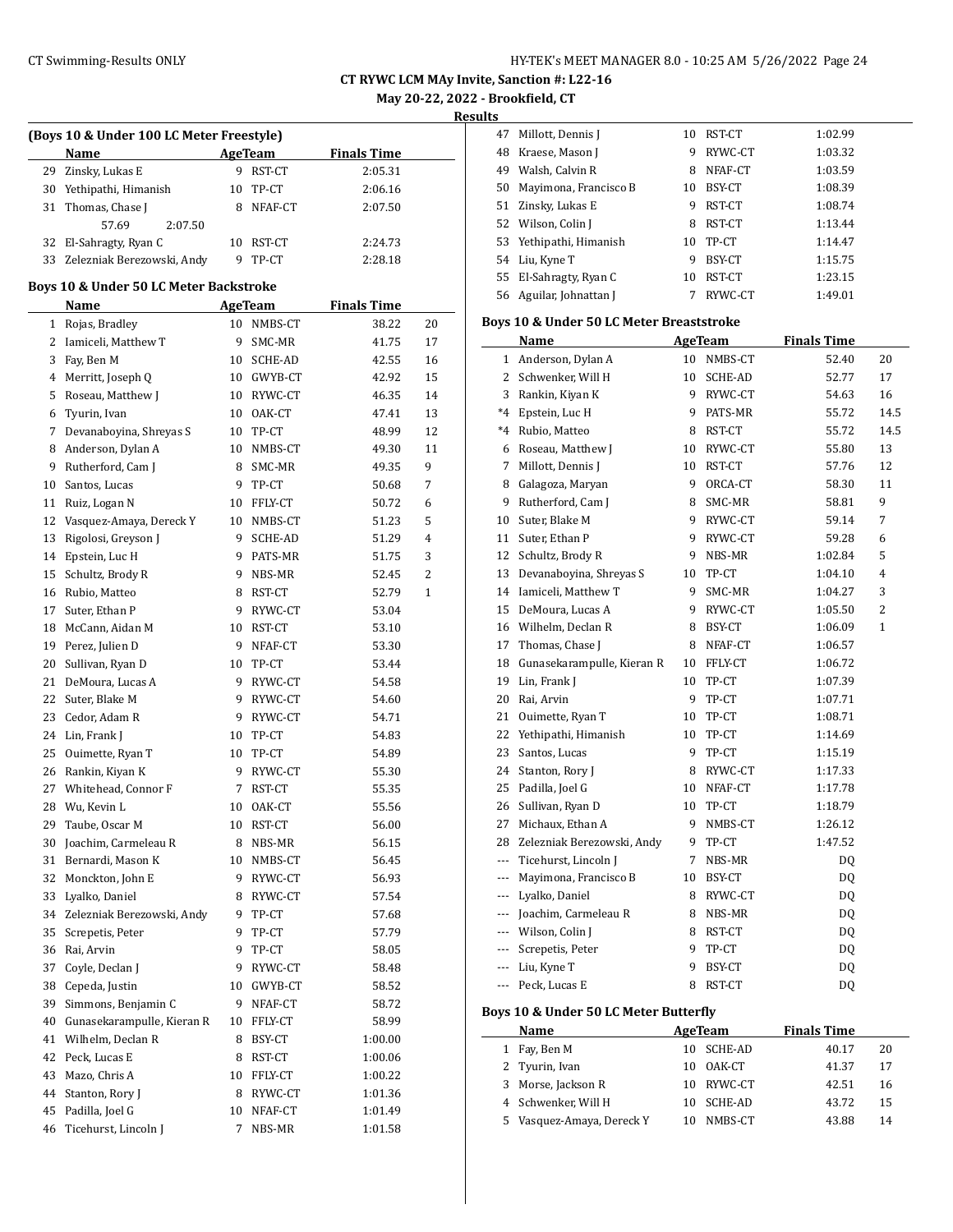## CT RYWC LCM MAy Invite, Sanction #: L22-16

**May 20-22, 2022 - Brookfield, CT**

**Results**

### (Boys 10 & Under 100 LC Meter Freestyle)

| | Name | Age | Team | Finals Time | |
|---|---|---|---|---|---|
| 29 | Zinsky, Lukas E | 9 | RST-CT | 2:05.31 | |
| 30 | Yethipathi, Himanish | 10 | TP-CT | 2:06.16 | |
| 31 | Thomas, Chase J | 8 | NFAF-CT | 2:07.50 | |
| | 57.69 2:07.50 | | | | |
| 32 | El-Sahragty, Ryan C | 10 | RST-CT | 2:24.73 | |
| 33 | Zelezniak Berezowski, Andy | 9 | TP-CT | 2:28.18 | |

### Boys 10 & Under 50 LC Meter Backstroke

| | Name | Age | Team | Finals Time | |
|---|---|---|---|---|---|
| 1 | Rojas, Bradley | 10 | NMBS-CT | 38.22 | 20 |
| 2 | Iamiceli, Matthew T | 9 | SMC-MR | 41.75 | 17 |
| 3 | Fay, Ben M | 10 | SCHE-AD | 42.55 | 16 |
| 4 | Merritt, Joseph Q | 10 | GWYB-CT | 42.92 | 15 |
| 5 | Roseau, Matthew J | 10 | RYWC-CT | 46.35 | 14 |
| 6 | Tyurin, Ivan | 10 | OAK-CT | 47.41 | 13 |
| 7 | Devanaboyina, Shreyas S | 10 | TP-CT | 48.99 | 12 |
| 8 | Anderson, Dylan A | 10 | NMBS-CT | 49.30 | 11 |
| 9 | Rutherford, Cam J | 8 | SMC-MR | 49.35 | 9 |
| 10 | Santos, Lucas | 9 | TP-CT | 50.68 | 7 |
| 11 | Ruiz, Logan N | 10 | FFLY-CT | 50.72 | 6 |
| 12 | Vasquez-Amaya, Dereck Y | 10 | NMBS-CT | 51.23 | 5 |
| 13 | Rigolosi, Greyson J | 9 | SCHE-AD | 51.29 | 4 |
| 14 | Epstein, Luc H | 9 | PATS-MR | 51.75 | 3 |
| 15 | Schultz, Brody R | 9 | NBS-MR | 52.45 | 2 |
| 16 | Rubio, Matteo | 8 | RST-CT | 52.79 | 1 |
| 17 | Suter, Ethan P | 9 | RYWC-CT | 53.04 | |
| 18 | McCann, Aidan M | 10 | RST-CT | 53.10 | |
| 19 | Perez, Julien D | 9 | NFAF-CT | 53.30 | |
| 20 | Sullivan, Ryan D | 10 | TP-CT | 53.44 | |
| 21 | DeMoura, Lucas A | 9 | RYWC-CT | 54.58 | |
| 22 | Suter, Blake M | 9 | RYWC-CT | 54.60 | |
| 23 | Cedor, Adam R | 9 | RYWC-CT | 54.71 | |
| 24 | Lin, Frank J | 10 | TP-CT | 54.83 | |
| 25 | Ouimette, Ryan T | 10 | TP-CT | 54.89 | |
| 26 | Rankin, Kiyan K | 9 | RYWC-CT | 55.30 | |
| 27 | Whitehead, Connor F | 7 | RST-CT | 55.35 | |
| 28 | Wu, Kevin L | 10 | OAK-CT | 55.56 | |
| 29 | Taube, Oscar M | 10 | RST-CT | 56.00 | |
| 30 | Joachim, Carmeleau R | 8 | NBS-MR | 56.15 | |
| 31 | Bernardi, Mason K | 10 | NMBS-CT | 56.45 | |
| 32 | Monckton, John E | 9 | RYWC-CT | 56.93 | |
| 33 | Lyalko, Daniel | 8 | RYWC-CT | 57.54 | |
| 34 | Zelezniak Berezowski, Andy | 9 | TP-CT | 57.68 | |
| 35 | Screpetis, Peter | 9 | TP-CT | 57.79 | |
| 36 | Rai, Arvin | 9 | TP-CT | 58.05 | |
| 37 | Coyle, Declan J | 9 | RYWC-CT | 58.48 | |
| 38 | Cepeda, Justin | 10 | GWYB-CT | 58.52 | |
| 39 | Simmons, Benjamin C | 9 | NFAF-CT | 58.72 | |
| 40 | Gunasekarampulle, Kieran R | 10 | FFLY-CT | 58.99 | |
| 41 | Wilhelm, Declan R | 8 | BSY-CT | 1:00.00 | |
| 42 | Peck, Lucas E | 8 | RST-CT | 1:00.06 | |
| 43 | Mazo, Chris A | 10 | FFLY-CT | 1:00.22 | |
| 44 | Stanton, Rory J | 8 | RYWC-CT | 1:01.36 | |
| 45 | Padilla, Joel G | 10 | NFAF-CT | 1:01.49 | |
| 46 | Ticehurst, Lincoln J | 7 | NBS-MR | 1:01.58 | |
| 47 | Millott, Dennis J | 10 | RST-CT | 1:02.99 | |
| 48 | Kraese, Mason J | 9 | RYWC-CT | 1:03.32 | |
| 49 | Walsh, Calvin R | 8 | NFAF-CT | 1:03.59 | |
| 50 | Mayimona, Francisco B | 10 | BSY-CT | 1:08.39 | |
| 51 | Zinsky, Lukas E | 9 | RST-CT | 1:08.74 | |
| 52 | Wilson, Colin J | 8 | RST-CT | 1:13.44 | |
| 53 | Yethipathi, Himanish | 10 | TP-CT | 1:14.47 | |
| 54 | Liu, Kyne T | 9 | BSY-CT | 1:15.75 | |
| 55 | El-Sahragty, Ryan C | 10 | RST-CT | 1:23.15 | |
| 56 | Aguilar, Johnattan J | 7 | RYWC-CT | 1:49.01 | |

### Boys 10 & Under 50 LC Meter Breaststroke

| | Name | Age | Team | Finals Time | |
|---|---|---|---|---|---|
| 1 | Anderson, Dylan A | 10 | NMBS-CT | 52.40 | 20 |
| 2 | Schwenker, Will H | 10 | SCHE-AD | 52.77 | 17 |
| 3 | Rankin, Kiyan K | 9 | RYWC-CT | 54.63 | 16 |
| *4 | Epstein, Luc H | 9 | PATS-MR | 55.72 | 14.5 |
| *4 | Rubio, Matteo | 8 | RST-CT | 55.72 | 14.5 |
| 6 | Roseau, Matthew J | 10 | RYWC-CT | 55.80 | 13 |
| 7 | Millott, Dennis J | 10 | RST-CT | 57.76 | 12 |
| 8 | Galagoza, Maryan | 9 | ORCA-CT | 58.30 | 11 |
| 9 | Rutherford, Cam J | 8 | SMC-MR | 58.81 | 9 |
| 10 | Suter, Blake M | 9 | RYWC-CT | 59.14 | 7 |
| 11 | Suter, Ethan P | 9 | RYWC-CT | 59.28 | 6 |
| 12 | Schultz, Brody R | 9 | NBS-MR | 1:02.84 | 5 |
| 13 | Devanaboyina, Shreyas S | 10 | TP-CT | 1:04.10 | 4 |
| 14 | Iamiceli, Matthew T | 9 | SMC-MR | 1:04.27 | 3 |
| 15 | DeMoura, Lucas A | 9 | RYWC-CT | 1:05.50 | 2 |
| 16 | Wilhelm, Declan R | 8 | BSY-CT | 1:06.09 | 1 |
| 17 | Thomas, Chase J | 8 | NFAF-CT | 1:06.57 | |
| 18 | Gunasekarampulle, Kieran R | 10 | FFLY-CT | 1:06.72 | |
| 19 | Lin, Frank J | 10 | TP-CT | 1:07.39 | |
| 20 | Rai, Arvin | 9 | TP-CT | 1:07.71 | |
| 21 | Ouimette, Ryan T | 10 | TP-CT | 1:08.71 | |
| 22 | Yethipathi, Himanish | 10 | TP-CT | 1:14.69 | |
| 23 | Santos, Lucas | 9 | TP-CT | 1:15.19 | |
| 24 | Stanton, Rory J | 8 | RYWC-CT | 1:17.33 | |
| 25 | Padilla, Joel G | 10 | NFAF-CT | 1:17.78 | |
| 26 | Sullivan, Ryan D | 10 | TP-CT | 1:18.79 | |
| 27 | Michaux, Ethan A | 9 | NMBS-CT | 1:26.12 | |
| 28 | Zelezniak Berezowski, Andy | 9 | TP-CT | 1:47.52 | |
| --- | Ticehurst, Lincoln J | 7 | NBS-MR | DQ | |
| --- | Mayimona, Francisco B | 10 | BSY-CT | DQ | |
| --- | Lyalko, Daniel | 8 | RYWC-CT | DQ | |
| --- | Joachim, Carmeleau R | 8 | NBS-MR | DQ | |
| --- | Wilson, Colin J | 8 | RST-CT | DQ | |
| --- | Screpetis, Peter | 9 | TP-CT | DQ | |
| --- | Liu, Kyne T | 9 | BSY-CT | DQ | |
| --- | Peck, Lucas E | 8 | RST-CT | DQ | |

### Boys 10 & Under 50 LC Meter Butterfly

| | Name | Age | Team | Finals Time | |
|---|---|---|---|---|---|
| 1 | Fay, Ben M | 10 | SCHE-AD | 40.17 | 20 |
| 2 | Tyurin, Ivan | 10 | OAK-CT | 41.37 | 17 |
| 3 | Morse, Jackson R | 10 | RYWC-CT | 42.51 | 16 |
| 4 | Schwenker, Will H | 10 | SCHE-AD | 43.72 | 15 |
| 5 | Vasquez-Amaya, Dereck Y | 10 | NMBS-CT | 43.88 | 14 |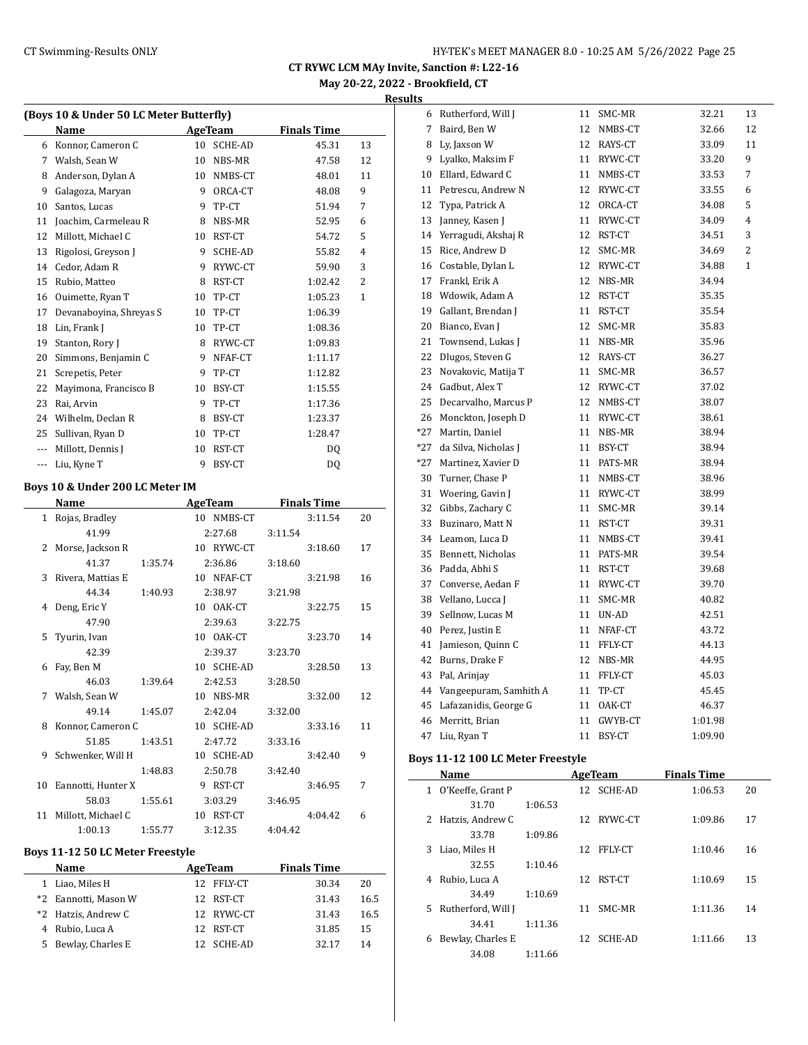## CT RYWC LCM MAy Invite, Sanction #: L22-16

**May 20-22, 2022 - Brookfield, CT**

**Results**

### (Boys 10 & Under 50 LC Meter Butterfly)

| | Name | Age | Team | Finals Time | |
|---|---|---|---|---|---|
| 6 | Konnor, Cameron C | 10 | SCHE-AD | 45.31 | 13 |
| 7 | Walsh, Sean W | 10 | NBS-MR | 47.58 | 12 |
| 8 | Anderson, Dylan A | 10 | NMBS-CT | 48.01 | 11 |
| 9 | Galagoza, Maryan | 9 | ORCA-CT | 48.08 | 9 |
| 10 | Santos, Lucas | 9 | TP-CT | 51.94 | 7 |
| 11 | Joachim, Carmeleau R | 8 | NBS-MR | 52.95 | 6 |
| 12 | Millott, Michael C | 10 | RST-CT | 54.72 | 5 |
| 13 | Rigolosi, Greyson J | 9 | SCHE-AD | 55.82 | 4 |
| 14 | Cedor, Adam R | 9 | RYWC-CT | 59.90 | 3 |
| 15 | Rubio, Matteo | 8 | RST-CT | 1:02.42 | 2 |
| 16 | Ouimette, Ryan T | 10 | TP-CT | 1:05.23 | 1 |
| 17 | Devanaboyina, Shreyas S | 10 | TP-CT | 1:06.39 | |
| 18 | Lin, Frank J | 10 | TP-CT | 1:08.36 | |
| 19 | Stanton, Rory J | 8 | RYWC-CT | 1:09.83 | |
| 20 | Simmons, Benjamin C | 9 | NFAF-CT | 1:11.17 | |
| 21 | Screpetis, Peter | 9 | TP-CT | 1:12.82 | |
| 22 | Mayimona, Francisco B | 10 | BSY-CT | 1:15.55 | |
| 23 | Rai, Arvin | 9 | TP-CT | 1:17.36 | |
| 24 | Wilhelm, Declan R | 8 | BSY-CT | 1:23.37 | |
| 25 | Sullivan, Ryan D | 10 | TP-CT | 1:28.47 | |
| --- | Millott, Dennis J | 10 | RST-CT | DQ | |
| --- | Liu, Kyne T | 9 | BSY-CT | DQ | |

### Boys 10 & Under 200 LC Meter IM

| | Name | Age | Team | Finals Time | |
|---|---|---|---|---|---|
| 1 | Rojas, Bradley | 10 | NMBS-CT | 3:11.54 | 20 |
| | 41.99 | | 2:27.68 | 3:11.54 | |
| 2 | Morse, Jackson R | 10 | RYWC-CT | 3:18.60 | 17 |
| | 41.37 | 1:35.74 | 2:36.86 | 3:18.60 | |
| 3 | Rivera, Mattias E | 10 | NFAF-CT | 3:21.98 | 16 |
| | 44.34 | 1:40.93 | 2:38.97 | 3:21.98 | |
| 4 | Deng, Eric Y | 10 | OAK-CT | 3:22.75 | 15 |
| | 47.90 | | 2:39.63 | 3:22.75 | |
| 5 | Tyurin, Ivan | 10 | OAK-CT | 3:23.70 | 14 |
| | 42.39 | | 2:39.37 | 3:23.70 | |
| 6 | Fay, Ben M | 10 | SCHE-AD | 3:28.50 | 13 |
| | 46.03 | 1:39.64 | 2:42.53 | 3:28.50 | |
| 7 | Walsh, Sean W | 10 | NBS-MR | 3:32.00 | 12 |
| | 49.14 | 1:45.07 | 2:42.04 | 3:32.00 | |
| 8 | Konnor, Cameron C | 10 | SCHE-AD | 3:33.16 | 11 |
| | 51.85 | 1:43.51 | 2:47.72 | 3:33.16 | |
| 9 | Schwenker, Will H | 10 | SCHE-AD | 3:42.40 | 9 |
| | | 1:48.83 | 2:50.78 | 3:42.40 | |
| 10 | Eannotti, Hunter X | 9 | RST-CT | 3:46.95 | 7 |
| | 58.03 | 1:55.61 | 3:03.29 | 3:46.95 | |
| 11 | Millott, Michael C | 10 | RST-CT | 4:04.42 | 6 |
| | 1:00.13 | 1:55.77 | 3:12.35 | 4:04.42 | |

### Boys 11-12 50 LC Meter Freestyle

| | Name | Age | Team | Finals Time | |
|---|---|---|---|---|---|
| 1 | Liao, Miles H | 12 | FFLY-CT | 30.34 | 20 |
| *2 | Eannotti, Mason W | 12 | RST-CT | 31.43 | 16.5 |
| *2 | Hatzis, Andrew C | 12 | RYWC-CT | 31.43 | 16.5 |
| 4 | Rubio, Luca A | 12 | RST-CT | 31.85 | 15 |
| 5 | Bewlay, Charles E | 12 | SCHE-AD | 32.17 | 14 |
| 6 | Rutherford, Will J | 11 | SMC-MR | 32.21 | 13 |
| 7 | Baird, Ben W | 12 | NMBS-CT | 32.66 | 12 |
| 8 | Ly, Jaxson W | 12 | RAYS-CT | 33.09 | 11 |
| 9 | Lyalko, Maksim F | 11 | RYWC-CT | 33.20 | 9 |
| 10 | Ellard, Edward C | 11 | NMBS-CT | 33.53 | 7 |
| 11 | Petrescu, Andrew N | 12 | RYWC-CT | 33.55 | 6 |
| 12 | Typa, Patrick A | 12 | ORCA-CT | 34.08 | 5 |
| 13 | Janney, Kasen J | 11 | RYWC-CT | 34.09 | 4 |
| 14 | Yerragudi, Akshaj R | 12 | RST-CT | 34.51 | 3 |
| 15 | Rice, Andrew D | 12 | SMC-MR | 34.69 | 2 |
| 16 | Costable, Dylan L | 12 | RYWC-CT | 34.88 | 1 |
| 17 | Frankl, Erik A | 12 | NBS-MR | 34.94 | |
| 18 | Wdowik, Adam A | 12 | RST-CT | 35.35 | |
| 19 | Gallant, Brendan J | 11 | RST-CT | 35.54 | |
| 20 | Bianco, Evan J | 12 | SMC-MR | 35.83 | |
| 21 | Townsend, Lukas J | 11 | NBS-MR | 35.96 | |
| 22 | Dlugos, Steven G | 12 | RAYS-CT | 36.27 | |
| 23 | Novakovic, Matija T | 11 | SMC-MR | 36.57 | |
| 24 | Gadbut, Alex T | 12 | RYWC-CT | 37.02 | |
| 25 | Decarvalho, Marcus P | 12 | NMBS-CT | 38.07 | |
| 26 | Monckton, Joseph D | 11 | RYWC-CT | 38.61 | |
| *27 | Martin, Daniel | 11 | NBS-MR | 38.94 | |
| *27 | da Silva, Nicholas J | 11 | BSY-CT | 38.94 | |
| *27 | Martinez, Xavier D | 11 | PATS-MR | 38.94 | |
| 30 | Turner, Chase P | 11 | NMBS-CT | 38.96 | |
| 31 | Woering, Gavin J | 11 | RYWC-CT | 38.99 | |
| 32 | Gibbs, Zachary C | 11 | SMC-MR | 39.14 | |
| 33 | Buzinaro, Matt N | 11 | RST-CT | 39.31 | |
| 34 | Leamon, Luca D | 11 | NMBS-CT | 39.41 | |
| 35 | Bennett, Nicholas | 11 | PATS-MR | 39.54 | |
| 36 | Padda, Abhi S | 11 | RST-CT | 39.68 | |
| 37 | Converse, Aedan F | 11 | RYWC-CT | 39.70 | |
| 38 | Vellano, Lucca J | 11 | SMC-MR | 40.82 | |
| 39 | Sellnow, Lucas M | 11 | UN-AD | 42.51 | |
| 40 | Perez, Justin E | 11 | NFAF-CT | 43.72 | |
| 41 | Jamieson, Quinn C | 11 | FFLY-CT | 44.13 | |
| 42 | Burns, Drake F | 12 | NBS-MR | 44.95 | |
| 43 | Pal, Arinjay | 11 | FFLY-CT | 45.03 | |
| 44 | Vangeepuram, Samhith A | 11 | TP-CT | 45.45 | |
| 45 | Lafazanidis, George G | 11 | OAK-CT | 46.37 | |
| 46 | Merritt, Brian | 11 | GWYB-CT | 1:01.98 | |
| 47 | Liu, Ryan T | 11 | BSY-CT | 1:09.90 | |

### Boys 11-12 100 LC Meter Freestyle

| | Name | Age | Team | Finals Time | |
|---|---|---|---|---|---|
| 1 | O'Keeffe, Grant P | 12 | SCHE-AD | 1:06.53 | 20 |
| | 31.70 | 1:06.53 | | | |
| 2 | Hatzis, Andrew C | 12 | RYWC-CT | 1:09.86 | 17 |
| | 33.78 | 1:09.86 | | | |
| 3 | Liao, Miles H | 12 | FFLY-CT | 1:10.46 | 16 |
| | 32.55 | 1:10.46 | | | |
| 4 | Rubio, Luca A | 12 | RST-CT | 1:10.69 | 15 |
| | 34.49 | 1:10.69 | | | |
| 5 | Rutherford, Will J | 11 | SMC-MR | 1:11.36 | 14 |
| | 34.41 | 1:11.36 | | | |
| 6 | Bewlay, Charles E | 12 | SCHE-AD | 1:11.66 | 13 |
| | 34.08 | 1:11.66 | | | |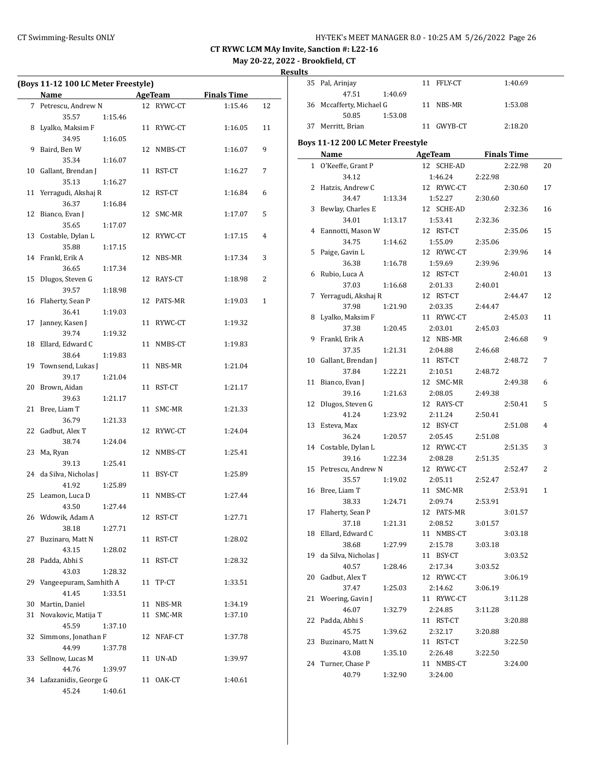# CT RYWC LCM MAy Invite, Sanction #: L22-16

**May 20-22, 2022 - Brookfield, CT**

**Results**

### (Boys 11-12 100 LC Meter Freestyle)

| | Name | Age | Team | Finals Time | Points |
|---|---|---|---|---|---|
| 7 | Petrescu, Andrew N | 12 | RYWC-CT | 1:15.46 | 12 |
| | 35.57 | 1:15.46 | | | |
| 8 | Lyalko, Maksim F | 11 | RYWC-CT | 1:16.05 | 11 |
| | 34.95 | 1:16.05 | | | |
| 9 | Baird, Ben W | 12 | NMBS-CT | 1:16.07 | 9 |
| | 35.34 | 1:16.07 | | | |
| 10 | Gallant, Brendan J | 11 | RST-CT | 1:16.27 | 7 |
| | 35.13 | 1:16.27 | | | |
| 11 | Yerragudi, Akshaj R | 12 | RST-CT | 1:16.84 | 6 |
| | 36.37 | 1:16.84 | | | |
| 12 | Bianco, Evan J | 12 | SMC-MR | 1:17.07 | 5 |
| | 35.65 | 1:17.07 | | | |
| 13 | Costable, Dylan L | 12 | RYWC-CT | 1:17.15 | 4 |
| | 35.88 | 1:17.15 | | | |
| 14 | Frankl, Erik A | 12 | NBS-MR | 1:17.34 | 3 |
| | 36.65 | 1:17.34 | | | |
| 15 | Dlugos, Steven G | 12 | RAYS-CT | 1:18.98 | 2 |
| | 39.57 | 1:18.98 | | | |
| 16 | Flaherty, Sean P | 12 | PATS-MR | 1:19.03 | 1 |
| | 36.41 | 1:19.03 | | | |
| 17 | Janney, Kasen J | 11 | RYWC-CT | 1:19.32 | |
| | 39.74 | 1:19.32 | | | |
| 18 | Ellard, Edward C | 11 | NMBS-CT | 1:19.83 | |
| | 38.64 | 1:19.83 | | | |
| 19 | Townsend, Lukas J | 11 | NBS-MR | 1:21.04 | |
| | 39.17 | 1:21.04 | | | |
| 20 | Brown, Aidan | 11 | RST-CT | 1:21.17 | |
| | 39.63 | 1:21.17 | | | |
| 21 | Bree, Liam T | 11 | SMC-MR | 1:21.33 | |
| | 36.79 | 1:21.33 | | | |
| 22 | Gadbut, Alex T | 12 | RYWC-CT | 1:24.04 | |
| | 38.74 | 1:24.04 | | | |
| 23 | Ma, Ryan | 12 | NMBS-CT | 1:25.41 | |
| | 39.13 | 1:25.41 | | | |
| 24 | da Silva, Nicholas J | 11 | BSY-CT | 1:25.89 | |
| | 41.92 | 1:25.89 | | | |
| 25 | Leamon, Luca D | 11 | NMBS-CT | 1:27.44 | |
| | 43.50 | 1:27.44 | | | |
| 26 | Wdowik, Adam A | 12 | RST-CT | 1:27.71 | |
| | 38.18 | 1:27.71 | | | |
| 27 | Buzinaro, Matt N | 11 | RST-CT | 1:28.02 | |
| | 43.15 | 1:28.02 | | | |
| 28 | Padda, Abhi S | 11 | RST-CT | 1:28.32 | |
| | 43.03 | 1:28.32 | | | |
| 29 | Vangeepuram, Samhith A | 11 | TP-CT | 1:33.51 | |
| | 41.45 | 1:33.51 | | | |
| 30 | Martin, Daniel | 11 | NBS-MR | 1:34.19 | |
| 31 | Novakovic, Matija T | 11 | SMC-MR | 1:37.10 | |
| | 45.59 | 1:37.10 | | | |
| 32 | Simmons, Jonathan F | 12 | NFAF-CT | 1:37.78 | |
| | 44.99 | 1:37.78 | | | |
| 33 | Sellnow, Lucas M | 11 | UN-AD | 1:39.97 | |
| | 44.76 | 1:39.97 | | | |
| 34 | Lafazanidis, George G | 11 | OAK-CT | 1:40.61 | |
| | 45.24 | 1:40.61 | | | |
| 35 | Pal, Arinjay | 11 | FFLY-CT | 1:40.69 | |
| | 47.51 | 1:40.69 | | | |
| 36 | Mccafferty, Michael G | 11 | NBS-MR | 1:53.08 | |
| | 50.85 | 1:53.08 | | | |
| 37 | Merritt, Brian | 11 | GWYB-CT | 2:18.20 | |

### Boys 11-12 200 LC Meter Freestyle

| | Name | Age | Team | | Finals Time | Points |
|---|---|---|---|---|---|---|
| 1 | O'Keeffe, Grant P | 12 | SCHE-AD | | 2:22.98 | 20 |
| | 34.12 | | 1:46.24 | 2:22.98 | | |
| 2 | Hatzis, Andrew C | 12 | RYWC-CT | | 2:30.60 | 17 |
| | 34.47 | 1:13.34 | 1:52.27 | 2:30.60 | | |
| 3 | Bewlay, Charles E | 12 | SCHE-AD | | 2:32.36 | 16 |
| | 34.01 | 1:13.17 | 1:53.41 | 2:32.36 | | |
| 4 | Eannotti, Mason W | 12 | RST-CT | | 2:35.06 | 15 |
| | 34.75 | 1:14.62 | 1:55.09 | 2:35.06 | | |
| 5 | Paige, Gavin L | 12 | RYWC-CT | | 2:39.96 | 14 |
| | 36.38 | 1:16.78 | 1:59.69 | 2:39.96 | | |
| 6 | Rubio, Luca A | 12 | RST-CT | | 2:40.01 | 13 |
| | 37.03 | 1:16.68 | 2:01.33 | 2:40.01 | | |
| 7 | Yerragudi, Akshaj R | 12 | RST-CT | | 2:44.47 | 12 |
| | 37.98 | 1:21.90 | 2:03.35 | 2:44.47 | | |
| 8 | Lyalko, Maksim F | 11 | RYWC-CT | | 2:45.03 | 11 |
| | 37.38 | 1:20.45 | 2:03.01 | 2:45.03 | | |
| 9 | Frankl, Erik A | 12 | NBS-MR | | 2:46.68 | 9 |
| | 37.35 | 1:21.31 | 2:04.88 | 2:46.68 | | |
| 10 | Gallant, Brendan J | 11 | RST-CT | | 2:48.72 | 7 |
| | 37.84 | 1:22.21 | 2:10.51 | 2:48.72 | | |
| 11 | Bianco, Evan J | 12 | SMC-MR | | 2:49.38 | 6 |
| | 39.16 | 1:21.63 | 2:08.05 | 2:49.38 | | |
| 12 | Dlugos, Steven G | 12 | RAYS-CT | | 2:50.41 | 5 |
| | 41.24 | 1:23.92 | 2:11.24 | 2:50.41 | | |
| 13 | Esteva, Max | 12 | BSY-CT | | 2:51.08 | 4 |
| | 36.24 | 1:20.57 | 2:05.45 | 2:51.08 | | |
| 14 | Costable, Dylan L | 12 | RYWC-CT | | 2:51.35 | 3 |
| | 39.16 | 1:22.34 | 2:08.28 | 2:51.35 | | |
| 15 | Petrescu, Andrew N | 12 | RYWC-CT | | 2:52.47 | 2 |
| | 35.57 | 1:19.02 | 2:05.11 | 2:52.47 | | |
| 16 | Bree, Liam T | 11 | SMC-MR | | 2:53.91 | 1 |
| | 38.33 | 1:24.71 | 2:09.74 | 2:53.91 | | |
| 17 | Flaherty, Sean P | 12 | PATS-MR | | 3:01.57 | |
| | 37.18 | 1:21.31 | 2:08.52 | 3:01.57 | | |
| 18 | Ellard, Edward C | 11 | NMBS-CT | | 3:03.18 | |
| | 38.68 | 1:27.99 | 2:15.78 | 3:03.18 | | |
| 19 | da Silva, Nicholas J | 11 | BSY-CT | | 3:03.52 | |
| | 40.57 | 1:28.46 | 2:17.34 | 3:03.52 | | |
| 20 | Gadbut, Alex T | 12 | RYWC-CT | | 3:06.19 | |
| | 37.47 | 1:25.03 | 2:14.62 | 3:06.19 | | |
| 21 | Woering, Gavin J | 11 | RYWC-CT | | 3:11.28 | |
| | 46.07 | 1:32.79 | 2:24.85 | 3:11.28 | | |
| 22 | Padda, Abhi S | 11 | RST-CT | | 3:20.88 | |
| | 45.75 | 1:39.62 | 2:32.17 | 3:20.88 | | |
| 23 | Buzinaro, Matt N | 11 | RST-CT | | 3:22.50 | |
| | 43.08 | 1:35.10 | 2:26.48 | 3:22.50 | | |
| 24 | Turner, Chase P | 11 | NMBS-CT | | 3:24.00 | |
| | 40.79 | 1:32.90 | 3:24.00 | | | |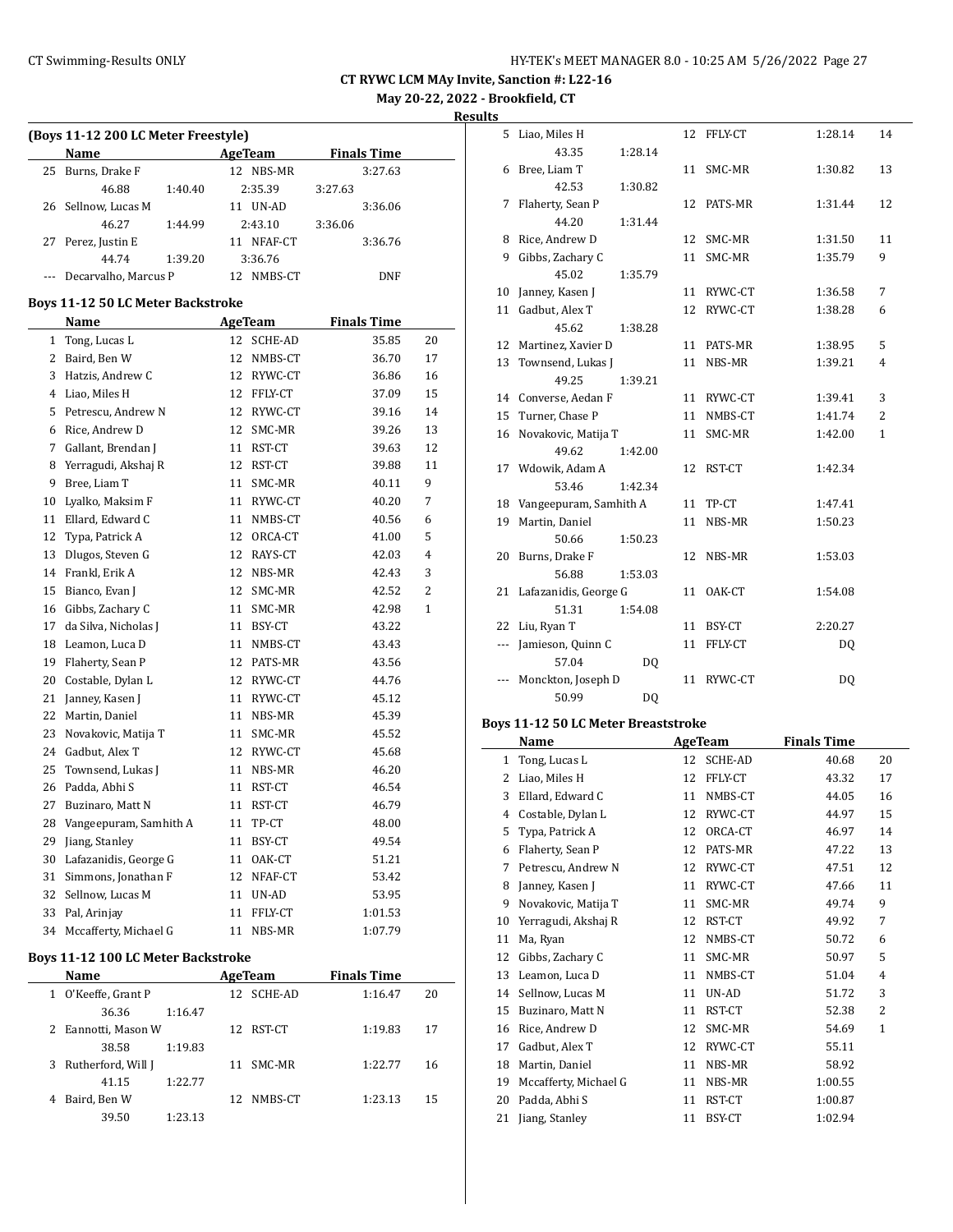## CT RYWC LCM MAy Invite, Sanction #: L22-16

**May 20-22, 2022 - Brookfield, CT**

**Results**

### (Boys 11-12 200 LC Meter Freestyle)

| | Name | AgeTeam | | Finals Time | |
|---|---|---|---|---|---|
| 25 | Burns, Drake F | 12 NBS-MR | | 3:27.63 | |
| | 46.88 | 1:40.40 | 2:35.39 | 3:27.63 | |
| 26 | Sellnow, Lucas M | 11 UN-AD | | 3:36.06 | |
| | 46.27 | 1:44.99 | 2:43.10 | 3:36.06 | |
| 27 | Perez, Justin E | 11 NFAF-CT | | 3:36.76 | |
| | 44.74 | 1:39.20 | 3:36.76 | | |
| --- | Decarvalho, Marcus P | 12 NMBS-CT | | DNF | |

### Boys 11-12 50 LC Meter Backstroke

| | Name | Age | Team | Finals Time | |
|---|---|---|---|---|---|
| 1 | Tong, Lucas L | 12 | SCHE-AD | 35.85 | 20 |
| 2 | Baird, Ben W | 12 | NMBS-CT | 36.70 | 17 |
| 3 | Hatzis, Andrew C | 12 | RYWC-CT | 36.86 | 16 |
| 4 | Liao, Miles H | 12 | FFLY-CT | 37.09 | 15 |
| 5 | Petrescu, Andrew N | 12 | RYWC-CT | 39.16 | 14 |
| 6 | Rice, Andrew D | 12 | SMC-MR | 39.26 | 13 |
| 7 | Gallant, Brendan J | 11 | RST-CT | 39.63 | 12 |
| 8 | Yerragudi, Akshaj R | 12 | RST-CT | 39.88 | 11 |
| 9 | Bree, Liam T | 11 | SMC-MR | 40.11 | 9 |
| 10 | Lyalko, Maksim F | 11 | RYWC-CT | 40.20 | 7 |
| 11 | Ellard, Edward C | 11 | NMBS-CT | 40.56 | 6 |
| 12 | Typa, Patrick A | 12 | ORCA-CT | 41.00 | 5 |
| 13 | Dlugos, Steven G | 12 | RAYS-CT | 42.03 | 4 |
| 14 | Frankl, Erik A | 12 | NBS-MR | 42.43 | 3 |
| 15 | Bianco, Evan J | 12 | SMC-MR | 42.52 | 2 |
| 16 | Gibbs, Zachary C | 11 | SMC-MR | 42.98 | 1 |
| 17 | da Silva, Nicholas J | 11 | BSY-CT | 43.22 | |
| 18 | Leamon, Luca D | 11 | NMBS-CT | 43.43 | |
| 19 | Flaherty, Sean P | 12 | PATS-MR | 43.56 | |
| 20 | Costable, Dylan L | 12 | RYWC-CT | 44.76 | |
| 21 | Janney, Kasen J | 11 | RYWC-CT | 45.12 | |
| 22 | Martin, Daniel | 11 | NBS-MR | 45.39 | |
| 23 | Novakovic, Matija T | 11 | SMC-MR | 45.52 | |
| 24 | Gadbut, Alex T | 12 | RYWC-CT | 45.68 | |
| 25 | Townsend, Lukas J | 11 | NBS-MR | 46.20 | |
| 26 | Padda, Abhi S | 11 | RST-CT | 46.54 | |
| 27 | Buzinaro, Matt N | 11 | RST-CT | 46.79 | |
| 28 | Vangeepuram, Samhith A | 11 | TP-CT | 48.00 | |
| 29 | Jiang, Stanley | 11 | BSY-CT | 49.54 | |
| 30 | Lafazanidis, George G | 11 | OAK-CT | 51.21 | |
| 31 | Simmons, Jonathan F | 12 | NFAF-CT | 53.42 | |
| 32 | Sellnow, Lucas M | 11 | UN-AD | 53.95 | |
| 33 | Pal, Arinjay | 11 | FFLY-CT | 1:01.53 | |
| 34 | Mccafferty, Michael G | 11 | NBS-MR | 1:07.79 | |

### Boys 11-12 100 LC Meter Backstroke

| | Name | | Age | Team | Finals Time | |
|---|---|---|---|---|---|---|
| 1 | O'Keeffe, Grant P | | 12 | SCHE-AD | 1:16.47 | 20 |
| | 36.36 | 1:16.47 | | | | |
| 2 | Eannotti, Mason W | | 12 | RST-CT | 1:19.83 | 17 |
| | 38.58 | 1:19.83 | | | | |
| 3 | Rutherford, Will J | | 11 | SMC-MR | 1:22.77 | 16 |
| | 41.15 | 1:22.77 | | | | |
| 4 | Baird, Ben W | | 12 | NMBS-CT | 1:23.13 | 15 |
| | 39.50 | 1:23.13 | | | | |
| 5 | Liao, Miles H | | 12 | FFLY-CT | 1:28.14 | 14 |
| | 43.35 | 1:28.14 | | | | |
| 6 | Bree, Liam T | | 11 | SMC-MR | 1:30.82 | 13 |
| | 42.53 | 1:30.82 | | | | |
| 7 | Flaherty, Sean P | | 12 | PATS-MR | 1:31.44 | 12 |
| | 44.20 | 1:31.44 | | | | |
| 8 | Rice, Andrew D | | 12 | SMC-MR | 1:31.50 | 11 |
| 9 | Gibbs, Zachary C | | 11 | SMC-MR | 1:35.79 | 9 |
| | 45.02 | 1:35.79 | | | | |
| 10 | Janney, Kasen J | | 11 | RYWC-CT | 1:36.58 | 7 |
| 11 | Gadbut, Alex T | | 12 | RYWC-CT | 1:38.28 | 6 |
| | 45.62 | 1:38.28 | | | | |
| 12 | Martinez, Xavier D | | 11 | PATS-MR | 1:38.95 | 5 |
| 13 | Townsend, Lukas J | | 11 | NBS-MR | 1:39.21 | 4 |
| | 49.25 | 1:39.21 | | | | |
| 14 | Converse, Aedan F | | 11 | RYWC-CT | 1:39.41 | 3 |
| 15 | Turner, Chase P | | 11 | NMBS-CT | 1:41.74 | 2 |
| 16 | Novakovic, Matija T | | 11 | SMC-MR | 1:42.00 | 1 |
| | 49.62 | 1:42.00 | | | | |
| 17 | Wdowik, Adam A | | 12 | RST-CT | 1:42.34 | |
| | 53.46 | 1:42.34 | | | | |
| 18 | Vangeepuram, Samhith A | | 11 | TP-CT | 1:47.41 | |
| 19 | Martin, Daniel | | 11 | NBS-MR | 1:50.23 | |
| | 50.66 | 1:50.23 | | | | |
| 20 | Burns, Drake F | | 12 | NBS-MR | 1:53.03 | |
| | 56.88 | 1:53.03 | | | | |
| 21 | Lafazanidis, George G | | 11 | OAK-CT | 1:54.08 | |
| | 51.31 | 1:54.08 | | | | |
| 22 | Liu, Ryan T | | 11 | BSY-CT | 2:20.27 | |
| --- | Jamieson, Quinn C | | 11 | FFLY-CT | DQ | |
| | 57.04 | DQ | | | | |
| --- | Monckton, Joseph D | | 11 | RYWC-CT | DQ | |
| | 50.99 | DQ | | | | |

### Boys 11-12 50 LC Meter Breaststroke

| | Name | Age | Team | Finals Time | |
|---|---|---|---|---|---|
| 1 | Tong, Lucas L | 12 | SCHE-AD | 40.68 | 20 |
| 2 | Liao, Miles H | 12 | FFLY-CT | 43.32 | 17 |
| 3 | Ellard, Edward C | 11 | NMBS-CT | 44.05 | 16 |
| 4 | Costable, Dylan L | 12 | RYWC-CT | 44.97 | 15 |
| 5 | Typa, Patrick A | 12 | ORCA-CT | 46.97 | 14 |
| 6 | Flaherty, Sean P | 12 | PATS-MR | 47.22 | 13 |
| 7 | Petrescu, Andrew N | 12 | RYWC-CT | 47.51 | 12 |
| 8 | Janney, Kasen J | 11 | RYWC-CT | 47.66 | 11 |
| 9 | Novakovic, Matija T | 11 | SMC-MR | 49.74 | 9 |
| 10 | Yerragudi, Akshaj R | 12 | RST-CT | 49.92 | 7 |
| 11 | Ma, Ryan | 12 | NMBS-CT | 50.72 | 6 |
| 12 | Gibbs, Zachary C | 11 | SMC-MR | 50.97 | 5 |
| 13 | Leamon, Luca D | 11 | NMBS-CT | 51.04 | 4 |
| 14 | Sellnow, Lucas M | 11 | UN-AD | 51.72 | 3 |
| 15 | Buzinaro, Matt N | 11 | RST-CT | 52.38 | 2 |
| 16 | Rice, Andrew D | 12 | SMC-MR | 54.69 | 1 |
| 17 | Gadbut, Alex T | 12 | RYWC-CT | 55.11 | |
| 18 | Martin, Daniel | 11 | NBS-MR | 58.92 | |
| 19 | Mccafferty, Michael G | 11 | NBS-MR | 1:00.55 | |
| 20 | Padda, Abhi S | 11 | RST-CT | 1:00.87 | |
| 21 | Jiang, Stanley | 11 | BSY-CT | 1:02.94 | |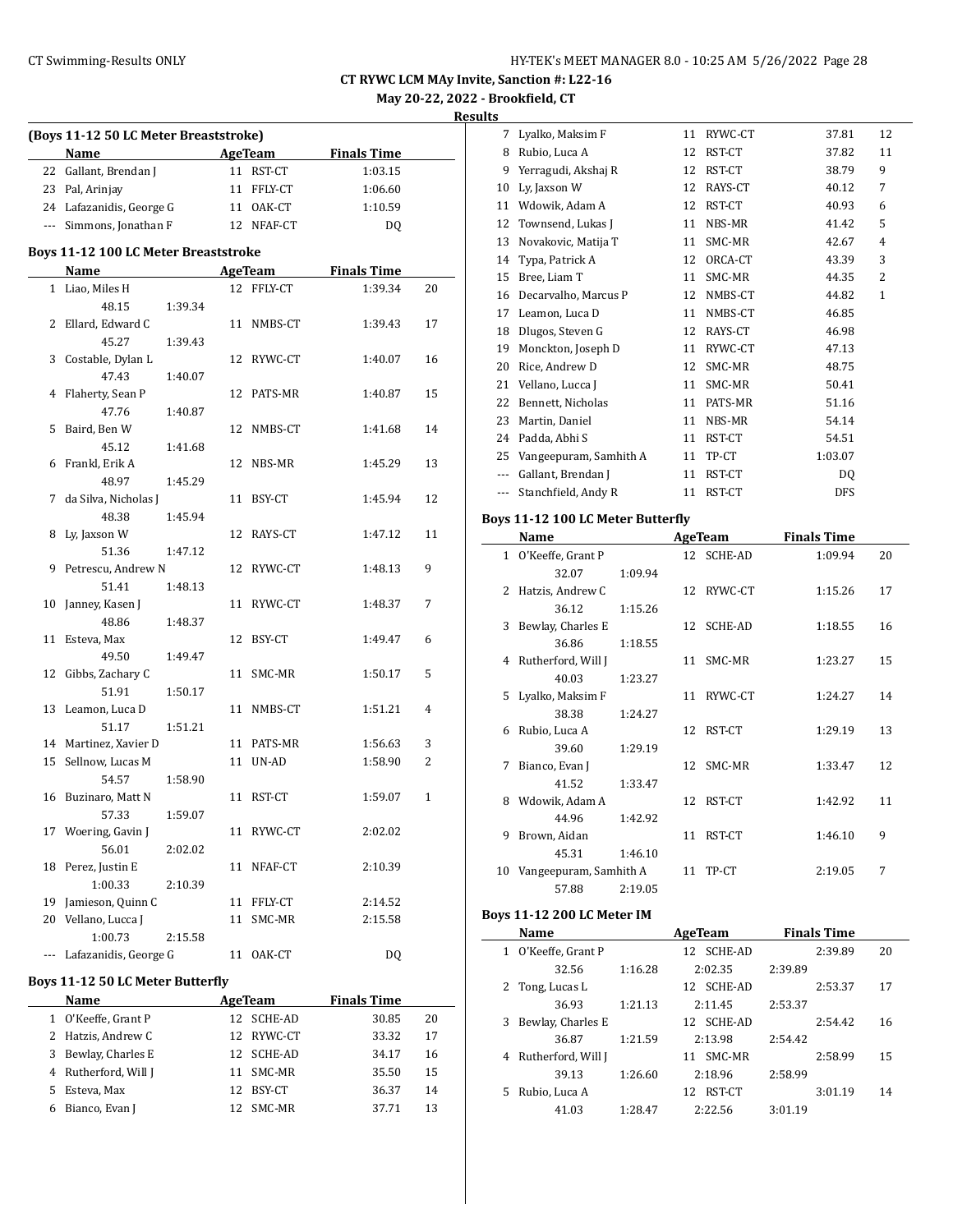## CT RYWC LCM MAy Invite, Sanction #: L22-16

**May 20-22, 2022 - Brookfield, CT**

**Results**

### (Boys 11-12 50 LC Meter Breaststroke)

| | Name | Age | Team | Finals Time | |
|---|---|---|---|---|---|
| 22 | Gallant, Brendan J | 11 | RST-CT | 1:03.15 | |
| 23 | Pal, Arinjay | 11 | FFLY-CT | 1:06.60 | |
| 24 | Lafazanidis, George G | 11 | OAK-CT | 1:10.59 | |
| --- | Simmons, Jonathan F | 12 | NFAF-CT | DQ | |

### Boys 11-12 100 LC Meter Breaststroke

| | Name | Age | Team | Finals Time | |
|---|---|---|---|---|---|
| 1 | Liao, Miles H | 12 | FFLY-CT | 1:39.34 | 20 |
| | 48.15 1:39.34 | | | | |
| 2 | Ellard, Edward C | 11 | NMBS-CT | 1:39.43 | 17 |
| | 45.27 1:39.43 | | | | |
| 3 | Costable, Dylan L | 12 | RYWC-CT | 1:40.07 | 16 |
| | 47.43 1:40.07 | | | | |
| 4 | Flaherty, Sean P | 12 | PATS-MR | 1:40.87 | 15 |
| | 47.76 1:40.87 | | | | |
| 5 | Baird, Ben W | 12 | NMBS-CT | 1:41.68 | 14 |
| | 45.12 1:41.68 | | | | |
| 6 | Frankl, Erik A | 12 | NBS-MR | 1:45.29 | 13 |
| | 48.97 1:45.29 | | | | |
| 7 | da Silva, Nicholas J | 11 | BSY-CT | 1:45.94 | 12 |
| | 48.38 1:45.94 | | | | |
| 8 | Ly, Jaxson W | 12 | RAYS-CT | 1:47.12 | 11 |
| | 51.36 1:47.12 | | | | |
| 9 | Petrescu, Andrew N | 12 | RYWC-CT | 1:48.13 | 9 |
| | 51.41 1:48.13 | | | | |
| 10 | Janney, Kasen J | 11 | RYWC-CT | 1:48.37 | 7 |
| | 48.86 1:48.37 | | | | |
| 11 | Esteva, Max | 12 | BSY-CT | 1:49.47 | 6 |
| | 49.50 1:49.47 | | | | |
| 12 | Gibbs, Zachary C | 11 | SMC-MR | 1:50.17 | 5 |
| | 51.91 1:50.17 | | | | |
| 13 | Leamon, Luca D | 11 | NMBS-CT | 1:51.21 | 4 |
| | 51.17 1:51.21 | | | | |
| 14 | Martinez, Xavier D | 11 | PATS-MR | 1:56.63 | 3 |
| 15 | Sellnow, Lucas M | 11 | UN-AD | 1:58.90 | 2 |
| | 54.57 1:58.90 | | | | |
| 16 | Buzinaro, Matt N | 11 | RST-CT | 1:59.07 | 1 |
| | 57.33 1:59.07 | | | | |
| 17 | Woering, Gavin J | 11 | RYWC-CT | 2:02.02 | |
| | 56.01 2:02.02 | | | | |
| 18 | Perez, Justin E | 11 | NFAF-CT | 2:10.39 | |
| | 1:00.33 2:10.39 | | | | |
| 19 | Jamieson, Quinn C | 11 | FFLY-CT | 2:14.52 | |
| 20 | Vellano, Lucca J | 11 | SMC-MR | 2:15.58 | |
| | 1:00.73 2:15.58 | | | | |
| --- | Lafazanidis, George G | 11 | OAK-CT | DQ | |

### Boys 11-12 50 LC Meter Butterfly

| | Name | Age | Team | Finals Time | |
|---|---|---|---|---|---|
| 1 | O'Keeffe, Grant P | 12 | SCHE-AD | 30.85 | 20 |
| 2 | Hatzis, Andrew C | 12 | RYWC-CT | 33.32 | 17 |
| 3 | Bewlay, Charles E | 12 | SCHE-AD | 34.17 | 16 |
| 4 | Rutherford, Will J | 11 | SMC-MR | 35.50 | 15 |
| 5 | Esteva, Max | 12 | BSY-CT | 36.37 | 14 |
| 6 | Bianco, Evan J | 12 | SMC-MR | 37.71 | 13 |
| 7 | Lyalko, Maksim F | 11 | RYWC-CT | 37.81 | 12 |
| 8 | Rubio, Luca A | 12 | RST-CT | 37.82 | 11 |
| 9 | Yerragudi, Akshaj R | 12 | RST-CT | 38.79 | 9 |
| 10 | Ly, Jaxson W | 12 | RAYS-CT | 40.12 | 7 |
| 11 | Wdowik, Adam A | 12 | RST-CT | 40.93 | 6 |
| 12 | Townsend, Lukas J | 11 | NBS-MR | 41.42 | 5 |
| 13 | Novakovic, Matija T | 11 | SMC-MR | 42.67 | 4 |
| 14 | Typa, Patrick A | 12 | ORCA-CT | 43.39 | 3 |
| 15 | Bree, Liam T | 11 | SMC-MR | 44.35 | 2 |
| 16 | Decarvalho, Marcus P | 12 | NMBS-CT | 44.82 | 1 |
| 17 | Leamon, Luca D | 11 | NMBS-CT | 46.85 | |
| 18 | Dlugos, Steven G | 12 | RAYS-CT | 46.98 | |
| 19 | Monckton, Joseph D | 11 | RYWC-CT | 47.13 | |
| 20 | Rice, Andrew D | 12 | SMC-MR | 48.75 | |
| 21 | Vellano, Lucca J | 11 | SMC-MR | 50.41 | |
| 22 | Bennett, Nicholas | 11 | PATS-MR | 51.16 | |
| 23 | Martin, Daniel | 11 | NBS-MR | 54.14 | |
| 24 | Padda, Abhi S | 11 | RST-CT | 54.51 | |
| 25 | Vangeepuram, Samhith A | 11 | TP-CT | 1:03.07 | |
| --- | Gallant, Brendan J | 11 | RST-CT | DQ | |
| --- | Stanchfield, Andy R | 11 | RST-CT | DFS | |

### Boys 11-12 100 LC Meter Butterfly

| | Name | Age | Team | Finals Time | |
|---|---|---|---|---|---|
| 1 | O'Keeffe, Grant P | 12 | SCHE-AD | 1:09.94 | 20 |
| | 32.07 1:09.94 | | | | |
| 2 | Hatzis, Andrew C | 12 | RYWC-CT | 1:15.26 | 17 |
| | 36.12 1:15.26 | | | | |
| 3 | Bewlay, Charles E | 12 | SCHE-AD | 1:18.55 | 16 |
| | 36.86 1:18.55 | | | | |
| 4 | Rutherford, Will J | 11 | SMC-MR | 1:23.27 | 15 |
| | 40.03 1:23.27 | | | | |
| 5 | Lyalko, Maksim F | 11 | RYWC-CT | 1:24.27 | 14 |
| | 38.38 1:24.27 | | | | |
| 6 | Rubio, Luca A | 12 | RST-CT | 1:29.19 | 13 |
| | 39.60 1:29.19 | | | | |
| 7 | Bianco, Evan J | 12 | SMC-MR | 1:33.47 | 12 |
| | 41.52 1:33.47 | | | | |
| 8 | Wdowik, Adam A | 12 | RST-CT | 1:42.92 | 11 |
| | 44.96 1:42.92 | | | | |
| 9 | Brown, Aidan | 11 | RST-CT | 1:46.10 | 9 |
| | 45.31 1:46.10 | | | | |
| 10 | Vangeepuram, Samhith A | 11 | TP-CT | 2:19.05 | 7 |
| | 57.88 2:19.05 | | | | |

### Boys 11-12 200 LC Meter IM

| | Name | Age | Team | Finals Time | |
|---|---|---|---|---|---|
| 1 | O'Keeffe, Grant P | 12 | SCHE-AD | 2:39.89 | 20 |
| | 32.56 1:16.28 2:02.35 2:39.89 | | | | |
| 2 | Tong, Lucas L | 12 | SCHE-AD | 2:53.37 | 17 |
| | 36.93 1:21.13 2:11.45 2:53.37 | | | | |
| 3 | Bewlay, Charles E | 12 | SCHE-AD | 2:54.42 | 16 |
| | 36.87 1:21.59 2:13.98 2:54.42 | | | | |
| 4 | Rutherford, Will J | 11 | SMC-MR | 2:58.99 | 15 |
| | 39.13 1:26.60 2:18.96 2:58.99 | | | | |
| 5 | Rubio, Luca A | 12 | RST-CT | 3:01.19 | 14 |
| | 41.03 1:28.47 2:22.56 3:01.19 | | | | |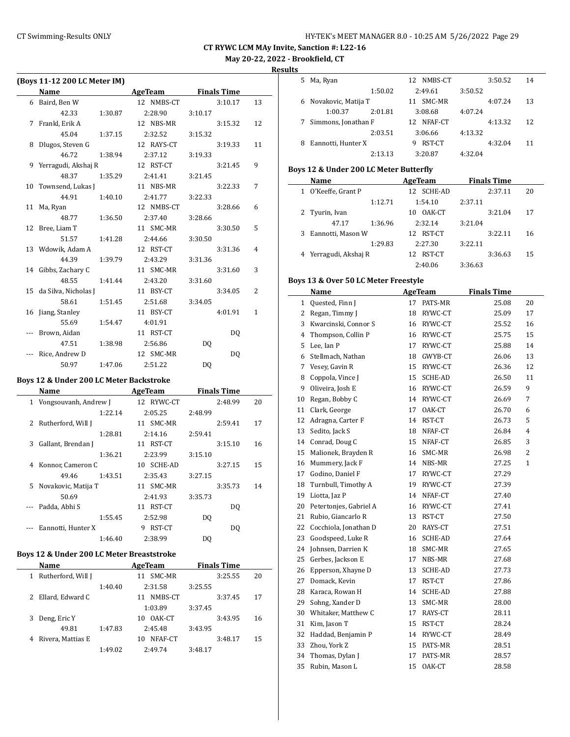**CT RYWC LCM MAy Invite, Sanction #: L22-16**

**May 20-22, 2022 - Brookfield, CT**

**Results**

### (Boys 11-12 200 LC Meter IM)

| | Name | AgeTeam | Finals Time | |
|---|---|---|---|---|
| 6 | Baird, Ben W | 12 NMBS-CT | 3:10.17 | 13 |
| | 42.33 1:30.87 | 2:28.90 | 3:10.17 | |
| 7 | Frankl, Erik A | 12 NBS-MR | 3:15.32 | 12 |
| | 45.04 1:37.15 | 2:32.52 | 3:15.32 | |
| 8 | Dlugos, Steven G | 12 RAYS-CT | 3:19.33 | 11 |
| | 46.72 1:38.94 | 2:37.12 | 3:19.33 | |
| 9 | Yerragudi, Akshaj R | 12 RST-CT | 3:21.45 | 9 |
| | 48.37 1:35.29 | 2:41.41 | 3:21.45 | |
| 10 | Townsend, Lukas J | 11 NBS-MR | 3:22.33 | 7 |
| | 44.91 1:40.10 | 2:41.77 | 3:22.33 | |
| 11 | Ma, Ryan | 12 NMBS-CT | 3:28.66 | 6 |
| | 48.77 1:36.50 | 2:37.40 | 3:28.66 | |
| 12 | Bree, Liam T | 11 SMC-MR | 3:30.50 | 5 |
| | 51.57 1:41.28 | 2:44.66 | 3:30.50 | |
| 13 | Wdowik, Adam A | 12 RST-CT | 3:31.36 | 4 |
| | 44.39 1:39.79 | 2:43.29 | 3:31.36 | |
| 14 | Gibbs, Zachary C | 11 SMC-MR | 3:31.60 | 3 |
| | 48.55 1:41.44 | 2:43.20 | 3:31.60 | |
| 15 | da Silva, Nicholas J | 11 BSY-CT | 3:34.05 | 2 |
| | 58.61 1:51.45 | 2:51.68 | 3:34.05 | |
| 16 | Jiang, Stanley | 11 BSY-CT | 4:01.91 | 1 |
| | 55.69 1:54.47 | 4:01.91 | | |
| --- | Brown, Aidan | 11 RST-CT | DQ | |
| | 47.51 1:38.98 | 2:56.86 | DQ | |
| --- | Rice, Andrew D | 12 SMC-MR | DQ | |
| | 50.97 1:47.06 | 2:51.22 | DQ | |

### Boys 12 & Under 200 LC Meter Backstroke

| | Name | AgeTeam | Finals Time | |
|---|---|---|---|---|
| 1 | Vongsouvanh, Andrew J | 12 RYWC-CT | 2:48.99 | 20 |
| | 1:22.14 | 2:05.25 | 2:48.99 | |
| 2 | Rutherford, Will J | 11 SMC-MR | 2:59.41 | 17 |
| | 1:28.81 | 2:14.16 | 2:59.41 | |
| 3 | Gallant, Brendan J | 11 RST-CT | 3:15.10 | 16 |
| | 1:36.21 | 2:23.99 | 3:15.10 | |
| 4 | Konnor, Cameron C | 10 SCHE-AD | 3:27.15 | 15 |
| | 49.46 1:43.51 | 2:35.43 | 3:27.15 | |
| 5 | Novakovic, Matija T | 11 SMC-MR | 3:35.73 | 14 |
| | 50.69 | 2:41.93 | 3:35.73 | |
| --- | Padda, Abhi S | 11 RST-CT | DQ | |
| | 1:55.45 | 2:52.98 | DQ | |
| --- | Eannotti, Hunter X | 9 RST-CT | DQ | |
| | 1:46.40 | 2:38.99 | DQ | |

### Boys 12 & Under 200 LC Meter Breaststroke

| | Name | AgeTeam | Finals Time | |
|---|---|---|---|---|
| 1 | Rutherford, Will J | 11 SMC-MR | 3:25.55 | 20 |
| | 1:40.40 | 2:31.58 | 3:25.55 | |
| 2 | Ellard, Edward C | 11 NMBS-CT | 3:37.45 | 17 |
| | | 1:03.89 | 3:37.45 | |
| 3 | Deng, Eric Y | 10 OAK-CT | 3:43.95 | 16 |
| | 49.81 1:47.83 | 2:45.48 | 3:43.95 | |
| 4 | Rivera, Mattias E | 10 NFAF-CT | 3:48.17 | 15 |
| | 1:49.02 | 2:49.74 | 3:48.17 | |
| 5 | Ma, Ryan | 12 NMBS-CT | 3:50.52 | 14 |
| | 1:50.02 | 2:49.61 | 3:50.52 | |
| 6 | Novakovic, Matija T | 11 SMC-MR | 4:07.24 | 13 |
| | 1:00.37 2:01.81 | 3:08.68 | 4:07.24 | |
| 7 | Simmons, Jonathan F | 12 NFAF-CT | 4:13.32 | 12 |
| | 2:03.51 | 3:06.66 | 4:13.32 | |
| 8 | Eannotti, Hunter X | 9 RST-CT | 4:32.04 | 11 |
| | 2:13.13 | 3:20.87 | 4:32.04 | |

### Boys 12 & Under 200 LC Meter Butterfly

| | Name | AgeTeam | Finals Time | |
|---|---|---|---|---|
| 1 | O'Keeffe, Grant P | 12 SCHE-AD | 2:37.11 | 20 |
| | 1:12.71 | 1:54.10 | 2:37.11 | |
| 2 | Tyurin, Ivan | 10 OAK-CT | 3:21.04 | 17 |
| | 47.17 1:36.96 | 2:32.14 | 3:21.04 | |
| 3 | Eannotti, Mason W | 12 RST-CT | 3:22.11 | 16 |
| | 1:29.83 | 2:27.30 | 3:22.11 | |
| 4 | Yerragudi, Akshaj R | 12 RST-CT | 3:36.63 | 15 |
| | | 2:40.06 | 3:36.63 | |

### Boys 13 & Over 50 LC Meter Freestyle

| | Name | AgeTeam | Finals Time | |
|---|---|---|---|---|
| 1 | Quested, Finn J | 17 PATS-MR | 25.08 | 20 |
| 2 | Regan, Timmy J | 18 RYWC-CT | 25.09 | 17 |
| 3 | Kwarcinski, Connor S | 16 RYWC-CT | 25.52 | 16 |
| 4 | Thompson, Collin P | 16 RYWC-CT | 25.75 | 15 |
| 5 | Lee, Ian P | 17 RYWC-CT | 25.88 | 14 |
| 6 | Stellmach, Nathan | 18 GWYB-CT | 26.06 | 13 |
| 7 | Vesey, Gavin R | 15 RYWC-CT | 26.36 | 12 |
| 8 | Coppola, Vince J | 15 SCHE-AD | 26.50 | 11 |
| 9 | Oliveira, Josh E | 16 RYWC-CT | 26.59 | 9 |
| 10 | Regan, Bobby C | 14 RYWC-CT | 26.69 | 7 |
| 11 | Clark, George | 17 OAK-CT | 26.70 | 6 |
| 12 | Adragna, Carter F | 14 RST-CT | 26.73 | 5 |
| 13 | Sedito, Jack S | 18 NFAF-CT | 26.84 | 4 |
| 14 | Conrad, Doug C | 15 NFAF-CT | 26.85 | 3 |
| 15 | Malionek, Brayden R | 16 SMC-MR | 26.98 | 2 |
| 16 | Mummery, Jack F | 14 NBS-MR | 27.25 | 1 |
| 17 | Godino, Daniel F | 17 RYWC-CT | 27.29 | |
| 18 | Turnbull, Timothy A | 19 RYWC-CT | 27.39 | |
| 19 | Liotta, Jaz P | 14 NFAF-CT | 27.40 | |
| 20 | Petertonjes, Gabriel A | 16 RYWC-CT | 27.41 | |
| 21 | Rubio, Giancarlo R | 13 RST-CT | 27.50 | |
| 22 | Cocchiola, Jonathan D | 20 RAYS-CT | 27.51 | |
| 23 | Goodspeed, Luke R | 16 SCHE-AD | 27.64 | |
| 24 | Johnsen, Darrien K | 18 SMC-MR | 27.65 | |
| 25 | Gerbes, Jackson E | 17 NBS-MR | 27.68 | |
| 26 | Epperson, Xhayne D | 13 SCHE-AD | 27.73 | |
| 27 | Domack, Kevin | 17 RST-CT | 27.86 | |
| 28 | Karaca, Rowan H | 14 SCHE-AD | 27.88 | |
| 29 | Sohng, Xander D | 13 SMC-MR | 28.00 | |
| 30 | Whitaker, Matthew C | 17 RAYS-CT | 28.11 | |
| 31 | Kim, Jason T | 15 RST-CT | 28.24 | |
| 32 | Haddad, Benjamin P | 14 RYWC-CT | 28.49 | |
| 33 | Zhou, York Z | 15 PATS-MR | 28.51 | |
| 34 | Thomas, Dylan J | 17 PATS-MR | 28.57 | |
| 35 | Rubin, Mason L | 15 OAK-CT | 28.58 | |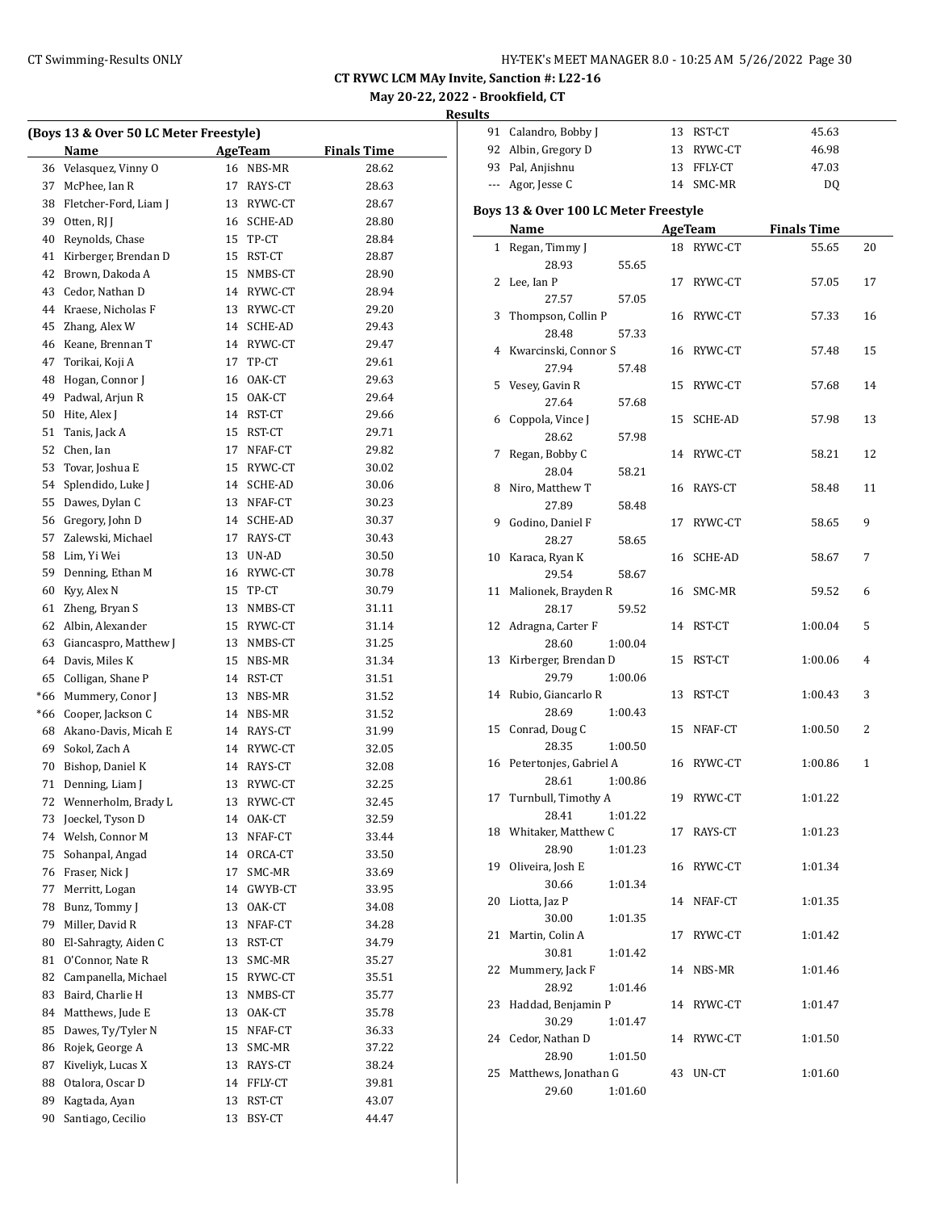**CT RYWC LCM MAy Invite, Sanction #: L22-16**

**May 20-22, 2022 - Brookfield, CT**

**Results**

### (Boys 13 & Over 50 LC Meter Freestyle)

| | Name | Age | Team | Finals Time |
|---|---|---|---|---|
| 36 | Velasquez, Vinny O | 16 | NBS-MR | 28.62 |
| 37 | McPhee, Ian R | 17 | RAYS-CT | 28.63 |
| 38 | Fletcher-Ford, Liam J | 13 | RYWC-CT | 28.67 |
| 39 | Otten, RJ J | 16 | SCHE-AD | 28.80 |
| 40 | Reynolds, Chase | 15 | TP-CT | 28.84 |
| 41 | Kirberger, Brendan D | 15 | RST-CT | 28.87 |
| 42 | Brown, Dakoda A | 15 | NMBS-CT | 28.90 |
| 43 | Cedor, Nathan D | 14 | RYWC-CT | 28.94 |
| 44 | Kraese, Nicholas F | 13 | RYWC-CT | 29.20 |
| 45 | Zhang, Alex W | 14 | SCHE-AD | 29.43 |
| 46 | Keane, Brennan T | 14 | RYWC-CT | 29.47 |
| 47 | Torikai, Koji A | 17 | TP-CT | 29.61 |
| 48 | Hogan, Connor J | 16 | OAK-CT | 29.63 |
| 49 | Padwal, Arjun R | 15 | OAK-CT | 29.64 |
| 50 | Hite, Alex J | 14 | RST-CT | 29.66 |
| 51 | Tanis, Jack A | 15 | RST-CT | 29.71 |
| 52 | Chen, Ian | 17 | NFAF-CT | 29.82 |
| 53 | Tovar, Joshua E | 15 | RYWC-CT | 30.02 |
| 54 | Splendido, Luke J | 14 | SCHE-AD | 30.06 |
| 55 | Dawes, Dylan C | 13 | NFAF-CT | 30.23 |
| 56 | Gregory, John D | 14 | SCHE-AD | 30.37 |
| 57 | Zalewski, Michael | 17 | RAYS-CT | 30.43 |
| 58 | Lim, Yi Wei | 13 | UN-AD | 30.50 |
| 59 | Denning, Ethan M | 16 | RYWC-CT | 30.78 |
| 60 | Kyy, Alex N | 15 | TP-CT | 30.79 |
| 61 | Zheng, Bryan S | 13 | NMBS-CT | 31.11 |
| 62 | Albin, Alexander | 15 | RYWC-CT | 31.14 |
| 63 | Giancaspro, Matthew J | 13 | NMBS-CT | 31.25 |
| 64 | Davis, Miles K | 15 | NBS-MR | 31.34 |
| 65 | Colligan, Shane P | 14 | RST-CT | 31.51 |
| *66 | Mummery, Conor J | 13 | NBS-MR | 31.52 |
| *66 | Cooper, Jackson C | 14 | NBS-MR | 31.52 |
| 68 | Akano-Davis, Micah E | 14 | RAYS-CT | 31.99 |
| 69 | Sokol, Zach A | 14 | RYWC-CT | 32.05 |
| 70 | Bishop, Daniel K | 14 | RAYS-CT | 32.08 |
| 71 | Denning, Liam J | 13 | RYWC-CT | 32.25 |
| 72 | Wennerholm, Brady L | 13 | RYWC-CT | 32.45 |
| 73 | Joeckel, Tyson D | 14 | OAK-CT | 32.59 |
| 74 | Welsh, Connor M | 13 | NFAF-CT | 33.44 |
| 75 | Sohanpal, Angad | 14 | ORCA-CT | 33.50 |
| 76 | Fraser, Nick J | 17 | SMC-MR | 33.69 |
| 77 | Merritt, Logan | 14 | GWYB-CT | 33.95 |
| 78 | Bunz, Tommy J | 13 | OAK-CT | 34.08 |
| 79 | Miller, David R | 13 | NFAF-CT | 34.28 |
| 80 | El-Sahragty, Aiden C | 13 | RST-CT | 34.79 |
| 81 | O'Connor, Nate R | 13 | SMC-MR | 35.27 |
| 82 | Campanella, Michael | 15 | RYWC-CT | 35.51 |
| 83 | Baird, Charlie H | 13 | NMBS-CT | 35.77 |
| 84 | Matthews, Jude E | 13 | OAK-CT | 35.78 |
| 85 | Dawes, Ty/Tyler N | 15 | NFAF-CT | 36.33 |
| 86 | Rojek, George A | 13 | SMC-MR | 37.22 |
| 87 | Kiveliyk, Lucas X | 13 | RAYS-CT | 38.24 |
| 88 | Otalora, Oscar D | 14 | FFLY-CT | 39.81 |
| 89 | Kagtada, Ayan | 13 | RST-CT | 43.07 |
| 90 | Santiago, Cecilio | 13 | BSY-CT | 44.47 |
| 91 | Calandro, Bobby J | 13 | RST-CT | 45.63 |
| 92 | Albin, Gregory D | 13 | RYWC-CT | 46.98 |
| 93 | Pal, Anjishnu | 13 | FFLY-CT | 47.03 |
| --- | Agor, Jesse C | 14 | SMC-MR | DQ |

### Boys 13 & Over 100 LC Meter Freestyle

| | Name | Age | Team | Finals Time | Points |
|---|---|---|---|---|---|
| 1 | Regan, Timmy J | 18 | RYWC-CT | 55.65 | 20 |
| | 28.93 55.65 | | | | |
| 2 | Lee, Ian P | 17 | RYWC-CT | 57.05 | 17 |
| | 27.57 57.05 | | | | |
| 3 | Thompson, Collin P | 16 | RYWC-CT | 57.33 | 16 |
| | 28.48 57.33 | | | | |
| 4 | Kwarcinski, Connor S | 16 | RYWC-CT | 57.48 | 15 |
| | 27.94 57.48 | | | | |
| 5 | Vesey, Gavin R | 15 | RYWC-CT | 57.68 | 14 |
| | 27.64 57.68 | | | | |
| 6 | Coppola, Vince J | 15 | SCHE-AD | 57.98 | 13 |
| | 28.62 57.98 | | | | |
| 7 | Regan, Bobby C | 14 | RYWC-CT | 58.21 | 12 |
| | 28.04 58.21 | | | | |
| 8 | Niro, Matthew T | 16 | RAYS-CT | 58.48 | 11 |
| | 27.89 58.48 | | | | |
| 9 | Godino, Daniel F | 17 | RYWC-CT | 58.65 | 9 |
| | 28.27 58.65 | | | | |
| 10 | Karaca, Ryan K | 16 | SCHE-AD | 58.67 | 7 |
| | 29.54 58.67 | | | | |
| 11 | Malionek, Brayden R | 16 | SMC-MR | 59.52 | 6 |
| | 28.17 59.52 | | | | |
| 12 | Adragna, Carter F | 14 | RST-CT | 1:00.04 | 5 |
| | 28.60 1:00.04 | | | | |
| 13 | Kirberger, Brendan D | 15 | RST-CT | 1:00.06 | 4 |
| | 29.79 1:00.06 | | | | |
| 14 | Rubio, Giancarlo R | 13 | RST-CT | 1:00.43 | 3 |
| | 28.69 1:00.43 | | | | |
| 15 | Conrad, Doug C | 15 | NFAF-CT | 1:00.50 | 2 |
| | 28.35 1:00.50 | | | | |
| 16 | Petertonjes, Gabriel A | 16 | RYWC-CT | 1:00.86 | 1 |
| | 28.61 1:00.86 | | | | |
| 17 | Turnbull, Timothy A | 19 | RYWC-CT | 1:01.22 | |
| | 28.41 1:01.22 | | | | |
| 18 | Whitaker, Matthew C | 17 | RAYS-CT | 1:01.23 | |
| | 28.90 1:01.23 | | | | |
| 19 | Oliveira, Josh E | 16 | RYWC-CT | 1:01.34 | |
| | 30.66 1:01.34 | | | | |
| 20 | Liotta, Jaz P | 14 | NFAF-CT | 1:01.35 | |
| | 30.00 1:01.35 | | | | |
| 21 | Martin, Colin A | 17 | RYWC-CT | 1:01.42 | |
| | 30.81 1:01.42 | | | | |
| 22 | Mummery, Jack F | 14 | NBS-MR | 1:01.46 | |
| | 28.92 1:01.46 | | | | |
| 23 | Haddad, Benjamin P | 14 | RYWC-CT | 1:01.47 | |
| | 30.29 1:01.47 | | | | |
| 24 | Cedor, Nathan D | 14 | RYWC-CT | 1:01.50 | |
| | 28.90 1:01.50 | | | | |
| 25 | Matthews, Jonathan G | 43 | UN-CT | 1:01.60 | |
| | 29.60 1:01.60 | | | | |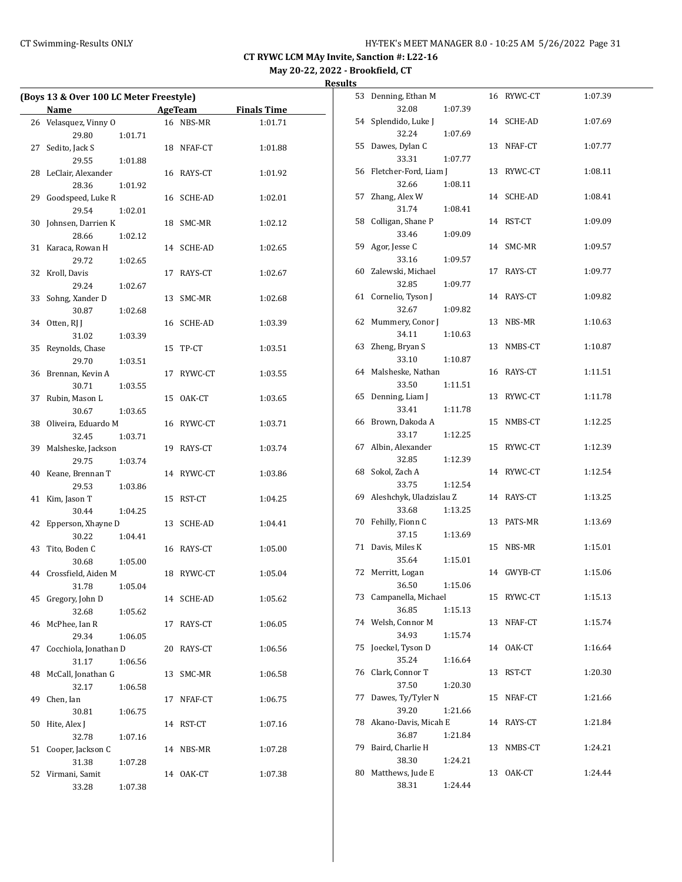CT RYWC LCM MAy Invite, Sanction #: L22-16

May 20-22, 2022 - Brookfield, CT

Results

(Boys 13 & Over 100 LC Meter Freestyle)

| | Name | AgeTeam | | Finals Time | Split 1 | Split 2 |
|---|---|---|---|---|---|---|
| 26 | Velasquez, Vinny O | 16 | NBS-MR | 1:01.71 | 29.80 | 1:01.71 |
| 27 | Sedito, Jack S | 18 | NFAF-CT | 1:01.88 | 29.55 | 1:01.88 |
| 28 | LeClair, Alexander | 16 | RAYS-CT | 1:01.92 | 28.36 | 1:01.92 |
| 29 | Goodspeed, Luke R | 16 | SCHE-AD | 1:02.01 | 29.54 | 1:02.01 |
| 30 | Johnsen, Darrien K | 18 | SMC-MR | 1:02.12 | 28.66 | 1:02.12 |
| 31 | Karaca, Rowan H | 14 | SCHE-AD | 1:02.65 | 29.72 | 1:02.65 |
| 32 | Kroll, Davis | 17 | RAYS-CT | 1:02.67 | 29.24 | 1:02.67 |
| 33 | Sohng, Xander D | 13 | SMC-MR | 1:02.68 | 30.87 | 1:02.68 |
| 34 | Otten, RJ J | 16 | SCHE-AD | 1:03.39 | 31.02 | 1:03.39 |
| 35 | Reynolds, Chase | 15 | TP-CT | 1:03.51 | 29.70 | 1:03.51 |
| 36 | Brennan, Kevin A | 17 | RYWC-CT | 1:03.55 | 30.71 | 1:03.55 |
| 37 | Rubin, Mason L | 15 | OAK-CT | 1:03.65 | 30.67 | 1:03.65 |
| 38 | Oliveira, Eduardo M | 16 | RYWC-CT | 1:03.71 | 32.45 | 1:03.71 |
| 39 | Malsheske, Jackson | 19 | RAYS-CT | 1:03.74 | 29.75 | 1:03.74 |
| 40 | Keane, Brennan T | 14 | RYWC-CT | 1:03.86 | 29.53 | 1:03.86 |
| 41 | Kim, Jason T | 15 | RST-CT | 1:04.25 | 30.44 | 1:04.25 |
| 42 | Epperson, Xhayne D | 13 | SCHE-AD | 1:04.41 | 30.22 | 1:04.41 |
| 43 | Tito, Boden C | 16 | RAYS-CT | 1:05.00 | 30.68 | 1:05.00 |
| 44 | Crossfield, Aiden M | 18 | RYWC-CT | 1:05.04 | 31.78 | 1:05.04 |
| 45 | Gregory, John D | 14 | SCHE-AD | 1:05.62 | 32.68 | 1:05.62 |
| 46 | McPhee, Ian R | 17 | RAYS-CT | 1:06.05 | 29.34 | 1:06.05 |
| 47 | Cocchiola, Jonathan D | 20 | RAYS-CT | 1:06.56 | 31.17 | 1:06.56 |
| 48 | McCall, Jonathan G | 13 | SMC-MR | 1:06.58 | 32.17 | 1:06.58 |
| 49 | Chen, Ian | 17 | NFAF-CT | 1:06.75 | 30.81 | 1:06.75 |
| 50 | Hite, Alex J | 14 | RST-CT | 1:07.16 | 32.78 | 1:07.16 |
| 51 | Cooper, Jackson C | 14 | NBS-MR | 1:07.28 | 31.38 | 1:07.28 |
| 52 | Virmani, Samit | 14 | OAK-CT | 1:07.38 | 33.28 | 1:07.38 |
| 53 | Denning, Ethan M | 16 | RYWC-CT | 1:07.39 | 32.08 | 1:07.39 |
| 54 | Splendido, Luke J | 14 | SCHE-AD | 1:07.69 | 32.24 | 1:07.69 |
| 55 | Dawes, Dylan C | 13 | NFAF-CT | 1:07.77 | 33.31 | 1:07.77 |
| 56 | Fletcher-Ford, Liam J | 13 | RYWC-CT | 1:08.11 | 32.66 | 1:08.11 |
| 57 | Zhang, Alex W | 14 | SCHE-AD | 1:08.41 | 31.74 | 1:08.41 |
| 58 | Colligan, Shane P | 14 | RST-CT | 1:09.09 | 33.46 | 1:09.09 |
| 59 | Agor, Jesse C | 14 | SMC-MR | 1:09.57 | 33.16 | 1:09.57 |
| 60 | Zalewski, Michael | 17 | RAYS-CT | 1:09.77 | 32.85 | 1:09.77 |
| 61 | Cornelio, Tyson J | 14 | RAYS-CT | 1:09.82 | 32.67 | 1:09.82 |
| 62 | Mummery, Conor J | 13 | NBS-MR | 1:10.63 | 34.11 | 1:10.63 |
| 63 | Zheng, Bryan S | 13 | NMBS-CT | 1:10.87 | 33.10 | 1:10.87 |
| 64 | Malsheske, Nathan | 16 | RAYS-CT | 1:11.51 | 33.50 | 1:11.51 |
| 65 | Denning, Liam J | 13 | RYWC-CT | 1:11.78 | 33.41 | 1:11.78 |
| 66 | Brown, Dakoda A | 15 | NMBS-CT | 1:12.25 | 33.17 | 1:12.25 |
| 67 | Albin, Alexander | 15 | RYWC-CT | 1:12.39 | 32.85 | 1:12.39 |
| 68 | Sokol, Zach A | 14 | RYWC-CT | 1:12.54 | 33.75 | 1:12.54 |
| 69 | Aleshchyk, Uladzislau Z | 14 | RAYS-CT | 1:13.25 | 33.68 | 1:13.25 |
| 70 | Fehilly, Fionn C | 13 | PATS-MR | 1:13.69 | 37.15 | 1:13.69 |
| 71 | Davis, Miles K | 15 | NBS-MR | 1:15.01 | 35.64 | 1:15.01 |
| 72 | Merritt, Logan | 14 | GWYB-CT | 1:15.06 | 36.50 | 1:15.06 |
| 73 | Campanella, Michael | 15 | RYWC-CT | 1:15.13 | 36.85 | 1:15.13 |
| 74 | Welsh, Connor M | 13 | NFAF-CT | 1:15.74 | 34.93 | 1:15.74 |
| 75 | Joeckel, Tyson D | 14 | OAK-CT | 1:16.64 | 35.24 | 1:16.64 |
| 76 | Clark, Connor T | 13 | RST-CT | 1:20.30 | 37.50 | 1:20.30 |
| 77 | Dawes, Ty/Tyler N | 15 | NFAF-CT | 1:21.66 | 39.20 | 1:21.66 |
| 78 | Akano-Davis, Micah E | 14 | RAYS-CT | 1:21.84 | 36.87 | 1:21.84 |
| 79 | Baird, Charlie H | 13 | NMBS-CT | 1:24.21 | 38.30 | 1:24.21 |
| 80 | Matthews, Jude E | 13 | OAK-CT | 1:24.44 | 38.31 | 1:24.44 |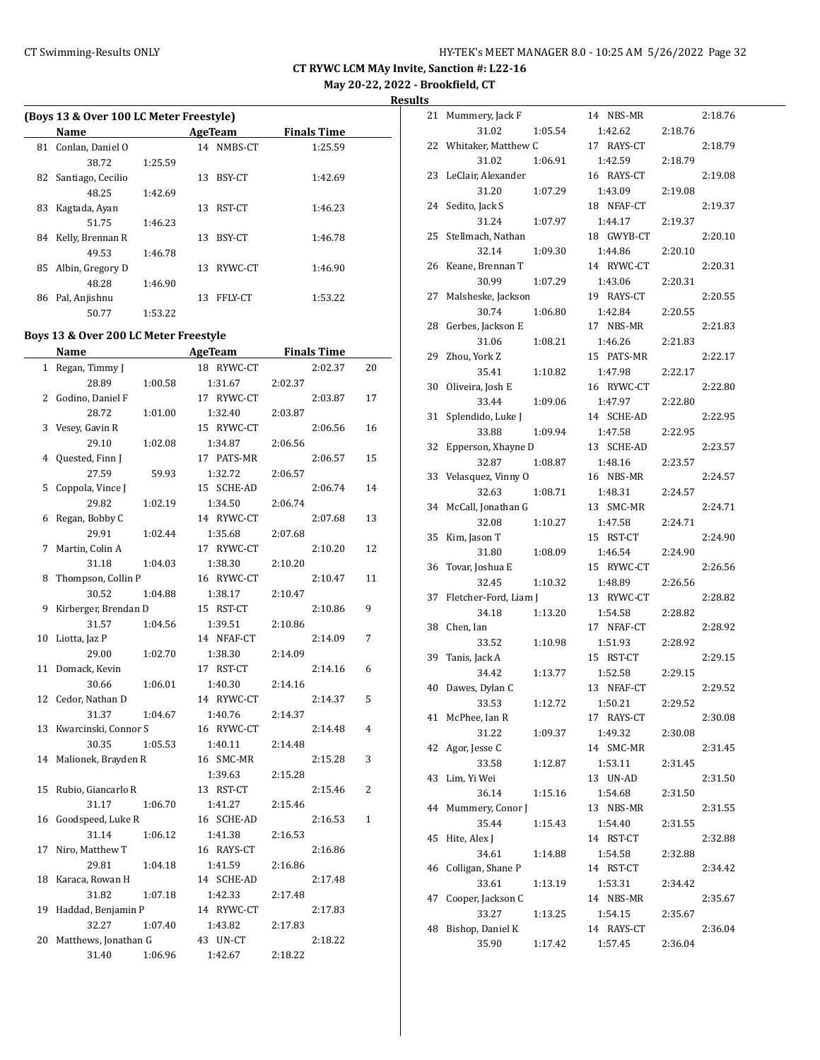# CT RYWC LCM MAy Invite, Sanction #: L22-16

**May 20-22, 2022 - Brookfield, CT**

**Results**

### (Boys 13 & Over 100 LC Meter Freestyle)

| | Name | Age | Team | Finals Time |
|---|---|---|---|---|
| 81 | Conlan, Daniel O | 14 | NMBS-CT | 1:25.59 |
| | 38.72 1:25.59 | | | |
| 82 | Santiago, Cecilio | 13 | BSY-CT | 1:42.69 |
| | 48.25 1:42.69 | | | |
| 83 | Kagtada, Ayan | 13 | RST-CT | 1:46.23 |
| | 51.75 1:46.23 | | | |
| 84 | Kelly, Brennan R | 13 | BSY-CT | 1:46.78 |
| | 49.53 1:46.78 | | | |
| 85 | Albin, Gregory D | 13 | RYWC-CT | 1:46.90 |
| | 48.28 1:46.90 | | | |
| 86 | Pal, Anjishnu | 13 | FFLY-CT | 1:53.22 |
| | 50.77 1:53.22 | | | |

### Boys 13 & Over 200 LC Meter Freestyle

| | Name | Age | Team | Finals Time | Points |
|---|---|---|---|---|---|
| 1 | Regan, Timmy J | 18 | RYWC-CT | 2:02.37 | 20 |
| | 28.89 1:00.58 1:31.67 2:02.37 | | | | |
| 2 | Godino, Daniel F | 17 | RYWC-CT | 2:03.87 | 17 |
| | 28.72 1:01.00 1:32.40 2:03.87 | | | | |
| 3 | Vesey, Gavin R | 15 | RYWC-CT | 2:06.56 | 16 |
| | 29.10 1:02.08 1:34.87 2:06.56 | | | | |
| 4 | Quested, Finn J | 17 | PATS-MR | 2:06.57 | 15 |
| | 27.59 59.93 1:32.72 2:06.57 | | | | |
| 5 | Coppola, Vince J | 15 | SCHE-AD | 2:06.74 | 14 |
| | 29.82 1:02.19 1:34.50 2:06.74 | | | | |
| 6 | Regan, Bobby C | 14 | RYWC-CT | 2:07.68 | 13 |
| | 29.91 1:02.44 1:35.68 2:07.68 | | | | |
| 7 | Martin, Colin A | 17 | RYWC-CT | 2:10.20 | 12 |
| | 31.18 1:04.03 1:38.30 2:10.20 | | | | |
| 8 | Thompson, Collin P | 16 | RYWC-CT | 2:10.47 | 11 |
| | 30.52 1:04.88 1:38.17 2:10.47 | | | | |
| 9 | Kirberger, Brendan D | 15 | RST-CT | 2:10.86 | 9 |
| | 31.57 1:04.56 1:39.51 2:10.86 | | | | |
| 10 | Liotta, Jaz P | 14 | NFAF-CT | 2:14.09 | 7 |
| | 29.00 1:02.70 1:38.30 2:14.09 | | | | |
| 11 | Domack, Kevin | 17 | RST-CT | 2:14.16 | 6 |
| | 30.66 1:06.01 1:40.30 2:14.16 | | | | |
| 12 | Cedor, Nathan D | 14 | RYWC-CT | 2:14.37 | 5 |
| | 31.37 1:04.67 1:40.76 2:14.37 | | | | |
| 13 | Kwarcinski, Connor S | 16 | RYWC-CT | 2:14.48 | 4 |
| | 30.35 1:05.53 1:40.11 2:14.48 | | | | |
| 14 | Malionek, Brayden R | 16 | SMC-MR | 2:15.28 | 3 |
| | 1:39.63 2:15.28 | | | | |
| 15 | Rubio, Giancarlo R | 13 | RST-CT | 2:15.46 | 2 |
| | 31.17 1:06.70 1:41.27 2:15.46 | | | | |
| 16 | Goodspeed, Luke R | 16 | SCHE-AD | 2:16.53 | 1 |
| | 31.14 1:06.12 1:41.38 2:16.53 | | | | |
| 17 | Niro, Matthew T | 16 | RAYS-CT | 2:16.86 | |
| | 29.81 1:04.18 1:41.59 2:16.86 | | | | |
| 18 | Karaca, Rowan H | 14 | SCHE-AD | 2:17.48 | |
| | 31.82 1:07.18 1:42.33 2:17.48 | | | | |
| 19 | Haddad, Benjamin P | 14 | RYWC-CT | 2:17.83 | |
| | 32.27 1:07.40 1:43.82 2:17.83 | | | | |
| 20 | Matthews, Jonathan G | 43 | UN-CT | 2:18.22 | |
| | 31.40 1:06.96 1:42.67 2:18.22 | | | | |
| 21 | Mummery, Jack F | 14 | NBS-MR | 2:18.76 | |
| | 31.02 1:05.54 1:42.62 2:18.76 | | | | |
| 22 | Whitaker, Matthew C | 17 | RAYS-CT | 2:18.79 | |
| | 31.02 1:06.91 1:42.59 2:18.79 | | | | |
| 23 | LeClair, Alexander | 16 | RAYS-CT | 2:19.08 | |
| | 31.20 1:07.29 1:43.09 2:19.08 | | | | |
| 24 | Sedito, Jack S | 18 | NFAF-CT | 2:19.37 | |
| | 31.24 1:07.97 1:44.17 2:19.37 | | | | |
| 25 | Stellmach, Nathan | 18 | GWYB-CT | 2:20.10 | |
| | 32.14 1:09.30 1:44.86 2:20.10 | | | | |
| 26 | Keane, Brennan T | 14 | RYWC-CT | 2:20.31 | |
| | 30.99 1:07.29 1:43.06 2:20.31 | | | | |
| 27 | Malsheske, Jackson | 19 | RAYS-CT | 2:20.55 | |
| | 30.74 1:06.80 1:42.84 2:20.55 | | | | |
| 28 | Gerbes, Jackson E | 17 | NBS-MR | 2:21.83 | |
| | 31.06 1:08.21 1:46.26 2:21.83 | | | | |
| 29 | Zhou, York Z | 15 | PATS-MR | 2:22.17 | |
| | 35.41 1:10.82 1:47.98 2:22.17 | | | | |
| 30 | Oliveira, Josh E | 16 | RYWC-CT | 2:22.80 | |
| | 33.44 1:09.06 1:47.97 2:22.80 | | | | |
| 31 | Splendido, Luke J | 14 | SCHE-AD | 2:22.95 | |
| | 33.88 1:09.94 1:47.58 2:22.95 | | | | |
| 32 | Epperson, Xhayne D | 13 | SCHE-AD | 2:23.57 | |
| | 32.87 1:08.87 1:48.16 2:23.57 | | | | |
| 33 | Velasquez, Vinny O | 16 | NBS-MR | 2:24.57 | |
| | 32.63 1:08.71 1:48.31 2:24.57 | | | | |
| 34 | McCall, Jonathan G | 13 | SMC-MR | 2:24.71 | |
| | 32.08 1:10.27 1:47.58 2:24.71 | | | | |
| 35 | Kim, Jason T | 15 | RST-CT | 2:24.90 | |
| | 31.80 1:08.09 1:46.54 2:24.90 | | | | |
| 36 | Tovar, Joshua E | 15 | RYWC-CT | 2:26.56 | |
| | 32.45 1:10.32 1:48.89 2:26.56 | | | | |
| 37 | Fletcher-Ford, Liam J | 13 | RYWC-CT | 2:28.82 | |
| | 34.18 1:13.20 1:54.58 2:28.82 | | | | |
| 38 | Chen, Ian | 17 | NFAF-CT | 2:28.92 | |
| | 33.52 1:10.98 1:51.93 2:28.92 | | | | |
| 39 | Tanis, Jack A | 15 | RST-CT | 2:29.15 | |
| | 34.42 1:13.77 1:52.58 2:29.15 | | | | |
| 40 | Dawes, Dylan C | 13 | NFAF-CT | 2:29.52 | |
| | 33.53 1:12.72 1:50.21 2:29.52 | | | | |
| 41 | McPhee, Ian R | 17 | RAYS-CT | 2:30.08 | |
| | 31.22 1:09.37 1:49.32 2:30.08 | | | | |
| 42 | Agor, Jesse C | 14 | SMC-MR | 2:31.45 | |
| | 33.58 1:12.87 1:53.11 2:31.45 | | | | |
| 43 | Lim, Yi Wei | 13 | UN-AD | 2:31.50 | |
| | 36.14 1:15.16 1:54.68 2:31.50 | | | | |
| 44 | Mummery, Conor J | 13 | NBS-MR | 2:31.55 | |
| | 35.44 1:15.43 1:54.40 2:31.55 | | | | |
| 45 | Hite, Alex J | 14 | RST-CT | 2:32.88 | |
| | 34.61 1:14.88 1:54.58 2:32.88 | | | | |
| 46 | Colligan, Shane P | 14 | RST-CT | 2:34.42 | |
| | 33.61 1:13.19 1:53.31 2:34.42 | | | | |
| 47 | Cooper, Jackson C | 14 | NBS-MR | 2:35.67 | |
| | 33.27 1:13.25 1:54.15 2:35.67 | | | | |
| 48 | Bishop, Daniel K | 14 | RAYS-CT | 2:36.04 | |
| | 35.90 1:17.42 1:57.45 2:36.04 | | | | |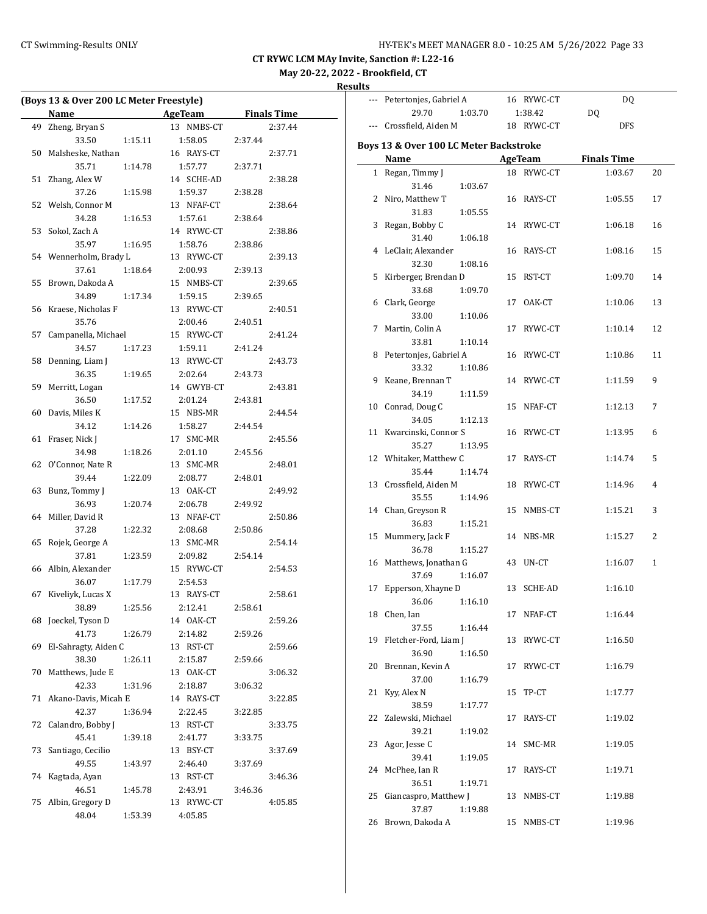**CT RYWC LCM MAy Invite, Sanction #: L22-16**

**May 20-22, 2022 - Brookfield, CT**

**Results**

### (Boys 13 & Over 200 LC Meter Freestyle)

| | Name | AgeTeam | | Finals Time |
|---|---|---|---|---|
| 49 | Zheng, Bryan S | 13 NMBS-CT | | 2:37.44 |
| | 33.50 | 1:15.11 | 1:58.05 | 2:37.44 |
| 50 | Malsheske, Nathan | 16 RAYS-CT | | 2:37.71 |
| | 35.71 | 1:14.78 | 1:57.77 | 2:37.71 |
| 51 | Zhang, Alex W | 14 SCHE-AD | | 2:38.28 |
| | 37.26 | 1:15.98 | 1:59.37 | 2:38.28 |
| 52 | Welsh, Connor M | 13 NFAF-CT | | 2:38.64 |
| | 34.28 | 1:16.53 | 1:57.61 | 2:38.64 |
| 53 | Sokol, Zach A | 14 RYWC-CT | | 2:38.86 |
| | 35.97 | 1:16.95 | 1:58.76 | 2:38.86 |
| 54 | Wennerholm, Brady L | 13 RYWC-CT | | 2:39.13 |
| | 37.61 | 1:18.64 | 2:00.93 | 2:39.13 |
| 55 | Brown, Dakoda A | 15 NMBS-CT | | 2:39.65 |
| | 34.89 | 1:17.34 | 1:59.15 | 2:39.65 |
| 56 | Kraese, Nicholas F | 13 RYWC-CT | | 2:40.51 |
| | 35.76 | | 2:00.46 | 2:40.51 |
| 57 | Campanella, Michael | 15 RYWC-CT | | 2:41.24 |
| | 34.57 | 1:17.23 | 1:59.11 | 2:41.24 |
| 58 | Denning, Liam J | 13 RYWC-CT | | 2:43.73 |
| | 36.35 | 1:19.65 | 2:02.64 | 2:43.73 |
| 59 | Merritt, Logan | 14 GWYB-CT | | 2:43.81 |
| | 36.50 | 1:17.52 | 2:01.24 | 2:43.81 |
| 60 | Davis, Miles K | 15 NBS-MR | | 2:44.54 |
| | 34.12 | 1:14.26 | 1:58.27 | 2:44.54 |
| 61 | Fraser, Nick J | 17 SMC-MR | | 2:45.56 |
| | 34.98 | 1:18.26 | 2:01.10 | 2:45.56 |
| 62 | O'Connor, Nate R | 13 SMC-MR | | 2:48.01 |
| | 39.44 | 1:22.09 | 2:08.77 | 2:48.01 |
| 63 | Bunz, Tommy J | 13 OAK-CT | | 2:49.92 |
| | 36.93 | 1:20.74 | 2:06.78 | 2:49.92 |
| 64 | Miller, David R | 13 NFAF-CT | | 2:50.86 |
| | 37.28 | 1:22.32 | 2:08.68 | 2:50.86 |
| 65 | Rojek, George A | 13 SMC-MR | | 2:54.14 |
| | 37.81 | 1:23.59 | 2:09.82 | 2:54.14 |
| 66 | Albin, Alexander | 15 RYWC-CT | | 2:54.53 |
| | 36.07 | 1:17.79 | 2:54.53 | |
| 67 | Kiveliyk, Lucas X | 13 RAYS-CT | | 2:58.61 |
| | 38.89 | 1:25.56 | 2:12.41 | 2:58.61 |
| 68 | Joeckel, Tyson D | 14 OAK-CT | | 2:59.26 |
| | 41.73 | 1:26.79 | 2:14.82 | 2:59.26 |
| 69 | El-Sahragty, Aiden C | 13 RST-CT | | 2:59.66 |
| | 38.30 | 1:26.11 | 2:15.87 | 2:59.66 |
| 70 | Matthews, Jude E | 13 OAK-CT | | 3:06.32 |
| | 42.33 | 1:31.96 | 2:18.87 | 3:06.32 |
| 71 | Akano-Davis, Micah E | 14 RAYS-CT | | 3:22.85 |
| | 42.37 | 1:36.94 | 2:22.45 | 3:22.85 |
| 72 | Calandro, Bobby J | 13 RST-CT | | 3:33.75 |
| | 45.41 | 1:39.18 | 2:41.77 | 3:33.75 |
| 73 | Santiago, Cecilio | 13 BSY-CT | | 3:37.69 |
| | 49.55 | 1:43.97 | 2:46.40 | 3:37.69 |
| 74 | Kagtada, Ayan | 13 RST-CT | | 3:46.36 |
| | 46.51 | 1:45.78 | 2:43.91 | 3:46.36 |
| 75 | Albin, Gregory D | 13 RYWC-CT | | 4:05.85 |
| | 48.04 | 1:53.39 | 4:05.85 | |
| --- | Petertonjes, Gabriel A | 16 RYWC-CT | | DQ |
| | 29.70 | 1:03.70 | 1:38.42 | DQ |
| --- | Crossfield, Aiden M | 18 RYWC-CT | | DFS |

### Boys 13 & Over 100 LC Meter Backstroke

| | Name | | AgeTeam | Finals Time | |
|---|---|---|---|---|---|
| 1 | Regan, Timmy J | | 18 RYWC-CT | 1:03.67 | 20 |
| | 31.46 | 1:03.67 | | | |
| 2 | Niro, Matthew T | | 16 RAYS-CT | 1:05.55 | 17 |
| | 31.83 | 1:05.55 | | | |
| 3 | Regan, Bobby C | | 14 RYWC-CT | 1:06.18 | 16 |
| | 31.40 | 1:06.18 | | | |
| 4 | LeClair, Alexander | | 16 RAYS-CT | 1:08.16 | 15 |
| | 32.30 | 1:08.16 | | | |
| 5 | Kirberger, Brendan D | | 15 RST-CT | 1:09.70 | 14 |
| | 33.68 | 1:09.70 | | | |
| 6 | Clark, George | | 17 OAK-CT | 1:10.06 | 13 |
| | 33.00 | 1:10.06 | | | |
| 7 | Martin, Colin A | | 17 RYWC-CT | 1:10.14 | 12 |
| | 33.81 | 1:10.14 | | | |
| 8 | Petertonjes, Gabriel A | | 16 RYWC-CT | 1:10.86 | 11 |
| | 33.32 | 1:10.86 | | | |
| 9 | Keane, Brennan T | | 14 RYWC-CT | 1:11.59 | 9 |
| | 34.19 | 1:11.59 | | | |
| 10 | Conrad, Doug C | | 15 NFAF-CT | 1:12.13 | 7 |
| | 34.05 | 1:12.13 | | | |
| 11 | Kwarcinski, Connor S | | 16 RYWC-CT | 1:13.95 | 6 |
| | 35.27 | 1:13.95 | | | |
| 12 | Whitaker, Matthew C | | 17 RAYS-CT | 1:14.74 | 5 |
| | 35.44 | 1:14.74 | | | |
| 13 | Crossfield, Aiden M | | 18 RYWC-CT | 1:14.96 | 4 |
| | 35.55 | 1:14.96 | | | |
| 14 | Chan, Greyson R | | 15 NMBS-CT | 1:15.21 | 3 |
| | 36.83 | 1:15.21 | | | |
| 15 | Mummery, Jack F | | 14 NBS-MR | 1:15.27 | 2 |
| | 36.78 | 1:15.27 | | | |
| 16 | Matthews, Jonathan G | | 43 UN-CT | 1:16.07 | 1 |
| | 37.69 | 1:16.07 | | | |
| 17 | Epperson, Xhayne D | | 13 SCHE-AD | 1:16.10 | |
| | 36.06 | 1:16.10 | | | |
| 18 | Chen, Ian | | 17 NFAF-CT | 1:16.44 | |
| | 37.55 | 1:16.44 | | | |
| 19 | Fletcher-Ford, Liam J | | 13 RYWC-CT | 1:16.50 | |
| | 36.90 | 1:16.50 | | | |
| 20 | Brennan, Kevin A | | 17 RYWC-CT | 1:16.79 | |
| | 37.00 | 1:16.79 | | | |
| 21 | Kyy, Alex N | | 15 TP-CT | 1:17.77 | |
| | 38.59 | 1:17.77 | | | |
| 22 | Zalewski, Michael | | 17 RAYS-CT | 1:19.02 | |
| | 39.21 | 1:19.02 | | | |
| 23 | Agor, Jesse C | | 14 SMC-MR | 1:19.05 | |
| | 39.41 | 1:19.05 | | | |
| 24 | McPhee, Ian R | | 17 RAYS-CT | 1:19.71 | |
| | 36.51 | 1:19.71 | | | |
| 25 | Giancaspro, Matthew J | | 13 NMBS-CT | 1:19.88 | |
| | 37.87 | 1:19.88 | | | |
| 26 | Brown, Dakoda A | | 15 NMBS-CT | 1:19.96 | |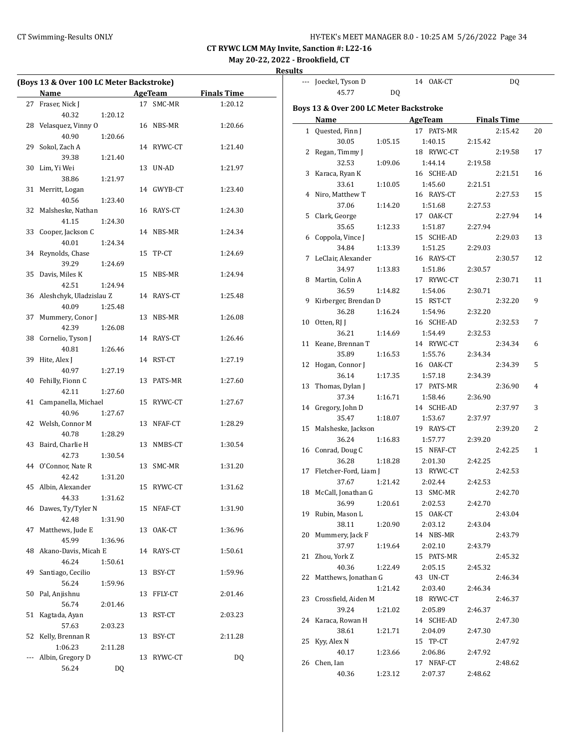**CT RYWC LCM MAy Invite, Sanction #: L22-16**

**May 20-22, 2022 - Brookfield, CT**

**Results**

### (Boys 13 & Over 100 LC Meter Backstroke)

| | Name | Age | Team | Finals Time |
|---|---|---|---|---|
| 27 | Fraser, Nick J | 17 | SMC-MR | 1:20.12 |
| | 40.32 1:20.12 | | | |
| 28 | Velasquez, Vinny O | 16 | NBS-MR | 1:20.66 |
| | 40.90 1:20.66 | | | |
| 29 | Sokol, Zach A | 14 | RYWC-CT | 1:21.40 |
| | 39.38 1:21.40 | | | |
| 30 | Lim, Yi Wei | 13 | UN-AD | 1:21.97 |
| | 38.86 1:21.97 | | | |
| 31 | Merritt, Logan | 14 | GWYB-CT | 1:23.40 |
| | 40.56 1:23.40 | | | |
| 32 | Malsheske, Nathan | 16 | RAYS-CT | 1:24.30 |
| | 41.15 1:24.30 | | | |
| 33 | Cooper, Jackson C | 14 | NBS-MR | 1:24.34 |
| | 40.01 1:24.34 | | | |
| 34 | Reynolds, Chase | 15 | TP-CT | 1:24.69 |
| | 39.29 1:24.69 | | | |
| 35 | Davis, Miles K | 15 | NBS-MR | 1:24.94 |
| | 42.51 1:24.94 | | | |
| 36 | Aleshchyk, Uladzislau Z | 14 | RAYS-CT | 1:25.48 |
| | 40.09 1:25.48 | | | |
| 37 | Mummery, Conor J | 13 | NBS-MR | 1:26.08 |
| | 42.39 1:26.08 | | | |
| 38 | Cornelio, Tyson J | 14 | RAYS-CT | 1:26.46 |
| | 40.81 1:26.46 | | | |
| 39 | Hite, Alex J | 14 | RST-CT | 1:27.19 |
| | 40.97 1:27.19 | | | |
| 40 | Fehilly, Fionn C | 13 | PATS-MR | 1:27.60 |
| | 42.11 1:27.60 | | | |
| 41 | Campanella, Michael | 15 | RYWC-CT | 1:27.67 |
| | 40.96 1:27.67 | | | |
| 42 | Welsh, Connor M | 13 | NFAF-CT | 1:28.29 |
| | 40.78 1:28.29 | | | |
| 43 | Baird, Charlie H | 13 | NMBS-CT | 1:30.54 |
| | 42.73 1:30.54 | | | |
| 44 | O'Connor, Nate R | 13 | SMC-MR | 1:31.20 |
| | 42.42 1:31.20 | | | |
| 45 | Albin, Alexander | 15 | RYWC-CT | 1:31.62 |
| | 44.33 1:31.62 | | | |
| 46 | Dawes, Ty/Tyler N | 15 | NFAF-CT | 1:31.90 |
| | 42.48 1:31.90 | | | |
| 47 | Matthews, Jude E | 13 | OAK-CT | 1:36.96 |
| | 45.99 1:36.96 | | | |
| 48 | Akano-Davis, Micah E | 14 | RAYS-CT | 1:50.61 |
| | 46.24 1:50.61 | | | |
| 49 | Santiago, Cecilio | 13 | BSY-CT | 1:59.96 |
| | 56.24 1:59.96 | | | |
| 50 | Pal, Anjishnu | 13 | FFLY-CT | 2:01.46 |
| | 56.74 2:01.46 | | | |
| 51 | Kagtada, Ayan | 13 | RST-CT | 2:03.23 |
| | 57.63 2:03.23 | | | |
| 52 | Kelly, Brennan R | 13 | BSY-CT | 2:11.28 |
| | 1:06.23 2:11.28 | | | |
| --- | Albin, Gregory D | 13 | RYWC-CT | DQ |
| | 56.24 DQ | | | |
| --- | Joeckel, Tyson D | 14 | OAK-CT | DQ |
| | 45.77 DQ | | | |

### Boys 13 & Over 200 LC Meter Backstroke

| | Name | Age | Team | Finals Time | Points |
|---|---|---|---|---|---|
| 1 | Quested, Finn J | 17 | PATS-MR | 2:15.42 | 20 |
| | 30.05 1:05.15 1:40.15 2:15.42 | | | | |
| 2 | Regan, Timmy J | 18 | RYWC-CT | 2:19.58 | 17 |
| | 32.53 1:09.06 1:44.14 2:19.58 | | | | |
| 3 | Karaca, Ryan K | 16 | SCHE-AD | 2:21.51 | 16 |
| | 33.61 1:10.05 1:45.60 2:21.51 | | | | |
| 4 | Niro, Matthew T | 16 | RAYS-CT | 2:27.53 | 15 |
| | 37.06 1:14.20 1:51.68 2:27.53 | | | | |
| 5 | Clark, George | 17 | OAK-CT | 2:27.94 | 14 |
| | 35.65 1:12.33 1:51.87 2:27.94 | | | | |
| 6 | Coppola, Vince J | 15 | SCHE-AD | 2:29.03 | 13 |
| | 34.84 1:13.39 1:51.25 2:29.03 | | | | |
| 7 | LeClair, Alexander | 16 | RAYS-CT | 2:30.57 | 12 |
| | 34.97 1:13.83 1:51.86 2:30.57 | | | | |
| 8 | Martin, Colin A | 17 | RYWC-CT | 2:30.71 | 11 |
| | 36.59 1:14.82 1:54.06 2:30.71 | | | | |
| 9 | Kirberger, Brendan D | 15 | RST-CT | 2:32.20 | 9 |
| | 36.28 1:16.24 1:54.96 2:32.20 | | | | |
| 10 | Otten, RJ J | 16 | SCHE-AD | 2:32.53 | 7 |
| | 36.21 1:14.69 1:54.49 2:32.53 | | | | |
| 11 | Keane, Brennan T | 14 | RYWC-CT | 2:34.34 | 6 |
| | 35.89 1:16.53 1:55.76 2:34.34 | | | | |
| 12 | Hogan, Connor J | 16 | OAK-CT | 2:34.39 | 5 |
| | 36.14 1:17.35 1:57.18 2:34.39 | | | | |
| 13 | Thomas, Dylan J | 17 | PATS-MR | 2:36.90 | 4 |
| | 37.34 1:16.71 1:58.46 2:36.90 | | | | |
| 14 | Gregory, John D | 14 | SCHE-AD | 2:37.97 | 3 |
| | 35.47 1:18.07 1:53.67 2:37.97 | | | | |
| 15 | Malsheske, Jackson | 19 | RAYS-CT | 2:39.20 | 2 |
| | 36.24 1:16.83 1:57.77 2:39.20 | | | | |
| 16 | Conrad, Doug C | 15 | NFAF-CT | 2:42.25 | 1 |
| | 36.28 1:18.28 2:01.30 2:42.25 | | | | |
| 17 | Fletcher-Ford, Liam J | 13 | RYWC-CT | 2:42.53 | |
| | 37.67 1:21.42 2:02.44 2:42.53 | | | | |
| 18 | McCall, Jonathan G | 13 | SMC-MR | 2:42.70 | |
| | 36.99 1:20.61 2:02.53 2:42.70 | | | | |
| 19 | Rubin, Mason L | 15 | OAK-CT | 2:43.04 | |
| | 38.11 1:20.90 2:03.12 2:43.04 | | | | |
| 20 | Mummery, Jack F | 14 | NBS-MR | 2:43.79 | |
| | 37.97 1:19.64 2:02.10 2:43.79 | | | | |
| 21 | Zhou, York Z | 15 | PATS-MR | 2:45.32 | |
| | 40.36 1:22.49 2:05.15 2:45.32 | | | | |
| 22 | Matthews, Jonathan G | 43 | UN-CT | 2:46.34 | |
| | 1:21.42 2:03.40 2:46.34 | | | | |
| 23 | Crossfield, Aiden M | 18 | RYWC-CT | 2:46.37 | |
| | 39.24 1:21.02 2:05.89 2:46.37 | | | | |
| 24 | Karaca, Rowan H | 14 | SCHE-AD | 2:47.30 | |
| | 38.61 1:21.71 2:04.09 2:47.30 | | | | |
| 25 | Kyy, Alex N | 15 | TP-CT | 2:47.92 | |
| | 40.17 1:23.66 2:06.86 2:47.92 | | | | |
| 26 | Chen, Ian | 17 | NFAF-CT | 2:48.62 | |
| | 40.36 1:23.12 2:07.37 2:48.62 | | | | |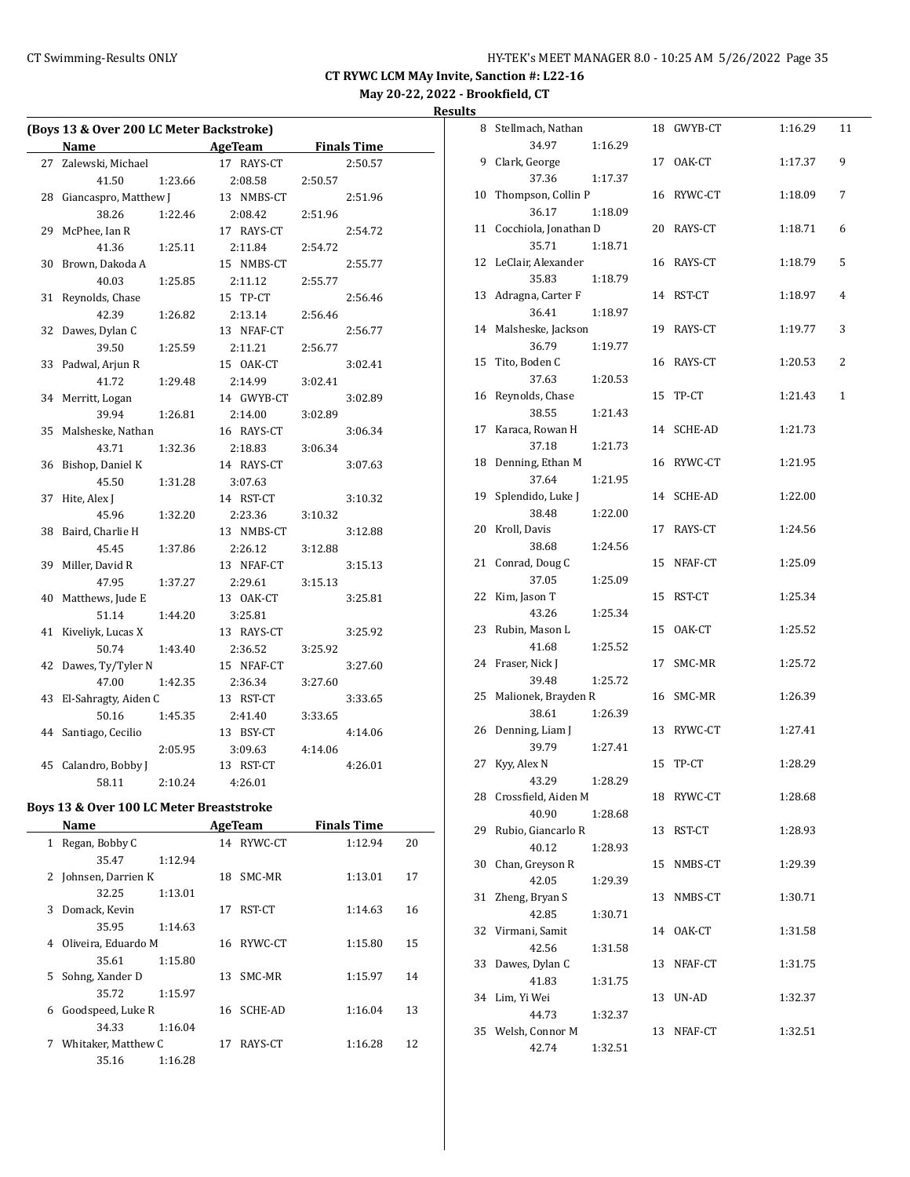CT RYWC LCM MAy Invite, Sanction #: L22-16

May 20-22, 2022 - Brookfield, CT

Results

### (Boys 13 & Over 200 LC Meter Backstroke)

| | Name | AgeTeam | Finals Time |
|---|---|---|---|
| 27 | Zalewski, Michael | 17 RAYS-CT | 2:50.57 |
| | 41.50 1:23.66 2:08.58 2:50.57 | | |
| 28 | Giancaspro, Matthew J | 13 NMBS-CT | 2:51.96 |
| | 38.26 1:22.46 2:08.42 2:51.96 | | |
| 29 | McPhee, Ian R | 17 RAYS-CT | 2:54.72 |
| | 41.36 1:25.11 2:11.84 2:54.72 | | |
| 30 | Brown, Dakoda A | 15 NMBS-CT | 2:55.77 |
| | 40.03 1:25.85 2:11.12 2:55.77 | | |
| 31 | Reynolds, Chase | 15 TP-CT | 2:56.46 |
| | 42.39 1:26.82 2:13.14 2:56.46 | | |
| 32 | Dawes, Dylan C | 13 NFAF-CT | 2:56.77 |
| | 39.50 1:25.59 2:11.21 2:56.77 | | |
| 33 | Padwal, Arjun R | 15 OAK-CT | 3:02.41 |
| | 41.72 1:29.48 2:14.99 3:02.41 | | |
| 34 | Merritt, Logan | 14 GWYB-CT | 3:02.89 |
| | 39.94 1:26.81 2:14.00 3:02.89 | | |
| 35 | Malsheske, Nathan | 16 RAYS-CT | 3:06.34 |
| | 43.71 1:32.36 2:18.83 3:06.34 | | |
| 36 | Bishop, Daniel K | 14 RAYS-CT | 3:07.63 |
| | 45.50 1:31.28 3:07.63 | | |
| 37 | Hite, Alex J | 14 RST-CT | 3:10.32 |
| | 45.96 1:32.20 2:23.36 3:10.32 | | |
| 38 | Baird, Charlie H | 13 NMBS-CT | 3:12.88 |
| | 45.45 1:37.86 2:26.12 3:12.88 | | |
| 39 | Miller, David R | 13 NFAF-CT | 3:15.13 |
| | 47.95 1:37.27 2:29.61 3:15.13 | | |
| 40 | Matthews, Jude E | 13 OAK-CT | 3:25.81 |
| | 51.14 1:44.20 3:25.81 | | |
| 41 | Kiveliyk, Lucas X | 13 RAYS-CT | 3:25.92 |
| | 50.74 1:43.40 2:36.52 3:25.92 | | |
| 42 | Dawes, Ty/Tyler N | 15 NFAF-CT | 3:27.60 |
| | 47.00 1:42.35 2:36.34 3:27.60 | | |
| 43 | El-Sahragty, Aiden C | 13 RST-CT | 3:33.65 |
| | 50.16 1:45.35 2:41.40 3:33.65 | | |
| 44 | Santiago, Cecilio | 13 BSY-CT | 4:14.06 |
| | 2:05.95 3:09.63 4:14.06 | | |
| 45 | Calandro, Bobby J | 13 RST-CT | 4:26.01 |
| | 58.11 2:10.24 4:26.01 | | |

### Boys 13 & Over 100 LC Meter Breaststroke

| | Name | AgeTeam | Finals Time | Points |
|---|---|---|---|---|
| 1 | Regan, Bobby C | 14 RYWC-CT | 1:12.94 | 20 |
| | 35.47 1:12.94 | | | |
| 2 | Johnsen, Darrien K | 18 SMC-MR | 1:13.01 | 17 |
| | 32.25 1:13.01 | | | |
| 3 | Domack, Kevin | 17 RST-CT | 1:14.63 | 16 |
| | 35.95 1:14.63 | | | |
| 4 | Oliveira, Eduardo M | 16 RYWC-CT | 1:15.80 | 15 |
| | 35.61 1:15.80 | | | |
| 5 | Sohng, Xander D | 13 SMC-MR | 1:15.97 | 14 |
| | 35.72 1:15.97 | | | |
| 6 | Goodspeed, Luke R | 16 SCHE-AD | 1:16.04 | 13 |
| | 34.33 1:16.04 | | | |
| 7 | Whitaker, Matthew C | 17 RAYS-CT | 1:16.28 | 12 |
| | 35.16 1:16.28 | | | |
| 8 | Stellmach, Nathan | 18 GWYB-CT | 1:16.29 | 11 |
| | 34.97 1:16.29 | | | |
| 9 | Clark, George | 17 OAK-CT | 1:17.37 | 9 |
| | 37.36 1:17.37 | | | |
| 10 | Thompson, Collin P | 16 RYWC-CT | 1:18.09 | 7 |
| | 36.17 1:18.09 | | | |
| 11 | Cocchiola, Jonathan D | 20 RAYS-CT | 1:18.71 | 6 |
| | 35.71 1:18.71 | | | |
| 12 | LeClair, Alexander | 16 RAYS-CT | 1:18.79 | 5 |
| | 35.83 1:18.79 | | | |
| 13 | Adragna, Carter F | 14 RST-CT | 1:18.97 | 4 |
| | 36.41 1:18.97 | | | |
| 14 | Malsheske, Jackson | 19 RAYS-CT | 1:19.77 | 3 |
| | 36.79 1:19.77 | | | |
| 15 | Tito, Boden C | 16 RAYS-CT | 1:20.53 | 2 |
| | 37.63 1:20.53 | | | |
| 16 | Reynolds, Chase | 15 TP-CT | 1:21.43 | 1 |
| | 38.55 1:21.43 | | | |
| 17 | Karaca, Rowan H | 14 SCHE-AD | 1:21.73 | |
| | 37.18 1:21.73 | | | |
| 18 | Denning, Ethan M | 16 RYWC-CT | 1:21.95 | |
| | 37.64 1:21.95 | | | |
| 19 | Splendido, Luke J | 14 SCHE-AD | 1:22.00 | |
| | 38.48 1:22.00 | | | |
| 20 | Kroll, Davis | 17 RAYS-CT | 1:24.56 | |
| | 38.68 1:24.56 | | | |
| 21 | Conrad, Doug C | 15 NFAF-CT | 1:25.09 | |
| | 37.05 1:25.09 | | | |
| 22 | Kim, Jason T | 15 RST-CT | 1:25.34 | |
| | 43.26 1:25.34 | | | |
| 23 | Rubin, Mason L | 15 OAK-CT | 1:25.52 | |
| | 41.68 1:25.52 | | | |
| 24 | Fraser, Nick J | 17 SMC-MR | 1:25.72 | |
| | 39.48 1:25.72 | | | |
| 25 | Malionek, Brayden R | 16 SMC-MR | 1:26.39 | |
| | 38.61 1:26.39 | | | |
| 26 | Denning, Liam J | 13 RYWC-CT | 1:27.41 | |
| | 39.79 1:27.41 | | | |
| 27 | Kyy, Alex N | 15 TP-CT | 1:28.29 | |
| | 43.29 1:28.29 | | | |
| 28 | Crossfield, Aiden M | 18 RYWC-CT | 1:28.68 | |
| | 40.90 1:28.68 | | | |
| 29 | Rubio, Giancarlo R | 13 RST-CT | 1:28.93 | |
| | 40.12 1:28.93 | | | |
| 30 | Chan, Greyson R | 15 NMBS-CT | 1:29.39 | |
| | 42.05 1:29.39 | | | |
| 31 | Zheng, Bryan S | 13 NMBS-CT | 1:30.71 | |
| | 42.85 1:30.71 | | | |
| 32 | Virmani, Samit | 14 OAK-CT | 1:31.58 | |
| | 42.56 1:31.58 | | | |
| 33 | Dawes, Dylan C | 13 NFAF-CT | 1:31.75 | |
| | 41.83 1:31.75 | | | |
| 34 | Lim, Yi Wei | 13 UN-AD | 1:32.37 | |
| | 44.73 1:32.37 | | | |
| 35 | Welsh, Connor M | 13 NFAF-CT | 1:32.51 | |
| | 42.74 1:32.51 | | | |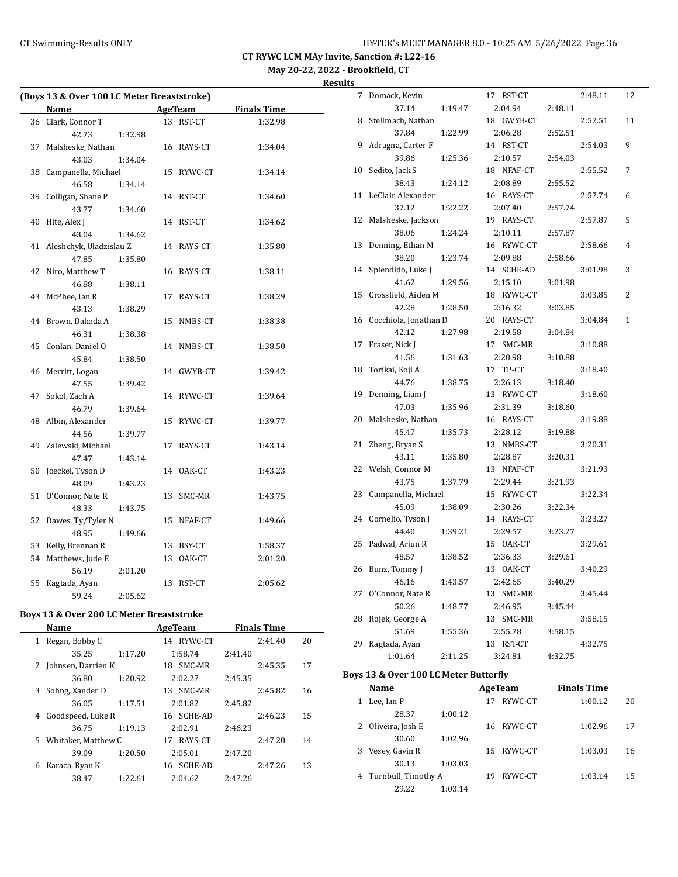CT RYWC LCM MAy Invite, Sanction #: L22-16

May 20-22, 2022 - Brookfield, CT

Results

### (Boys 13 & Over 100 LC Meter Breaststroke)

| | Name | Age | Team | Finals Time |
|---|---|---|---|---|
| 36 | Clark, Connor T | 13 | RST-CT | 1:32.98 |
| | 42.73 1:32.98 | | | |
| 37 | Malsheske, Nathan | 16 | RAYS-CT | 1:34.04 |
| | 43.03 1:34.04 | | | |
| 38 | Campanella, Michael | 15 | RYWC-CT | 1:34.14 |
| | 46.58 1:34.14 | | | |
| 39 | Colligan, Shane P | 14 | RST-CT | 1:34.60 |
| | 43.77 1:34.60 | | | |
| 40 | Hite, Alex J | 14 | RST-CT | 1:34.62 |
| | 43.04 1:34.62 | | | |
| 41 | Aleshchyk, Uladzislau Z | 14 | RAYS-CT | 1:35.80 |
| | 47.85 1:35.80 | | | |
| 42 | Niro, Matthew T | 16 | RAYS-CT | 1:38.11 |
| | 46.88 1:38.11 | | | |
| 43 | McPhee, Ian R | 17 | RAYS-CT | 1:38.29 |
| | 43.13 1:38.29 | | | |
| 44 | Brown, Dakoda A | 15 | NMBS-CT | 1:38.38 |
| | 46.31 1:38.38 | | | |
| 45 | Conlan, Daniel O | 14 | NMBS-CT | 1:38.50 |
| | 45.84 1:38.50 | | | |
| 46 | Merritt, Logan | 14 | GWYB-CT | 1:39.42 |
| | 47.55 1:39.42 | | | |
| 47 | Sokol, Zach A | 14 | RYWC-CT | 1:39.64 |
| | 46.79 1:39.64 | | | |
| 48 | Albin, Alexander | 15 | RYWC-CT | 1:39.77 |
| | 44.56 1:39.77 | | | |
| 49 | Zalewski, Michael | 17 | RAYS-CT | 1:43.14 |
| | 47.47 1:43.14 | | | |
| 50 | Joeckel, Tyson D | 14 | OAK-CT | 1:43.23 |
| | 48.09 1:43.23 | | | |
| 51 | O'Connor, Nate R | 13 | SMC-MR | 1:43.75 |
| | 48.33 1:43.75 | | | |
| 52 | Dawes, Ty/Tyler N | 15 | NFAF-CT | 1:49.66 |
| | 48.95 1:49.66 | | | |
| 53 | Kelly, Brennan R | 13 | BSY-CT | 1:58.37 |
| 54 | Matthews, Jude E | 13 | OAK-CT | 2:01.20 |
| | 56.19 2:01.20 | | | |
| 55 | Kagtada, Ayan | 13 | RST-CT | 2:05.62 |
| | 59.24 2:05.62 | | | |

### Boys 13 & Over 200 LC Meter Breaststroke

| | Name | Age | Team | Finals Time | Points |
|---|---|---|---|---|---|
| 1 | Regan, Bobby C | 14 | RYWC-CT | 2:41.40 | 20 |
| | 35.25 1:17.20 1:58.74 2:41.40 | | | | |
| 2 | Johnsen, Darrien K | 18 | SMC-MR | 2:45.35 | 17 |
| | 36.80 1:20.92 2:02.27 2:45.35 | | | | |
| 3 | Sohng, Xander D | 13 | SMC-MR | 2:45.82 | 16 |
| | 36.05 1:17.51 2:01.82 2:45.82 | | | | |
| 4 | Goodspeed, Luke R | 16 | SCHE-AD | 2:46.23 | 15 |
| | 36.75 1:19.13 2:02.91 2:46.23 | | | | |
| 5 | Whitaker, Matthew C | 17 | RAYS-CT | 2:47.20 | 14 |
| | 39.09 1:20.50 2:05.01 2:47.20 | | | | |
| 6 | Karaca, Ryan K | 16 | SCHE-AD | 2:47.26 | 13 |
| | 38.47 1:22.61 2:04.62 2:47.26 | | | | |
| 7 | Domack, Kevin | 17 | RST-CT | 2:48.11 | 12 |
| | 37.14 1:19.47 2:04.94 2:48.11 | | | | |
| 8 | Stellmach, Nathan | 18 | GWYB-CT | 2:52.51 | 11 |
| | 37.84 1:22.99 2:06.28 2:52.51 | | | | |
| 9 | Adragna, Carter F | 14 | RST-CT | 2:54.03 | 9 |
| | 39.86 1:25.36 2:10.57 2:54.03 | | | | |
| 10 | Sedito, Jack S | 18 | NFAF-CT | 2:55.52 | 7 |
| | 38.43 1:24.12 2:08.89 2:55.52 | | | | |
| 11 | LeClair, Alexander | 16 | RAYS-CT | 2:57.74 | 6 |
| | 37.12 1:22.22 2:07.40 2:57.74 | | | | |
| 12 | Malsheske, Jackson | 19 | RAYS-CT | 2:57.87 | 5 |
| | 38.06 1:24.24 2:10.11 2:57.87 | | | | |
| 13 | Denning, Ethan M | 16 | RYWC-CT | 2:58.66 | 4 |
| | 38.20 1:23.74 2:09.88 2:58.66 | | | | |
| 14 | Splendido, Luke J | 14 | SCHE-AD | 3:01.98 | 3 |
| | 41.62 1:29.56 2:15.10 3:01.98 | | | | |
| 15 | Crossfield, Aiden M | 18 | RYWC-CT | 3:03.85 | 2 |
| | 42.28 1:28.50 2:16.32 3:03.85 | | | | |
| 16 | Cocchiola, Jonathan D | 20 | RAYS-CT | 3:04.84 | 1 |
| | 42.12 1:27.98 2:19.58 3:04.84 | | | | |
| 17 | Fraser, Nick J | 17 | SMC-MR | 3:10.88 | |
| | 41.56 1:31.63 2:20.98 3:10.88 | | | | |
| 18 | Torikai, Koji A | 17 | TP-CT | 3:18.40 | |
| | 44.76 1:38.75 2:26.13 3:18.40 | | | | |
| 19 | Denning, Liam J | 13 | RYWC-CT | 3:18.60 | |
| | 47.03 1:35.96 2:31.39 3:18.60 | | | | |
| 20 | Malsheske, Nathan | 16 | RAYS-CT | 3:19.88 | |
| | 45.47 1:35.73 2:28.12 3:19.88 | | | | |
| 21 | Zheng, Bryan S | 13 | NMBS-CT | 3:20.31 | |
| | 43.11 1:35.80 2:28.87 3:20.31 | | | | |
| 22 | Welsh, Connor M | 13 | NFAF-CT | 3:21.93 | |
| | 43.75 1:37.79 2:29.44 3:21.93 | | | | |
| 23 | Campanella, Michael | 15 | RYWC-CT | 3:22.34 | |
| | 45.09 1:38.09 2:30.26 3:22.34 | | | | |
| 24 | Cornelio, Tyson J | 14 | RAYS-CT | 3:23.27 | |
| | 44.40 1:39.21 2:29.57 3:23.27 | | | | |
| 25 | Padwal, Arjun R | 15 | OAK-CT | 3:29.61 | |
| | 48.57 1:38.52 2:36.33 3:29.61 | | | | |
| 26 | Bunz, Tommy J | 13 | OAK-CT | 3:40.29 | |
| | 46.16 1:43.57 2:42.65 3:40.29 | | | | |
| 27 | O'Connor, Nate R | 13 | SMC-MR | 3:45.44 | |
| | 50.26 1:48.77 2:46.95 3:45.44 | | | | |
| 28 | Rojek, George A | 13 | SMC-MR | 3:58.15 | |
| | 51.69 1:55.36 2:55.78 3:58.15 | | | | |
| 29 | Kagtada, Ayan | 13 | RST-CT | 4:32.75 | |
| | 1:01.64 2:11.25 3:24.81 4:32.75 | | | | |

### Boys 13 & Over 100 LC Meter Butterfly

| | Name | Age | Team | Finals Time | Points |
|---|---|---|---|---|---|
| 1 | Lee, Ian P | 17 | RYWC-CT | 1:00.12 | 20 |
| | 28.37 1:00.12 | | | | |
| 2 | Oliveira, Josh E | 16 | RYWC-CT | 1:02.96 | 17 |
| | 30.60 1:02.96 | | | | |
| 3 | Vesey, Gavin R | 15 | RYWC-CT | 1:03.03 | 16 |
| | 30.13 1:03.03 | | | | |
| 4 | Turnbull, Timothy A | 19 | RYWC-CT | 1:03.14 | 15 |
| | 29.22 1:03.14 | | | | |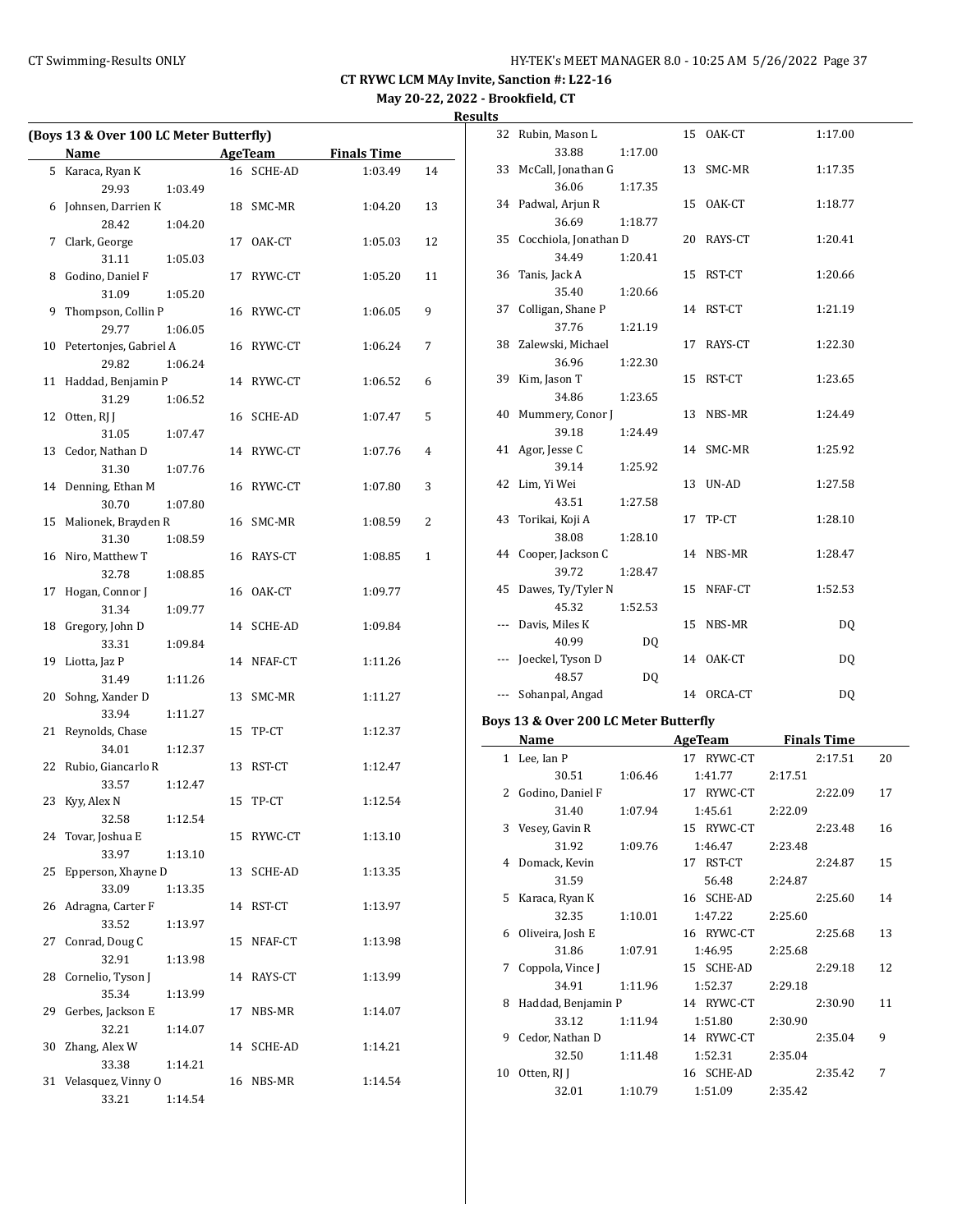**CT RYWC LCM MAy Invite, Sanction #: L22-16**

**May 20-22, 2022 - Brookfield, CT**

**Results**

### (Boys 13 & Over 100 LC Meter Butterfly)

| | Name | Age | Team | Finals Time | Points |
|---|---|---|---|---|---|
| 5 | Karaca, Ryan K | 16 | SCHE-AD | 1:03.49 | 14 |
| | 29.93 1:03.49 | | | | |
| 6 | Johnsen, Darrien K | 18 | SMC-MR | 1:04.20 | 13 |
| | 28.42 1:04.20 | | | | |
| 7 | Clark, George | 17 | OAK-CT | 1:05.03 | 12 |
| | 31.11 1:05.03 | | | | |
| 8 | Godino, Daniel F | 17 | RYWC-CT | 1:05.20 | 11 |
| | 31.09 1:05.20 | | | | |
| 9 | Thompson, Collin P | 16 | RYWC-CT | 1:06.05 | 9 |
| | 29.77 1:06.05 | | | | |
| 10 | Petertonjes, Gabriel A | 16 | RYWC-CT | 1:06.24 | 7 |
| | 29.82 1:06.24 | | | | |
| 11 | Haddad, Benjamin P | 14 | RYWC-CT | 1:06.52 | 6 |
| | 31.29 1:06.52 | | | | |
| 12 | Otten, RJ J | 16 | SCHE-AD | 1:07.47 | 5 |
| | 31.05 1:07.47 | | | | |
| 13 | Cedor, Nathan D | 14 | RYWC-CT | 1:07.76 | 4 |
| | 31.30 1:07.76 | | | | |
| 14 | Denning, Ethan M | 16 | RYWC-CT | 1:07.80 | 3 |
| | 30.70 1:07.80 | | | | |
| 15 | Malionek, Brayden R | 16 | SMC-MR | 1:08.59 | 2 |
| | 31.30 1:08.59 | | | | |
| 16 | Niro, Matthew T | 16 | RAYS-CT | 1:08.85 | 1 |
| | 32.78 1:08.85 | | | | |
| 17 | Hogan, Connor J | 16 | OAK-CT | 1:09.77 | |
| | 31.34 1:09.77 | | | | |
| 18 | Gregory, John D | 14 | SCHE-AD | 1:09.84 | |
| | 33.31 1:09.84 | | | | |
| 19 | Liotta, Jaz P | 14 | NFAF-CT | 1:11.26 | |
| | 31.49 1:11.26 | | | | |
| 20 | Sohng, Xander D | 13 | SMC-MR | 1:11.27 | |
| | 33.94 1:11.27 | | | | |
| 21 | Reynolds, Chase | 15 | TP-CT | 1:12.37 | |
| | 34.01 1:12.37 | | | | |
| 22 | Rubio, Giancarlo R | 13 | RST-CT | 1:12.47 | |
| | 33.57 1:12.47 | | | | |
| 23 | Kyy, Alex N | 15 | TP-CT | 1:12.54 | |
| | 32.58 1:12.54 | | | | |
| 24 | Tovar, Joshua E | 15 | RYWC-CT | 1:13.10 | |
| | 33.97 1:13.10 | | | | |
| 25 | Epperson, Xhayne D | 13 | SCHE-AD | 1:13.35 | |
| | 33.09 1:13.35 | | | | |
| 26 | Adragna, Carter F | 14 | RST-CT | 1:13.97 | |
| | 33.52 1:13.97 | | | | |
| 27 | Conrad, Doug C | 15 | NFAF-CT | 1:13.98 | |
| | 32.91 1:13.98 | | | | |
| 28 | Cornelio, Tyson J | 14 | RAYS-CT | 1:13.99 | |
| | 35.34 1:13.99 | | | | |
| 29 | Gerbes, Jackson E | 17 | NBS-MR | 1:14.07 | |
| | 32.21 1:14.07 | | | | |
| 30 | Zhang, Alex W | 14 | SCHE-AD | 1:14.21 | |
| | 33.38 1:14.21 | | | | |
| 31 | Velasquez, Vinny O | 16 | NBS-MR | 1:14.54 | |
| | 33.21 1:14.54 | | | | |
| 32 | Rubin, Mason L | 15 | OAK-CT | 1:17.00 | |
| | 33.88 1:17.00 | | | | |
| 33 | McCall, Jonathan G | 13 | SMC-MR | 1:17.35 | |
| | 36.06 1:17.35 | | | | |
| 34 | Padwal, Arjun R | 15 | OAK-CT | 1:18.77 | |
| | 36.69 1:18.77 | | | | |
| 35 | Cocchiola, Jonathan D | 20 | RAYS-CT | 1:20.41 | |
| | 34.49 1:20.41 | | | | |
| 36 | Tanis, Jack A | 15 | RST-CT | 1:20.66 | |
| | 35.40 1:20.66 | | | | |
| 37 | Colligan, Shane P | 14 | RST-CT | 1:21.19 | |
| | 37.76 1:21.19 | | | | |
| 38 | Zalewski, Michael | 17 | RAYS-CT | 1:22.30 | |
| | 36.96 1:22.30 | | | | |
| 39 | Kim, Jason T | 15 | RST-CT | 1:23.65 | |
| | 34.86 1:23.65 | | | | |
| 40 | Mummery, Conor J | 13 | NBS-MR | 1:24.49 | |
| | 39.18 1:24.49 | | | | |
| 41 | Agor, Jesse C | 14 | SMC-MR | 1:25.92 | |
| | 39.14 1:25.92 | | | | |
| 42 | Lim, Yi Wei | 13 | UN-AD | 1:27.58 | |
| | 43.51 1:27.58 | | | | |
| 43 | Torikai, Koji A | 17 | TP-CT | 1:28.10 | |
| | 38.08 1:28.10 | | | | |
| 44 | Cooper, Jackson C | 14 | NBS-MR | 1:28.47 | |
| | 39.72 1:28.47 | | | | |
| 45 | Dawes, Ty/Tyler N | 15 | NFAF-CT | 1:52.53 | |
| | 45.32 1:52.53 | | | | |
| --- | Davis, Miles K | 15 | NBS-MR | DQ | |
| | 40.99 DQ | | | | |
| --- | Joeckel, Tyson D | 14 | OAK-CT | DQ | |
| | 48.57 DQ | | | | |
| --- | Sohanpal, Angad | 14 | ORCA-CT | DQ | |

### Boys 13 & Over 200 LC Meter Butterfly

| | Name | Age | Team | Finals Time | Points |
|---|---|---|---|---|---|
| 1 | Lee, Ian P | 17 | RYWC-CT | 2:17.51 | 20 |
| | 30.51 1:06.46 1:41.77 2:17.51 | | | | |
| 2 | Godino, Daniel F | 17 | RYWC-CT | 2:22.09 | 17 |
| | 31.40 1:07.94 1:45.61 2:22.09 | | | | |
| 3 | Vesey, Gavin R | 15 | RYWC-CT | 2:23.48 | 16 |
| | 31.92 1:09.76 1:46.47 2:23.48 | | | | |
| 4 | Domack, Kevin | 17 | RST-CT | 2:24.87 | 15 |
| | 31.59 56.48 2:24.87 | | | | |
| 5 | Karaca, Ryan K | 16 | SCHE-AD | 2:25.60 | 14 |
| | 32.35 1:10.01 1:47.22 2:25.60 | | | | |
| 6 | Oliveira, Josh E | 16 | RYWC-CT | 2:25.68 | 13 |
| | 31.86 1:07.91 1:46.95 2:25.68 | | | | |
| 7 | Coppola, Vince J | 15 | SCHE-AD | 2:29.18 | 12 |
| | 34.91 1:11.96 1:52.37 2:29.18 | | | | |
| 8 | Haddad, Benjamin P | 14 | RYWC-CT | 2:30.90 | 11 |
| | 33.12 1:11.94 1:51.80 2:30.90 | | | | |
| 9 | Cedor, Nathan D | 14 | RYWC-CT | 2:35.04 | 9 |
| | 32.50 1:11.48 1:52.31 2:35.04 | | | | |
| 10 | Otten, RJ J | 16 | SCHE-AD | 2:35.42 | 7 |
| | 32.01 1:10.79 1:51.09 2:35.42 | | | | |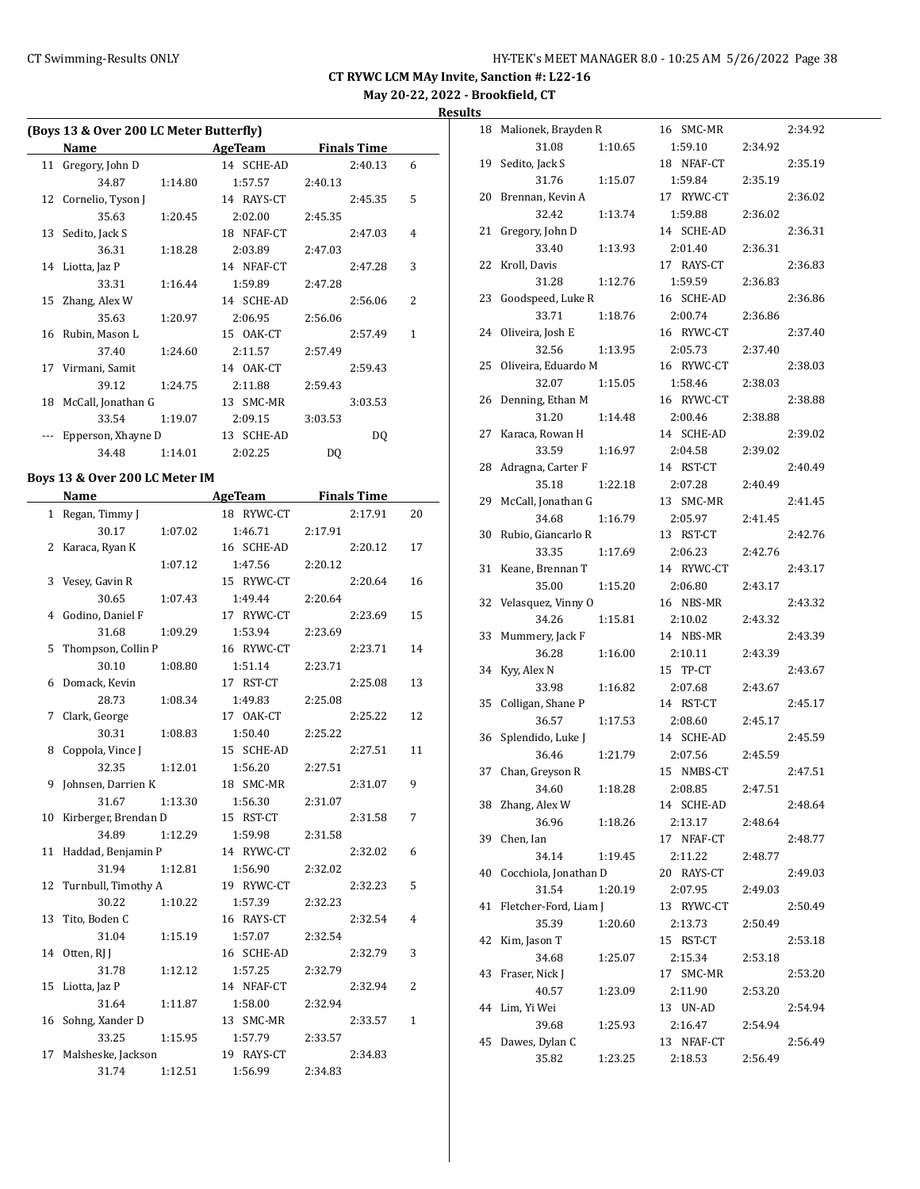**CT RYWC LCM MAy Invite, Sanction #: L22-16**

**May 20-22, 2022 - Brookfield, CT**

**Results**

### (Boys 13 & Over 200 LC Meter Butterfly)

| | Name | Age | Team | Finals Time | Points |
|---|---|---|---|---|---|
| 11 | Gregory, John D | 14 | SCHE-AD | 2:40.13 | 6 |
| | 34.87 | 1:14.80 | 1:57.57 | 2:40.13 | |
| 12 | Cornelio, Tyson J | 14 | RAYS-CT | 2:45.35 | 5 |
| | 35.63 | 1:20.45 | 2:02.00 | 2:45.35 | |
| 13 | Sedito, Jack S | 18 | NFAF-CT | 2:47.03 | 4 |
| | 36.31 | 1:18.28 | 2:03.89 | 2:47.03 | |
| 14 | Liotta, Jaz P | 14 | NFAF-CT | 2:47.28 | 3 |
| | 33.31 | 1:16.44 | 1:59.89 | 2:47.28 | |
| 15 | Zhang, Alex W | 14 | SCHE-AD | 2:56.06 | 2 |
| | 35.63 | 1:20.97 | 2:06.95 | 2:56.06 | |
| 16 | Rubin, Mason L | 15 | OAK-CT | 2:57.49 | 1 |
| | 37.40 | 1:24.60 | 2:11.57 | 2:57.49 | |
| 17 | Virmani, Samit | 14 | OAK-CT | 2:59.43 | |
| | 39.12 | 1:24.75 | 2:11.88 | 2:59.43 | |
| 18 | McCall, Jonathan G | 13 | SMC-MR | 3:03.53 | |
| | 33.54 | 1:19.07 | 2:09.15 | 3:03.53 | |
| --- | Epperson, Xhayne D | 13 | SCHE-AD | DQ | |
| | 34.48 | 1:14.01 | 2:02.25 | DQ | |

### Boys 13 & Over 200 LC Meter IM

| | Name | Age | Team | Finals Time | Points |
|---|---|---|---|---|---|
| 1 | Regan, Timmy J | 18 | RYWC-CT | 2:17.91 | 20 |
| | 30.17 | 1:07.02 | 1:46.71 | 2:17.91 | |
| 2 | Karaca, Ryan K | 16 | SCHE-AD | 2:20.12 | 17 |
| | | 1:07.12 | 1:47.56 | 2:20.12 | |
| 3 | Vesey, Gavin R | 15 | RYWC-CT | 2:20.64 | 16 |
| | 30.65 | 1:07.43 | 1:49.44 | 2:20.64 | |
| 4 | Godino, Daniel F | 17 | RYWC-CT | 2:23.69 | 15 |
| | 31.68 | 1:09.29 | 1:53.94 | 2:23.69 | |
| 5 | Thompson, Collin P | 16 | RYWC-CT | 2:23.71 | 14 |
| | 30.10 | 1:08.80 | 1:51.14 | 2:23.71 | |
| 6 | Domack, Kevin | 17 | RST-CT | 2:25.08 | 13 |
| | 28.73 | 1:08.34 | 1:49.83 | 2:25.08 | |
| 7 | Clark, George | 17 | OAK-CT | 2:25.22 | 12 |
| | 30.31 | 1:08.83 | 1:50.40 | 2:25.22 | |
| 8 | Coppola, Vince J | 15 | SCHE-AD | 2:27.51 | 11 |
| | 32.35 | 1:12.01 | 1:56.20 | 2:27.51 | |
| 9 | Johnsen, Darrien K | 18 | SMC-MR | 2:31.07 | 9 |
| | 31.67 | 1:13.30 | 1:56.30 | 2:31.07 | |
| 10 | Kirberger, Brendan D | 15 | RST-CT | 2:31.58 | 7 |
| | 34.89 | 1:12.29 | 1:59.98 | 2:31.58 | |
| 11 | Haddad, Benjamin P | 14 | RYWC-CT | 2:32.02 | 6 |
| | 31.94 | 1:12.81 | 1:56.90 | 2:32.02 | |
| 12 | Turnbull, Timothy A | 19 | RYWC-CT | 2:32.23 | 5 |
| | 30.22 | 1:10.22 | 1:57.39 | 2:32.23 | |
| 13 | Tito, Boden C | 16 | RAYS-CT | 2:32.54 | 4 |
| | 31.04 | 1:15.19 | 1:57.07 | 2:32.54 | |
| 14 | Otten, RJ J | 16 | SCHE-AD | 2:32.79 | 3 |
| | 31.78 | 1:12.12 | 1:57.25 | 2:32.79 | |
| 15 | Liotta, Jaz P | 14 | NFAF-CT | 2:32.94 | 2 |
| | 31.64 | 1:11.87 | 1:58.00 | 2:32.94 | |
| 16 | Sohng, Xander D | 13 | SMC-MR | 2:33.57 | 1 |
| | 33.25 | 1:15.95 | 1:57.79 | 2:33.57 | |
| 17 | Malsheske, Jackson | 19 | RAYS-CT | 2:34.83 | |
| | 31.74 | 1:12.51 | 1:56.99 | 2:34.83 | |
| 18 | Malionek, Brayden R | 16 | SMC-MR | 2:34.92 | |
| | 31.08 | 1:10.65 | 1:59.10 | 2:34.92 | |
| 19 | Sedito, Jack S | 18 | NFAF-CT | 2:35.19 | |
| | 31.76 | 1:15.07 | 1:59.84 | 2:35.19 | |
| 20 | Brennan, Kevin A | 17 | RYWC-CT | 2:36.02 | |
| | 32.42 | 1:13.74 | 1:59.88 | 2:36.02 | |
| 21 | Gregory, John D | 14 | SCHE-AD | 2:36.31 | |
| | 33.40 | 1:13.93 | 2:01.40 | 2:36.31 | |
| 22 | Kroll, Davis | 17 | RAYS-CT | 2:36.83 | |
| | 31.28 | 1:12.76 | 1:59.59 | 2:36.83 | |
| 23 | Goodspeed, Luke R | 16 | SCHE-AD | 2:36.86 | |
| | 33.71 | 1:18.76 | 2:00.74 | 2:36.86 | |
| 24 | Oliveira, Josh E | 16 | RYWC-CT | 2:37.40 | |
| | 32.56 | 1:13.95 | 2:05.73 | 2:37.40 | |
| 25 | Oliveira, Eduardo M | 16 | RYWC-CT | 2:38.03 | |
| | 32.07 | 1:15.05 | 1:58.46 | 2:38.03 | |
| 26 | Denning, Ethan M | 16 | RYWC-CT | 2:38.88 | |
| | 31.20 | 1:14.48 | 2:00.46 | 2:38.88 | |
| 27 | Karaca, Rowan H | 14 | SCHE-AD | 2:39.02 | |
| | 33.59 | 1:16.97 | 2:04.58 | 2:39.02 | |
| 28 | Adragna, Carter F | 14 | RST-CT | 2:40.49 | |
| | 35.18 | 1:22.18 | 2:07.28 | 2:40.49 | |
| 29 | McCall, Jonathan G | 13 | SMC-MR | 2:41.45 | |
| | 34.68 | 1:16.79 | 2:05.97 | 2:41.45 | |
| 30 | Rubio, Giancarlo R | 13 | RST-CT | 2:42.76 | |
| | 33.35 | 1:17.69 | 2:06.23 | 2:42.76 | |
| 31 | Keane, Brennan T | 14 | RYWC-CT | 2:43.17 | |
| | 35.00 | 1:15.20 | 2:06.80 | 2:43.17 | |
| 32 | Velasquez, Vinny O | 16 | NBS-MR | 2:43.32 | |
| | 34.26 | 1:15.81 | 2:10.02 | 2:43.32 | |
| 33 | Mummery, Jack F | 14 | NBS-MR | 2:43.39 | |
| | 36.28 | 1:16.00 | 2:10.11 | 2:43.39 | |
| 34 | Kyy, Alex N | 15 | TP-CT | 2:43.67 | |
| | 33.98 | 1:16.82 | 2:07.68 | 2:43.67 | |
| 35 | Colligan, Shane P | 14 | RST-CT | 2:45.17 | |
| | 36.57 | 1:17.53 | 2:08.60 | 2:45.17 | |
| 36 | Splendido, Luke J | 14 | SCHE-AD | 2:45.59 | |
| | 36.46 | 1:21.79 | 2:07.56 | 2:45.59 | |
| 37 | Chan, Greyson R | 15 | NMBS-CT | 2:47.51 | |
| | 34.60 | 1:18.28 | 2:08.85 | 2:47.51 | |
| 38 | Zhang, Alex W | 14 | SCHE-AD | 2:48.64 | |
| | 36.96 | 1:18.26 | 2:13.17 | 2:48.64 | |
| 39 | Chen, Ian | 17 | NFAF-CT | 2:48.77 | |
| | 34.14 | 1:19.45 | 2:11.22 | 2:48.77 | |
| 40 | Cocchiola, Jonathan D | 20 | RAYS-CT | 2:49.03 | |
| | 31.54 | 1:20.19 | 2:07.95 | 2:49.03 | |
| 41 | Fletcher-Ford, Liam J | 13 | RYWC-CT | 2:50.49 | |
| | 35.39 | 1:20.60 | 2:13.73 | 2:50.49 | |
| 42 | Kim, Jason T | 15 | RST-CT | 2:53.18 | |
| | 34.68 | 1:25.07 | 2:15.34 | 2:53.18 | |
| 43 | Fraser, Nick J | 17 | SMC-MR | 2:53.20 | |
| | 40.57 | 1:23.09 | 2:11.90 | 2:53.20 | |
| 44 | Lim, Yi Wei | 13 | UN-AD | 2:54.94 | |
| | 39.68 | 1:25.93 | 2:16.47 | 2:54.94 | |
| 45 | Dawes, Dylan C | 13 | NFAF-CT | 2:56.49 | |
| | 35.82 | 1:23.25 | 2:18.53 | 2:56.49 | |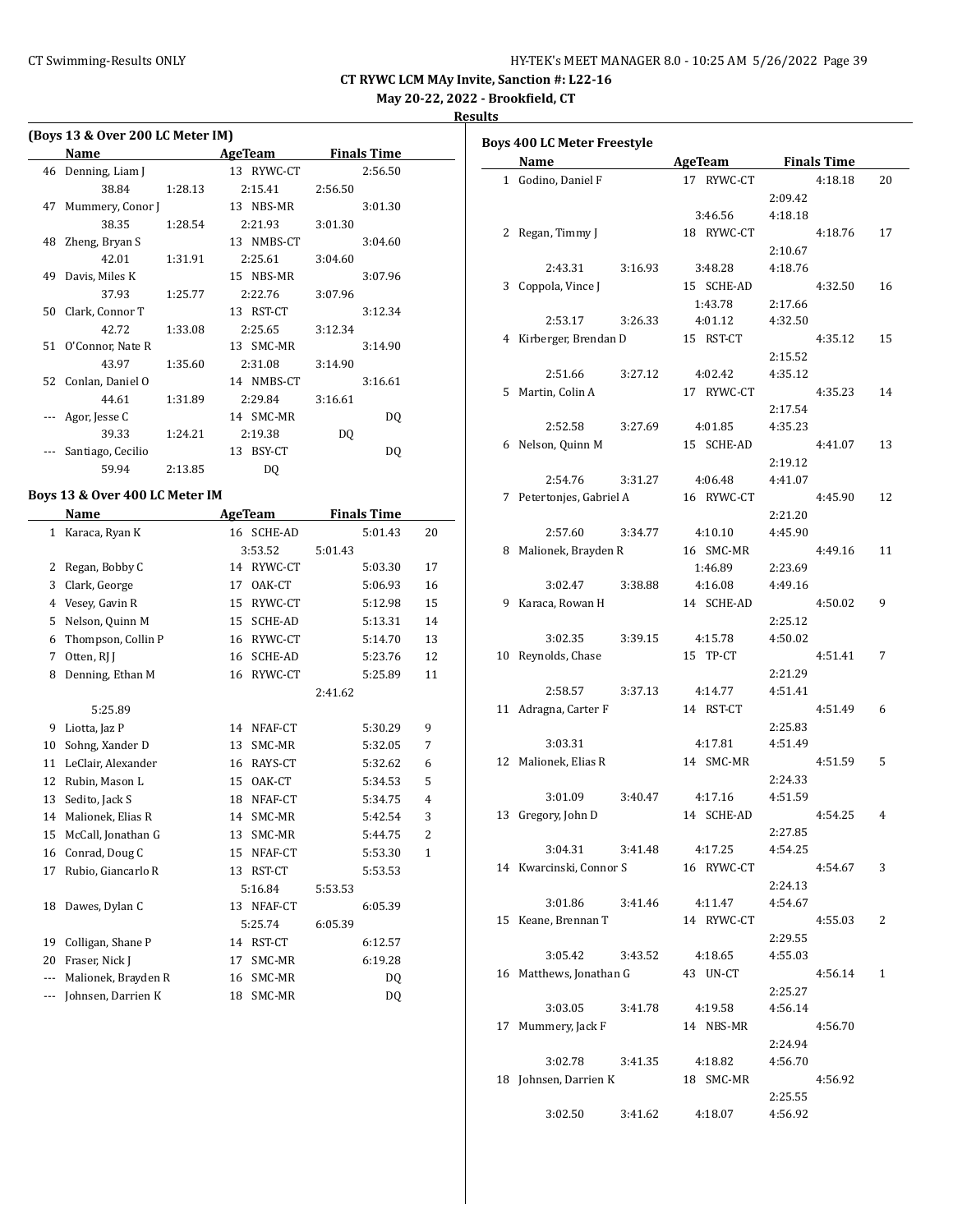CT Swimming-Results ONLY

**CT RYWC LCM MAy Invite, Sanction #: L22-16**

**May 20-22, 2022 - Brookfield, CT**

**Results**

### (Boys 13 & Over 200 LC Meter IM)

| | Name | Age | Team | Finals Time | |
|---|---|---|---|---|---|
| 46 | Denning, Liam J | 13 | RYWC-CT | 2:56.50 | |
| | 38.84 / 1:28.13 / 2:15.41 / 2:56.50 | | | | |
| 47 | Mummery, Conor J | 13 | NBS-MR | 3:01.30 | |
| | 38.35 / 1:28.54 / 2:21.93 / 3:01.30 | | | | |
| 48 | Zheng, Bryan S | 13 | NMBS-CT | 3:04.60 | |
| | 42.01 / 1:31.91 / 2:25.61 / 3:04.60 | | | | |
| 49 | Davis, Miles K | 15 | NBS-MR | 3:07.96 | |
| | 37.93 / 1:25.77 / 2:22.76 / 3:07.96 | | | | |
| 50 | Clark, Connor T | 13 | RST-CT | 3:12.34 | |
| | 42.72 / 1:33.08 / 2:25.65 / 3:12.34 | | | | |
| 51 | O'Connor, Nate R | 13 | SMC-MR | 3:14.90 | |
| | 43.97 / 1:35.60 / 2:31.08 / 3:14.90 | | | | |
| 52 | Conlan, Daniel O | 14 | NMBS-CT | 3:16.61 | |
| | 44.61 / 1:31.89 / 2:29.84 / 3:16.61 | | | | |
| --- | Agor, Jesse C | 14 | SMC-MR | DQ | |
| | 39.33 / 1:24.21 / 2:19.38 / DQ | | | | |
| --- | Santiago, Cecilio | 13 | BSY-CT | DQ | |
| | 59.94 / 2:13.85 / DQ | | | | |

### Boys 13 & Over 400 LC Meter IM

| | Name | Age | Team | Finals Time | Points |
|---|---|---|---|---|---|
| 1 | Karaca, Ryan K | 16 | SCHE-AD | 5:01.43 | 20 |
| | 3:53.52 / 5:01.43 | | | | |
| 2 | Regan, Bobby C | 14 | RYWC-CT | 5:03.30 | 17 |
| 3 | Clark, George | 17 | OAK-CT | 5:06.93 | 16 |
| 4 | Vesey, Gavin R | 15 | RYWC-CT | 5:12.98 | 15 |
| 5 | Nelson, Quinn M | 15 | SCHE-AD | 5:13.31 | 14 |
| 6 | Thompson, Collin P | 16 | RYWC-CT | 5:14.70 | 13 |
| 7 | Otten, RJ J | 16 | SCHE-AD | 5:23.76 | 12 |
| 8 | Denning, Ethan M | 16 | RYWC-CT | 5:25.89 | 11 |
| | 2:41.62 / 5:25.89 | | | | |
| 9 | Liotta, Jaz P | 14 | NFAF-CT | 5:30.29 | 9 |
| 10 | Sohng, Xander D | 13 | SMC-MR | 5:32.05 | 7 |
| 11 | LeClair, Alexander | 16 | RAYS-CT | 5:32.62 | 6 |
| 12 | Rubin, Mason L | 15 | OAK-CT | 5:34.53 | 5 |
| 13 | Sedito, Jack S | 18 | NFAF-CT | 5:34.75 | 4 |
| 14 | Malionek, Elias R | 14 | SMC-MR | 5:42.54 | 3 |
| 15 | McCall, Jonathan G | 13 | SMC-MR | 5:44.75 | 2 |
| 16 | Conrad, Doug C | 15 | NFAF-CT | 5:53.30 | 1 |
| 17 | Rubio, Giancarlo R | 13 | RST-CT | 5:53.53 | |
| | 5:16.84 / 5:53.53 | | | | |
| 18 | Dawes, Dylan C | 13 | NFAF-CT | 6:05.39 | |
| | 5:25.74 / 6:05.39 | | | | |
| 19 | Colligan, Shane P | 14 | RST-CT | 6:12.57 | |
| 20 | Fraser, Nick J | 17 | SMC-MR | 6:19.28 | |
| --- | Malionek, Brayden R | 16 | SMC-MR | DQ | |
| --- | Johnsen, Darrien K | 18 | SMC-MR | DQ | |

### Boys 400 LC Meter Freestyle

| | Name | Age | Team | Finals Time | Points |
|---|---|---|---|---|---|
| 1 | Godino, Daniel F | 17 | RYWC-CT | 4:18.18 | 20 |
| | 2:09.42 / 3:46.56 / 4:18.18 | | | | |
| 2 | Regan, Timmy J | 18 | RYWC-CT | 4:18.76 | 17 |
| | 2:10.67 / 2:43.31 / 3:16.93 / 3:48.28 / 4:18.76 | | | | |
| 3 | Coppola, Vince J | 15 | SCHE-AD | 4:32.50 | 16 |
| | 1:43.78 / 2:17.66 / 2:53.17 / 3:26.33 / 4:01.12 / 4:32.50 | | | | |
| 4 | Kirberger, Brendan D | 15 | RST-CT | 4:35.12 | 15 |
| | 2:15.52 / 2:51.66 / 3:27.12 / 4:02.42 / 4:35.12 | | | | |
| 5 | Martin, Colin A | 17 | RYWC-CT | 4:35.23 | 14 |
| | 2:17.54 / 2:52.58 / 3:27.69 / 4:01.85 / 4:35.23 | | | | |
| 6 | Nelson, Quinn M | 15 | SCHE-AD | 4:41.07 | 13 |
| | 2:19.12 / 2:54.76 / 3:31.27 / 4:06.48 / 4:41.07 | | | | |
| 7 | Petertonjes, Gabriel A | 16 | RYWC-CT | 4:45.90 | 12 |
| | 2:21.20 / 2:57.60 / 3:34.77 / 4:10.10 / 4:45.90 | | | | |
| 8 | Malionek, Brayden R | 16 | SMC-MR | 4:49.16 | 11 |
| | 1:46.89 / 2:23.69 / 3:02.47 / 3:38.88 / 4:16.08 / 4:49.16 | | | | |
| 9 | Karaca, Rowan H | 14 | SCHE-AD | 4:50.02 | 9 |
| | 2:25.12 / 3:02.35 / 3:39.15 / 4:15.78 / 4:50.02 | | | | |
| 10 | Reynolds, Chase | 15 | TP-CT | 4:51.41 | 7 |
| | 2:21.29 / 2:58.57 / 3:37.13 / 4:14.77 / 4:51.41 | | | | |
| 11 | Adragna, Carter F | 14 | RST-CT | 4:51.49 | 6 |
| | 2:25.83 / 3:03.31 / 4:17.81 / 4:51.49 | | | | |
| 12 | Malionek, Elias R | 14 | SMC-MR | 4:51.59 | 5 |
| | 2:24.33 / 3:01.09 / 3:40.47 / 4:17.16 / 4:51.59 | | | | |
| 13 | Gregory, John D | 14 | SCHE-AD | 4:54.25 | 4 |
| | 2:27.85 / 3:04.31 / 3:41.48 / 4:17.25 / 4:54.25 | | | | |
| 14 | Kwarcinski, Connor S | 16 | RYWC-CT | 4:54.67 | 3 |
| | 2:24.13 / 3:01.86 / 3:41.46 / 4:11.47 / 4:54.67 | | | | |
| 15 | Keane, Brennan T | 14 | RYWC-CT | 4:55.03 | 2 |
| | 2:29.55 / 3:05.42 / 3:43.52 / 4:18.65 / 4:55.03 | | | | |
| 16 | Matthews, Jonathan G | 43 | UN-CT | 4:56.14 | 1 |
| | 2:25.27 / 3:03.05 / 3:41.78 / 4:19.58 / 4:56.14 | | | | |
| 17 | Mummery, Jack F | 14 | NBS-MR | 4:56.70 | |
| | 2:24.94 / 3:02.78 / 3:41.35 / 4:18.82 / 4:56.70 | | | | |
| 18 | Johnsen, Darrien K | 18 | SMC-MR | 4:56.92 | |
| | 2:25.55 / 3:02.50 / 3:41.62 / 4:18.07 / 4:56.92 | | | | |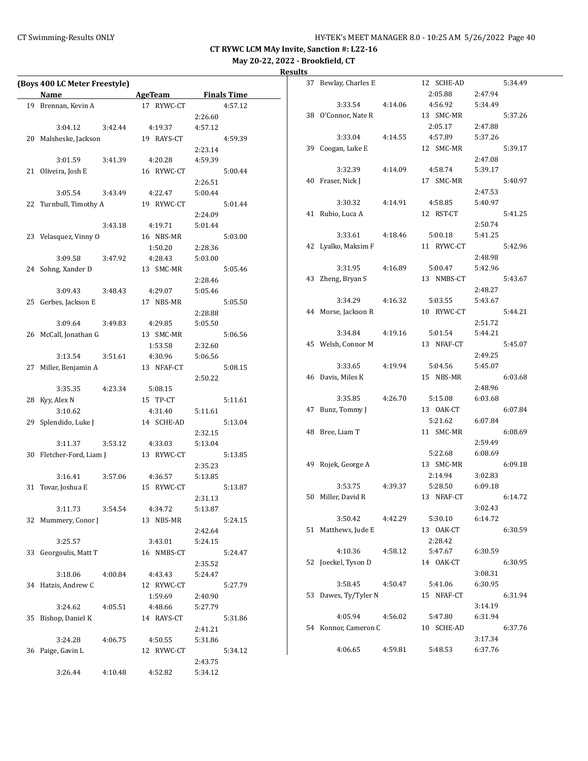# CT RYWC LCM MAy Invite, Sanction #: L22-16

**May 20-22, 2022 - Brookfield, CT**

**Results**

**(Boys 400 LC Meter Freestyle)**

| Name | | AgeTeam | | Finals Time |
|---|---|---|---|---|
| 19 Brennan, Kevin A | | 17 RYWC-CT | | 4:57.12 |
| | | | 2:26.60 | |
| 3:04.12 | 3:42.44 | 4:19.37 | 4:57.12 | |
| 20 Malsheske, Jackson | | 19 RAYS-CT | | 4:59.39 |
| | | | 2:23.14 | |
| 3:01.59 | 3:41.39 | 4:20.28 | 4:59.39 | |
| 21 Oliveira, Josh E | | 16 RYWC-CT | | 5:00.44 |
| | | | 2:26.51 | |
| 3:05.54 | 3:43.49 | 4:22.47 | 5:00.44 | |
| 22 Turnbull, Timothy A | | 19 RYWC-CT | | 5:01.44 |
| | | | 2:24.09 | |
| | 3:43.18 | 4:19.71 | 5:01.44 | |
| 23 Velasquez, Vinny O | | 16 NBS-MR | | 5:03.00 |
| | | 1:50.20 | 2:28.36 | |
| 3:09.58 | 3:47.92 | 4:28.43 | 5:03.00 | |
| 24 Sohng, Xander D | | 13 SMC-MR | | 5:05.46 |
| | | | 2:28.46 | |
| 3:09.43 | 3:48.43 | 4:29.07 | 5:05.46 | |
| 25 Gerbes, Jackson E | | 17 NBS-MR | | 5:05.50 |
| | | | 2:28.88 | |
| 3:09.64 | 3:49.83 | 4:29.85 | 5:05.50 | |
| 26 McCall, Jonathan G | | 13 SMC-MR | | 5:06.56 |
| | | 1:53.58 | 2:32.60 | |
| 3:13.54 | 3:51.61 | 4:30.96 | 5:06.56 | |
| 27 Miller, Benjamin A | | 13 NFAF-CT | | 5:08.15 |
| | | | 2:50.22 | |
| 3:35.35 | 4:23.34 | 5:08.15 | | |
| 28 Kyy, Alex N | | 15 TP-CT | | 5:11.61 |
| 3:10.62 | | 4:31.40 | 5:11.61 | |
| 29 Splendido, Luke J | | 14 SCHE-AD | | 5:13.04 |
| | | | 2:32.15 | |
| 3:11.37 | 3:53.12 | 4:33.03 | 5:13.04 | |
| 30 Fletcher-Ford, Liam J | | 13 RYWC-CT | | 5:13.85 |
| | | | 2:35.23 | |
| 3:16.41 | 3:57.06 | 4:36.57 | 5:13.85 | |
| 31 Tovar, Joshua E | | 15 RYWC-CT | | 5:13.87 |
| | | | 2:31.13 | |
| 3:11.73 | 3:54.54 | 4:34.72 | 5:13.87 | |
| 32 Mummery, Conor J | | 13 NBS-MR | | 5:24.15 |
| | | | 2:42.64 | |
| 3:25.57 | | 3:43.01 | 5:24.15 | |
| 33 Georgoulis, Matt T | | 16 NMBS-CT | | 5:24.47 |
| | | | 2:35.52 | |
| 3:18.06 | 4:00.84 | 4:43.43 | 5:24.47 | |
| 34 Hatzis, Andrew C | | 12 RYWC-CT | | 5:27.79 |
| | | 1:59.69 | 2:40.90 | |
| 3:24.62 | 4:05.51 | 4:48.66 | 5:27.79 | |
| 35 Bishop, Daniel K | | 14 RAYS-CT | | 5:31.86 |
| | | | 2:41.21 | |
| 3:24.28 | 4:06.75 | 4:50.55 | 5:31.86 | |
| 36 Paige, Gavin L | | 12 RYWC-CT | | 5:34.12 |
| | | | 2:43.75 | |
| 3:26.44 | 4:10.48 | 4:52.82 | 5:34.12 | |
| 37 Bewlay, Charles E | | 12 SCHE-AD | | 5:34.49 |
| | | 2:05.88 | 2:47.94 | |
| 3:33.54 | 4:14.06 | 4:56.92 | 5:34.49 | |
| 38 O'Connor, Nate R | | 13 SMC-MR | | 5:37.26 |
| | | 2:05.17 | 2:47.88 | |
| 3:33.04 | 4:14.55 | 4:57.89 | 5:37.26 | |
| 39 Coogan, Luke E | | 12 SMC-MR | | 5:39.17 |
| | | | 2:47.08 | |
| 3:32.39 | 4:14.09 | 4:58.74 | 5:39.17 | |
| 40 Fraser, Nick J | | 17 SMC-MR | | 5:40.97 |
| | | | 2:47.53 | |
| 3:30.32 | 4:14.91 | 4:58.85 | 5:40.97 | |
| 41 Rubio, Luca A | | 12 RST-CT | | 5:41.25 |
| | | | 2:50.74 | |
| 3:33.61 | 4:18.46 | 5:00.18 | 5:41.25 | |
| 42 Lyalko, Maksim F | | 11 RYWC-CT | | 5:42.96 |
| | | | 2:48.98 | |
| 3:31.95 | 4:16.89 | 5:00.47 | 5:42.96 | |
| 43 Zheng, Bryan S | | 13 NMBS-CT | | 5:43.67 |
| | | | 2:48.27 | |
| 3:34.29 | 4:16.32 | 5:03.55 | 5:43.67 | |
| 44 Morse, Jackson R | | 10 RYWC-CT | | 5:44.21 |
| | | | 2:51.72 | |
| 3:34.84 | 4:19.16 | 5:01.54 | 5:44.21 | |
| 45 Welsh, Connor M | | 13 NFAF-CT | | 5:45.07 |
| | | | 2:49.25 | |
| 3:33.65 | 4:19.94 | 5:04.56 | 5:45.07 | |
| 46 Davis, Miles K | | 15 NBS-MR | | 6:03.68 |
| | | | 2:48.96 | |
| 3:35.85 | 4:26.70 | 5:15.08 | 6:03.68 | |
| 47 Bunz, Tommy J | | 13 OAK-CT | | 6:07.84 |
| | | 5:21.62 | 6:07.84 | |
| 48 Bree, Liam T | | 11 SMC-MR | | 6:08.69 |
| | | | 2:59.49 | |
| | | 5:22.68 | 6:08.69 | |
| 49 Rojek, George A | | 13 SMC-MR | | 6:09.18 |
| | | 2:14.94 | 3:02.83 | |
| 3:53.75 | 4:39.37 | 5:28.50 | 6:09.18 | |
| 50 Miller, David R | | 13 NFAF-CT | | 6:14.72 |
| | | | 3:02.43 | |
| 3:50.42 | 4:42.29 | 5:30.10 | 6:14.72 | |
| 51 Matthews, Jude E | | 13 OAK-CT | | 6:30.59 |
| | | 2:28.42 | | |
| 4:10.36 | 4:58.12 | 5:47.67 | 6:30.59 | |
| 52 Joeckel, Tyson D | | 14 OAK-CT | | 6:30.95 |
| | | | 3:08.31 | |
| 3:58.45 | 4:50.47 | 5:41.06 | 6:30.95 | |
| 53 Dawes, Ty/Tyler N | | 15 NFAF-CT | | 6:31.94 |
| | | | 3:14.19 | |
| 4:05.94 | 4:56.02 | 5:47.80 | 6:31.94 | |
| 54 Konnor, Cameron C | | 10 SCHE-AD | | 6:37.76 |
| | | | 3:17.34 | |
| 4:06.65 | 4:59.81 | 5:48.53 | 6:37.76 | |